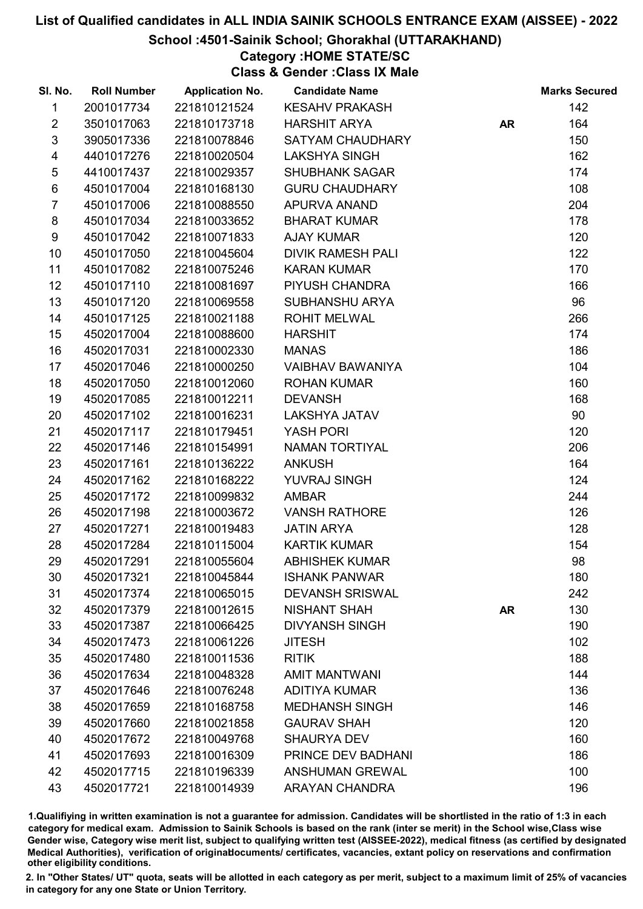# List of Qualified candidates in ALL INDIA SAINIK SCHOOLS ENTRANCE EXAM (AISSEE) - 2022

## School :4501-Sainik School; Ghorakhal (UTTARAKHAND)

### Category :HOME STATE/SC

### Class & Gender :Class IX Male

| Sl. No. | Roll Number | Application No. | Candidate Name | | Marks Secured |
|---|---|---|---|---|---|
| 1 | 2001017734 | 221810121524 | KESAHV PRAKASH | | 142 |
| 2 | 3501017063 | 221810173718 | HARSHIT ARYA | AR | 164 |
| 3 | 3905017336 | 221810078846 | SATYAM CHAUDHARY | | 150 |
| 4 | 4401017276 | 221810020504 | LAKSHYA SINGH | | 162 |
| 5 | 4410017437 | 221810029357 | SHUBHANK SAGAR | | 174 |
| 6 | 4501017004 | 221810168130 | GURU CHAUDHARY | | 108 |
| 7 | 4501017006 | 221810088550 | APURVA ANAND | | 204 |
| 8 | 4501017034 | 221810033652 | BHARAT KUMAR | | 178 |
| 9 | 4501017042 | 221810071833 | AJAY KUMAR | | 120 |
| 10 | 4501017050 | 221810045604 | DIVIK RAMESH PALI | | 122 |
| 11 | 4501017082 | 221810075246 | KARAN KUMAR | | 170 |
| 12 | 4501017110 | 221810081697 | PIYUSH CHANDRA | | 166 |
| 13 | 4501017120 | 221810069558 | SUBHANSHU ARYA | | 96 |
| 14 | 4501017125 | 221810021188 | ROHIT MELWAL | | 266 |
| 15 | 4502017004 | 221810088600 | HARSHIT | | 174 |
| 16 | 4502017031 | 221810002330 | MANAS | | 186 |
| 17 | 4502017046 | 221810000250 | VAIBHAV BAWANIYA | | 104 |
| 18 | 4502017050 | 221810012060 | ROHAN KUMAR | | 160 |
| 19 | 4502017085 | 221810012211 | DEVANSH | | 168 |
| 20 | 4502017102 | 221810016231 | LAKSHYA JATAV | | 90 |
| 21 | 4502017117 | 221810179451 | YASH PORI | | 120 |
| 22 | 4502017146 | 221810154991 | NAMAN TORTIYAL | | 206 |
| 23 | 4502017161 | 221810136222 | ANKUSH | | 164 |
| 24 | 4502017162 | 221810168222 | YUVRAJ SINGH | | 124 |
| 25 | 4502017172 | 221810099832 | AMBAR | | 244 |
| 26 | 4502017198 | 221810003672 | VANSH RATHORE | | 126 |
| 27 | 4502017271 | 221810019483 | JATIN ARYA | | 128 |
| 28 | 4502017284 | 221810115004 | KARTIK KUMAR | | 154 |
| 29 | 4502017291 | 221810055604 | ABHISHEK KUMAR | | 98 |
| 30 | 4502017321 | 221810045844 | ISHANK PANWAR | | 180 |
| 31 | 4502017374 | 221810065015 | DEVANSH SRISWAL | | 242 |
| 32 | 4502017379 | 221810012615 | NISHANT SHAH | AR | 130 |
| 33 | 4502017387 | 221810066425 | DIVYANSH SINGH | | 190 |
| 34 | 4502017473 | 221810061226 | JITESH | | 102 |
| 35 | 4502017480 | 221810011536 | RITIK | | 188 |
| 36 | 4502017634 | 221810048328 | AMIT MANTWANI | | 144 |
| 37 | 4502017646 | 221810076248 | ADITIYA KUMAR | | 136 |
| 38 | 4502017659 | 221810168758 | MEDHANSH SINGH | | 146 |
| 39 | 4502017660 | 221810021858 | GAURAV SHAH | | 120 |
| 40 | 4502017672 | 221810049768 | SHAURYA DEV | | 160 |
| 41 | 4502017693 | 221810016309 | PRINCE DEV BADHANI | | 186 |
| 42 | 4502017715 | 221810196339 | ANSHUMAN GREWAL | | 100 |
| 43 | 4502017721 | 221810014939 | ARAYAN CHANDRA | | 196 |

1.Qualifying in written examination is not a guarantee for admission. Candidates will be shortlisted in the ratio of 1:3 in each category for medical exam. Admission to Sainik Schools is based on the rank (inter se merit) in the School wise,Class wise Gender wise, Category wise merit list, subject to qualifying written test (AISSEE-2022), medical fitness (as certified by designated Medical Authorities), verification of originaldocuments/ certificates, vacancies, extant policy on reservations and confirmation other eligibility conditions.

2. In "Other States/ UT" quota, seats will be allotted in each category as per merit, subject to a maximum limit of 25% of vacancies in category for any one State or Union Territory.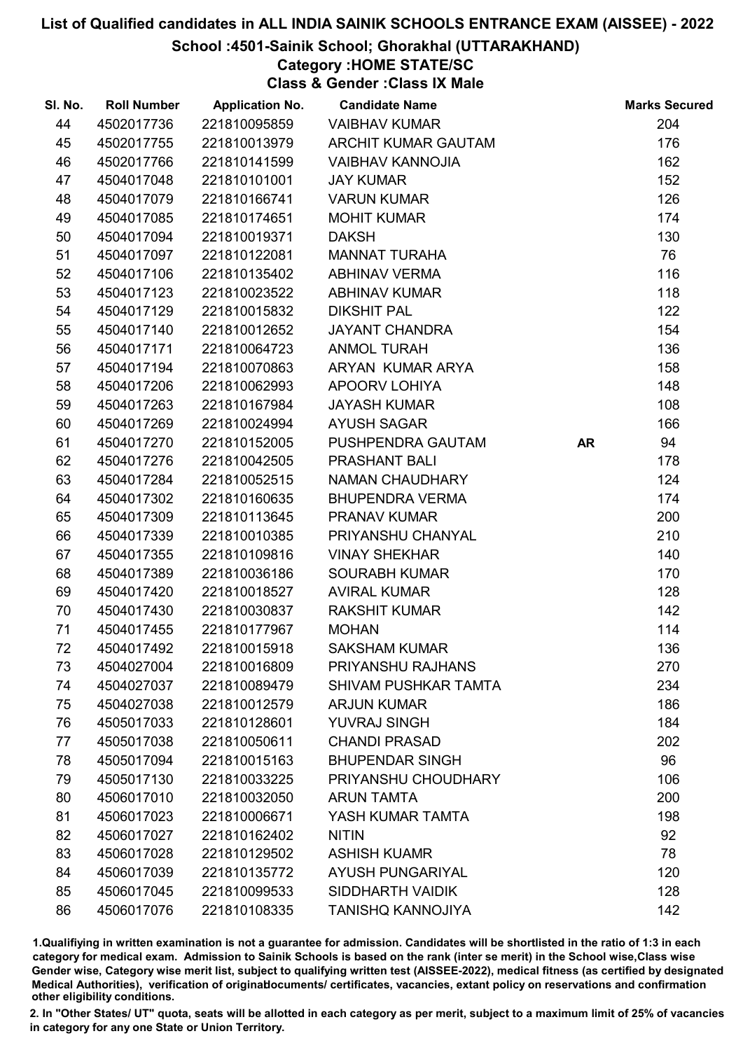# List of Qualified candidates in ALL INDIA SAINIK SCHOOLS ENTRANCE EXAM (AISSEE) - 2022

## School :4501-Sainik School; Ghorakhal (UTTARAKHAND)

### Category :HOME STATE/SC

### Class & Gender :Class IX Male

| Sl. No. | Roll Number | Application No. | Candidate Name | | Marks Secured |
|---|---|---|---|---|---|
| 44 | 4502017736 | 221810095859 | VAIBHAV KUMAR | | 204 |
| 45 | 4502017755 | 221810013979 | ARCHIT KUMAR GAUTAM | | 176 |
| 46 | 4502017766 | 221810141599 | VAIBHAV KANNOJIA | | 162 |
| 47 | 4504017048 | 221810101001 | JAY KUMAR | | 152 |
| 48 | 4504017079 | 221810166741 | VARUN KUMAR | | 126 |
| 49 | 4504017085 | 221810174651 | MOHIT KUMAR | | 174 |
| 50 | 4504017094 | 221810019371 | DAKSH | | 130 |
| 51 | 4504017097 | 221810122081 | MANNAT TURAHA | | 76 |
| 52 | 4504017106 | 221810135402 | ABHINAV VERMA | | 116 |
| 53 | 4504017123 | 221810023522 | ABHINAV KUMAR | | 118 |
| 54 | 4504017129 | 221810015832 | DIKSHIT PAL | | 122 |
| 55 | 4504017140 | 221810012652 | JAYANT CHANDRA | | 154 |
| 56 | 4504017171 | 221810064723 | ANMOL TURAH | | 136 |
| 57 | 4504017194 | 221810070863 | ARYAN KUMAR ARYA | | 158 |
| 58 | 4504017206 | 221810062993 | APOORV LOHIYA | | 148 |
| 59 | 4504017263 | 221810167984 | JAYASH KUMAR | | 108 |
| 60 | 4504017269 | 221810024994 | AYUSH SAGAR | | 166 |
| 61 | 4504017270 | 221810152005 | PUSHPENDRA GAUTAM | AR | 94 |
| 62 | 4504017276 | 221810042505 | PRASHANT BALI | | 178 |
| 63 | 4504017284 | 221810052515 | NAMAN CHAUDHARY | | 124 |
| 64 | 4504017302 | 221810160635 | BHUPENDRA VERMA | | 174 |
| 65 | 4504017309 | 221810113645 | PRANAV KUMAR | | 200 |
| 66 | 4504017339 | 221810010385 | PRIYANSHU CHANYAL | | 210 |
| 67 | 4504017355 | 221810109816 | VINAY SHEKHAR | | 140 |
| 68 | 4504017389 | 221810036186 | SOURABH KUMAR | | 170 |
| 69 | 4504017420 | 221810018527 | AVIRAL KUMAR | | 128 |
| 70 | 4504017430 | 221810030837 | RAKSHIT KUMAR | | 142 |
| 71 | 4504017455 | 221810177967 | MOHAN | | 114 |
| 72 | 4504017492 | 221810015918 | SAKSHAM KUMAR | | 136 |
| 73 | 4504027004 | 221810016809 | PRIYANSHU RAJHANS | | 270 |
| 74 | 4504027037 | 221810089479 | SHIVAM PUSHKAR TAMTA | | 234 |
| 75 | 4504027038 | 221810012579 | ARJUN KUMAR | | 186 |
| 76 | 4505017033 | 221810128601 | YUVRAJ SINGH | | 184 |
| 77 | 4505017038 | 221810050611 | CHANDI PRASAD | | 202 |
| 78 | 4505017094 | 221810015163 | BHUPENDAR SINGH | | 96 |
| 79 | 4505017130 | 221810033225 | PRIYANSHU CHOUDHARY | | 106 |
| 80 | 4506017010 | 221810032050 | ARUN TAMTA | | 200 |
| 81 | 4506017023 | 221810006671 | YASH KUMAR TAMTA | | 198 |
| 82 | 4506017027 | 221810162402 | NITIN | | 92 |
| 83 | 4506017028 | 221810129502 | ASHISH KUAMR | | 78 |
| 84 | 4506017039 | 221810135772 | AYUSH PUNGARIYAL | | 120 |
| 85 | 4506017045 | 221810099533 | SIDDHARTH VAIDIK | | 128 |
| 86 | 4506017076 | 221810108335 | TANISHQ KANNOJIYA | | 142 |

1.Qualifiying in written examination is not a guarantee for admission. Candidates will be shortlisted in the ratio of 1:3 in each category for medical exam. Admission to Sainik Schools is based on the rank (inter se merit) in the School wise,Class wise Gender wise, Category wise merit list, subject to qualifying written test (AISSEE-2022), medical fitness (as certified by designated Medical Authorities), verification of originaldocuments/ certificates, vacancies, extant policy on reservations and confirmation other eligibility conditions.

2. In "Other States/ UT" quota, seats will be allotted in each category as per merit, subject to a maximum limit of 25% of vacancies in category for any one State or Union Territory.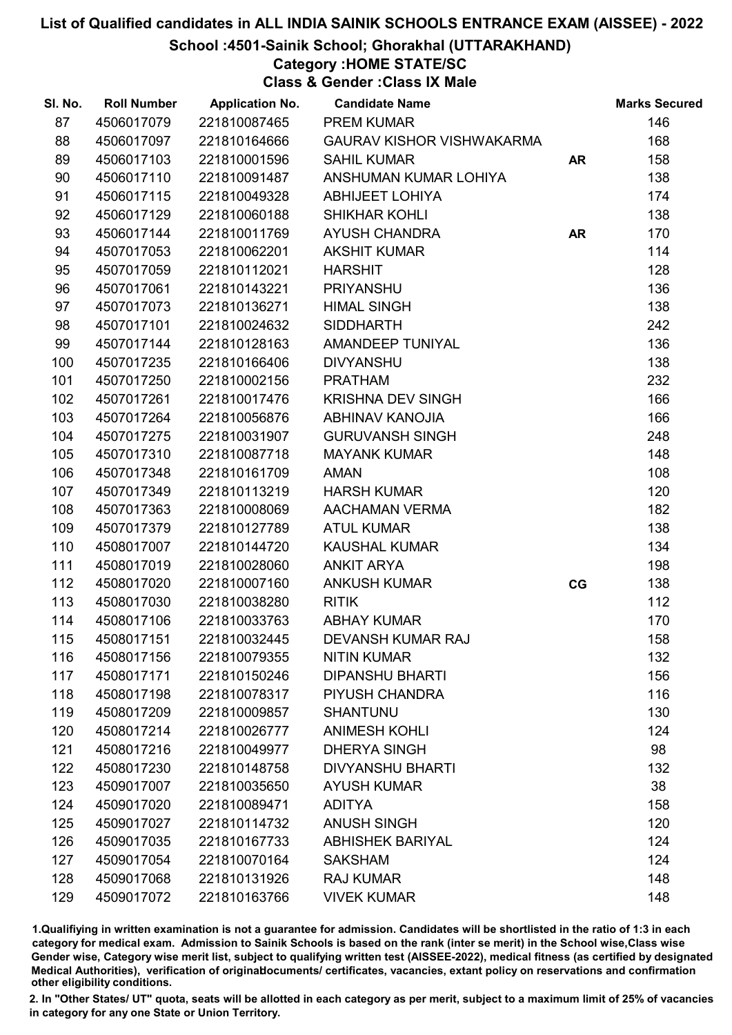# List of Qualified candidates in ALL INDIA SAINIK SCHOOLS ENTRANCE EXAM (AISSEE) - 2022

## School :4501-Sainik School; Ghorakhal (UTTARAKHAND)

### Category :HOME STATE/SC

### Class & Gender :Class IX Male

| Sl. No. | Roll Number | Application No. | Candidate Name | | Marks Secured |
|---|---|---|---|---|---|
| 87 | 4506017079 | 221810087465 | PREM KUMAR | | 146 |
| 88 | 4506017097 | 221810164666 | GAURAV KISHOR VISHWAKARMA | | 168 |
| 89 | 4506017103 | 221810001596 | SAHIL KUMAR | AR | 158 |
| 90 | 4506017110 | 221810091487 | ANSHUMAN KUMAR LOHIYA | | 138 |
| 91 | 4506017115 | 221810049328 | ABHIJEET LOHIYA | | 174 |
| 92 | 4506017129 | 221810060188 | SHIKHAR KOHLI | | 138 |
| 93 | 4506017144 | 221810011769 | AYUSH CHANDRA | AR | 170 |
| 94 | 4507017053 | 221810062201 | AKSHIT KUMAR | | 114 |
| 95 | 4507017059 | 221810112021 | HARSHIT | | 128 |
| 96 | 4507017061 | 221810143221 | PRIYANSHU | | 136 |
| 97 | 4507017073 | 221810136271 | HIMAL SINGH | | 138 |
| 98 | 4507017101 | 221810024632 | SIDDHARTH | | 242 |
| 99 | 4507017144 | 221810128163 | AMANDEEP TUNIYAL | | 136 |
| 100 | 4507017235 | 221810166406 | DIVYANSHU | | 138 |
| 101 | 4507017250 | 221810002156 | PRATHAM | | 232 |
| 102 | 4507017261 | 221810017476 | KRISHNA DEV SINGH | | 166 |
| 103 | 4507017264 | 221810056876 | ABHINAV KANOJIA | | 166 |
| 104 | 4507017275 | 221810031907 | GURUVANSH SINGH | | 248 |
| 105 | 4507017310 | 221810087718 | MAYANK KUMAR | | 148 |
| 106 | 4507017348 | 221810161709 | AMAN | | 108 |
| 107 | 4507017349 | 221810113219 | HARSH KUMAR | | 120 |
| 108 | 4507017363 | 221810008069 | AACHAMAN VERMA | | 182 |
| 109 | 4507017379 | 221810127789 | ATUL KUMAR | | 138 |
| 110 | 4508017007 | 221810144720 | KAUSHAL KUMAR | | 134 |
| 111 | 4508017019 | 221810028060 | ANKIT ARYA | | 198 |
| 112 | 4508017020 | 221810007160 | ANKUSH KUMAR | CG | 138 |
| 113 | 4508017030 | 221810038280 | RITIK | | 112 |
| 114 | 4508017106 | 221810033763 | ABHAY KUMAR | | 170 |
| 115 | 4508017151 | 221810032445 | DEVANSH KUMAR RAJ | | 158 |
| 116 | 4508017156 | 221810079355 | NITIN KUMAR | | 132 |
| 117 | 4508017171 | 221810150246 | DIPANSHU BHARTI | | 156 |
| 118 | 4508017198 | 221810078317 | PIYUSH CHANDRA | | 116 |
| 119 | 4508017209 | 221810009857 | SHANTUNU | | 130 |
| 120 | 4508017214 | 221810026777 | ANIMESH KOHLI | | 124 |
| 121 | 4508017216 | 221810049977 | DHERYA SINGH | | 98 |
| 122 | 4508017230 | 221810148758 | DIVYANSHU BHARTI | | 132 |
| 123 | 4509017007 | 221810035650 | AYUSH KUMAR | | 38 |
| 124 | 4509017020 | 221810089471 | ADITYA | | 158 |
| 125 | 4509017027 | 221810114732 | ANUSH SINGH | | 120 |
| 126 | 4509017035 | 221810167733 | ABHISHEK BARIYAL | | 124 |
| 127 | 4509017054 | 221810070164 | SAKSHAM | | 124 |
| 128 | 4509017068 | 221810131926 | RAJ KUMAR | | 148 |
| 129 | 4509017072 | 221810163766 | VIVEK KUMAR | | 148 |

1.Qualifiying in written examination is not a guarantee for admission. Candidates will be shortlisted in the ratio of 1:3 in each category for medical exam. Admission to Sainik Schools is based on the rank (inter se merit) in the School wise,Class wise Gender wise, Category wise merit list, subject to qualifying written test (AISSEE-2022), medical fitness (as certified by designated Medical Authorities), verification of originaldocuments/ certificates, vacancies, extant policy on reservations and confirmation other eligibility conditions.

2. In "Other States/ UT" quota, seats will be allotted in each category as per merit, subject to a maximum limit of 25% of vacancies in category for any one State or Union Territory.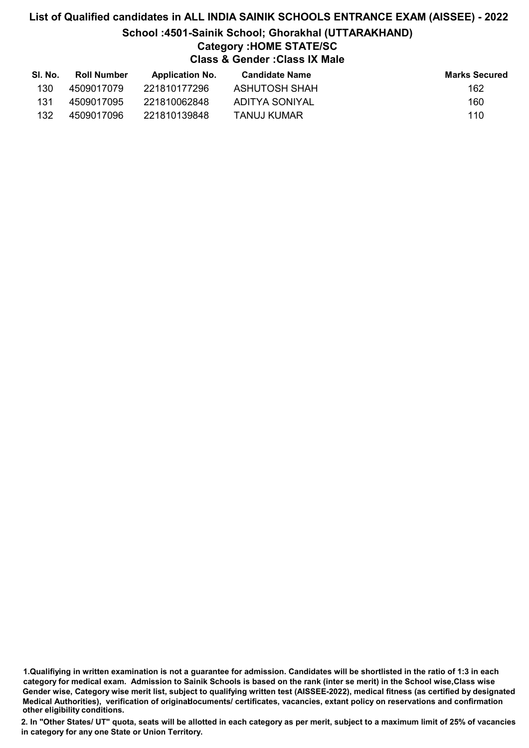# List of Qualified candidates in ALL INDIA SAINIK SCHOOLS ENTRANCE EXAM (AISSEE) - 2022

## School :4501-Sainik School; Ghorakhal (UTTARAKHAND)

### Category :HOME STATE/SC

### Class & Gender :Class IX Male

| Sl. No. | Roll Number | Application No. | Candidate Name | Marks Secured |
|---|---|---|---|---|
| 130 | 4509017079 | 221810177296 | ASHUTOSH SHAH | 162 |
| 131 | 4509017095 | 221810062848 | ADITYA SONIYAL | 160 |
| 132 | 4509017096 | 221810139848 | TANUJ KUMAR | 110 |

**1.Qualifiying in written examination is not a guarantee for admission. Candidates will be shortlisted in the ratio of 1:3 in each category for medical exam. Admission to Sainik Schools is based on the rank (inter se merit) in the School wise,Class wise Gender wise, Category wise merit list, subject to qualifying written test (AISSEE-2022), medical fitness (as certified by designated Medical Authorities), verification of originaldocuments/ certificates, vacancies, extant policy on reservations and confirmation other eligibility conditions.**

**2. In "Other States/ UT" quota, seats will be allotted in each category as per merit, subject to a maximum limit of 25% of vacancies in category for any one State or Union Territory.**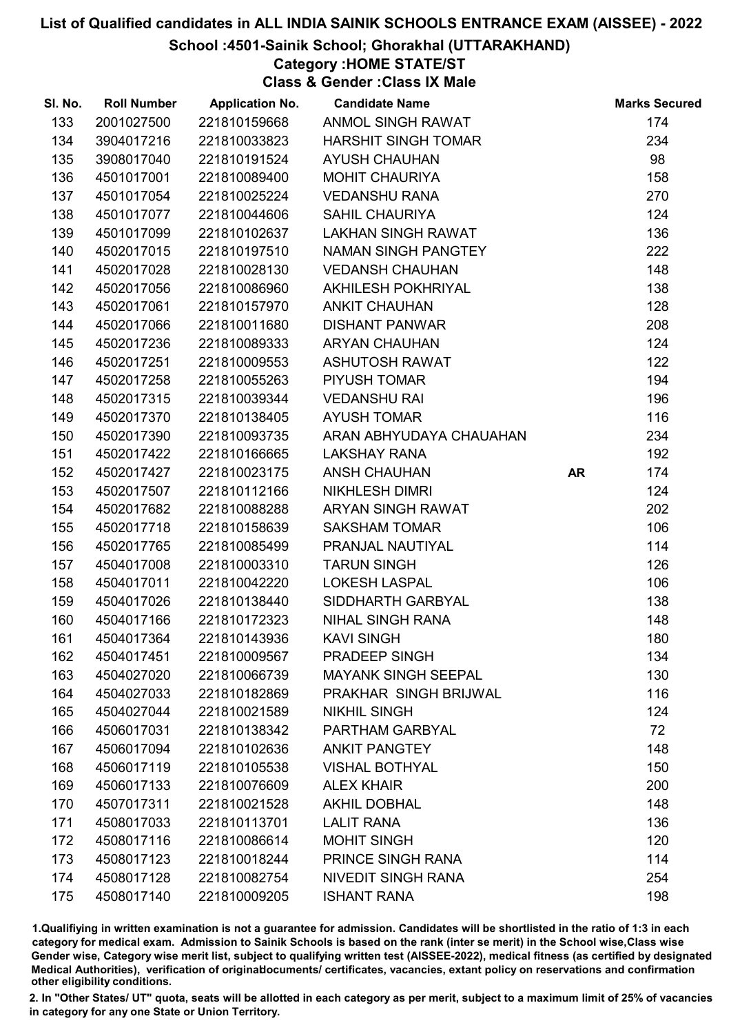# List of Qualified candidates in ALL INDIA SAINIK SCHOOLS ENTRANCE EXAM (AISSEE) - 2022

## School :4501-Sainik School; Ghorakhal (UTTARAKHAND)

### Category :HOME STATE/ST

### Class & Gender :Class IX Male

| Sl. No. | Roll Number | Application No. | Candidate Name | | Marks Secured |
|---|---|---|---|---|---|
| 133 | 2001027500 | 221810159668 | ANMOL SINGH RAWAT | | 174 |
| 134 | 3904017216 | 221810033823 | HARSHIT SINGH TOMAR | | 234 |
| 135 | 3908017040 | 221810191524 | AYUSH CHAUHAN | | 98 |
| 136 | 4501017001 | 221810089400 | MOHIT CHAURIYA | | 158 |
| 137 | 4501017054 | 221810025224 | VEDANSHU RANA | | 270 |
| 138 | 4501017077 | 221810044606 | SAHIL CHAURIYA | | 124 |
| 139 | 4501017099 | 221810102637 | LAKHAN SINGH RAWAT | | 136 |
| 140 | 4502017015 | 221810197510 | NAMAN SINGH PANGTEY | | 222 |
| 141 | 4502017028 | 221810028130 | VEDANSH CHAUHAN | | 148 |
| 142 | 4502017056 | 221810086960 | AKHILESH POKHRIYAL | | 138 |
| 143 | 4502017061 | 221810157970 | ANKIT CHAUHAN | | 128 |
| 144 | 4502017066 | 221810011680 | DISHANT PANWAR | | 208 |
| 145 | 4502017236 | 221810089333 | ARYAN CHAUHAN | | 124 |
| 146 | 4502017251 | 221810009553 | ASHUTOSH RAWAT | | 122 |
| 147 | 4502017258 | 221810055263 | PIYUSH TOMAR | | 194 |
| 148 | 4502017315 | 221810039344 | VEDANSHU RAI | | 196 |
| 149 | 4502017370 | 221810138405 | AYUSH TOMAR | | 116 |
| 150 | 4502017390 | 221810093735 | ARAN ABHYUDAYA CHAUAHAN | | 234 |
| 151 | 4502017422 | 221810166665 | LAKSHAY RANA | | 192 |
| 152 | 4502017427 | 221810023175 | ANSH CHAUHAN | **AR** | 174 |
| 153 | 4502017507 | 221810112166 | NIKHLESH DIMRI | | 124 |
| 154 | 4502017682 | 221810088288 | ARYAN SINGH RAWAT | | 202 |
| 155 | 4502017718 | 221810158639 | SAKSHAM TOMAR | | 106 |
| 156 | 4502017765 | 221810085499 | PRANJAL NAUTIYAL | | 114 |
| 157 | 4504017008 | 221810003310 | TARUN SINGH | | 126 |
| 158 | 4504017011 | 221810042220 | LOKESH LASPAL | | 106 |
| 159 | 4504017026 | 221810138440 | SIDDHARTH GARBYAL | | 138 |
| 160 | 4504017166 | 221810172323 | NIHAL SINGH RANA | | 148 |
| 161 | 4504017364 | 221810143936 | KAVI SINGH | | 180 |
| 162 | 4504017451 | 221810009567 | PRADEEP SINGH | | 134 |
| 163 | 4504027020 | 221810066739 | MAYANK SINGH SEEPAL | | 130 |
| 164 | 4504027033 | 221810182869 | PRAKHAR SINGH BRIJWAL | | 116 |
| 165 | 4504027044 | 221810021589 | NIKHIL SINGH | | 124 |
| 166 | 4506017031 | 221810138342 | PARTHAM GARBYAL | | 72 |
| 167 | 4506017094 | 221810102636 | ANKIT PANGTEY | | 148 |
| 168 | 4506017119 | 221810105538 | VISHAL BOTHYAL | | 150 |
| 169 | 4506017133 | 221810076609 | ALEX KHAIR | | 200 |
| 170 | 4507017311 | 221810021528 | AKHIL DOBHAL | | 148 |
| 171 | 4508017033 | 221810113701 | LALIT RANA | | 136 |
| 172 | 4508017116 | 221810086614 | MOHIT SINGH | | 120 |
| 173 | 4508017123 | 221810018244 | PRINCE SINGH RANA | | 114 |
| 174 | 4508017128 | 221810082754 | NIVEDIT SINGH RANA | | 254 |
| 175 | 4508017140 | 221810009205 | ISHANT RANA | | 198 |

1.Qualifiying in written examination is not a guarantee for admission. Candidates will be shortlisted in the ratio of 1:3 in each category for medical exam. Admission to Sainik Schools is based on the rank (inter se merit) in the School wise,Class wise Gender wise, Category wise merit list, subject to qualifying written test (AISSEE-2022), medical fitness (as certified by designated Medical Authorities), verification of originablocuments/ certificates, vacancies, extant policy on reservations and confirmation other eligibility conditions.

2. In "Other States/ UT" quota, seats will be allotted in each category as per merit, subject to a maximum limit of 25% of vacancies in category for any one State or Union Territory.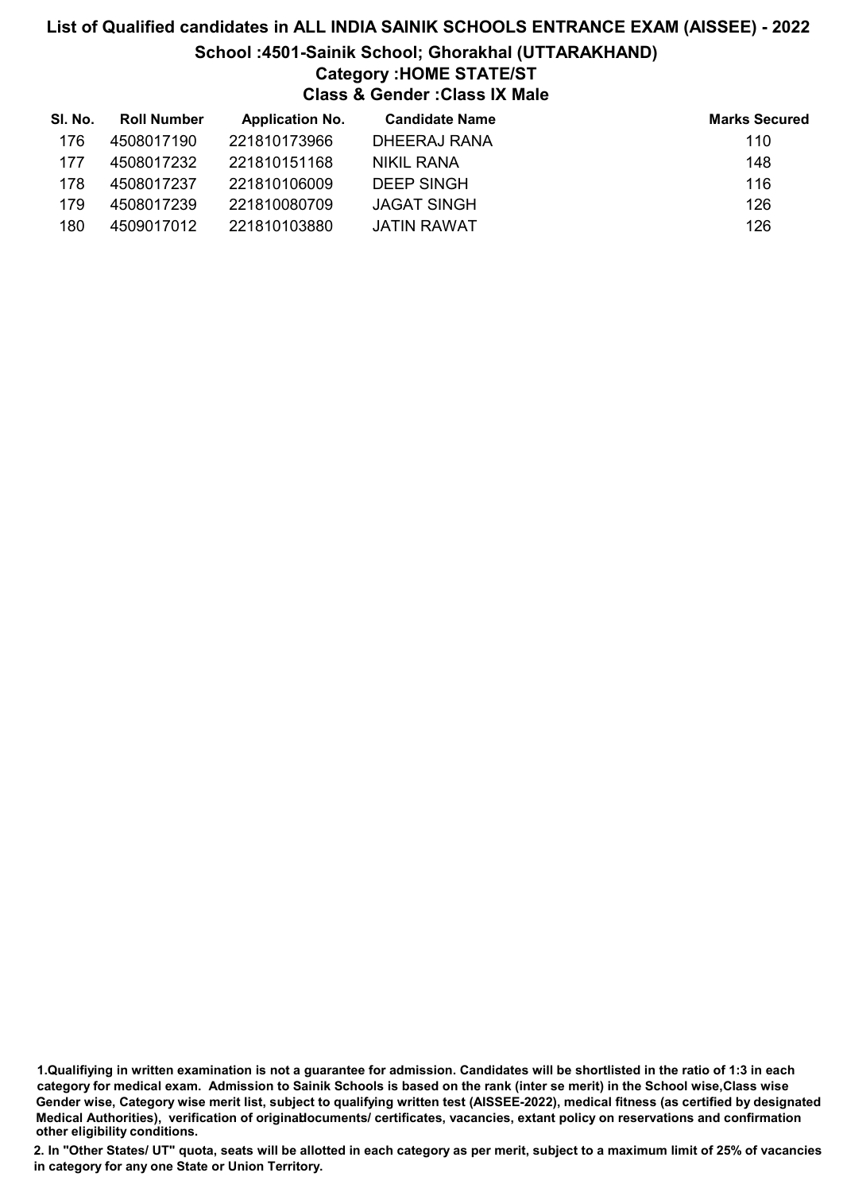# List of Qualified candidates in ALL INDIA SAINIK SCHOOLS ENTRANCE EXAM (AISSEE) - 2022

## School :4501-Sainik School; Ghorakhal (UTTARAKHAND)

### Category :HOME STATE/ST

### Class & Gender :Class IX Male

| Sl. No. | Roll Number | Application No. | Candidate Name | Marks Secured |
|---|---|---|---|---|
| 176 | 4508017190 | 221810173966 | DHEERAJ RANA | 110 |
| 177 | 4508017232 | 221810151168 | NIKIL RANA | 148 |
| 178 | 4508017237 | 221810106009 | DEEP SINGH | 116 |
| 179 | 4508017239 | 221810080709 | JAGAT SINGH | 126 |
| 180 | 4509017012 | 221810103880 | JATIN RAWAT | 126 |

1.Qualifiying in written examination is not a guarantee for admission. Candidates will be shortlisted in the ratio of 1:3 in each category for medical exam. Admission to Sainik Schools is based on the rank (inter se merit) in the School wise,Class wise Gender wise, Category wise merit list, subject to qualifying written test (AISSEE-2022), medical fitness (as certified by designated Medical Authorities), verification of originaldocuments/ certificates, vacancies, extant policy on reservations and confirmation other eligibility conditions.

2. In "Other States/ UT" quota, seats will be allotted in each category as per merit, subject to a maximum limit of 25% of vacancies in category for any one State or Union Territory.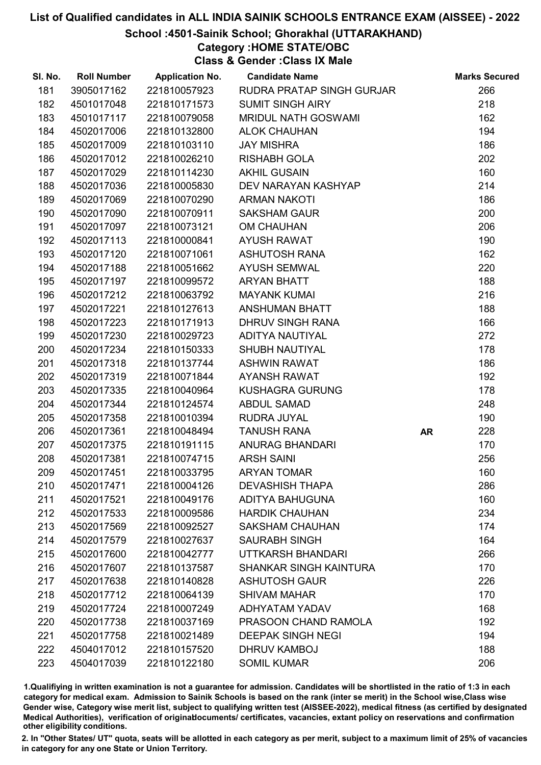# List of Qualified candidates in ALL INDIA SAINIK SCHOOLS ENTRANCE EXAM (AISSEE) - 2022

## School :4501-Sainik School; Ghorakhal (UTTARAKHAND)

### Category :HOME STATE/OBC

### Class & Gender :Class IX Male

| Sl. No. | Roll Number | Application No. | Candidate Name | | Marks Secured |
|---|---|---|---|---|---|
| 181 | 3905017162 | 221810057923 | RUDRA PRATAP SINGH GURJAR | | 266 |
| 182 | 4501017048 | 221810171573 | SUMIT SINGH AIRY | | 218 |
| 183 | 4501017117 | 221810079058 | MRIDUL NATH GOSWAMI | | 162 |
| 184 | 4502017006 | 221810132800 | ALOK CHAUHAN | | 194 |
| 185 | 4502017009 | 221810103110 | JAY MISHRA | | 186 |
| 186 | 4502017012 | 221810026210 | RISHABH GOLA | | 202 |
| 187 | 4502017029 | 221810114230 | AKHIL GUSAIN | | 160 |
| 188 | 4502017036 | 221810005830 | DEV NARAYAN KASHYAP | | 214 |
| 189 | 4502017069 | 221810070290 | ARMAN NAKOTI | | 186 |
| 190 | 4502017090 | 221810070911 | SAKSHAM GAUR | | 200 |
| 191 | 4502017097 | 221810073121 | OM CHAUHAN | | 206 |
| 192 | 4502017113 | 221810000841 | AYUSH RAWAT | | 190 |
| 193 | 4502017120 | 221810071061 | ASHUTOSH RANA | | 162 |
| 194 | 4502017188 | 221810051662 | AYUSH SEMWAL | | 220 |
| 195 | 4502017197 | 221810099572 | ARYAN BHATT | | 188 |
| 196 | 4502017212 | 221810063792 | MAYANK KUMAI | | 216 |
| 197 | 4502017221 | 221810127613 | ANSHUMAN BHATT | | 188 |
| 198 | 4502017223 | 221810171913 | DHRUV SINGH RANA | | 166 |
| 199 | 4502017230 | 221810029723 | ADITYA NAUTIYAL | | 272 |
| 200 | 4502017234 | 221810150333 | SHUBH NAUTIYAL | | 178 |
| 201 | 4502017318 | 221810137744 | ASHWIN RAWAT | | 186 |
| 202 | 4502017319 | 221810071844 | AYANSH RAWAT | | 192 |
| 203 | 4502017335 | 221810040964 | KUSHAGRA GURUNG | | 178 |
| 204 | 4502017344 | 221810124574 | ABDUL SAMAD | | 248 |
| 205 | 4502017358 | 221810010394 | RUDRA JUYAL | | 190 |
| 206 | 4502017361 | 221810048494 | TANUSH RANA | AR | 228 |
| 207 | 4502017375 | 221810191115 | ANURAG BHANDARI | | 170 |
| 208 | 4502017381 | 221810074715 | ARSH SAINI | | 256 |
| 209 | 4502017451 | 221810033795 | ARYAN TOMAR | | 160 |
| 210 | 4502017471 | 221810004126 | DEVASHISH THAPA | | 286 |
| 211 | 4502017521 | 221810049176 | ADITYA BAHUGUNA | | 160 |
| 212 | 4502017533 | 221810009586 | HARDIK CHAUHAN | | 234 |
| 213 | 4502017569 | 221810092527 | SAKSHAM CHAUHAN | | 174 |
| 214 | 4502017579 | 221810027637 | SAURABH SINGH | | 164 |
| 215 | 4502017600 | 221810042777 | UTTKARSH BHANDARI | | 266 |
| 216 | 4502017607 | 221810137587 | SHANKAR SINGH KAINTURA | | 170 |
| 217 | 4502017638 | 221810140828 | ASHUTOSH GAUR | | 226 |
| 218 | 4502017712 | 221810064139 | SHIVAM MAHAR | | 170 |
| 219 | 4502017724 | 221810007249 | ADHYATAM YADAV | | 168 |
| 220 | 4502017738 | 221810037169 | PRASOON CHAND RAMOLA | | 192 |
| 221 | 4502017758 | 221810021489 | DEEPAK SINGH NEGI | | 194 |
| 222 | 4504017012 | 221810157520 | DHRUV KAMBOJ | | 188 |
| 223 | 4504017039 | 221810122180 | SOMIL KUMAR | | 206 |

1.Qualifiying in written examination is not a guarantee for admission. Candidates will be shortlisted in the ratio of 1:3 in each category for medical exam. Admission to Sainik Schools is based on the rank (inter se merit) in the School wise,Class wise Gender wise, Category wise merit list, subject to qualifying written test (AISSEE-2022), medical fitness (as certified by designated Medical Authorities), verification of originaldocuments/ certificates, vacancies, extant policy on reservations and confirmation other eligibility conditions.

2. In "Other States/ UT" quota, seats will be allotted in each category as per merit, subject to a maximum limit of 25% of vacancies in category for any one State or Union Territory.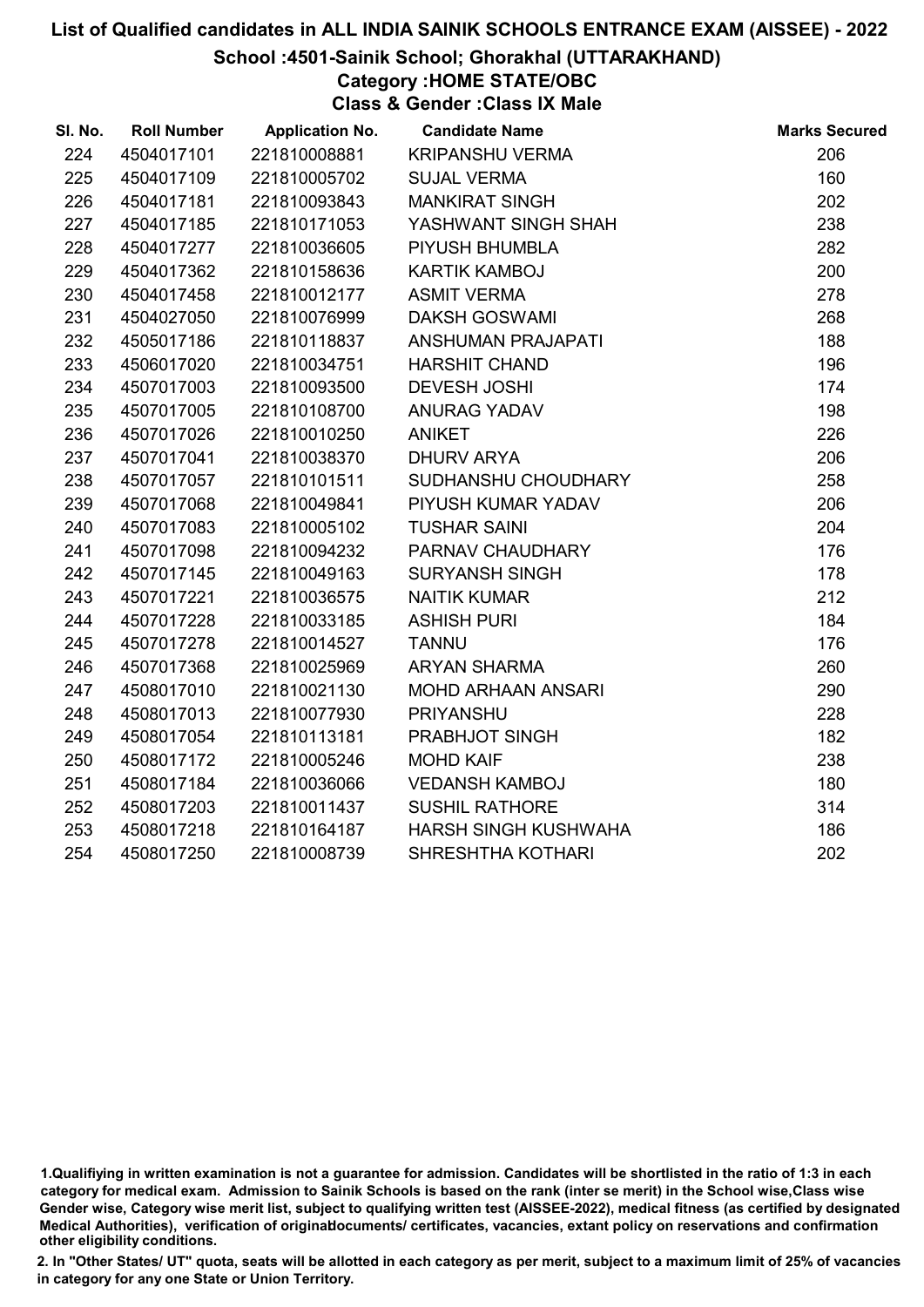# List of Qualified candidates in ALL INDIA SAINIK SCHOOLS ENTRANCE EXAM (AISSEE) - 2022

## School :4501-Sainik School; Ghorakhal (UTTARAKHAND)

### Category :HOME STATE/OBC

### Class & Gender :Class IX Male

| Sl. No. | Roll Number | Application No. | Candidate Name | Marks Secured |
|---|---|---|---|---|
| 224 | 4504017101 | 221810008881 | KRIPANSHU VERMA | 206 |
| 225 | 4504017109 | 221810005702 | SUJAL VERMA | 160 |
| 226 | 4504017181 | 221810093843 | MANKIRAT SINGH | 202 |
| 227 | 4504017185 | 221810171053 | YASHWANT SINGH SHAH | 238 |
| 228 | 4504017277 | 221810036605 | PIYUSH BHUMBLA | 282 |
| 229 | 4504017362 | 221810158636 | KARTIK KAMBOJ | 200 |
| 230 | 4504017458 | 221810012177 | ASMIT VERMA | 278 |
| 231 | 4504027050 | 221810076999 | DAKSH GOSWAMI | 268 |
| 232 | 4505017186 | 221810118837 | ANSHUMAN PRAJAPATI | 188 |
| 233 | 4506017020 | 221810034751 | HARSHIT CHAND | 196 |
| 234 | 4507017003 | 221810093500 | DEVESH JOSHI | 174 |
| 235 | 4507017005 | 221810108700 | ANURAG YADAV | 198 |
| 236 | 4507017026 | 221810010250 | ANIKET | 226 |
| 237 | 4507017041 | 221810038370 | DHURV ARYA | 206 |
| 238 | 4507017057 | 221810101511 | SUDHANSHU CHOUDHARY | 258 |
| 239 | 4507017068 | 221810049841 | PIYUSH KUMAR YADAV | 206 |
| 240 | 4507017083 | 221810005102 | TUSHAR SAINI | 204 |
| 241 | 4507017098 | 221810094232 | PARNAV CHAUDHARY | 176 |
| 242 | 4507017145 | 221810049163 | SURYANSH SINGH | 178 |
| 243 | 4507017221 | 221810036575 | NAITIK KUMAR | 212 |
| 244 | 4507017228 | 221810033185 | ASHISH PURI | 184 |
| 245 | 4507017278 | 221810014527 | TANNU | 176 |
| 246 | 4507017368 | 221810025969 | ARYAN SHARMA | 260 |
| 247 | 4508017010 | 221810021130 | MOHD ARHAAN ANSARI | 290 |
| 248 | 4508017013 | 221810077930 | PRIYANSHU | 228 |
| 249 | 4508017054 | 221810113181 | PRABHJOT SINGH | 182 |
| 250 | 4508017172 | 221810005246 | MOHD KAIF | 238 |
| 251 | 4508017184 | 221810036066 | VEDANSH KAMBOJ | 180 |
| 252 | 4508017203 | 221810011437 | SUSHIL RATHORE | 314 |
| 253 | 4508017218 | 221810164187 | HARSH SINGH KUSHWAHA | 186 |
| 254 | 4508017250 | 221810008739 | SHRESHTHA KOTHARI | 202 |

1.Qualifiying in written examination is not a guarantee for admission. Candidates will be shortlisted in the ratio of 1:3 in each category for medical exam. Admission to Sainik Schools is based on the rank (inter se merit) in the School wise,Class wise Gender wise, Category wise merit list, subject to qualifying written test (AISSEE-2022), medical fitness (as certified by designated Medical Authorities), verification of originaldocuments/ certificates, vacancies, extant policy on reservations and confirmation other eligibility conditions.

2. In "Other States/ UT" quota, seats will be allotted in each category as per merit, subject to a maximum limit of 25% of vacancies in category for any one State or Union Territory.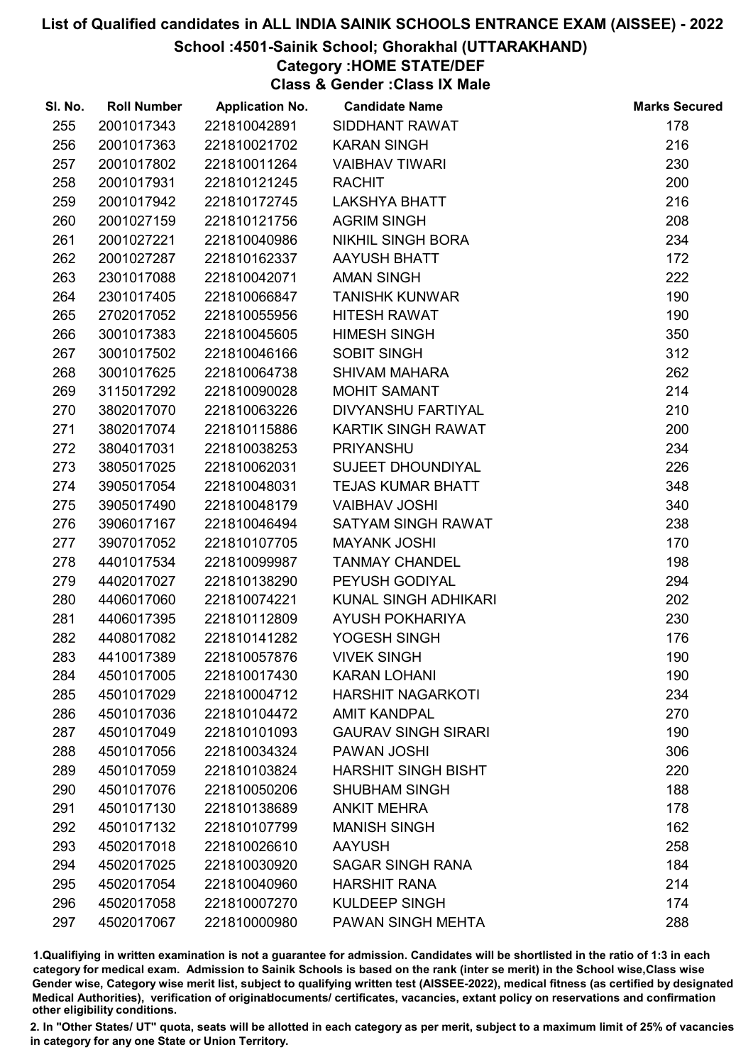# List of Qualified candidates in ALL INDIA SAINIK SCHOOLS ENTRANCE EXAM (AISSEE) - 2022

## School :4501-Sainik School; Ghorakhal (UTTARAKHAND)

### Category :HOME STATE/DEF

### Class & Gender :Class IX Male

| Sl. No. | Roll Number | Application No. | Candidate Name | Marks Secured |
|---|---|---|---|---|
| 255 | 2001017343 | 221810042891 | SIDDHANT RAWAT | 178 |
| 256 | 2001017363 | 221810021702 | KARAN SINGH | 216 |
| 257 | 2001017802 | 221810011264 | VAIBHAV TIWARI | 230 |
| 258 | 2001017931 | 221810121245 | RACHIT | 200 |
| 259 | 2001017942 | 221810172745 | LAKSHYA BHATT | 216 |
| 260 | 2001027159 | 221810121756 | AGRIM SINGH | 208 |
| 261 | 2001027221 | 221810040986 | NIKHIL SINGH BORA | 234 |
| 262 | 2001027287 | 221810162337 | AAYUSH BHATT | 172 |
| 263 | 2301017088 | 221810042071 | AMAN SINGH | 222 |
| 264 | 2301017405 | 221810066847 | TANISHK KUNWAR | 190 |
| 265 | 2702017052 | 221810055956 | HITESH RAWAT | 190 |
| 266 | 3001017383 | 221810045605 | HIMESH SINGH | 350 |
| 267 | 3001017502 | 221810046166 | SOBIT SINGH | 312 |
| 268 | 3001017625 | 221810064738 | SHIVAM MAHARA | 262 |
| 269 | 3115017292 | 221810090028 | MOHIT SAMANT | 214 |
| 270 | 3802017070 | 221810063226 | DIVYANSHU FARTIYAL | 210 |
| 271 | 3802017074 | 221810115886 | KARTIK SINGH RAWAT | 200 |
| 272 | 3804017031 | 221810038253 | PRIYANSHU | 234 |
| 273 | 3805017025 | 221810062031 | SUJEET DHOUNDIYAL | 226 |
| 274 | 3905017054 | 221810048031 | TEJAS KUMAR BHATT | 348 |
| 275 | 3905017490 | 221810048179 | VAIBHAV JOSHI | 340 |
| 276 | 3906017167 | 221810046494 | SATYAM SINGH RAWAT | 238 |
| 277 | 3907017052 | 221810107705 | MAYANK JOSHI | 170 |
| 278 | 4401017534 | 221810099987 | TANMAY CHANDEL | 198 |
| 279 | 4402017027 | 221810138290 | PEYUSH GODIYAL | 294 |
| 280 | 4406017060 | 221810074221 | KUNAL SINGH ADHIKARI | 202 |
| 281 | 4406017395 | 221810112809 | AYUSH POKHARIYA | 230 |
| 282 | 4408017082 | 221810141282 | YOGESH SINGH | 176 |
| 283 | 4410017389 | 221810057876 | VIVEK SINGH | 190 |
| 284 | 4501017005 | 221810017430 | KARAN LOHANI | 190 |
| 285 | 4501017029 | 221810004712 | HARSHIT NAGARKOTI | 234 |
| 286 | 4501017036 | 221810104472 | AMIT KANDPAL | 270 |
| 287 | 4501017049 | 221810101093 | GAURAV SINGH SIRARI | 190 |
| 288 | 4501017056 | 221810034324 | PAWAN JOSHI | 306 |
| 289 | 4501017059 | 221810103824 | HARSHIT SINGH BISHT | 220 |
| 290 | 4501017076 | 221810050206 | SHUBHAM SINGH | 188 |
| 291 | 4501017130 | 221810138689 | ANKIT MEHRA | 178 |
| 292 | 4501017132 | 221810107799 | MANISH SINGH | 162 |
| 293 | 4502017018 | 221810026610 | AAYUSH | 258 |
| 294 | 4502017025 | 221810030920 | SAGAR SINGH RANA | 184 |
| 295 | 4502017054 | 221810040960 | HARSHIT RANA | 214 |
| 296 | 4502017058 | 221810007270 | KULDEEP SINGH | 174 |
| 297 | 4502017067 | 221810000980 | PAWAN SINGH MEHTA | 288 |

1.Qualifiying in written examination is not a guarantee for admission. Candidates will be shortlisted in the ratio of 1:3 in each category for medical exam. Admission to Sainik Schools is based on the rank (inter se merit) in the School wise,Class wise Gender wise, Category wise merit list, subject to qualifying written test (AISSEE-2022), medical fitness (as certified by designated Medical Authorities), verification of originaldocuments/ certificates, vacancies, extant policy on reservations and confirmation other eligibility conditions.

2. In "Other States/ UT" quota, seats will be allotted in each category as per merit, subject to a maximum limit of 25% of vacancies in category for any one State or Union Territory.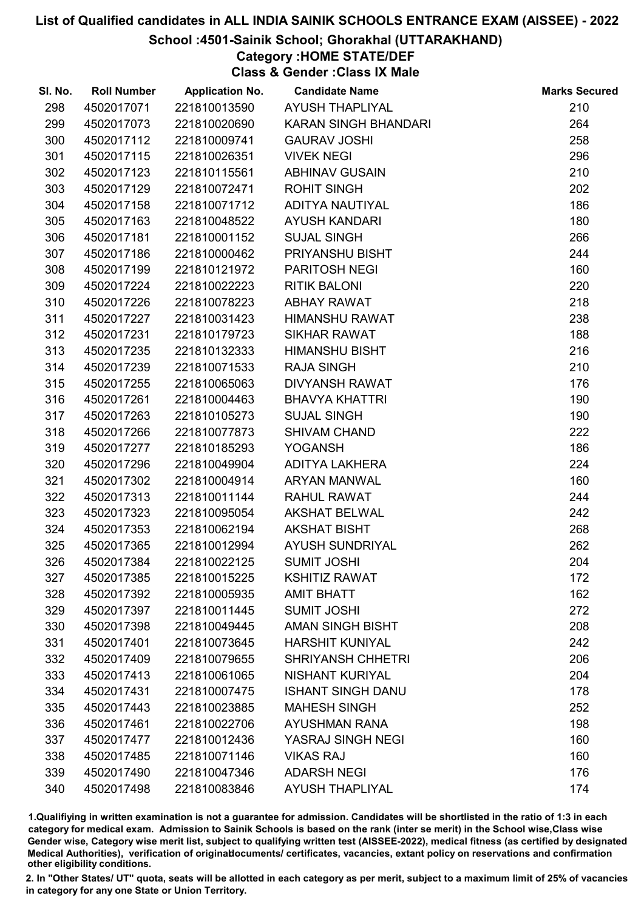# List of Qualified candidates in ALL INDIA SAINIK SCHOOLS ENTRANCE EXAM (AISSEE) - 2022

## School :4501-Sainik School; Ghorakhal (UTTARAKHAND)

### Category :HOME STATE/DEF

### Class & Gender :Class IX Male

| Sl. No. | Roll Number | Application No. | Candidate Name | Marks Secured |
|---|---|---|---|---|
| 298 | 4502017071 | 221810013590 | AYUSH THAPLIYAL | 210 |
| 299 | 4502017073 | 221810020690 | KARAN SINGH BHANDARI | 264 |
| 300 | 4502017112 | 221810009741 | GAURAV JOSHI | 258 |
| 301 | 4502017115 | 221810026351 | VIVEK NEGI | 296 |
| 302 | 4502017123 | 221810115561 | ABHINAV GUSAIN | 210 |
| 303 | 4502017129 | 221810072471 | ROHIT SINGH | 202 |
| 304 | 4502017158 | 221810071712 | ADITYA NAUTIYAL | 186 |
| 305 | 4502017163 | 221810048522 | AYUSH KANDARI | 180 |
| 306 | 4502017181 | 221810001152 | SUJAL SINGH | 266 |
| 307 | 4502017186 | 221810000462 | PRIYANSHU BISHT | 244 |
| 308 | 4502017199 | 221810121972 | PARITOSH NEGI | 160 |
| 309 | 4502017224 | 221810022223 | RITIK BALONI | 220 |
| 310 | 4502017226 | 221810078223 | ABHAY RAWAT | 218 |
| 311 | 4502017227 | 221810031423 | HIMANSHU RAWAT | 238 |
| 312 | 4502017231 | 221810179723 | SIKHAR RAWAT | 188 |
| 313 | 4502017235 | 221810132333 | HIMANSHU BISHT | 216 |
| 314 | 4502017239 | 221810071533 | RAJA SINGH | 210 |
| 315 | 4502017255 | 221810065063 | DIVYANSH RAWAT | 176 |
| 316 | 4502017261 | 221810004463 | BHAVYA KHATTRI | 190 |
| 317 | 4502017263 | 221810105273 | SUJAL SINGH | 190 |
| 318 | 4502017266 | 221810077873 | SHIVAM CHAND | 222 |
| 319 | 4502017277 | 221810185293 | YOGANSH | 186 |
| 320 | 4502017296 | 221810049904 | ADITYA LAKHERA | 224 |
| 321 | 4502017302 | 221810004914 | ARYAN MANWAL | 160 |
| 322 | 4502017313 | 221810011144 | RAHUL RAWAT | 244 |
| 323 | 4502017323 | 221810095054 | AKSHAT BELWAL | 242 |
| 324 | 4502017353 | 221810062194 | AKSHAT BISHT | 268 |
| 325 | 4502017365 | 221810012994 | AYUSH SUNDRIYAL | 262 |
| 326 | 4502017384 | 221810022125 | SUMIT JOSHI | 204 |
| 327 | 4502017385 | 221810015225 | KSHITIZ RAWAT | 172 |
| 328 | 4502017392 | 221810005935 | AMIT BHATT | 162 |
| 329 | 4502017397 | 221810011445 | SUMIT JOSHI | 272 |
| 330 | 4502017398 | 221810049445 | AMAN SINGH BISHT | 208 |
| 331 | 4502017401 | 221810073645 | HARSHIT KUNIYAL | 242 |
| 332 | 4502017409 | 221810079655 | SHRIYANSH CHHETRI | 206 |
| 333 | 4502017413 | 221810061065 | NISHANT KURIYAL | 204 |
| 334 | 4502017431 | 221810007475 | ISHANT SINGH DANU | 178 |
| 335 | 4502017443 | 221810023885 | MAHESH SINGH | 252 |
| 336 | 4502017461 | 221810022706 | AYUSHMAN RANA | 198 |
| 337 | 4502017477 | 221810012436 | YASRAJ SINGH NEGI | 160 |
| 338 | 4502017485 | 221810071146 | VIKAS RAJ | 160 |
| 339 | 4502017490 | 221810047346 | ADARSH NEGI | 176 |
| 340 | 4502017498 | 221810083846 | AYUSH THAPLIYAL | 174 |

1.Qualifiying in written examination is not a guarantee for admission. Candidates will be shortlisted in the ratio of 1:3 in each category for medical exam. Admission to Sainik Schools is based on the rank (inter se merit) in the School wise,Class wise Gender wise, Category wise merit list, subject to qualifying written test (AISSEE-2022), medical fitness (as certified by designated Medical Authorities), verification of originaldocuments/ certificates, vacancies, extant policy on reservations and confirmation other eligibility conditions.

2. In "Other States/ UT" quota, seats will be allotted in each category as per merit, subject to a maximum limit of 25% of vacancies in category for any one State or Union Territory.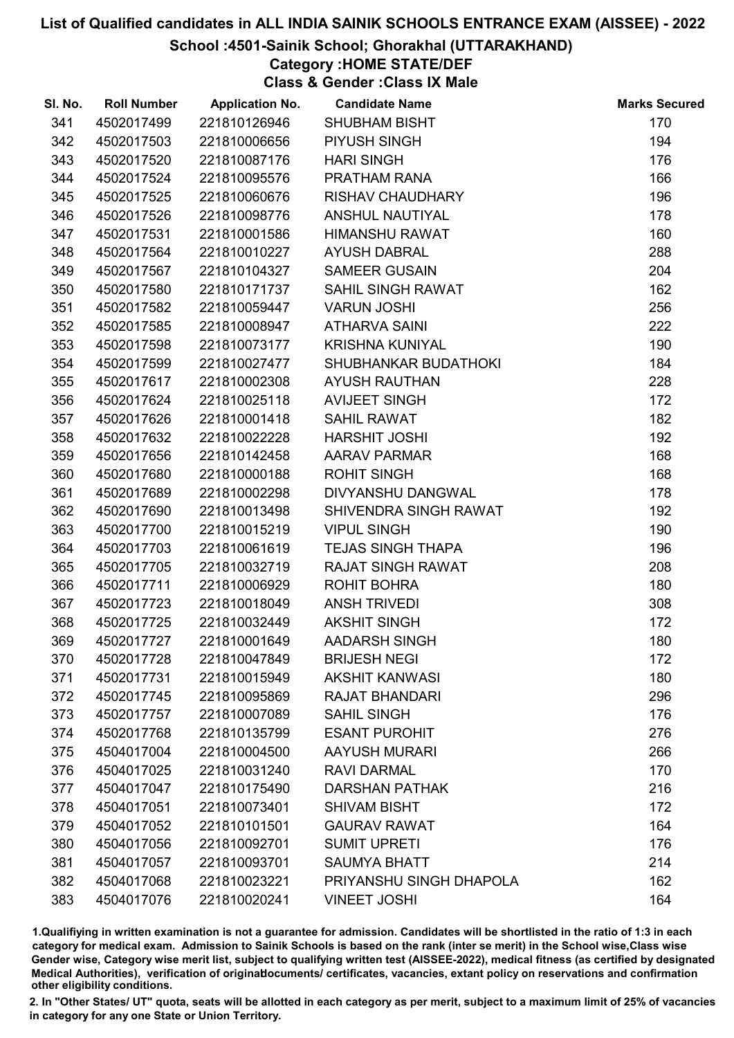# List of Qualified candidates in ALL INDIA SAINIK SCHOOLS ENTRANCE EXAM (AISSEE) - 2022

## School :4501-Sainik School; Ghorakhal (UTTARAKHAND)

### Category :HOME STATE/DEF

### Class & Gender :Class IX Male

| Sl. No. | Roll Number | Application No. | Candidate Name | Marks Secured |
|---|---|---|---|---|
| 341 | 4502017499 | 221810126946 | SHUBHAM BISHT | 170 |
| 342 | 4502017503 | 221810006656 | PIYUSH SINGH | 194 |
| 343 | 4502017520 | 221810087176 | HARI SINGH | 176 |
| 344 | 4502017524 | 221810095576 | PRATHAM RANA | 166 |
| 345 | 4502017525 | 221810060676 | RISHAV CHAUDHARY | 196 |
| 346 | 4502017526 | 221810098776 | ANSHUL NAUTIYAL | 178 |
| 347 | 4502017531 | 221810001586 | HIMANSHU RAWAT | 160 |
| 348 | 4502017564 | 221810010227 | AYUSH DABRAL | 288 |
| 349 | 4502017567 | 221810104327 | SAMEER GUSAIN | 204 |
| 350 | 4502017580 | 221810171737 | SAHIL SINGH RAWAT | 162 |
| 351 | 4502017582 | 221810059447 | VARUN JOSHI | 256 |
| 352 | 4502017585 | 221810008947 | ATHARVA SAINI | 222 |
| 353 | 4502017598 | 221810073177 | KRISHNA KUNIYAL | 190 |
| 354 | 4502017599 | 221810027477 | SHUBHANKAR BUDATHOKI | 184 |
| 355 | 4502017617 | 221810002308 | AYUSH RAUTHAN | 228 |
| 356 | 4502017624 | 221810025118 | AVIJEET SINGH | 172 |
| 357 | 4502017626 | 221810001418 | SAHIL RAWAT | 182 |
| 358 | 4502017632 | 221810022228 | HARSHIT JOSHI | 192 |
| 359 | 4502017656 | 221810142458 | AARAV PARMAR | 168 |
| 360 | 4502017680 | 221810000188 | ROHIT SINGH | 168 |
| 361 | 4502017689 | 221810002298 | DIVYANSHU DANGWAL | 178 |
| 362 | 4502017690 | 221810013498 | SHIVENDRA SINGH RAWAT | 192 |
| 363 | 4502017700 | 221810015219 | VIPUL SINGH | 190 |
| 364 | 4502017703 | 221810061619 | TEJAS SINGH THAPA | 196 |
| 365 | 4502017705 | 221810032719 | RAJAT SINGH RAWAT | 208 |
| 366 | 4502017711 | 221810006929 | ROHIT BOHRA | 180 |
| 367 | 4502017723 | 221810018049 | ANSH TRIVEDI | 308 |
| 368 | 4502017725 | 221810032449 | AKSHIT SINGH | 172 |
| 369 | 4502017727 | 221810001649 | AADARSH SINGH | 180 |
| 370 | 4502017728 | 221810047849 | BRIJESH NEGI | 172 |
| 371 | 4502017731 | 221810015949 | AKSHIT KANWASI | 180 |
| 372 | 4502017745 | 221810095869 | RAJAT BHANDARI | 296 |
| 373 | 4502017757 | 221810007089 | SAHIL SINGH | 176 |
| 374 | 4502017768 | 221810135799 | ESANT PUROHIT | 276 |
| 375 | 4504017004 | 221810004500 | AAYUSH MURARI | 266 |
| 376 | 4504017025 | 221810031240 | RAVI DARMAL | 170 |
| 377 | 4504017047 | 221810175490 | DARSHAN PATHAK | 216 |
| 378 | 4504017051 | 221810073401 | SHIVAM BISHT | 172 |
| 379 | 4504017052 | 221810101501 | GAURAV RAWAT | 164 |
| 380 | 4504017056 | 221810092701 | SUMIT UPRETI | 176 |
| 381 | 4504017057 | 221810093701 | SAUMYA BHATT | 214 |
| 382 | 4504017068 | 221810023221 | PRIYANSHU SINGH DHAPOLA | 162 |
| 383 | 4504017076 | 221810020241 | VINEET JOSHI | 164 |

1.Qualifiying in written examination is not a guarantee for admission. Candidates will be shortlisted in the ratio of 1:3 in each category for medical exam. Admission to Sainik Schools is based on the rank (inter se merit) in the School wise,Class wise Gender wise, Category wise merit list, subject to qualifying written test (AISSEE-2022), medical fitness (as certified by designated Medical Authorities), verification of originaldocuments/ certificates, vacancies, extant policy on reservations and confirmation other eligibility conditions.

2. In "Other States/ UT" quota, seats will be allotted in each category as per merit, subject to a maximum limit of 25% of vacancies in category for any one State or Union Territory.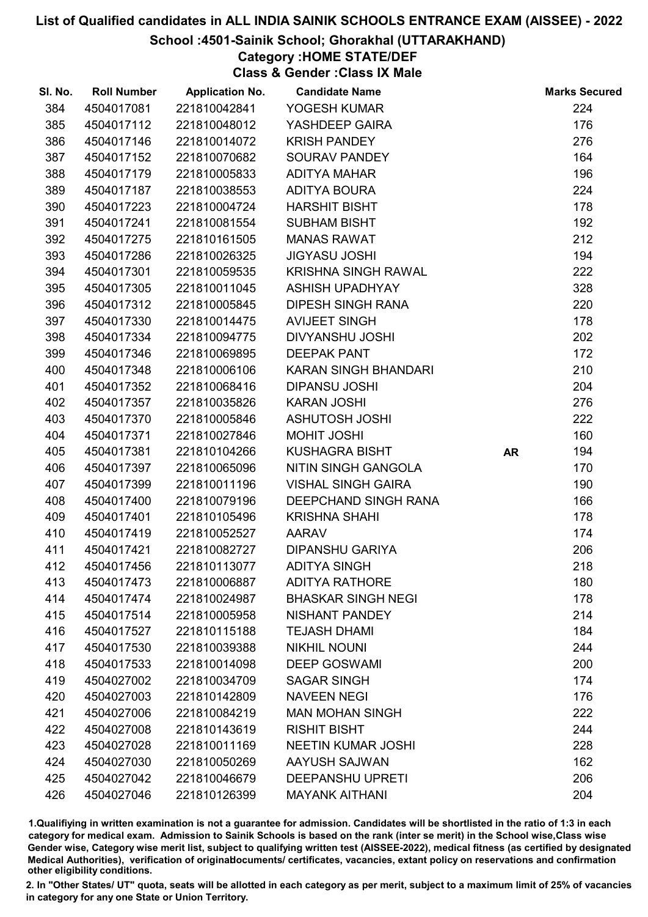# List of Qualified candidates in ALL INDIA SAINIK SCHOOLS ENTRANCE EXAM (AISSEE) - 2022

## School :4501-Sainik School; Ghorakhal (UTTARAKHAND)

### Category :HOME STATE/DEF

### Class & Gender :Class IX Male

| Sl. No. | Roll Number | Application No. | Candidate Name | | Marks Secured |
|---|---|---|---|---|---|
| 384 | 4504017081 | 221810042841 | YOGESH KUMAR | | 224 |
| 385 | 4504017112 | 221810048012 | YASHDEEP GAIRA | | 176 |
| 386 | 4504017146 | 221810014072 | KRISH PANDEY | | 276 |
| 387 | 4504017152 | 221810070682 | SOURAV PANDEY | | 164 |
| 388 | 4504017179 | 221810005833 | ADITYA MAHAR | | 196 |
| 389 | 4504017187 | 221810038553 | ADITYA BOURA | | 224 |
| 390 | 4504017223 | 221810004724 | HARSHIT BISHT | | 178 |
| 391 | 4504017241 | 221810081554 | SUBHAM BISHT | | 192 |
| 392 | 4504017275 | 221810161505 | MANAS RAWAT | | 212 |
| 393 | 4504017286 | 221810026325 | JIGYASU JOSHI | | 194 |
| 394 | 4504017301 | 221810059535 | KRISHNA SINGH RAWAL | | 222 |
| 395 | 4504017305 | 221810011045 | ASHISH UPADHYAY | | 328 |
| 396 | 4504017312 | 221810005845 | DIPESH SINGH RANA | | 220 |
| 397 | 4504017330 | 221810014475 | AVIJEET SINGH | | 178 |
| 398 | 4504017334 | 221810094775 | DIVYANSHU JOSHI | | 202 |
| 399 | 4504017346 | 221810069895 | DEEPAK PANT | | 172 |
| 400 | 4504017348 | 221810006106 | KARAN SINGH BHANDARI | | 210 |
| 401 | 4504017352 | 221810068416 | DIPANSU JOSHI | | 204 |
| 402 | 4504017357 | 221810035826 | KARAN JOSHI | | 276 |
| 403 | 4504017370 | 221810005846 | ASHUTOSH JOSHI | | 222 |
| 404 | 4504017371 | 221810027846 | MOHIT JOSHI | | 160 |
| 405 | 4504017381 | 221810104266 | KUSHAGRA BISHT | AR | 194 |
| 406 | 4504017397 | 221810065096 | NITIN SINGH GANGOLA | | 170 |
| 407 | 4504017399 | 221810011196 | VISHAL SINGH GAIRA | | 190 |
| 408 | 4504017400 | 221810079196 | DEEPCHAND SINGH RANA | | 166 |
| 409 | 4504017401 | 221810105496 | KRISHNA SHAHI | | 178 |
| 410 | 4504017419 | 221810052527 | AARAV | | 174 |
| 411 | 4504017421 | 221810082727 | DIPANSHU GARIYA | | 206 |
| 412 | 4504017456 | 221810113077 | ADITYA SINGH | | 218 |
| 413 | 4504017473 | 221810006887 | ADITYA RATHORE | | 180 |
| 414 | 4504017474 | 221810024987 | BHASKAR SINGH NEGI | | 178 |
| 415 | 4504017514 | 221810005958 | NISHANT PANDEY | | 214 |
| 416 | 4504017527 | 221810115188 | TEJASH DHAMI | | 184 |
| 417 | 4504017530 | 221810039388 | NIKHIL NOUNI | | 244 |
| 418 | 4504017533 | 221810014098 | DEEP GOSWAMI | | 200 |
| 419 | 4504027002 | 221810034709 | SAGAR SINGH | | 174 |
| 420 | 4504027003 | 221810142809 | NAVEEN NEGI | | 176 |
| 421 | 4504027006 | 221810084219 | MAN MOHAN SINGH | | 222 |
| 422 | 4504027008 | 221810143619 | RISHIT BISHT | | 244 |
| 423 | 4504027028 | 221810011169 | NEETIN KUMAR JOSHI | | 228 |
| 424 | 4504027030 | 221810050269 | AAYUSH SAJWAN | | 162 |
| 425 | 4504027042 | 221810046679 | DEEPANSHU UPRETI | | 206 |
| 426 | 4504027046 | 221810126399 | MAYANK AITHANI | | 204 |

1.Qualifiying in written examination is not a guarantee for admission. Candidates will be shortlisted in the ratio of 1:3 in each category for medical exam. Admission to Sainik Schools is based on the rank (inter se merit) in the School wise,Class wise Gender wise, Category wise merit list, subject to qualifying written test (AISSEE-2022), medical fitness (as certified by designated Medical Authorities), verification of originaldocuments/ certificates, vacancies, extant policy on reservations and confirmation other eligibility conditions.

2. In "Other States/ UT" quota, seats will be allotted in each category as per merit, subject to a maximum limit of 25% of vacancies in category for any one State or Union Territory.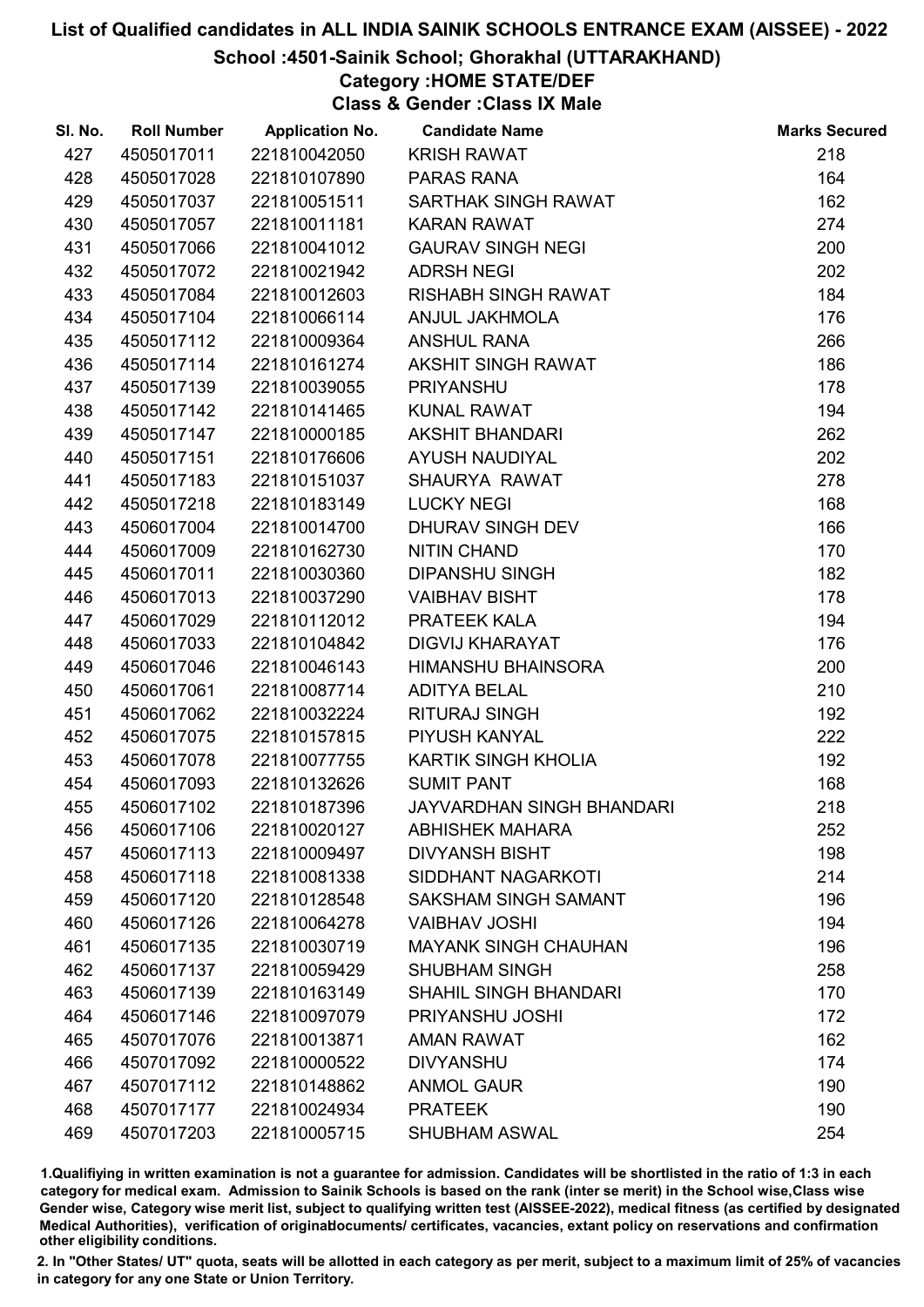# List of Qualified candidates in ALL INDIA SAINIK SCHOOLS ENTRANCE EXAM (AISSEE) - 2022

## School :4501-Sainik School; Ghorakhal (UTTARAKHAND)

### Category :HOME STATE/DEF

### Class & Gender :Class IX Male

| Sl. No. | Roll Number | Application No. | Candidate Name | Marks Secured |
|---|---|---|---|---|
| 427 | 4505017011 | 221810042050 | KRISH RAWAT | 218 |
| 428 | 4505017028 | 221810107890 | PARAS RANA | 164 |
| 429 | 4505017037 | 221810051511 | SARTHAK SINGH RAWAT | 162 |
| 430 | 4505017057 | 221810011181 | KARAN RAWAT | 274 |
| 431 | 4505017066 | 221810041012 | GAURAV SINGH NEGI | 200 |
| 432 | 4505017072 | 221810021942 | ADRSH NEGI | 202 |
| 433 | 4505017084 | 221810012603 | RISHABH SINGH RAWAT | 184 |
| 434 | 4505017104 | 221810066114 | ANJUL JAKHMOLA | 176 |
| 435 | 4505017112 | 221810009364 | ANSHUL RANA | 266 |
| 436 | 4505017114 | 221810161274 | AKSHIT SINGH RAWAT | 186 |
| 437 | 4505017139 | 221810039055 | PRIYANSHU | 178 |
| 438 | 4505017142 | 221810141465 | KUNAL RAWAT | 194 |
| 439 | 4505017147 | 221810000185 | AKSHIT BHANDARI | 262 |
| 440 | 4505017151 | 221810176606 | AYUSH NAUDIYAL | 202 |
| 441 | 4505017183 | 221810151037 | SHAURYA RAWAT | 278 |
| 442 | 4505017218 | 221810183149 | LUCKY NEGI | 168 |
| 443 | 4506017004 | 221810014700 | DHURAV SINGH DEV | 166 |
| 444 | 4506017009 | 221810162730 | NITIN CHAND | 170 |
| 445 | 4506017011 | 221810030360 | DIPANSHU SINGH | 182 |
| 446 | 4506017013 | 221810037290 | VAIBHAV BISHT | 178 |
| 447 | 4506017029 | 221810112012 | PRATEEK KALA | 194 |
| 448 | 4506017033 | 221810104842 | DIGVIJ KHARAYAT | 176 |
| 449 | 4506017046 | 221810046143 | HIMANSHU BHAINSORA | 200 |
| 450 | 4506017061 | 221810087714 | ADITYA BELAL | 210 |
| 451 | 4506017062 | 221810032224 | RITURAJ SINGH | 192 |
| 452 | 4506017075 | 221810157815 | PIYUSH KANYAL | 222 |
| 453 | 4506017078 | 221810077755 | KARTIK SINGH KHOLIA | 192 |
| 454 | 4506017093 | 221810132626 | SUMIT PANT | 168 |
| 455 | 4506017102 | 221810187396 | JAYVARDHAN SINGH BHANDARI | 218 |
| 456 | 4506017106 | 221810020127 | ABHISHEK MAHARA | 252 |
| 457 | 4506017113 | 221810009497 | DIVYANSH BISHT | 198 |
| 458 | 4506017118 | 221810081338 | SIDDHANT NAGARKOTI | 214 |
| 459 | 4506017120 | 221810128548 | SAKSHAM SINGH SAMANT | 196 |
| 460 | 4506017126 | 221810064278 | VAIBHAV JOSHI | 194 |
| 461 | 4506017135 | 221810030719 | MAYANK SINGH CHAUHAN | 196 |
| 462 | 4506017137 | 221810059429 | SHUBHAM SINGH | 258 |
| 463 | 4506017139 | 221810163149 | SHAHIL SINGH BHANDARI | 170 |
| 464 | 4506017146 | 221810097079 | PRIYANSHU JOSHI | 172 |
| 465 | 4507017076 | 221810013871 | AMAN RAWAT | 162 |
| 466 | 4507017092 | 221810000522 | DIVYANSHU | 174 |
| 467 | 4507017112 | 221810148862 | ANMOL GAUR | 190 |
| 468 | 4507017177 | 221810024934 | PRATEEK | 190 |
| 469 | 4507017203 | 221810005715 | SHUBHAM ASWAL | 254 |

1.Qualifying in written examination is not a guarantee for admission. Candidates will be shortlisted in the ratio of 1:3 in each category for medical exam. Admission to Sainik Schools is based on the rank (inter se merit) in the School wise,Class wise Gender wise, Category wise merit list, subject to qualifying written test (AISSEE-2022), medical fitness (as certified by designated Medical Authorities), verification of originaldocuments/ certificates, vacancies, extant policy on reservations and confirmation other eligibility conditions.

2. In "Other States/ UT" quota, seats will be allotted in each category as per merit, subject to a maximum limit of 25% of vacancies in category for any one State or Union Territory.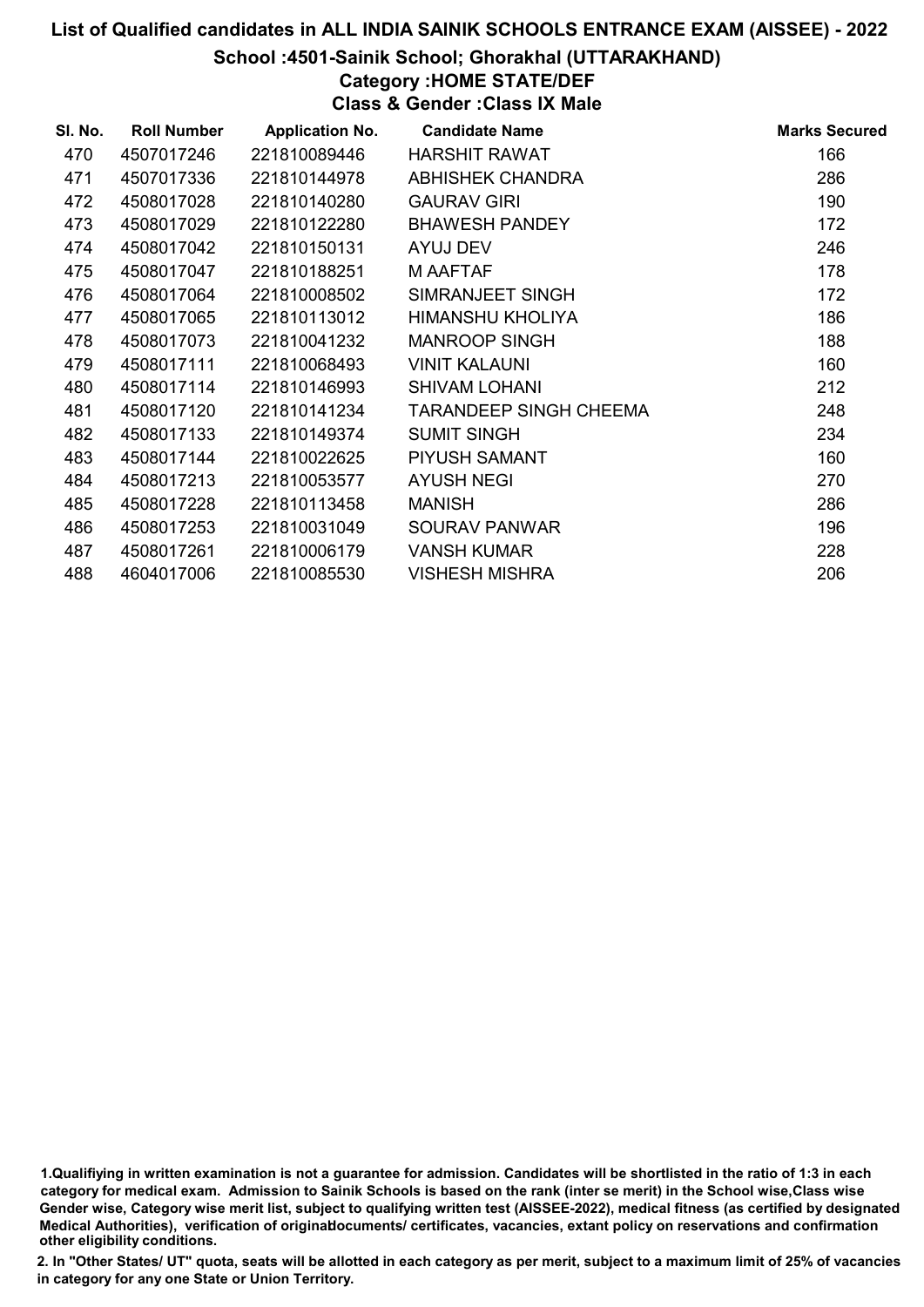# List of Qualified candidates in ALL INDIA SAINIK SCHOOLS ENTRANCE EXAM (AISSEE) - 2022

## School :4501-Sainik School; Ghorakhal (UTTARAKHAND)

### Category :HOME STATE/DEF

### Class & Gender :Class IX Male

| Sl. No. | Roll Number | Application No. | Candidate Name | Marks Secured |
|---|---|---|---|---|
| 470 | 4507017246 | 221810089446 | HARSHIT RAWAT | 166 |
| 471 | 4507017336 | 221810144978 | ABHISHEK CHANDRA | 286 |
| 472 | 4508017028 | 221810140280 | GAURAV GIRI | 190 |
| 473 | 4508017029 | 221810122280 | BHAWESH PANDEY | 172 |
| 474 | 4508017042 | 221810150131 | AYUJ DEV | 246 |
| 475 | 4508017047 | 221810188251 | M AAFTAF | 178 |
| 476 | 4508017064 | 221810008502 | SIMRANJEET SINGH | 172 |
| 477 | 4508017065 | 221810113012 | HIMANSHU KHOLIYA | 186 |
| 478 | 4508017073 | 221810041232 | MANROOP SINGH | 188 |
| 479 | 4508017111 | 221810068493 | VINIT KALAUNI | 160 |
| 480 | 4508017114 | 221810146993 | SHIVAM LOHANI | 212 |
| 481 | 4508017120 | 221810141234 | TARANDEEP SINGH CHEEMA | 248 |
| 482 | 4508017133 | 221810149374 | SUMIT SINGH | 234 |
| 483 | 4508017144 | 221810022625 | PIYUSH SAMANT | 160 |
| 484 | 4508017213 | 221810053577 | AYUSH NEGI | 270 |
| 485 | 4508017228 | 221810113458 | MANISH | 286 |
| 486 | 4508017253 | 221810031049 | SOURAV PANWAR | 196 |
| 487 | 4508017261 | 221810006179 | VANSH KUMAR | 228 |
| 488 | 4604017006 | 221810085530 | VISHESH MISHRA | 206 |

1.Qualifiying in written examination is not a guarantee for admission. Candidates will be shortlisted in the ratio of 1:3 in each category for medical exam. Admission to Sainik Schools is based on the rank (inter se merit) in the School wise,Class wise Gender wise, Category wise merit list, subject to qualifying written test (AISSEE-2022), medical fitness (as certified by designated Medical Authorities), verification of originaldocuments/ certificates, vacancies, extant policy on reservations and confirmation other eligibility conditions.

2. In "Other States/ UT" quota, seats will be allotted in each category as per merit, subject to a maximum limit of 25% of vacancies in category for any one State or Union Territory.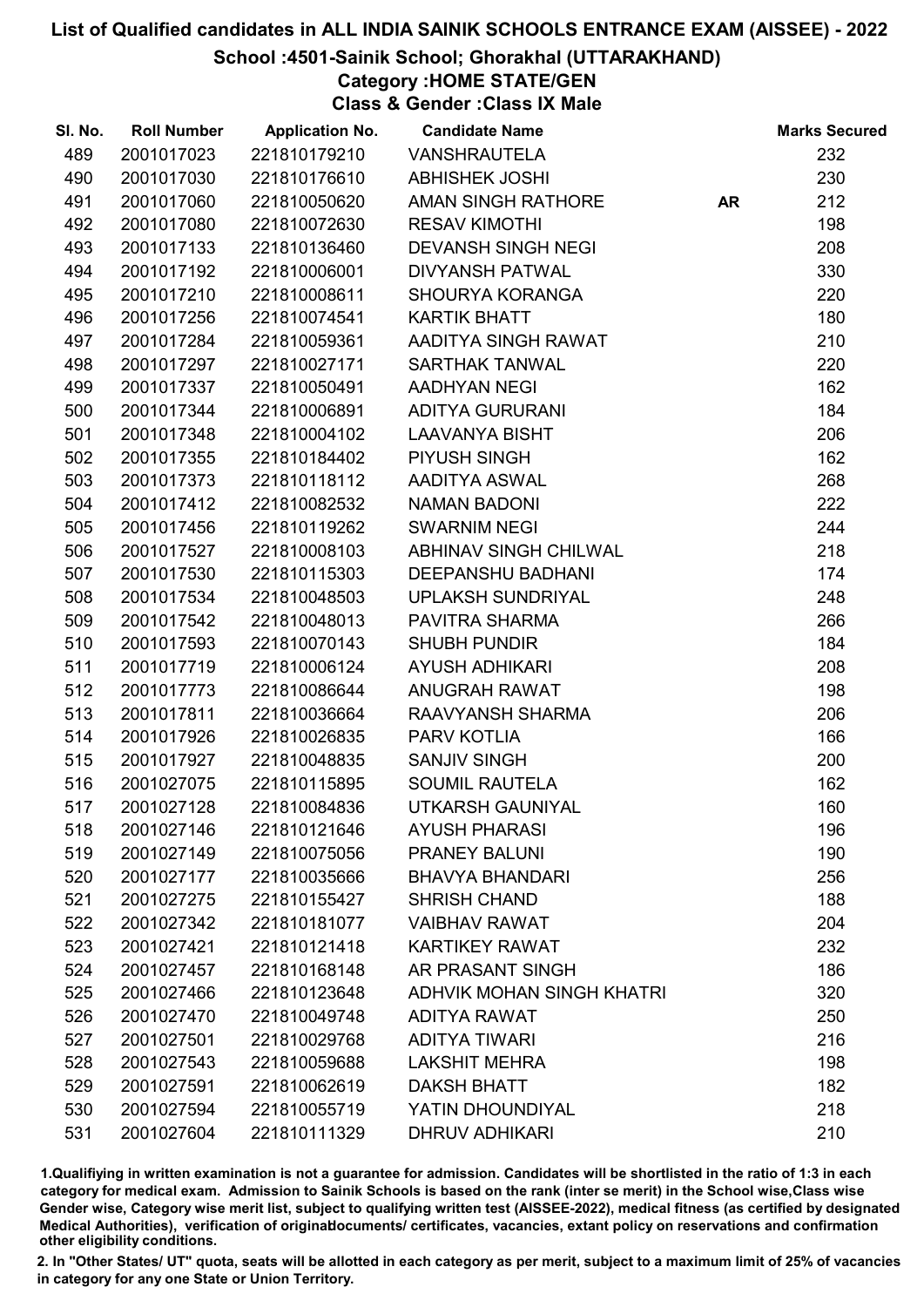# List of Qualified candidates in ALL INDIA SAINIK SCHOOLS ENTRANCE EXAM (AISSEE) - 2022

## School :4501-Sainik School; Ghorakhal (UTTARAKHAND)

### Category :HOME STATE/GEN

### Class & Gender :Class IX Male

| Sl. No. | Roll Number | Application No. | Candidate Name | | Marks Secured |
|---|---|---|---|---|---|
| 489 | 2001017023 | 221810179210 | VANSHRAUTELA | | 232 |
| 490 | 2001017030 | 221810176610 | ABHISHEK JOSHI | | 230 |
| 491 | 2001017060 | 221810050620 | AMAN SINGH RATHORE | AR | 212 |
| 492 | 2001017080 | 221810072630 | RESAV KIMOTHI | | 198 |
| 493 | 2001017133 | 221810136460 | DEVANSH SINGH NEGI | | 208 |
| 494 | 2001017192 | 221810006001 | DIVYANSH PATWAL | | 330 |
| 495 | 2001017210 | 221810008611 | SHOURYA KORANGA | | 220 |
| 496 | 2001017256 | 221810074541 | KARTIK BHATT | | 180 |
| 497 | 2001017284 | 221810059361 | AADITYA SINGH RAWAT | | 210 |
| 498 | 2001017297 | 221810027171 | SARTHAK TANWAL | | 220 |
| 499 | 2001017337 | 221810050491 | AADHYAN NEGI | | 162 |
| 500 | 2001017344 | 221810006891 | ADITYA GURURANI | | 184 |
| 501 | 2001017348 | 221810004102 | LAAVANYA BISHT | | 206 |
| 502 | 2001017355 | 221810184402 | PIYUSH SINGH | | 162 |
| 503 | 2001017373 | 221810118112 | AADITYA ASWAL | | 268 |
| 504 | 2001017412 | 221810082532 | NAMAN BADONI | | 222 |
| 505 | 2001017456 | 221810119262 | SWARNIM NEGI | | 244 |
| 506 | 2001017527 | 221810008103 | ABHINAV SINGH CHILWAL | | 218 |
| 507 | 2001017530 | 221810115303 | DEEPANSHU BADHANI | | 174 |
| 508 | 2001017534 | 221810048503 | UPLAKSH SUNDRIYAL | | 248 |
| 509 | 2001017542 | 221810048013 | PAVITRA SHARMA | | 266 |
| 510 | 2001017593 | 221810070143 | SHUBH PUNDIR | | 184 |
| 511 | 2001017719 | 221810006124 | AYUSH ADHIKARI | | 208 |
| 512 | 2001017773 | 221810086644 | ANUGRAH RAWAT | | 198 |
| 513 | 2001017811 | 221810036664 | RAAVYANSH SHARMA | | 206 |
| 514 | 2001017926 | 221810026835 | PARV KOTLIA | | 166 |
| 515 | 2001017927 | 221810048835 | SANJIV SINGH | | 200 |
| 516 | 2001027075 | 221810115895 | SOUMIL RAUTELA | | 162 |
| 517 | 2001027128 | 221810084836 | UTKARSH GAUNIYAL | | 160 |
| 518 | 2001027146 | 221810121646 | AYUSH PHARASI | | 196 |
| 519 | 2001027149 | 221810075056 | PRANEY BALUNI | | 190 |
| 520 | 2001027177 | 221810035666 | BHAVYA BHANDARI | | 256 |
| 521 | 2001027275 | 221810155427 | SHRISH CHAND | | 188 |
| 522 | 2001027342 | 221810181077 | VAIBHAV RAWAT | | 204 |
| 523 | 2001027421 | 221810121418 | KARTIKEY RAWAT | | 232 |
| 524 | 2001027457 | 221810168148 | AR PRASANT SINGH | | 186 |
| 525 | 2001027466 | 221810123648 | ADHVIK MOHAN SINGH KHATRI | | 320 |
| 526 | 2001027470 | 221810049748 | ADITYA RAWAT | | 250 |
| 527 | 2001027501 | 221810029768 | ADITYA TIWARI | | 216 |
| 528 | 2001027543 | 221810059688 | LAKSHIT MEHRA | | 198 |
| 529 | 2001027591 | 221810062619 | DAKSH BHATT | | 182 |
| 530 | 2001027594 | 221810055719 | YATIN DHOUNDIYAL | | 218 |
| 531 | 2001027604 | 221810111329 | DHRUV ADHIKARI | | 210 |

1.Qualifying in written examination is not a guarantee for admission. Candidates will be shortlisted in the ratio of 1:3 in each category for medical exam. Admission to Sainik Schools is based on the rank (inter se merit) in the School wise,Class wise Gender wise, Category wise merit list, subject to qualifying written test (AISSEE-2022), medical fitness (as certified by designated Medical Authorities), verification of originaldocuments/ certificates, vacancies, extant policy on reservations and confirmation other eligibility conditions.

2. In "Other States/ UT" quota, seats will be allotted in each category as per merit, subject to a maximum limit of 25% of vacancies in category for any one State or Union Territory.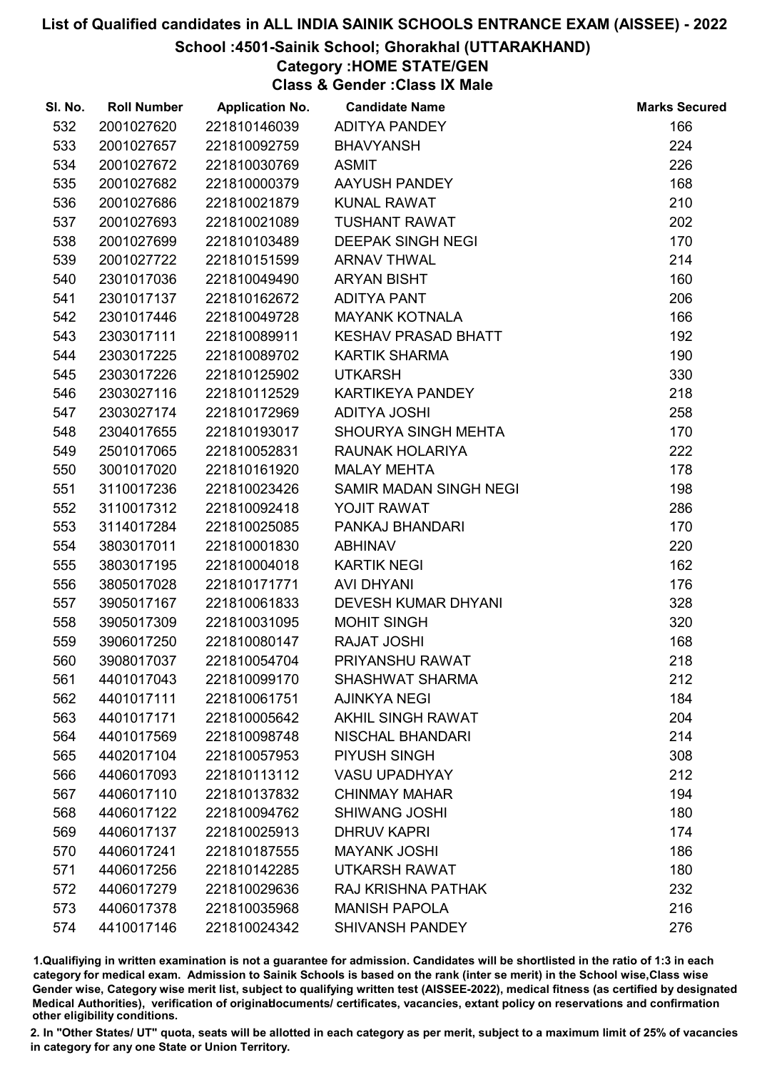# List of Qualified candidates in ALL INDIA SAINIK SCHOOLS ENTRANCE EXAM (AISSEE) - 2022

## School :4501-Sainik School; Ghorakhal (UTTARAKHAND)

### Category :HOME STATE/GEN

### Class & Gender :Class IX Male

| Sl. No. | Roll Number | Application No. | Candidate Name | Marks Secured |
|---|---|---|---|---|
| 532 | 2001027620 | 221810146039 | ADITYA PANDEY | 166 |
| 533 | 2001027657 | 221810092759 | BHAVYANSH | 224 |
| 534 | 2001027672 | 221810030769 | ASMIT | 226 |
| 535 | 2001027682 | 221810000379 | AAYUSH PANDEY | 168 |
| 536 | 2001027686 | 221810021879 | KUNAL RAWAT | 210 |
| 537 | 2001027693 | 221810021089 | TUSHANT RAWAT | 202 |
| 538 | 2001027699 | 221810103489 | DEEPAK SINGH NEGI | 170 |
| 539 | 2001027722 | 221810151599 | ARNAV THWAL | 214 |
| 540 | 2301017036 | 221810049490 | ARYAN BISHT | 160 |
| 541 | 2301017137 | 221810162672 | ADITYA PANT | 206 |
| 542 | 2301017446 | 221810049728 | MAYANK KOTNALA | 166 |
| 543 | 2303017111 | 221810089911 | KESHAV PRASAD BHATT | 192 |
| 544 | 2303017225 | 221810089702 | KARTIK SHARMA | 190 |
| 545 | 2303017226 | 221810125902 | UTKARSH | 330 |
| 546 | 2303027116 | 221810112529 | KARTIKEYA PANDEY | 218 |
| 547 | 2303027174 | 221810172969 | ADITYA JOSHI | 258 |
| 548 | 2304017655 | 221810193017 | SHOURYA SINGH MEHTA | 170 |
| 549 | 2501017065 | 221810052831 | RAUNAK HOLARIYA | 222 |
| 550 | 3001017020 | 221810161920 | MALAY MEHTA | 178 |
| 551 | 3110017236 | 221810023426 | SAMIR MADAN SINGH NEGI | 198 |
| 552 | 3110017312 | 221810092418 | YOJIT RAWAT | 286 |
| 553 | 3114017284 | 221810025085 | PANKAJ BHANDARI | 170 |
| 554 | 3803017011 | 221810001830 | ABHINAV | 220 |
| 555 | 3803017195 | 221810004018 | KARTIK NEGI | 162 |
| 556 | 3805017028 | 221810171771 | AVI DHYANI | 176 |
| 557 | 3905017167 | 221810061833 | DEVESH KUMAR DHYANI | 328 |
| 558 | 3905017309 | 221810031095 | MOHIT SINGH | 320 |
| 559 | 3906017250 | 221810080147 | RAJAT JOSHI | 168 |
| 560 | 3908017037 | 221810054704 | PRIYANSHU RAWAT | 218 |
| 561 | 4401017043 | 221810099170 | SHASHWAT SHARMA | 212 |
| 562 | 4401017111 | 221810061751 | AJINKYA NEGI | 184 |
| 563 | 4401017171 | 221810005642 | AKHIL SINGH RAWAT | 204 |
| 564 | 4401017569 | 221810098748 | NISCHAL BHANDARI | 214 |
| 565 | 4402017104 | 221810057953 | PIYUSH SINGH | 308 |
| 566 | 4406017093 | 221810113112 | VASU UPADHYAY | 212 |
| 567 | 4406017110 | 221810137832 | CHINMAY MAHAR | 194 |
| 568 | 4406017122 | 221810094762 | SHIWANG JOSHI | 180 |
| 569 | 4406017137 | 221810025913 | DHRUV KAPRI | 174 |
| 570 | 4406017241 | 221810187555 | MAYANK JOSHI | 186 |
| 571 | 4406017256 | 221810142285 | UTKARSH RAWAT | 180 |
| 572 | 4406017279 | 221810029636 | RAJ KRISHNA PATHAK | 232 |
| 573 | 4406017378 | 221810035968 | MANISH PAPOLA | 216 |
| 574 | 4410017146 | 221810024342 | SHIVANSH PANDEY | 276 |

1.Qualifiying in written examination is not a guarantee for admission. Candidates will be shortlisted in the ratio of 1:3 in each category for medical exam. Admission to Sainik Schools is based on the rank (inter se merit) in the School wise,Class wise Gender wise, Category wise merit list, subject to qualifying written test (AISSEE-2022), medical fitness (as certified by designated Medical Authorities), verification of originaldocuments/ certificates, vacancies, extant policy on reservations and confirmation other eligibility conditions.

2. In "Other States/ UT" quota, seats will be allotted in each category as per merit, subject to a maximum limit of 25% of vacancies in category for any one State or Union Territory.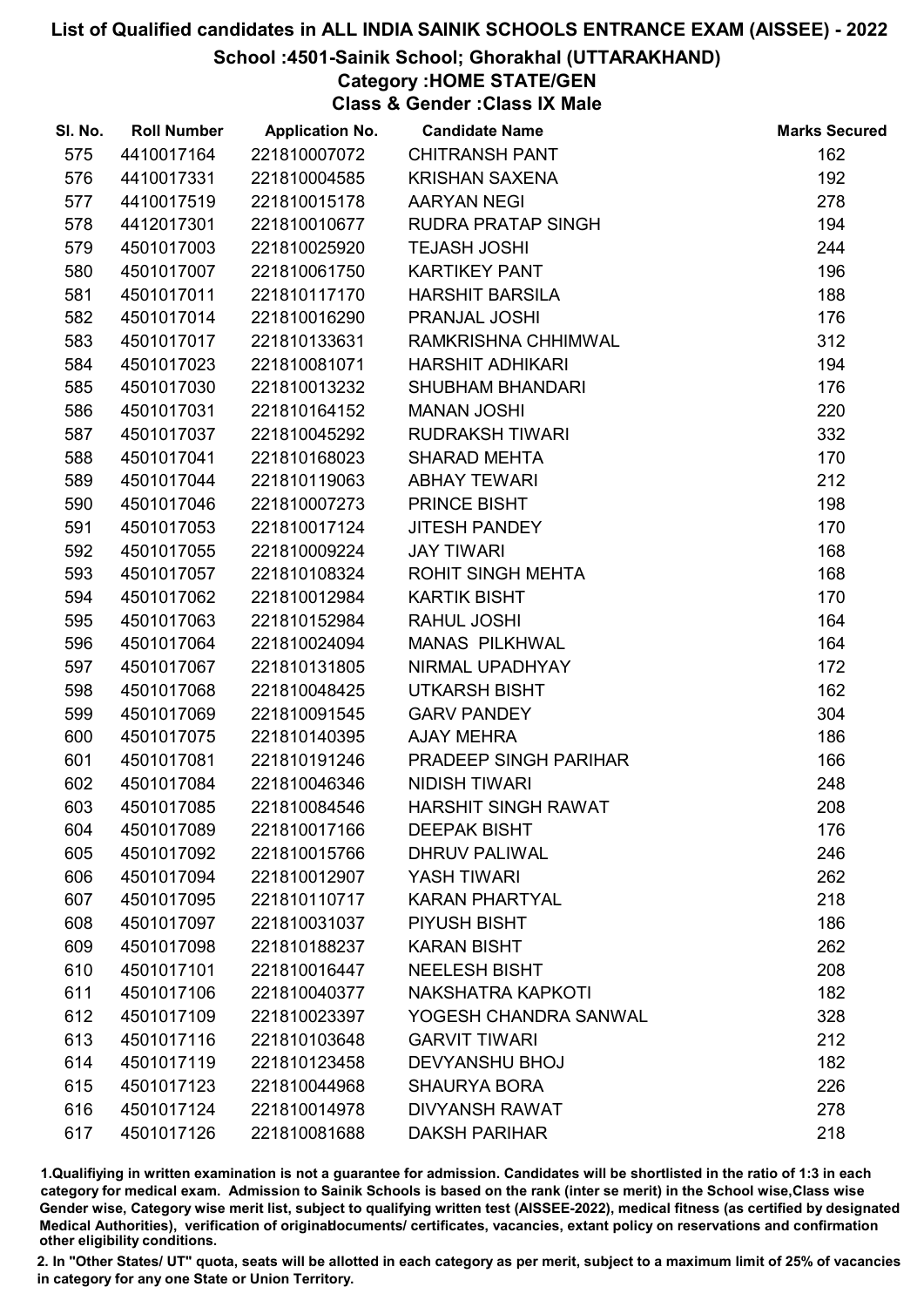# List of Qualified candidates in ALL INDIA SAINIK SCHOOLS ENTRANCE EXAM (AISSEE) - 2022

## School :4501-Sainik School; Ghorakhal (UTTARAKHAND)

### Category :HOME STATE/GEN

### Class & Gender :Class IX Male

| Sl. No. | Roll Number | Application No. | Candidate Name | Marks Secured |
|---|---|---|---|---|
| 575 | 4410017164 | 221810007072 | CHITRANSH PANT | 162 |
| 576 | 4410017331 | 221810004585 | KRISHAN SAXENA | 192 |
| 577 | 4410017519 | 221810015178 | AARYAN NEGI | 278 |
| 578 | 4412017301 | 221810010677 | RUDRA PRATAP SINGH | 194 |
| 579 | 4501017003 | 221810025920 | TEJASH JOSHI | 244 |
| 580 | 4501017007 | 221810061750 | KARTIKEY PANT | 196 |
| 581 | 4501017011 | 221810117170 | HARSHIT BARSILA | 188 |
| 582 | 4501017014 | 221810016290 | PRANJAL JOSHI | 176 |
| 583 | 4501017017 | 221810133631 | RAMKRISHNA CHHIMWAL | 312 |
| 584 | 4501017023 | 221810081071 | HARSHIT ADHIKARI | 194 |
| 585 | 4501017030 | 221810013232 | SHUBHAM BHANDARI | 176 |
| 586 | 4501017031 | 221810164152 | MANAN JOSHI | 220 |
| 587 | 4501017037 | 221810045292 | RUDRAKSH TIWARI | 332 |
| 588 | 4501017041 | 221810168023 | SHARAD MEHTA | 170 |
| 589 | 4501017044 | 221810119063 | ABHAY TEWARI | 212 |
| 590 | 4501017046 | 221810007273 | PRINCE BISHT | 198 |
| 591 | 4501017053 | 221810017124 | JITESH PANDEY | 170 |
| 592 | 4501017055 | 221810009224 | JAY TIWARI | 168 |
| 593 | 4501017057 | 221810108324 | ROHIT SINGH MEHTA | 168 |
| 594 | 4501017062 | 221810012984 | KARTIK BISHT | 170 |
| 595 | 4501017063 | 221810152984 | RAHUL JOSHI | 164 |
| 596 | 4501017064 | 221810024094 | MANAS PILKHWAL | 164 |
| 597 | 4501017067 | 221810131805 | NIRMAL UPADHYAY | 172 |
| 598 | 4501017068 | 221810048425 | UTKARSH BISHT | 162 |
| 599 | 4501017069 | 221810091545 | GARV PANDEY | 304 |
| 600 | 4501017075 | 221810140395 | AJAY MEHRA | 186 |
| 601 | 4501017081 | 221810191246 | PRADEEP SINGH PARIHAR | 166 |
| 602 | 4501017084 | 221810046346 | NIDISH TIWARI | 248 |
| 603 | 4501017085 | 221810084546 | HARSHIT SINGH RAWAT | 208 |
| 604 | 4501017089 | 221810017166 | DEEPAK BISHT | 176 |
| 605 | 4501017092 | 221810015766 | DHRUV PALIWAL | 246 |
| 606 | 4501017094 | 221810012907 | YASH TIWARI | 262 |
| 607 | 4501017095 | 221810110717 | KARAN PHARTYAL | 218 |
| 608 | 4501017097 | 221810031037 | PIYUSH BISHT | 186 |
| 609 | 4501017098 | 221810188237 | KARAN BISHT | 262 |
| 610 | 4501017101 | 221810016447 | NEELESH BISHT | 208 |
| 611 | 4501017106 | 221810040377 | NAKSHATRA KAPKOTI | 182 |
| 612 | 4501017109 | 221810023397 | YOGESH CHANDRA SANWAL | 328 |
| 613 | 4501017116 | 221810103648 | GARVIT TIWARI | 212 |
| 614 | 4501017119 | 221810123458 | DEVYANSHU BHOJ | 182 |
| 615 | 4501017123 | 221810044968 | SHAURYA BORA | 226 |
| 616 | 4501017124 | 221810014978 | DIVYANSH RAWAT | 278 |
| 617 | 4501017126 | 221810081688 | DAKSH PARIHAR | 218 |

1.Qualifiying in written examination is not a guarantee for admission. Candidates will be shortlisted in the ratio of 1:3 in each category for medical exam. Admission to Sainik Schools is based on the rank (inter se merit) in the School wise,Class wise Gender wise, Category wise merit list, subject to qualifying written test (AISSEE-2022), medical fitness (as certified by designated Medical Authorities), verification of originaldocuments/ certificates, vacancies, extant policy on reservations and confirmation other eligibility conditions.

2. In "Other States/ UT" quota, seats will be allotted in each category as per merit, subject to a maximum limit of 25% of vacancies in category for any one State or Union Territory.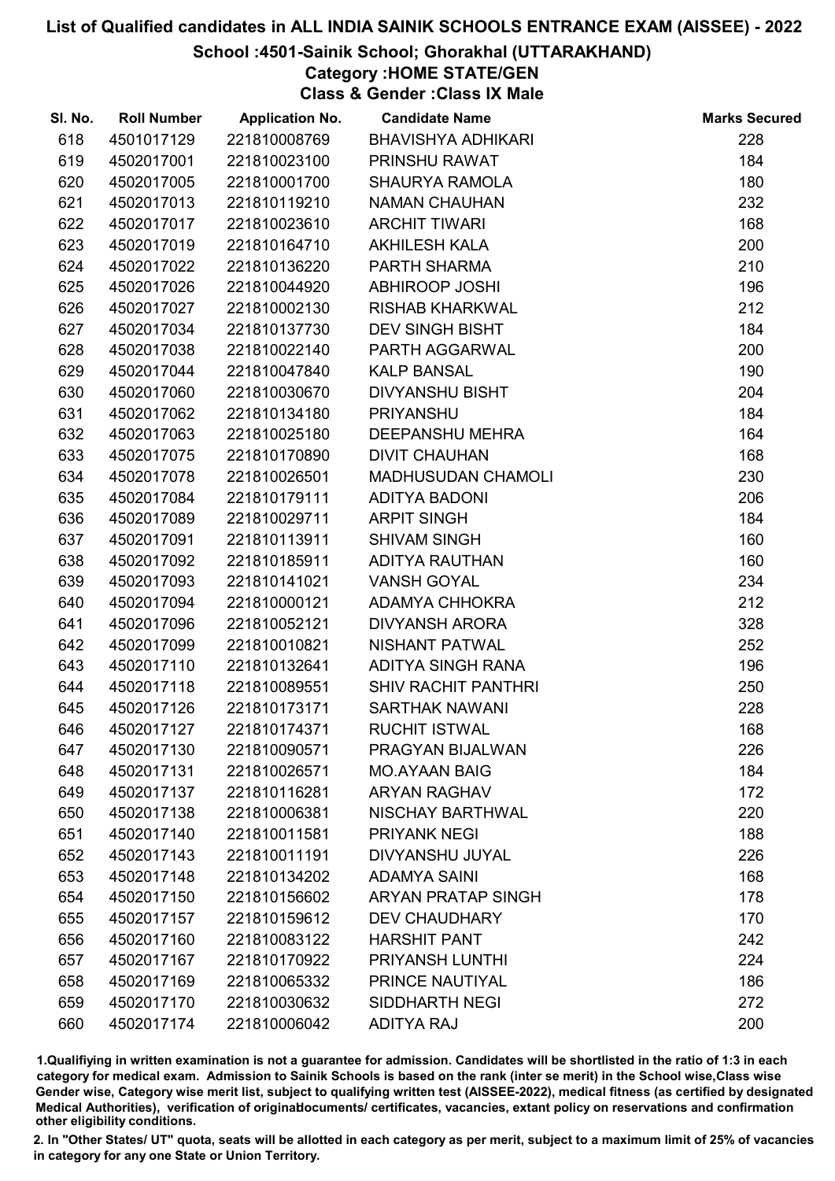# List of Qualified candidates in ALL INDIA SAINIK SCHOOLS ENTRANCE EXAM (AISSEE) - 2022

## School :4501-Sainik School; Ghorakhal (UTTARAKHAND)

### Category :HOME STATE/GEN

### Class & Gender :Class IX Male

| Sl. No. | Roll Number | Application No. | Candidate Name | Marks Secured |
|---|---|---|---|---|
| 618 | 4501017129 | 221810008769 | BHAVISHYA ADHIKARI | 228 |
| 619 | 4502017001 | 221810023100 | PRINSHU RAWAT | 184 |
| 620 | 4502017005 | 221810001700 | SHAURYA RAMOLA | 180 |
| 621 | 4502017013 | 221810119210 | NAMAN CHAUHAN | 232 |
| 622 | 4502017017 | 221810023610 | ARCHIT TIWARI | 168 |
| 623 | 4502017019 | 221810164710 | AKHILESH KALA | 200 |
| 624 | 4502017022 | 221810136220 | PARTH SHARMA | 210 |
| 625 | 4502017026 | 221810044920 | ABHIROOP JOSHI | 196 |
| 626 | 4502017027 | 221810002130 | RISHAB KHARKWAL | 212 |
| 627 | 4502017034 | 221810137730 | DEV SINGH BISHT | 184 |
| 628 | 4502017038 | 221810022140 | PARTH AGGARWAL | 200 |
| 629 | 4502017044 | 221810047840 | KALP BANSAL | 190 |
| 630 | 4502017060 | 221810030670 | DIVYANSHU BISHT | 204 |
| 631 | 4502017062 | 221810134180 | PRIYANSHU | 184 |
| 632 | 4502017063 | 221810025180 | DEEPANSHU MEHRA | 164 |
| 633 | 4502017075 | 221810170890 | DIVIT CHAUHAN | 168 |
| 634 | 4502017078 | 221810026501 | MADHUSUDAN CHAMOLI | 230 |
| 635 | 4502017084 | 221810179111 | ADITYA BADONI | 206 |
| 636 | 4502017089 | 221810029711 | ARPIT SINGH | 184 |
| 637 | 4502017091 | 221810113911 | SHIVAM SINGH | 160 |
| 638 | 4502017092 | 221810185911 | ADITYA RAUTHAN | 160 |
| 639 | 4502017093 | 221810141021 | VANSH GOYAL | 234 |
| 640 | 4502017094 | 221810000121 | ADAMYA CHHOKRA | 212 |
| 641 | 4502017096 | 221810052121 | DIVYANSH ARORA | 328 |
| 642 | 4502017099 | 221810010821 | NISHANT PATWAL | 252 |
| 643 | 4502017110 | 221810132641 | ADITYA SINGH RANA | 196 |
| 644 | 4502017118 | 221810089551 | SHIV RACHIT PANTHRI | 250 |
| 645 | 4502017126 | 221810173171 | SARTHAK NAWANI | 228 |
| 646 | 4502017127 | 221810174371 | RUCHIT ISTWAL | 168 |
| 647 | 4502017130 | 221810090571 | PRAGYAN BIJALWAN | 226 |
| 648 | 4502017131 | 221810026571 | MO.AYAAN BAIG | 184 |
| 649 | 4502017137 | 221810116281 | ARYAN RAGHAV | 172 |
| 650 | 4502017138 | 221810006381 | NISCHAY BARTHWAL | 220 |
| 651 | 4502017140 | 221810011581 | PRIYANK NEGI | 188 |
| 652 | 4502017143 | 221810011191 | DIVYANSHU JUYAL | 226 |
| 653 | 4502017148 | 221810134202 | ADAMYA SAINI | 168 |
| 654 | 4502017150 | 221810156602 | ARYAN PRATAP SINGH | 178 |
| 655 | 4502017157 | 221810159612 | DEV CHAUDHARY | 170 |
| 656 | 4502017160 | 221810083122 | HARSHIT PANT | 242 |
| 657 | 4502017167 | 221810170922 | PRIYANSH LUNTHI | 224 |
| 658 | 4502017169 | 221810065332 | PRINCE NAUTIYAL | 186 |
| 659 | 4502017170 | 221810030632 | SIDDHARTH NEGI | 272 |
| 660 | 4502017174 | 221810006042 | ADITYA RAJ | 200 |

1.Qualifiying in written examination is not a guarantee for admission. Candidates will be shortlisted in the ratio of 1:3 in each category for medical exam. Admission to Sainik Schools is based on the rank (inter se merit) in the School wise,Class wise Gender wise, Category wise merit list, subject to qualifying written test (AISSEE-2022), medical fitness (as certified by designated Medical Authorities), verification of originaldocuments/ certificates, vacancies, extant policy on reservations and confirmation other eligibility conditions.

2. In "Other States/ UT" quota, seats will be allotted in each category as per merit, subject to a maximum limit of 25% of vacancies in category for any one State or Union Territory.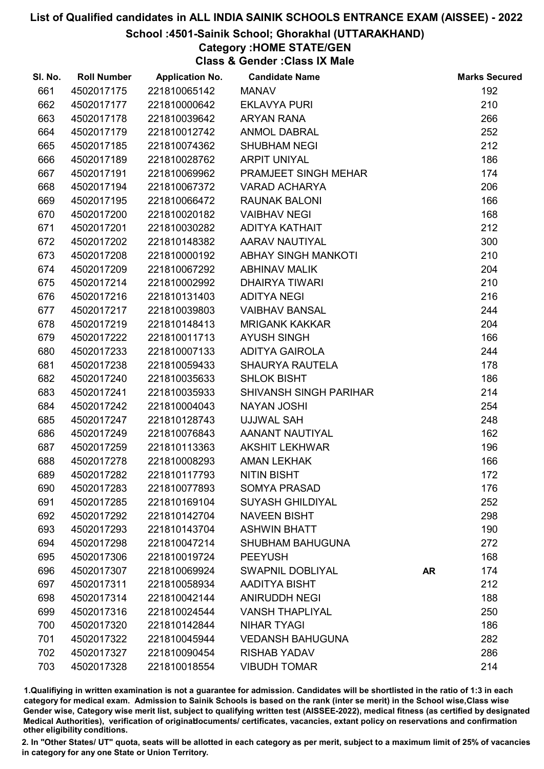# List of Qualified candidates in ALL INDIA SAINIK SCHOOLS ENTRANCE EXAM (AISSEE) - 2022

## School :4501-Sainik School; Ghorakhal (UTTARAKHAND)

## Category :HOME STATE/GEN

## Class & Gender :Class IX Male

| Sl. No. | Roll Number | Application No. | Candidate Name | | Marks Secured |
|---|---|---|---|---|---|
| 661 | 4502017175 | 221810065142 | MANAV | | 192 |
| 662 | 4502017177 | 221810000642 | EKLAVYA PURI | | 210 |
| 663 | 4502017178 | 221810039642 | ARYAN RANA | | 266 |
| 664 | 4502017179 | 221810012742 | ANMOL DABRAL | | 252 |
| 665 | 4502017185 | 221810074362 | SHUBHAM NEGI | | 212 |
| 666 | 4502017189 | 221810028762 | ARPIT UNIYAL | | 186 |
| 667 | 4502017191 | 221810069962 | PRAMJEET SINGH MEHAR | | 174 |
| 668 | 4502017194 | 221810067372 | VARAD ACHARYA | | 206 |
| 669 | 4502017195 | 221810066472 | RAUNAK BALONI | | 166 |
| 670 | 4502017200 | 221810020182 | VAIBHAV NEGI | | 168 |
| 671 | 4502017201 | 221810030282 | ADITYA KATHAIT | | 212 |
| 672 | 4502017202 | 221810148382 | AARAV NAUTIYAL | | 300 |
| 673 | 4502017208 | 221810000192 | ABHAY SINGH MANKOTI | | 210 |
| 674 | 4502017209 | 221810067292 | ABHINAV MALIK | | 204 |
| 675 | 4502017214 | 221810002992 | DHAIRYA TIWARI | | 210 |
| 676 | 4502017216 | 221810131403 | ADITYA NEGI | | 216 |
| 677 | 4502017217 | 221810039803 | VAIBHAV BANSAL | | 244 |
| 678 | 4502017219 | 221810148413 | MRIGANK KAKKAR | | 204 |
| 679 | 4502017222 | 221810011713 | AYUSH SINGH | | 166 |
| 680 | 4502017233 | 221810007133 | ADITYA GAIROLA | | 244 |
| 681 | 4502017238 | 221810059433 | SHAURYA RAUTELA | | 178 |
| 682 | 4502017240 | 221810035633 | SHLOK BISHT | | 186 |
| 683 | 4502017241 | 221810035933 | SHIVANSH SINGH PARIHAR | | 214 |
| 684 | 4502017242 | 221810004043 | NAYAN JOSHI | | 254 |
| 685 | 4502017247 | 221810128743 | UJJWAL SAH | | 248 |
| 686 | 4502017249 | 221810076843 | AANANT NAUTIYAL | | 162 |
| 687 | 4502017259 | 221810113363 | AKSHIT LEKHWAR | | 196 |
| 688 | 4502017278 | 221810008293 | AMAN LEKHAK | | 166 |
| 689 | 4502017282 | 221810117793 | NITIN BISHT | | 172 |
| 690 | 4502017283 | 221810077893 | SOMYA PRASAD | | 176 |
| 691 | 4502017285 | 221810169104 | SUYASH GHILDIYAL | | 252 |
| 692 | 4502017292 | 221810142704 | NAVEEN BISHT | | 298 |
| 693 | 4502017293 | 221810143704 | ASHWIN BHATT | | 190 |
| 694 | 4502017298 | 221810047214 | SHUBHAM BAHUGUNA | | 272 |
| 695 | 4502017306 | 221810019724 | PEEYUSH | | 168 |
| 696 | 4502017307 | 221810069924 | SWAPNIL DOBLIYAL | **AR** | 174 |
| 697 | 4502017311 | 221810058934 | AADITYA BISHT | | 212 |
| 698 | 4502017314 | 221810042144 | ANIRUDDH NEGI | | 188 |
| 699 | 4502017316 | 221810024544 | VANSH THAPLIYAL | | 250 |
| 700 | 4502017320 | 221810142844 | NIHAR TYAGI | | 186 |
| 701 | 4502017322 | 221810045944 | VEDANSH BAHUGUNA | | 282 |
| 702 | 4502017327 | 221810090454 | RISHAB YADAV | | 286 |
| 703 | 4502017328 | 221810018554 | VIBUDH TOMAR | | 214 |

1.Qualifying in written examination is not a guarantee for admission. Candidates will be shortlisted in the ratio of 1:3 in each category for medical exam. Admission to Sainik Schools is based on the rank (inter se merit) in the School wise,Class wise Gender wise, Category wise merit list, subject to qualifying written test (AISSEE-2022), medical fitness (as certified by designated Medical Authorities), verification of originaldocuments/ certificates, vacancies, extant policy on reservations and confirmation other eligibility conditions.

2. In "Other States/ UT" quota, seats will be allotted in each category as per merit, subject to a maximum limit of 25% of vacancies in category for any one State or Union Territory.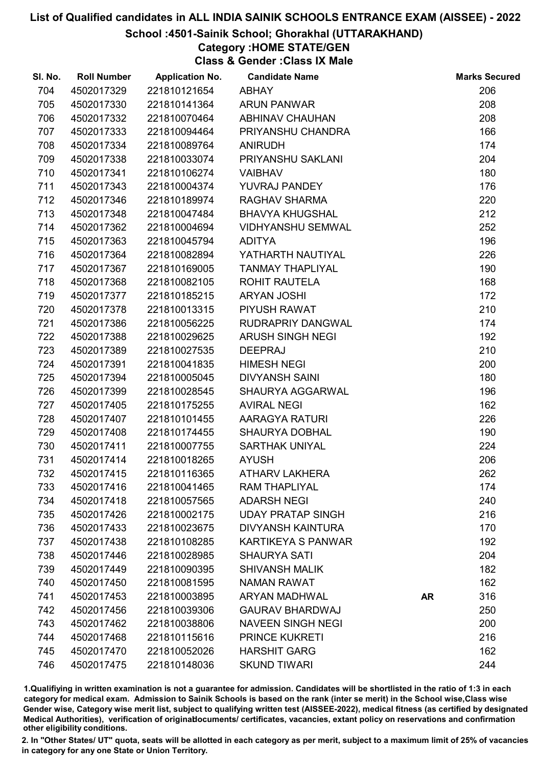# List of Qualified candidates in ALL INDIA SAINIK SCHOOLS ENTRANCE EXAM (AISSEE) - 2022

## School :4501-Sainik School; Ghorakhal (UTTARAKHAND)

### Category :HOME STATE/GEN

### Class & Gender :Class IX Male

| Sl. No. | Roll Number | Application No. | Candidate Name | | Marks Secured |
|---|---|---|---|---|---|
| 704 | 4502017329 | 221810121654 | ABHAY | | 206 |
| 705 | 4502017330 | 221810141364 | ARUN PANWAR | | 208 |
| 706 | 4502017332 | 221810070464 | ABHINAV CHAUHAN | | 208 |
| 707 | 4502017333 | 221810094464 | PRIYANSHU CHANDRA | | 166 |
| 708 | 4502017334 | 221810089764 | ANIRUDH | | 174 |
| 709 | 4502017338 | 221810033074 | PRIYANSHU SAKLANI | | 204 |
| 710 | 4502017341 | 221810106274 | VAIBHAV | | 180 |
| 711 | 4502017343 | 221810004374 | YUVRAJ PANDEY | | 176 |
| 712 | 4502017346 | 221810189974 | RAGHAV SHARMA | | 220 |
| 713 | 4502017348 | 221810047484 | BHAVYA KHUGSHAL | | 212 |
| 714 | 4502017362 | 221810004694 | VIDHYANSHU SEMWAL | | 252 |
| 715 | 4502017363 | 221810045794 | ADITYA | | 196 |
| 716 | 4502017364 | 221810082894 | YATHARTH NAUTIYAL | | 226 |
| 717 | 4502017367 | 221810169005 | TANMAY THAPLIYAL | | 190 |
| 718 | 4502017368 | 221810082105 | ROHIT RAUTELA | | 168 |
| 719 | 4502017377 | 221810185215 | ARYAN JOSHI | | 172 |
| 720 | 4502017378 | 221810013315 | PIYUSH RAWAT | | 210 |
| 721 | 4502017386 | 221810056225 | RUDRAPRIY DANGWAL | | 174 |
| 722 | 4502017388 | 221810029625 | ARUSH SINGH NEGI | | 192 |
| 723 | 4502017389 | 221810027535 | DEEPRAJ | | 210 |
| 724 | 4502017391 | 221810041835 | HIMESH NEGI | | 200 |
| 725 | 4502017394 | 221810005045 | DIVYANSH SAINI | | 180 |
| 726 | 4502017399 | 221810028545 | SHAURYA AGGARWAL | | 196 |
| 727 | 4502017405 | 221810175255 | AVIRAL NEGI | | 162 |
| 728 | 4502017407 | 221810101455 | AARAGYA RATURI | | 226 |
| 729 | 4502017408 | 221810174455 | SHAURYA DOBHAL | | 190 |
| 730 | 4502017411 | 221810007755 | SARTHAK UNIYAL | | 224 |
| 731 | 4502017414 | 221810018265 | AYUSH | | 206 |
| 732 | 4502017415 | 221810116365 | ATHARV LAKHERA | | 262 |
| 733 | 4502017416 | 221810041465 | RAM THAPLIYAL | | 174 |
| 734 | 4502017418 | 221810057565 | ADARSH NEGI | | 240 |
| 735 | 4502017426 | 221810002175 | UDAY PRATAP SINGH | | 216 |
| 736 | 4502017433 | 221810023675 | DIVYANSH KAINTURA | | 170 |
| 737 | 4502017438 | 221810108285 | KARTIKEYA S PANWAR | | 192 |
| 738 | 4502017446 | 221810028985 | SHAURYA SATI | | 204 |
| 739 | 4502017449 | 221810090395 | SHIVANSH MALIK | | 182 |
| 740 | 4502017450 | 221810081595 | NAMAN RAWAT | | 162 |
| 741 | 4502017453 | 221810003895 | ARYAN MADHWAL | **AR** | 316 |
| 742 | 4502017456 | 221810039306 | GAURAV BHARDWAJ | | 250 |
| 743 | 4502017462 | 221810038806 | NAVEEN SINGH NEGI | | 200 |
| 744 | 4502017468 | 221810115616 | PRINCE KUKRETI | | 216 |
| 745 | 4502017470 | 221810052026 | HARSHIT GARG | | 162 |
| 746 | 4502017475 | 221810148036 | SKUND TIWARI | | 244 |

1.Qualifiying in written examination is not a guarantee for admission. Candidates will be shortlisted in the ratio of 1:3 in each category for medical exam. Admission to Sainik Schools is based on the rank (inter se merit) in the School wise,Class wise Gender wise, Category wise merit list, subject to qualifying written test (AISSEE-2022), medical fitness (as certified by designated Medical Authorities), verification of originaldocuments/ certificates, vacancies, extant policy on reservations and confirmation other eligibility conditions.

2. In "Other States/ UT" quota, seats will be allotted in each category as per merit, subject to a maximum limit of 25% of vacancies in category for any one State or Union Territory.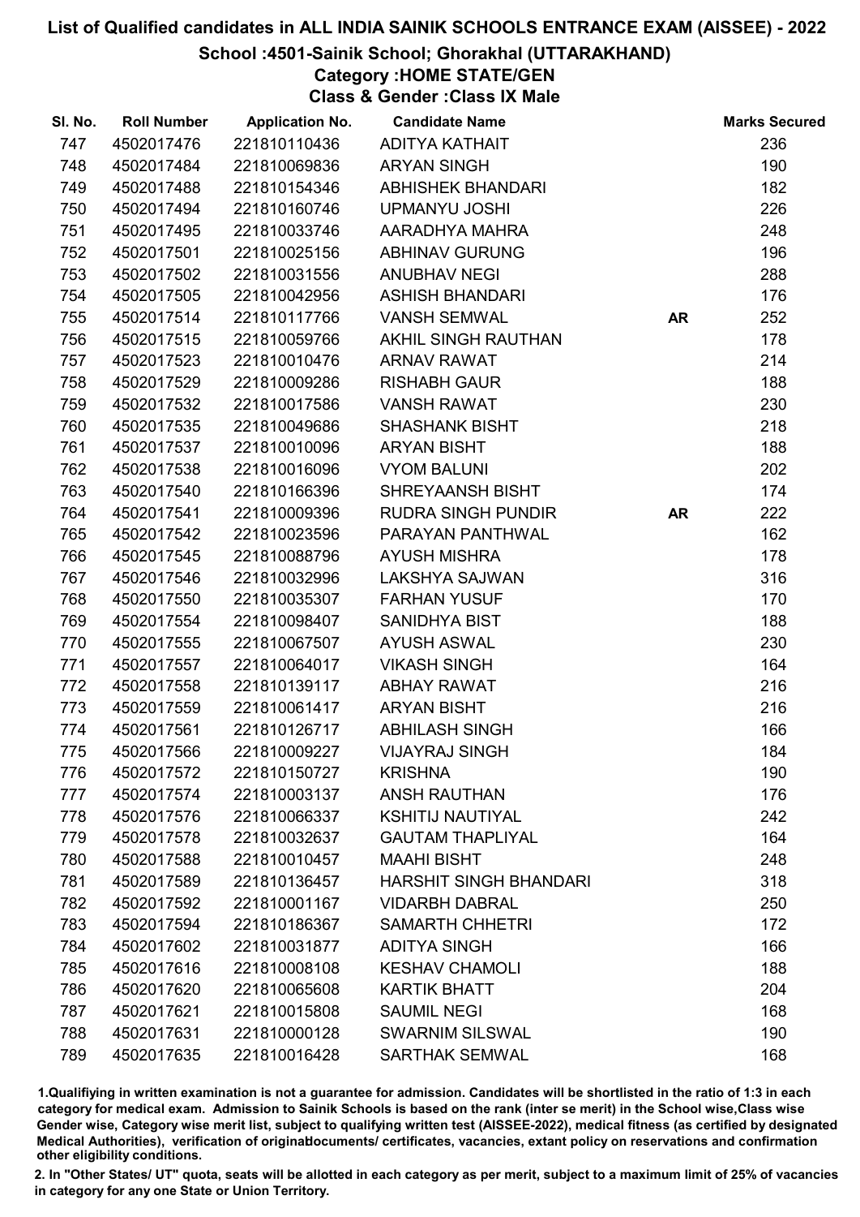# List of Qualified candidates in ALL INDIA SAINIK SCHOOLS ENTRANCE EXAM (AISSEE) - 2022

## School :4501-Sainik School; Ghorakhal (UTTARAKHAND)

### Category :HOME STATE/GEN

### Class & Gender :Class IX Male

| Sl. No. | Roll Number | Application No. | Candidate Name | | Marks Secured |
|---|---|---|---|---|---|
| 747 | 4502017476 | 221810110436 | ADITYA KATHAIT | | 236 |
| 748 | 4502017484 | 221810069836 | ARYAN SINGH | | 190 |
| 749 | 4502017488 | 221810154346 | ABHISHEK BHANDARI | | 182 |
| 750 | 4502017494 | 221810160746 | UPMANYU JOSHI | | 226 |
| 751 | 4502017495 | 221810033746 | AARADHYA MAHRA | | 248 |
| 752 | 4502017501 | 221810025156 | ABHINAV GURUNG | | 196 |
| 753 | 4502017502 | 221810031556 | ANUBHAV NEGI | | 288 |
| 754 | 4502017505 | 221810042956 | ASHISH BHANDARI | | 176 |
| 755 | 4502017514 | 221810117766 | VANSH SEMWAL | AR | 252 |
| 756 | 4502017515 | 221810059766 | AKHIL SINGH RAUTHAN | | 178 |
| 757 | 4502017523 | 221810010476 | ARNAV RAWAT | | 214 |
| 758 | 4502017529 | 221810009286 | RISHABH GAUR | | 188 |
| 759 | 4502017532 | 221810017586 | VANSH RAWAT | | 230 |
| 760 | 4502017535 | 221810049686 | SHASHANK BISHT | | 218 |
| 761 | 4502017537 | 221810010096 | ARYAN BISHT | | 188 |
| 762 | 4502017538 | 221810016096 | VYOM BALUNI | | 202 |
| 763 | 4502017540 | 221810166396 | SHREYAANSH BISHT | | 174 |
| 764 | 4502017541 | 221810009396 | RUDRA SINGH PUNDIR | AR | 222 |
| 765 | 4502017542 | 221810023596 | PARAYAN PANTHWAL | | 162 |
| 766 | 4502017545 | 221810088796 | AYUSH MISHRA | | 178 |
| 767 | 4502017546 | 221810032996 | LAKSHYA SAJWAN | | 316 |
| 768 | 4502017550 | 221810035307 | FARHAN YUSUF | | 170 |
| 769 | 4502017554 | 221810098407 | SANIDHYA BIST | | 188 |
| 770 | 4502017555 | 221810067507 | AYUSH ASWAL | | 230 |
| 771 | 4502017557 | 221810064017 | VIKASH SINGH | | 164 |
| 772 | 4502017558 | 221810139117 | ABHAY RAWAT | | 216 |
| 773 | 4502017559 | 221810061417 | ARYAN BISHT | | 216 |
| 774 | 4502017561 | 221810126717 | ABHILASH SINGH | | 166 |
| 775 | 4502017566 | 221810009227 | VIJAYRAJ SINGH | | 184 |
| 776 | 4502017572 | 221810150727 | KRISHNA | | 190 |
| 777 | 4502017574 | 221810003137 | ANSH RAUTHAN | | 176 |
| 778 | 4502017576 | 221810066337 | KSHITIJ NAUTIYAL | | 242 |
| 779 | 4502017578 | 221810032637 | GAUTAM THAPLIYAL | | 164 |
| 780 | 4502017588 | 221810010457 | MAAHI BISHT | | 248 |
| 781 | 4502017589 | 221810136457 | HARSHIT SINGH BHANDARI | | 318 |
| 782 | 4502017592 | 221810001167 | VIDARBH DABRAL | | 250 |
| 783 | 4502017594 | 221810186367 | SAMARTH CHHETRI | | 172 |
| 784 | 4502017602 | 221810031877 | ADITYA SINGH | | 166 |
| 785 | 4502017616 | 221810008108 | KESHAV CHAMOLI | | 188 |
| 786 | 4502017620 | 221810065608 | KARTIK BHATT | | 204 |
| 787 | 4502017621 | 221810015808 | SAUMIL NEGI | | 168 |
| 788 | 4502017631 | 221810000128 | SWARNIM SILSWAL | | 190 |
| 789 | 4502017635 | 221810016428 | SARTHAK SEMWAL | | 168 |

1.Qualifiying in written examination is not a guarantee for admission. Candidates will be shortlisted in the ratio of 1:3 in each category for medical exam. Admission to Sainik Schools is based on the rank (inter se merit) in the School wise,Class wise Gender wise, Category wise merit list, subject to qualifying written test (AISSEE-2022), medical fitness (as certified by designated Medical Authorities), verification of originaldocuments/ certificates, vacancies, extant policy on reservations and confirmation other eligibility conditions.

2. In "Other States/ UT" quota, seats will be allotted in each category as per merit, subject to a maximum limit of 25% of vacancies in category for any one State or Union Territory.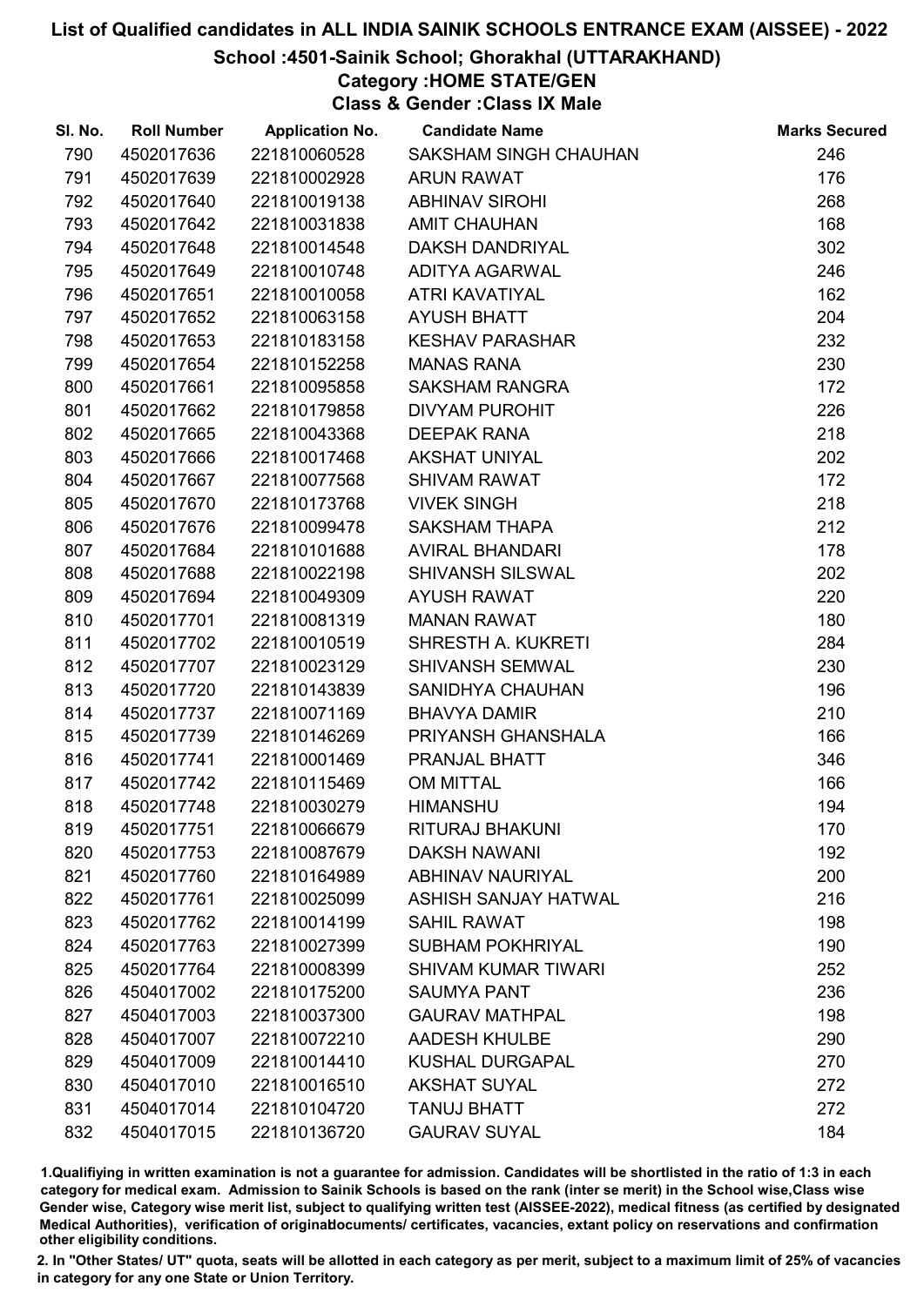# List of Qualified candidates in ALL INDIA SAINIK SCHOOLS ENTRANCE EXAM (AISSEE) - 2022

## School :4501-Sainik School; Ghorakhal (UTTARAKHAND)

### Category :HOME STATE/GEN

### Class & Gender :Class IX Male

| Sl. No. | Roll Number | Application No. | Candidate Name | Marks Secured |
|---|---|---|---|---|
| 790 | 4502017636 | 221810060528 | SAKSHAM SINGH CHAUHAN | 246 |
| 791 | 4502017639 | 221810002928 | ARUN RAWAT | 176 |
| 792 | 4502017640 | 221810019138 | ABHINAV SIROHI | 268 |
| 793 | 4502017642 | 221810031838 | AMIT CHAUHAN | 168 |
| 794 | 4502017648 | 221810014548 | DAKSH DANDRIYAL | 302 |
| 795 | 4502017649 | 221810010748 | ADITYA AGARWAL | 246 |
| 796 | 4502017651 | 221810010058 | ATRI KAVATIYAL | 162 |
| 797 | 4502017652 | 221810063158 | AYUSH BHATT | 204 |
| 798 | 4502017653 | 221810183158 | KESHAV PARASHAR | 232 |
| 799 | 4502017654 | 221810152258 | MANAS RANA | 230 |
| 800 | 4502017661 | 221810095858 | SAKSHAM RANGRA | 172 |
| 801 | 4502017662 | 221810179858 | DIVYAM PUROHIT | 226 |
| 802 | 4502017665 | 221810043368 | DEEPAK RANA | 218 |
| 803 | 4502017666 | 221810017468 | AKSHAT UNIYAL | 202 |
| 804 | 4502017667 | 221810077568 | SHIVAM RAWAT | 172 |
| 805 | 4502017670 | 221810173768 | VIVEK SINGH | 218 |
| 806 | 4502017676 | 221810099478 | SAKSHAM THAPA | 212 |
| 807 | 4502017684 | 221810101688 | AVIRAL BHANDARI | 178 |
| 808 | 4502017688 | 221810022198 | SHIVANSH SILSWAL | 202 |
| 809 | 4502017694 | 221810049309 | AYUSH RAWAT | 220 |
| 810 | 4502017701 | 221810081319 | MANAN RAWAT | 180 |
| 811 | 4502017702 | 221810010519 | SHRESTH A. KUKRETI | 284 |
| 812 | 4502017707 | 221810023129 | SHIVANSH SEMWAL | 230 |
| 813 | 4502017720 | 221810143839 | SANIDHYA CHAUHAN | 196 |
| 814 | 4502017737 | 221810071169 | BHAVYA DAMIR | 210 |
| 815 | 4502017739 | 221810146269 | PRIYANSH GHANSHALA | 166 |
| 816 | 4502017741 | 221810001469 | PRANJAL BHATT | 346 |
| 817 | 4502017742 | 221810115469 | OM MITTAL | 166 |
| 818 | 4502017748 | 221810030279 | HIMANSHU | 194 |
| 819 | 4502017751 | 221810066679 | RITURAJ BHAKUNI | 170 |
| 820 | 4502017753 | 221810087679 | DAKSH NAWANI | 192 |
| 821 | 4502017760 | 221810164989 | ABHINAV NAURIYAL | 200 |
| 822 | 4502017761 | 221810025099 | ASHISH SANJAY HATWAL | 216 |
| 823 | 4502017762 | 221810014199 | SAHIL RAWAT | 198 |
| 824 | 4502017763 | 221810027399 | SUBHAM POKHRIYAL | 190 |
| 825 | 4502017764 | 221810008399 | SHIVAM KUMAR TIWARI | 252 |
| 826 | 4504017002 | 221810175200 | SAUMYA PANT | 236 |
| 827 | 4504017003 | 221810037300 | GAURAV MATHPAL | 198 |
| 828 | 4504017007 | 221810072210 | AADESH KHULBE | 290 |
| 829 | 4504017009 | 221810014410 | KUSHAL DURGAPAL | 270 |
| 830 | 4504017010 | 221810016510 | AKSHAT SUYAL | 272 |
| 831 | 4504017014 | 221810104720 | TANUJ BHATT | 272 |
| 832 | 4504017015 | 221810136720 | GAURAV SUYAL | 184 |

1.Qualifiying in written examination is not a guarantee for admission. Candidates will be shortlisted in the ratio of 1:3 in each category for medical exam. Admission to Sainik Schools is based on the rank (inter se merit) in the School wise,Class wise Gender wise, Category wise merit list, subject to qualifying written test (AISSEE-2022), medical fitness (as certified by designated Medical Authorities), verification of originaldocuments/ certificates, vacancies, extant policy on reservations and confirmation other eligibility conditions.

2. In "Other States/ UT" quota, seats will be allotted in each category as per merit, subject to a maximum limit of 25% of vacancies in category for any one State or Union Territory.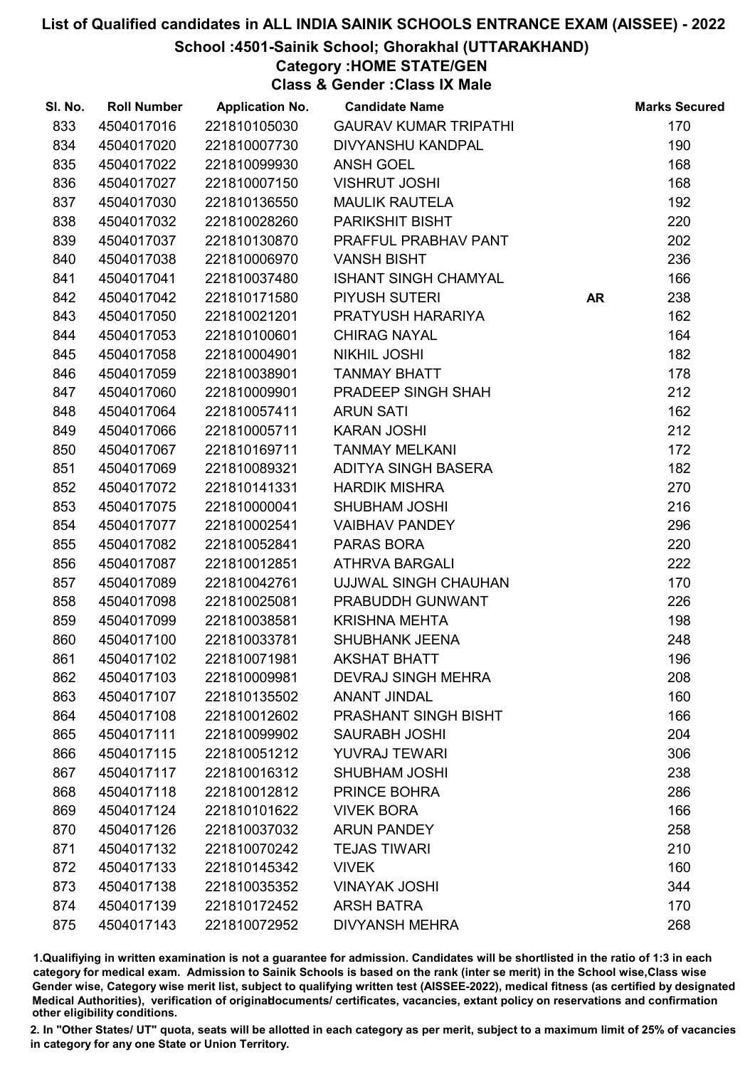# List of Qualified candidates in ALL INDIA SAINIK SCHOOLS ENTRANCE EXAM (AISSEE) - 2022

## School :4501-Sainik School; Ghorakhal (UTTARAKHAND)

### Category :HOME STATE/GEN

### Class & Gender :Class IX Male

| Sl. No. | Roll Number | Application No. | Candidate Name | | Marks Secured |
|---|---|---|---|---|---|
| 833 | 4504017016 | 221810105030 | GAURAV KUMAR TRIPATHI | | 170 |
| 834 | 4504017020 | 221810007730 | DIVYANSHU KANDPAL | | 190 |
| 835 | 4504017022 | 221810099930 | ANSH GOEL | | 168 |
| 836 | 4504017027 | 221810007150 | VISHRUT JOSHI | | 168 |
| 837 | 4504017030 | 221810136550 | MAULIK RAUTELA | | 192 |
| 838 | 4504017032 | 221810028260 | PARIKSHIT BISHT | | 220 |
| 839 | 4504017037 | 221810130870 | PRAFFUL PRABHAV PANT | | 202 |
| 840 | 4504017038 | 221810006970 | VANSH BISHT | | 236 |
| 841 | 4504017041 | 221810037480 | ISHANT SINGH CHAMYAL | | 166 |
| 842 | 4504017042 | 221810171580 | PIYUSH SUTERI | AR | 238 |
| 843 | 4504017050 | 221810021201 | PRATYUSH HARARIYA | | 162 |
| 844 | 4504017053 | 221810100601 | CHIRAG NAYAL | | 164 |
| 845 | 4504017058 | 221810004901 | NIKHIL JOSHI | | 182 |
| 846 | 4504017059 | 221810038901 | TANMAY BHATT | | 178 |
| 847 | 4504017060 | 221810009901 | PRADEEP SINGH SHAH | | 212 |
| 848 | 4504017064 | 221810057411 | ARUN SATI | | 162 |
| 849 | 4504017066 | 221810005711 | KARAN JOSHI | | 212 |
| 850 | 4504017067 | 221810169711 | TANMAY MELKANI | | 172 |
| 851 | 4504017069 | 221810089321 | ADITYA SINGH BASERA | | 182 |
| 852 | 4504017072 | 221810141331 | HARDIK MISHRA | | 270 |
| 853 | 4504017075 | 221810000041 | SHUBHAM JOSHI | | 216 |
| 854 | 4504017077 | 221810002541 | VAIBHAV PANDEY | | 296 |
| 855 | 4504017082 | 221810052841 | PARAS BORA | | 220 |
| 856 | 4504017087 | 221810012851 | ATHRVA BARGALI | | 222 |
| 857 | 4504017089 | 221810042761 | UJJWAL SINGH CHAUHAN | | 170 |
| 858 | 4504017098 | 221810025081 | PRABUDDH GUNWANT | | 226 |
| 859 | 4504017099 | 221810038581 | KRISHNA MEHTA | | 198 |
| 860 | 4504017100 | 221810033781 | SHUBHANK JEENA | | 248 |
| 861 | 4504017102 | 221810071981 | AKSHAT BHATT | | 196 |
| 862 | 4504017103 | 221810009981 | DEVRAJ SINGH MEHRA | | 208 |
| 863 | 4504017107 | 221810135502 | ANANT JINDAL | | 160 |
| 864 | 4504017108 | 221810012602 | PRASHANT SINGH BISHT | | 166 |
| 865 | 4504017111 | 221810099902 | SAURABH JOSHI | | 204 |
| 866 | 4504017115 | 221810051212 | YUVRAJ TEWARI | | 306 |
| 867 | 4504017117 | 221810016312 | SHUBHAM JOSHI | | 238 |
| 868 | 4504017118 | 221810012812 | PRINCE BOHRA | | 286 |
| 869 | 4504017124 | 221810101622 | VIVEK BORA | | 166 |
| 870 | 4504017126 | 221810037032 | ARUN PANDEY | | 258 |
| 871 | 4504017132 | 221810070242 | TEJAS TIWARI | | 210 |
| 872 | 4504017133 | 221810145342 | VIVEK | | 160 |
| 873 | 4504017138 | 221810035352 | VINAYAK JOSHI | | 344 |
| 874 | 4504017139 | 221810172452 | ARSH BATRA | | 170 |
| 875 | 4504017143 | 221810072952 | DIVYANSH MEHRA | | 268 |

1.Qualifying in written examination is not a guarantee for admission. Candidates will be shortlisted in the ratio of 1:3 in each category for medical exam. Admission to Sainik Schools is based on the rank (inter se merit) in the School wise,Class wise Gender wise, Category wise merit list, subject to qualifying written test (AISSEE-2022), medical fitness (as certified by designated Medical Authorities), verification of originaldocuments/ certificates, vacancies, extant policy on reservations and confirmation other eligibility conditions.

2. In "Other States/ UT" quota, seats will be allotted in each category as per merit, subject to a maximum limit of 25% of vacancies in category for any one State or Union Territory.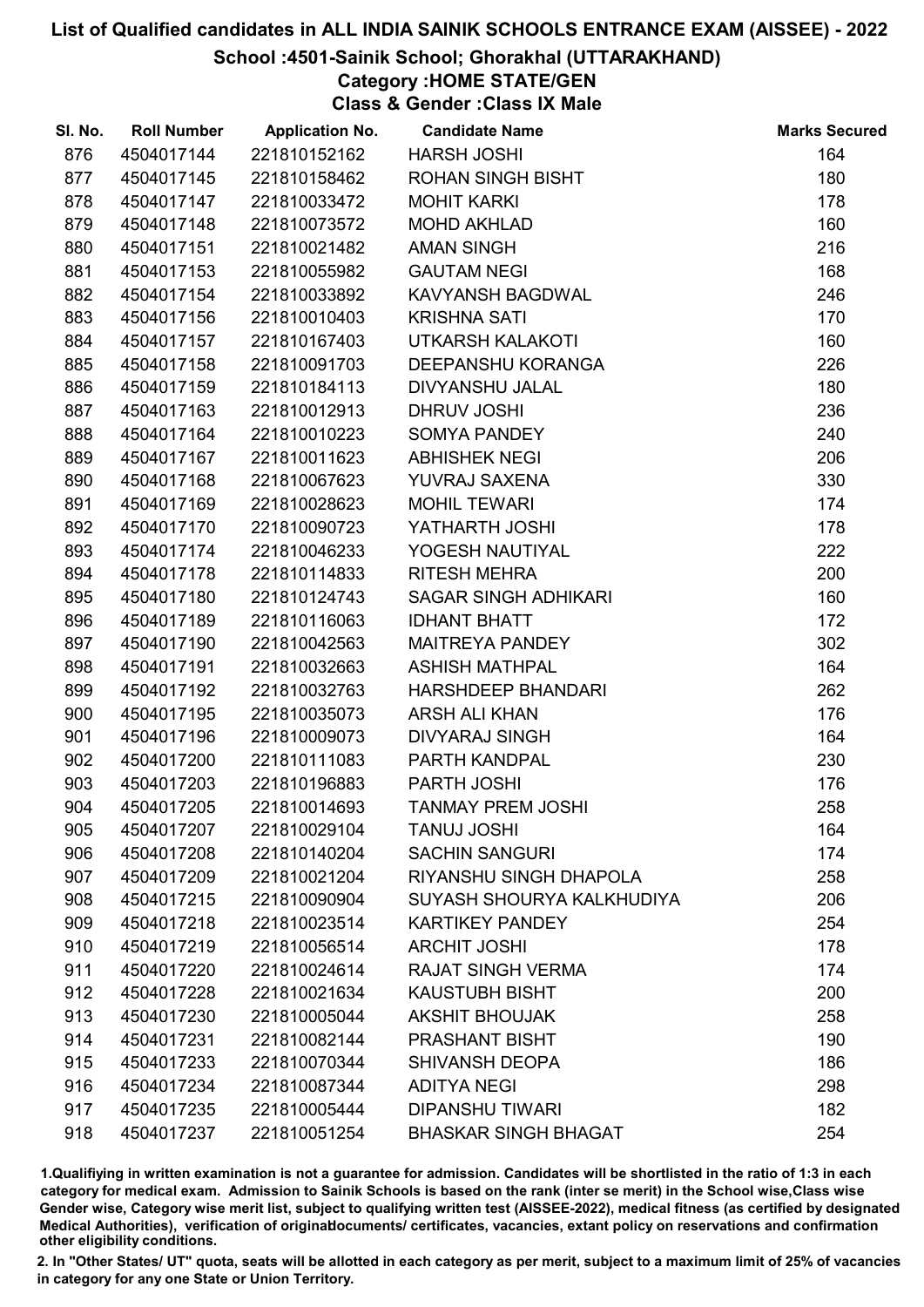# List of Qualified candidates in ALL INDIA SAINIK SCHOOLS ENTRANCE EXAM (AISSEE) - 2022

## School :4501-Sainik School; Ghorakhal (UTTARAKHAND)

### Category :HOME STATE/GEN

### Class & Gender :Class IX Male

| Sl. No. | Roll Number | Application No. | Candidate Name | Marks Secured |
|---|---|---|---|---|
| 876 | 4504017144 | 221810152162 | HARSH JOSHI | 164 |
| 877 | 4504017145 | 221810158462 | ROHAN SINGH BISHT | 180 |
| 878 | 4504017147 | 221810033472 | MOHIT KARKI | 178 |
| 879 | 4504017148 | 221810073572 | MOHD AKHLAD | 160 |
| 880 | 4504017151 | 221810021482 | AMAN SINGH | 216 |
| 881 | 4504017153 | 221810055982 | GAUTAM NEGI | 168 |
| 882 | 4504017154 | 221810033892 | KAVYANSH BAGDWAL | 246 |
| 883 | 4504017156 | 221810010403 | KRISHNA SATI | 170 |
| 884 | 4504017157 | 221810167403 | UTKARSH KALAKOTI | 160 |
| 885 | 4504017158 | 221810091703 | DEEPANSHU KORANGA | 226 |
| 886 | 4504017159 | 221810184113 | DIVYANSHU JALAL | 180 |
| 887 | 4504017163 | 221810012913 | DHRUV JOSHI | 236 |
| 888 | 4504017164 | 221810010223 | SOMYA PANDEY | 240 |
| 889 | 4504017167 | 221810011623 | ABHISHEK NEGI | 206 |
| 890 | 4504017168 | 221810067623 | YUVRAJ SAXENA | 330 |
| 891 | 4504017169 | 221810028623 | MOHIL TEWARI | 174 |
| 892 | 4504017170 | 221810090723 | YATHARTH JOSHI | 178 |
| 893 | 4504017174 | 221810046233 | YOGESH NAUTIYAL | 222 |
| 894 | 4504017178 | 221810114833 | RITESH MEHRA | 200 |
| 895 | 4504017180 | 221810124743 | SAGAR SINGH ADHIKARI | 160 |
| 896 | 4504017189 | 221810116063 | IDHANT BHATT | 172 |
| 897 | 4504017190 | 221810042563 | MAITREYA PANDEY | 302 |
| 898 | 4504017191 | 221810032663 | ASHISH MATHPAL | 164 |
| 899 | 4504017192 | 221810032763 | HARSHDEEP BHANDARI | 262 |
| 900 | 4504017195 | 221810035073 | ARSH ALI KHAN | 176 |
| 901 | 4504017196 | 221810009073 | DIVYARAJ SINGH | 164 |
| 902 | 4504017200 | 221810111083 | PARTH KANDPAL | 230 |
| 903 | 4504017203 | 221810196883 | PARTH JOSHI | 176 |
| 904 | 4504017205 | 221810014693 | TANMAY PREM JOSHI | 258 |
| 905 | 4504017207 | 221810029104 | TANUJ JOSHI | 164 |
| 906 | 4504017208 | 221810140204 | SACHIN SANGURI | 174 |
| 907 | 4504017209 | 221810021204 | RIYANSHU SINGH DHAPOLA | 258 |
| 908 | 4504017215 | 221810090904 | SUYASH SHOURYA KALKHUDIYA | 206 |
| 909 | 4504017218 | 221810023514 | KARTIKEY PANDEY | 254 |
| 910 | 4504017219 | 221810056514 | ARCHIT JOSHI | 178 |
| 911 | 4504017220 | 221810024614 | RAJAT SINGH VERMA | 174 |
| 912 | 4504017228 | 221810021634 | KAUSTUBH BISHT | 200 |
| 913 | 4504017230 | 221810005044 | AKSHIT BHOUJAK | 258 |
| 914 | 4504017231 | 221810082144 | PRASHANT BISHT | 190 |
| 915 | 4504017233 | 221810070344 | SHIVANSH DEOPA | 186 |
| 916 | 4504017234 | 221810087344 | ADITYA NEGI | 298 |
| 917 | 4504017235 | 221810005444 | DIPANSHU TIWARI | 182 |
| 918 | 4504017237 | 221810051254 | BHASKAR SINGH BHAGAT | 254 |

1.Qualifiying in written examination is not a guarantee for admission. Candidates will be shortlisted in the ratio of 1:3 in each category for medical exam. Admission to Sainik Schools is based on the rank (inter se merit) in the School wise,Class wise Gender wise, Category wise merit list, subject to qualifying written test (AISSEE-2022), medical fitness (as certified by designated Medical Authorities), verification of originaldocuments/ certificates, vacancies, extant policy on reservations and confirmation other eligibility conditions.

2. In "Other States/ UT" quota, seats will be allotted in each category as per merit, subject to a maximum limit of 25% of vacancies in category for any one State or Union Territory.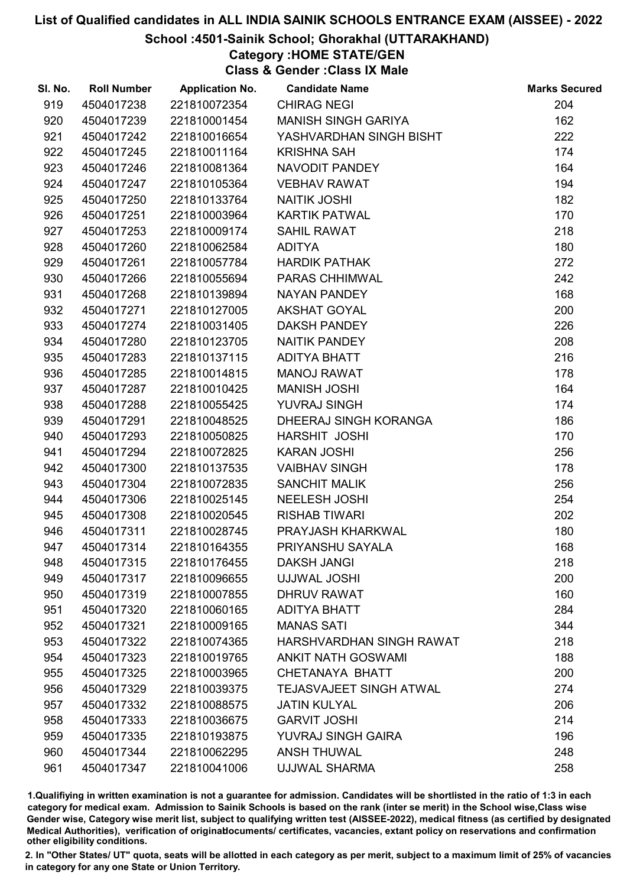# List of Qualified candidates in ALL INDIA SAINIK SCHOOLS ENTRANCE EXAM (AISSEE) - 2022

## School :4501-Sainik School; Ghorakhal (UTTARAKHAND)

### Category :HOME STATE/GEN

### Class & Gender :Class IX Male

| Sl. No. | Roll Number | Application No. | Candidate Name | Marks Secured |
|---|---|---|---|---|
| 919 | 4504017238 | 221810072354 | CHIRAG NEGI | 204 |
| 920 | 4504017239 | 221810001454 | MANISH SINGH GARIYA | 162 |
| 921 | 4504017242 | 221810016654 | YASHVARDHAN SINGH BISHT | 222 |
| 922 | 4504017245 | 221810011164 | KRISHNA SAH | 174 |
| 923 | 4504017246 | 221810081364 | NAVODIT PANDEY | 164 |
| 924 | 4504017247 | 221810105364 | VEBHAV RAWAT | 194 |
| 925 | 4504017250 | 221810133764 | NAITIK JOSHI | 182 |
| 926 | 4504017251 | 221810003964 | KARTIK PATWAL | 170 |
| 927 | 4504017253 | 221810009174 | SAHIL RAWAT | 218 |
| 928 | 4504017260 | 221810062584 | ADITYA | 180 |
| 929 | 4504017261 | 221810057784 | HARDIK PATHAK | 272 |
| 930 | 4504017266 | 221810055694 | PARAS CHHIMWAL | 242 |
| 931 | 4504017268 | 221810139894 | NAYAN PANDEY | 168 |
| 932 | 4504017271 | 221810127005 | AKSHAT GOYAL | 200 |
| 933 | 4504017274 | 221810031405 | DAKSH PANDEY | 226 |
| 934 | 4504017280 | 221810123705 | NAITIK PANDEY | 208 |
| 935 | 4504017283 | 221810137115 | ADITYA BHATT | 216 |
| 936 | 4504017285 | 221810014815 | MANOJ RAWAT | 178 |
| 937 | 4504017287 | 221810010425 | MANISH JOSHI | 164 |
| 938 | 4504017288 | 221810055425 | YUVRAJ SINGH | 174 |
| 939 | 4504017291 | 221810048525 | DHEERAJ SINGH KORANGA | 186 |
| 940 | 4504017293 | 221810050825 | HARSHIT JOSHI | 170 |
| 941 | 4504017294 | 221810072825 | KARAN JOSHI | 256 |
| 942 | 4504017300 | 221810137535 | VAIBHAV SINGH | 178 |
| 943 | 4504017304 | 221810072835 | SANCHIT MALIK | 256 |
| 944 | 4504017306 | 221810025145 | NEELESH JOSHI | 254 |
| 945 | 4504017308 | 221810020545 | RISHAB TIWARI | 202 |
| 946 | 4504017311 | 221810028745 | PRAYJASH KHARKWAL | 180 |
| 947 | 4504017314 | 221810164355 | PRIYANSHU SAYALA | 168 |
| 948 | 4504017315 | 221810176455 | DAKSH JANGI | 218 |
| 949 | 4504017317 | 221810096655 | UJJWAL JOSHI | 200 |
| 950 | 4504017319 | 221810007855 | DHRUV RAWAT | 160 |
| 951 | 4504017320 | 221810060165 | ADITYA BHATT | 284 |
| 952 | 4504017321 | 221810009165 | MANAS SATI | 344 |
| 953 | 4504017322 | 221810074365 | HARSHVARDHAN SINGH RAWAT | 218 |
| 954 | 4504017323 | 221810019765 | ANKIT NATH GOSWAMI | 188 |
| 955 | 4504017325 | 221810003965 | CHETANAYA BHATT | 200 |
| 956 | 4504017329 | 221810039375 | TEJASVAJEET SINGH ATWAL | 274 |
| 957 | 4504017332 | 221810088575 | JATIN KULYAL | 206 |
| 958 | 4504017333 | 221810036675 | GARVIT JOSHI | 214 |
| 959 | 4504017335 | 221810193875 | YUVRAJ SINGH GAIRA | 196 |
| 960 | 4504017344 | 221810062295 | ANSH THUWAL | 248 |
| 961 | 4504017347 | 221810041006 | UJJWAL SHARMA | 258 |

1.Qualifiying in written examination is not a guarantee for admission. Candidates will be shortlisted in the ratio of 1:3 in each category for medical exam. Admission to Sainik Schools is based on the rank (inter se merit) in the School wise,Class wise Gender wise, Category wise merit list, subject to qualifying written test (AISSEE-2022), medical fitness (as certified by designated Medical Authorities), verification of originaldocuments/ certificates, vacancies, extant policy on reservations and confirmation other eligibility conditions.

2. In "Other States/ UT" quota, seats will be allotted in each category as per merit, subject to a maximum limit of 25% of vacancies in category for any one State or Union Territory.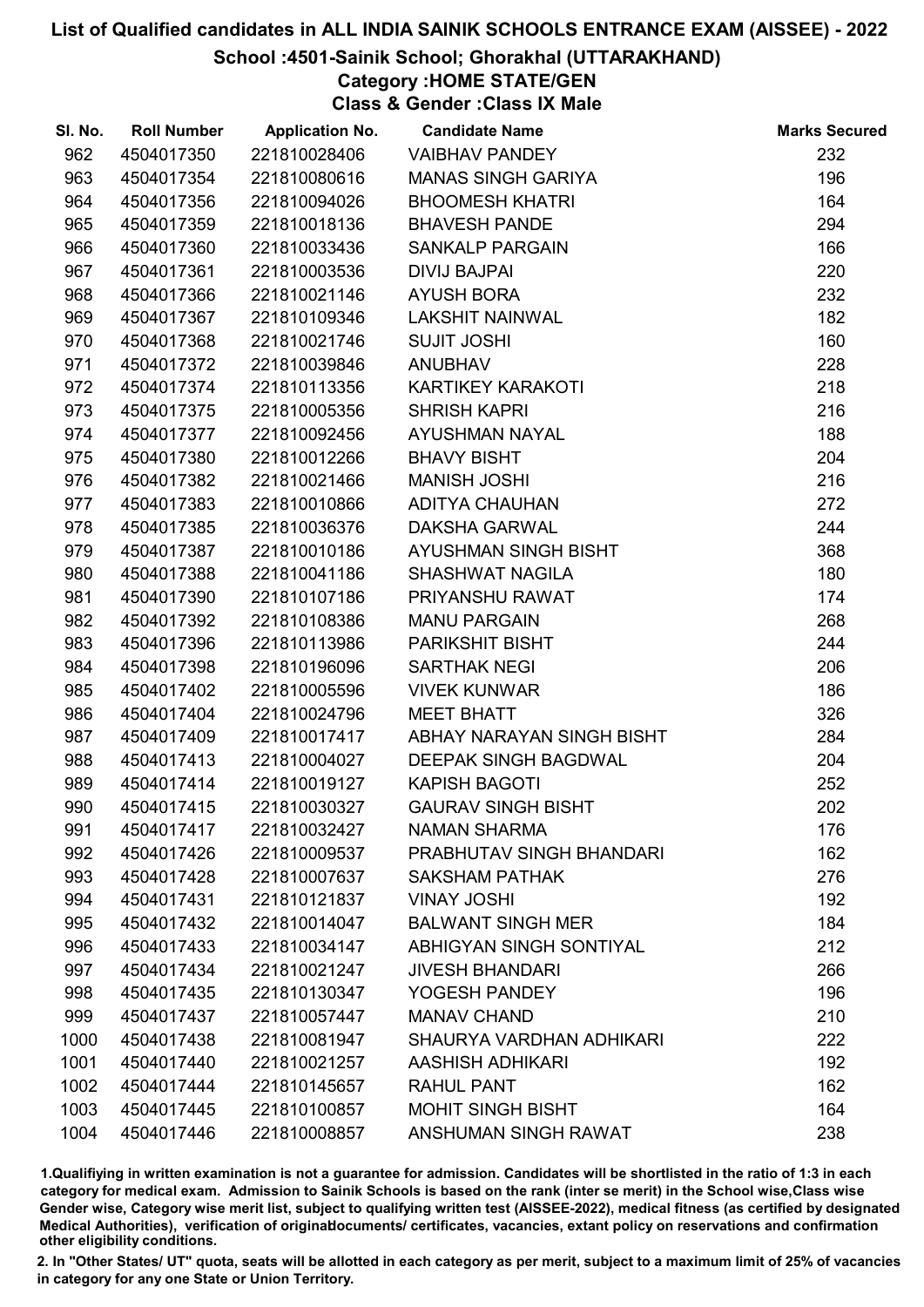# List of Qualified candidates in ALL INDIA SAINIK SCHOOLS ENTRANCE EXAM (AISSEE) - 2022

## School :4501-Sainik School; Ghorakhal (UTTARAKHAND)

### Category :HOME STATE/GEN

### Class & Gender :Class IX Male

| Sl. No. | Roll Number | Application No. | Candidate Name | Marks Secured |
|---|---|---|---|---|
| 962 | 4504017350 | 221810028406 | VAIBHAV PANDEY | 232 |
| 963 | 4504017354 | 221810080616 | MANAS SINGH GARIYA | 196 |
| 964 | 4504017356 | 221810094026 | BHOOMESH KHATRI | 164 |
| 965 | 4504017359 | 221810018136 | BHAVESH PANDE | 294 |
| 966 | 4504017360 | 221810033436 | SANKALP PARGAIN | 166 |
| 967 | 4504017361 | 221810003536 | DIVIJ BAJPAI | 220 |
| 968 | 4504017366 | 221810021146 | AYUSH BORA | 232 |
| 969 | 4504017367 | 221810109346 | LAKSHIT NAINWAL | 182 |
| 970 | 4504017368 | 221810021746 | SUJIT JOSHI | 160 |
| 971 | 4504017372 | 221810039846 | ANUBHAV | 228 |
| 972 | 4504017374 | 221810113356 | KARTIKEY KARAKOTI | 218 |
| 973 | 4504017375 | 221810005356 | SHRISH KAPRI | 216 |
| 974 | 4504017377 | 221810092456 | AYUSHMAN NAYAL | 188 |
| 975 | 4504017380 | 221810012266 | BHAVY BISHT | 204 |
| 976 | 4504017382 | 221810021466 | MANISH JOSHI | 216 |
| 977 | 4504017383 | 221810010866 | ADITYA CHAUHAN | 272 |
| 978 | 4504017385 | 221810036376 | DAKSHA GARWAL | 244 |
| 979 | 4504017387 | 221810010186 | AYUSHMAN SINGH BISHT | 368 |
| 980 | 4504017388 | 221810041186 | SHASHWAT NAGILA | 180 |
| 981 | 4504017390 | 221810107186 | PRIYANSHU RAWAT | 174 |
| 982 | 4504017392 | 221810108386 | MANU PARGAIN | 268 |
| 983 | 4504017396 | 221810113986 | PARIKSHIT BISHT | 244 |
| 984 | 4504017398 | 221810196096 | SARTHAK NEGI | 206 |
| 985 | 4504017402 | 221810005596 | VIVEK KUNWAR | 186 |
| 986 | 4504017404 | 221810024796 | MEET BHATT | 326 |
| 987 | 4504017409 | 221810017417 | ABHAY NARAYAN SINGH BISHT | 284 |
| 988 | 4504017413 | 221810004027 | DEEPAK SINGH BAGDWAL | 204 |
| 989 | 4504017414 | 221810019127 | KAPISH BAGOTI | 252 |
| 990 | 4504017415 | 221810030327 | GAURAV SINGH BISHT | 202 |
| 991 | 4504017417 | 221810032427 | NAMAN SHARMA | 176 |
| 992 | 4504017426 | 221810009537 | PRABHUTAV SINGH BHANDARI | 162 |
| 993 | 4504017428 | 221810007637 | SAKSHAM PATHAK | 276 |
| 994 | 4504017431 | 221810121837 | VINAY JOSHI | 192 |
| 995 | 4504017432 | 221810014047 | BALWANT SINGH MER | 184 |
| 996 | 4504017433 | 221810034147 | ABHIGYAN SINGH SONTIYAL | 212 |
| 997 | 4504017434 | 221810021247 | JIVESH BHANDARI | 266 |
| 998 | 4504017435 | 221810130347 | YOGESH PANDEY | 196 |
| 999 | 4504017437 | 221810057447 | MANAV CHAND | 210 |
| 1000 | 4504017438 | 221810081947 | SHAURYA VARDHAN ADHIKARI | 222 |
| 1001 | 4504017440 | 221810021257 | AASHISH ADHIKARI | 192 |
| 1002 | 4504017444 | 221810145657 | RAHUL PANT | 162 |
| 1003 | 4504017445 | 221810100857 | MOHIT SINGH BISHT | 164 |
| 1004 | 4504017446 | 221810008857 | ANSHUMAN SINGH RAWAT | 238 |

1.Qualifiying in written examination is not a guarantee for admission. Candidates will be shortlisted in the ratio of 1:3 in each category for medical exam. Admission to Sainik Schools is based on the rank (inter se merit) in the School wise,Class wise Gender wise, Category wise merit list, subject to qualifying written test (AISSEE-2022), medical fitness (as certified by designated Medical Authorities), verification of originaldocuments/ certificates, vacancies, extant policy on reservations and confirmation other eligibility conditions.

2. In "Other States/ UT" quota, seats will be allotted in each category as per merit, subject to a maximum limit of 25% of vacancies in category for any one State or Union Territory.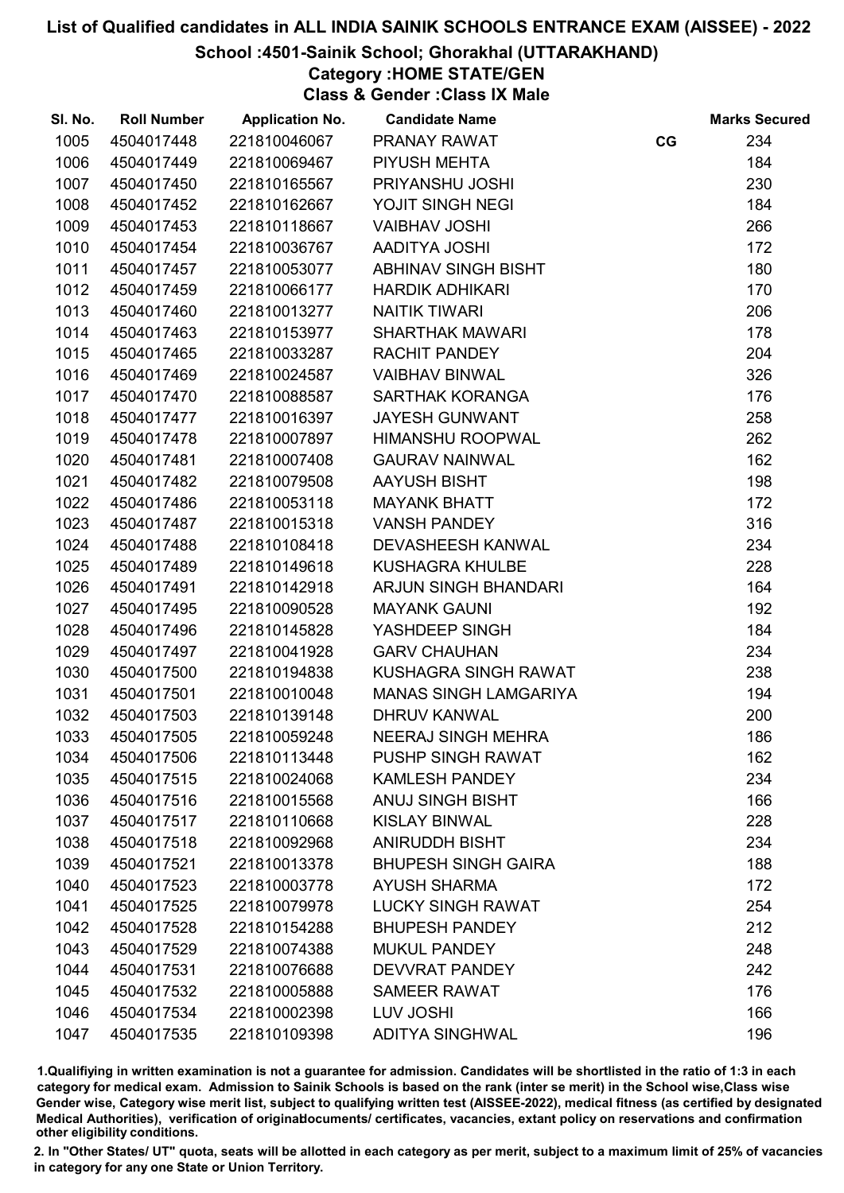# List of Qualified candidates in ALL INDIA SAINIK SCHOOLS ENTRANCE EXAM (AISSEE) - 2022

## School :4501-Sainik School; Ghorakhal (UTTARAKHAND)

### Category :HOME STATE/GEN

### Class & Gender :Class IX Male

| Sl. No. | Roll Number | Application No. | Candidate Name | | Marks Secured |
|---|---|---|---|---|---|
| 1005 | 4504017448 | 221810046067 | PRANAY RAWAT | CG | 234 |
| 1006 | 4504017449 | 221810069467 | PIYUSH MEHTA | | 184 |
| 1007 | 4504017450 | 221810165567 | PRIYANSHU JOSHI | | 230 |
| 1008 | 4504017452 | 221810162667 | YOJIT SINGH NEGI | | 184 |
| 1009 | 4504017453 | 221810118667 | VAIBHAV JOSHI | | 266 |
| 1010 | 4504017454 | 221810036767 | AADITYA JOSHI | | 172 |
| 1011 | 4504017457 | 221810053077 | ABHINAV SINGH BISHT | | 180 |
| 1012 | 4504017459 | 221810066177 | HARDIK ADHIKARI | | 170 |
| 1013 | 4504017460 | 221810013277 | NAITIK TIWARI | | 206 |
| 1014 | 4504017463 | 221810153977 | SHARTHAK MAWARI | | 178 |
| 1015 | 4504017465 | 221810033287 | RACHIT PANDEY | | 204 |
| 1016 | 4504017469 | 221810024587 | VAIBHAV BINWAL | | 326 |
| 1017 | 4504017470 | 221810088587 | SARTHAK KORANGA | | 176 |
| 1018 | 4504017477 | 221810016397 | JAYESH GUNWANT | | 258 |
| 1019 | 4504017478 | 221810007897 | HIMANSHU ROOPWAL | | 262 |
| 1020 | 4504017481 | 221810007408 | GAURAV NAINWAL | | 162 |
| 1021 | 4504017482 | 221810079508 | AAYUSH BISHT | | 198 |
| 1022 | 4504017486 | 221810053118 | MAYANK BHATT | | 172 |
| 1023 | 4504017487 | 221810015318 | VANSH PANDEY | | 316 |
| 1024 | 4504017488 | 221810108418 | DEVASHEESH KANWAL | | 234 |
| 1025 | 4504017489 | 221810149618 | KUSHAGRA KHULBE | | 228 |
| 1026 | 4504017491 | 221810142918 | ARJUN SINGH BHANDARI | | 164 |
| 1027 | 4504017495 | 221810090528 | MAYANK GAUNI | | 192 |
| 1028 | 4504017496 | 221810145828 | YASHDEEP SINGH | | 184 |
| 1029 | 4504017497 | 221810041928 | GARV CHAUHAN | | 234 |
| 1030 | 4504017500 | 221810194838 | KUSHAGRA SINGH RAWAT | | 238 |
| 1031 | 4504017501 | 221810010048 | MANAS SINGH LAMGARIYA | | 194 |
| 1032 | 4504017503 | 221810139148 | DHRUV KANWAL | | 200 |
| 1033 | 4504017505 | 221810059248 | NEERAJ SINGH MEHRA | | 186 |
| 1034 | 4504017506 | 221810113448 | PUSHP SINGH RAWAT | | 162 |
| 1035 | 4504017515 | 221810024068 | KAMLESH PANDEY | | 234 |
| 1036 | 4504017516 | 221810015568 | ANUJ SINGH BISHT | | 166 |
| 1037 | 4504017517 | 221810110668 | KISLAY BINWAL | | 228 |
| 1038 | 4504017518 | 221810092968 | ANIRUDDH BISHT | | 234 |
| 1039 | 4504017521 | 221810013378 | BHUPESH SINGH GAIRA | | 188 |
| 1040 | 4504017523 | 221810003778 | AYUSH SHARMA | | 172 |
| 1041 | 4504017525 | 221810079978 | LUCKY SINGH RAWAT | | 254 |
| 1042 | 4504017528 | 221810154288 | BHUPESH PANDEY | | 212 |
| 1043 | 4504017529 | 221810074388 | MUKUL PANDEY | | 248 |
| 1044 | 4504017531 | 221810076688 | DEVVRAT PANDEY | | 242 |
| 1045 | 4504017532 | 221810005888 | SAMEER RAWAT | | 176 |
| 1046 | 4504017534 | 221810002398 | LUV JOSHI | | 166 |
| 1047 | 4504017535 | 221810109398 | ADITYA SINGHWAL | | 196 |

1.Qualifiying in written examination is not a guarantee for admission. Candidates will be shortlisted in the ratio of 1:3 in each category for medical exam. Admission to Sainik Schools is based on the rank (inter se merit) in the School wise,Class wise Gender wise, Category wise merit list, subject to qualifying written test (AISSEE-2022), medical fitness (as certified by designated Medical Authorities), verification of originaldocuments/ certificates, vacancies, extant policy on reservations and confirmation other eligibility conditions.

2. In "Other States/ UT" quota, seats will be allotted in each category as per merit, subject to a maximum limit of 25% of vacancies in category for any one State or Union Territory.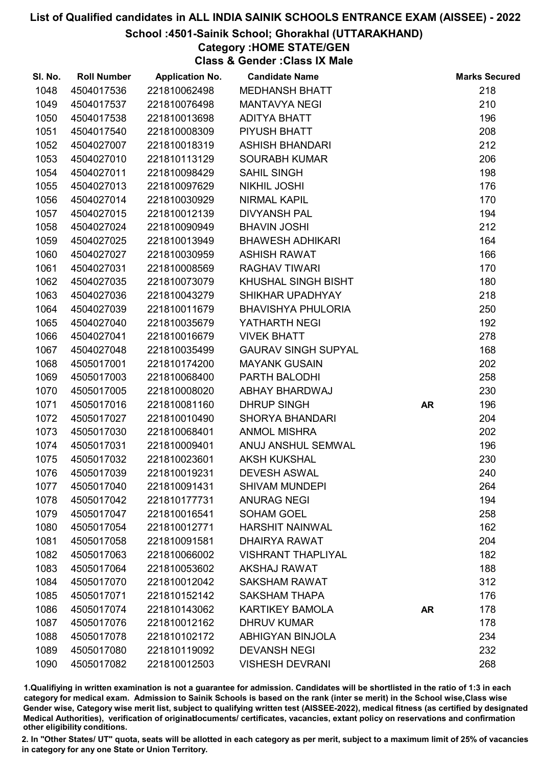# List of Qualified candidates in ALL INDIA SAINIK SCHOOLS ENTRANCE EXAM (AISSEE) - 2022

## School :4501-Sainik School; Ghorakhal (UTTARAKHAND)

### Category :HOME STATE/GEN

### Class & Gender :Class IX Male

| Sl. No. | Roll Number | Application No. | Candidate Name | | Marks Secured |
|---|---|---|---|---|---|
| 1048 | 4504017536 | 221810062498 | MEDHANSH BHATT | | 218 |
| 1049 | 4504017537 | 221810076498 | MANTAVYA NEGI | | 210 |
| 1050 | 4504017538 | 221810013698 | ADITYA BHATT | | 196 |
| 1051 | 4504017540 | 221810008309 | PIYUSH BHATT | | 208 |
| 1052 | 4504027007 | 221810018319 | ASHISH BHANDARI | | 212 |
| 1053 | 4504027010 | 221810113129 | SOURABH KUMAR | | 206 |
| 1054 | 4504027011 | 221810098429 | SAHIL SINGH | | 198 |
| 1055 | 4504027013 | 221810097629 | NIKHIL JOSHI | | 176 |
| 1056 | 4504027014 | 221810030929 | NIRMAL KAPIL | | 170 |
| 1057 | 4504027015 | 221810012139 | DIVYANSH PAL | | 194 |
| 1058 | 4504027024 | 221810090949 | BHAVIN JOSHI | | 212 |
| 1059 | 4504027025 | 221810013949 | BHAWESH ADHIKARI | | 164 |
| 1060 | 4504027027 | 221810030959 | ASHISH RAWAT | | 166 |
| 1061 | 4504027031 | 221810008569 | RAGHAV TIWARI | | 170 |
| 1062 | 4504027035 | 221810073079 | KHUSHAL SINGH BISHT | | 180 |
| 1063 | 4504027036 | 221810043279 | SHIKHAR UPADHYAY | | 218 |
| 1064 | 4504027039 | 221810011679 | BHAVISHYA PHULORIA | | 250 |
| 1065 | 4504027040 | 221810035679 | YATHARTH NEGI | | 192 |
| 1066 | 4504027041 | 221810016679 | VIVEK BHATT | | 278 |
| 1067 | 4504027048 | 221810035499 | GAURAV SINGH SUPYAL | | 168 |
| 1068 | 4505017001 | 221810174200 | MAYANK GUSAIN | | 202 |
| 1069 | 4505017003 | 221810068400 | PARTH BALODHI | | 258 |
| 1070 | 4505017005 | 221810008020 | ABHAY BHARDWAJ | | 230 |
| 1071 | 4505017016 | 221810081160 | DHRUP SINGH | AR | 196 |
| 1072 | 4505017027 | 221810010490 | SHORYA BHANDARI | | 204 |
| 1073 | 4505017030 | 221810068401 | ANMOL MISHRA | | 202 |
| 1074 | 4505017031 | 221810009401 | ANUJ ANSHUL SEMWAL | | 196 |
| 1075 | 4505017032 | 221810023601 | AKSH KUKSHAL | | 230 |
| 1076 | 4505017039 | 221810019231 | DEVESH ASWAL | | 240 |
| 1077 | 4505017040 | 221810091431 | SHIVAM MUNDEPI | | 264 |
| 1078 | 4505017042 | 221810177731 | ANURAG NEGI | | 194 |
| 1079 | 4505017047 | 221810016541 | SOHAM GOEL | | 258 |
| 1080 | 4505017054 | 221810012771 | HARSHIT NAINWAL | | 162 |
| 1081 | 4505017058 | 221810091581 | DHAIRYA RAWAT | | 204 |
| 1082 | 4505017063 | 221810066002 | VISHRANT THAPLIYAL | | 182 |
| 1083 | 4505017064 | 221810053602 | AKSHAJ RAWAT | | 188 |
| 1084 | 4505017070 | 221810012042 | SAKSHAM RAWAT | | 312 |
| 1085 | 4505017071 | 221810152142 | SAKSHAM THAPA | | 176 |
| 1086 | 4505017074 | 221810143062 | KARTIKEY BAMOLA | AR | 178 |
| 1087 | 4505017076 | 221810012162 | DHRUV KUMAR | | 178 |
| 1088 | 4505017078 | 221810102172 | ABHIGYAN BINJOLA | | 234 |
| 1089 | 4505017080 | 221810119092 | DEVANSH NEGI | | 232 |
| 1090 | 4505017082 | 221810012503 | VISHESH DEVRANI | | 268 |

1.Qualifiying in written examination is not a guarantee for admission. Candidates will be shortlisted in the ratio of 1:3 in each category for medical exam. Admission to Sainik Schools is based on the rank (inter se merit) in the School wise,Class wise Gender wise, Category wise merit list, subject to qualifying written test (AISSEE-2022), medical fitness (as certified by designated Medical Authorities), verification of originaldocuments/ certificates, vacancies, extant policy on reservations and confirmation other eligibility conditions.

2. In "Other States/ UT" quota, seats will be allotted in each category as per merit, subject to a maximum limit of 25% of vacancies in category for any one State or Union Territory.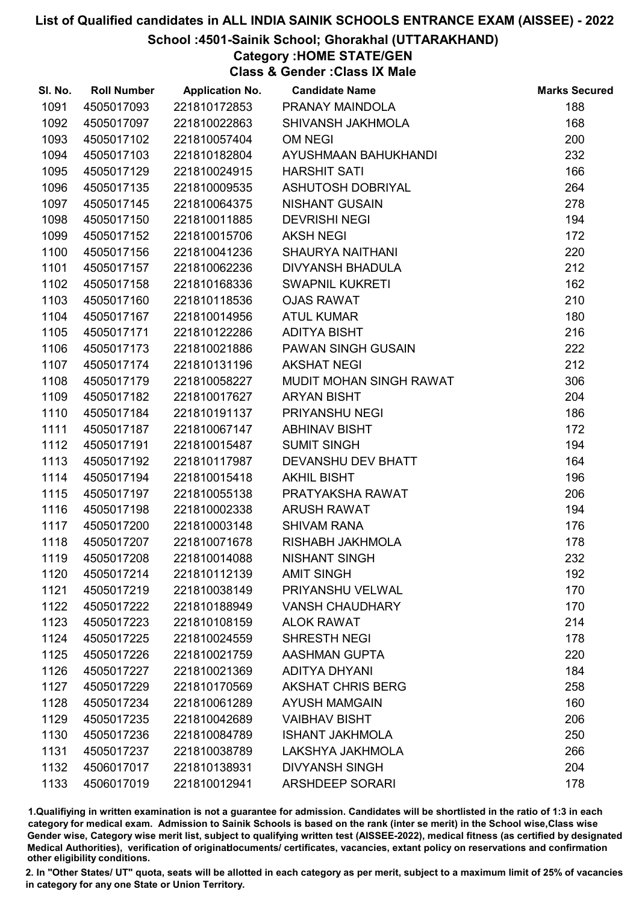# List of Qualified candidates in ALL INDIA SAINIK SCHOOLS ENTRANCE EXAM (AISSEE) - 2022

## School :4501-Sainik School; Ghorakhal (UTTARAKHAND)

### Category :HOME STATE/GEN

### Class & Gender :Class IX Male

| Sl. No. | Roll Number | Application No. | Candidate Name | Marks Secured |
|---|---|---|---|---|
| 1091 | 4505017093 | 221810172853 | PRANAY MAINDOLA | 188 |
| 1092 | 4505017097 | 221810022863 | SHIVANSH JAKHMOLA | 168 |
| 1093 | 4505017102 | 221810057404 | OM NEGI | 200 |
| 1094 | 4505017103 | 221810182804 | AYUSHMAAN BAHUKHANDI | 232 |
| 1095 | 4505017129 | 221810024915 | HARSHIT SATI | 166 |
| 1096 | 4505017135 | 221810009535 | ASHUTOSH DOBRIYAL | 264 |
| 1097 | 4505017145 | 221810064375 | NISHANT GUSAIN | 278 |
| 1098 | 4505017150 | 221810011885 | DEVRISHI NEGI | 194 |
| 1099 | 4505017152 | 221810015706 | AKSH NEGI | 172 |
| 1100 | 4505017156 | 221810041236 | SHAURYA NAITHANI | 220 |
| 1101 | 4505017157 | 221810062236 | DIVYANSH BHADULA | 212 |
| 1102 | 4505017158 | 221810168336 | SWAPNIL KUKRETI | 162 |
| 1103 | 4505017160 | 221810118536 | OJAS RAWAT | 210 |
| 1104 | 4505017167 | 221810014956 | ATUL KUMAR | 180 |
| 1105 | 4505017171 | 221810122286 | ADITYA BISHT | 216 |
| 1106 | 4505017173 | 221810021886 | PAWAN SINGH GUSAIN | 222 |
| 1107 | 4505017174 | 221810131196 | AKSHAT NEGI | 212 |
| 1108 | 4505017179 | 221810058227 | MUDIT MOHAN SINGH RAWAT | 306 |
| 1109 | 4505017182 | 221810017627 | ARYAN BISHT | 204 |
| 1110 | 4505017184 | 221810191137 | PRIYANSHU NEGI | 186 |
| 1111 | 4505017187 | 221810067147 | ABHINAV BISHT | 172 |
| 1112 | 4505017191 | 221810015487 | SUMIT SINGH | 194 |
| 1113 | 4505017192 | 221810117987 | DEVANSHU DEV BHATT | 164 |
| 1114 | 4505017194 | 221810015418 | AKHIL BISHT | 196 |
| 1115 | 4505017197 | 221810055138 | PRATYAKSHA RAWAT | 206 |
| 1116 | 4505017198 | 221810002338 | ARUSH RAWAT | 194 |
| 1117 | 4505017200 | 221810003148 | SHIVAM RANA | 176 |
| 1118 | 4505017207 | 221810071678 | RISHABH JAKHMOLA | 178 |
| 1119 | 4505017208 | 221810014088 | NISHANT SINGH | 232 |
| 1120 | 4505017214 | 221810112139 | AMIT SINGH | 192 |
| 1121 | 4505017219 | 221810038149 | PRIYANSHU VELWAL | 170 |
| 1122 | 4505017222 | 221810188949 | VANSH CHAUDHARY | 170 |
| 1123 | 4505017223 | 221810108159 | ALOK RAWAT | 214 |
| 1124 | 4505017225 | 221810024559 | SHRESTH NEGI | 178 |
| 1125 | 4505017226 | 221810021759 | AASHMAN GUPTA | 220 |
| 1126 | 4505017227 | 221810021369 | ADITYA DHYANI | 184 |
| 1127 | 4505017229 | 221810170569 | AKSHAT CHRIS BERG | 258 |
| 1128 | 4505017234 | 221810061289 | AYUSH MAMGAIN | 160 |
| 1129 | 4505017235 | 221810042689 | VAIBHAV BISHT | 206 |
| 1130 | 4505017236 | 221810084789 | ISHANT JAKHMOLA | 250 |
| 1131 | 4505017237 | 221810038789 | LAKSHYA JAKHMOLA | 266 |
| 1132 | 4506017017 | 221810138931 | DIVYANSH SINGH | 204 |
| 1133 | 4506017019 | 221810012941 | ARSHDEEP SORARI | 178 |

1.Qualifiying in written examination is not a guarantee for admission. Candidates will be shortlisted in the ratio of 1:3 in each category for medical exam. Admission to Sainik Schools is based on the rank (inter se merit) in the School wise,Class wise Gender wise, Category wise merit list, subject to qualifying written test (AISSEE-2022), medical fitness (as certified by designated Medical Authorities), verification of originaldocuments/ certificates, vacancies, extant policy on reservations and confirmation other eligibility conditions.

2. In "Other States/ UT" quota, seats will be allotted in each category as per merit, subject to a maximum limit of 25% of vacancies in category for any one State or Union Territory.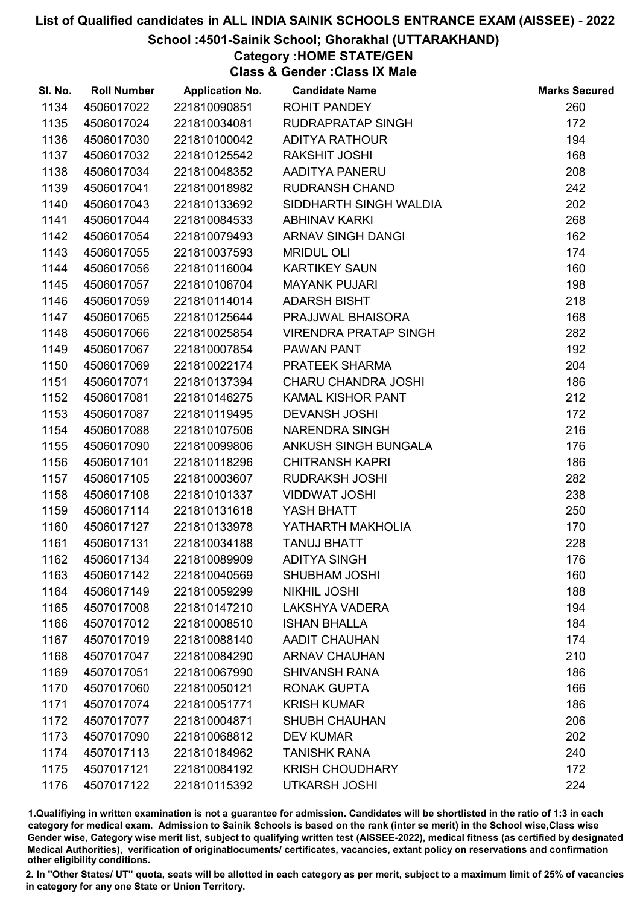# List of Qualified candidates in ALL INDIA SAINIK SCHOOLS ENTRANCE EXAM (AISSEE) - 2022

## School :4501-Sainik School; Ghorakhal (UTTARAKHAND)

### Category :HOME STATE/GEN

### Class & Gender :Class IX Male

| Sl. No. | Roll Number | Application No. | Candidate Name | Marks Secured |
|---|---|---|---|---|
| 1134 | 4506017022 | 221810090851 | ROHIT PANDEY | 260 |
| 1135 | 4506017024 | 221810034081 | RUDRAPRATAP SINGH | 172 |
| 1136 | 4506017030 | 221810100042 | ADITYA RATHOUR | 194 |
| 1137 | 4506017032 | 221810125542 | RAKSHIT JOSHI | 168 |
| 1138 | 4506017034 | 221810048352 | AADITYA PANERU | 208 |
| 1139 | 4506017041 | 221810018982 | RUDRANSH CHAND | 242 |
| 1140 | 4506017043 | 221810133692 | SIDDHARTH SINGH WALDIA | 202 |
| 1141 | 4506017044 | 221810084533 | ABHINAV KARKI | 268 |
| 1142 | 4506017054 | 221810079493 | ARNAV SINGH DANGI | 162 |
| 1143 | 4506017055 | 221810037593 | MRIDUL OLI | 174 |
| 1144 | 4506017056 | 221810116004 | KARTIKEY SAUN | 160 |
| 1145 | 4506017057 | 221810106704 | MAYANK PUJARI | 198 |
| 1146 | 4506017059 | 221810114014 | ADARSH BISHT | 218 |
| 1147 | 4506017065 | 221810125644 | PRAJJWAL BHAISORA | 168 |
| 1148 | 4506017066 | 221810025854 | VIRENDRA PRATAP SINGH | 282 |
| 1149 | 4506017067 | 221810007854 | PAWAN PANT | 192 |
| 1150 | 4506017069 | 221810022174 | PRATEEK SHARMA | 204 |
| 1151 | 4506017071 | 221810137394 | CHARU CHANDRA JOSHI | 186 |
| 1152 | 4506017081 | 221810146275 | KAMAL KISHOR PANT | 212 |
| 1153 | 4506017087 | 221810119495 | DEVANSH JOSHI | 172 |
| 1154 | 4506017088 | 221810107506 | NARENDRA SINGH | 216 |
| 1155 | 4506017090 | 221810099806 | ANKUSH SINGH BUNGALA | 176 |
| 1156 | 4506017101 | 221810118296 | CHITRANSH KAPRI | 186 |
| 1157 | 4506017105 | 221810003607 | RUDRAKSH JOSHI | 282 |
| 1158 | 4506017108 | 221810101337 | VIDDWAT JOSHI | 238 |
| 1159 | 4506017114 | 221810131618 | YASH BHATT | 250 |
| 1160 | 4506017127 | 221810133978 | YATHARTH MAKHOLIA | 170 |
| 1161 | 4506017131 | 221810034188 | TANUJ BHATT | 228 |
| 1162 | 4506017134 | 221810089909 | ADITYA SINGH | 176 |
| 1163 | 4506017142 | 221810040569 | SHUBHAM JOSHI | 160 |
| 1164 | 4506017149 | 221810059299 | NIKHIL JOSHI | 188 |
| 1165 | 4507017008 | 221810147210 | LAKSHYA VADERA | 194 |
| 1166 | 4507017012 | 221810008510 | ISHAN BHALLA | 184 |
| 1167 | 4507017019 | 221810088140 | AADIT CHAUHAN | 174 |
| 1168 | 4507017047 | 221810084290 | ARNAV CHAUHAN | 210 |
| 1169 | 4507017051 | 221810067990 | SHIVANSH RANA | 186 |
| 1170 | 4507017060 | 221810050121 | RONAK GUPTA | 166 |
| 1171 | 4507017074 | 221810051771 | KRISH KUMAR | 186 |
| 1172 | 4507017077 | 221810004871 | SHUBH CHAUHAN | 206 |
| 1173 | 4507017090 | 221810068812 | DEV KUMAR | 202 |
| 1174 | 4507017113 | 221810184962 | TANISHK RANA | 240 |
| 1175 | 4507017121 | 221810084192 | KRISH CHOUDHARY | 172 |
| 1176 | 4507017122 | 221810115392 | UTKARSH JOSHI | 224 |

1.Qualifiying in written examination is not a guarantee for admission. Candidates will be shortlisted in the ratio of 1:3 in each category for medical exam. Admission to Sainik Schools is based on the rank (inter se merit) in the School wise,Class wise Gender wise, Category wise merit list, subject to qualifying written test (AISSEE-2022), medical fitness (as certified by designated Medical Authorities), verification of originaldocuments/ certificates, vacancies, extant policy on reservations and confirmation other eligibility conditions.

2. In "Other States/ UT" quota, seats will be allotted in each category as per merit, subject to a maximum limit of 25% of vacancies in category for any one State or Union Territory.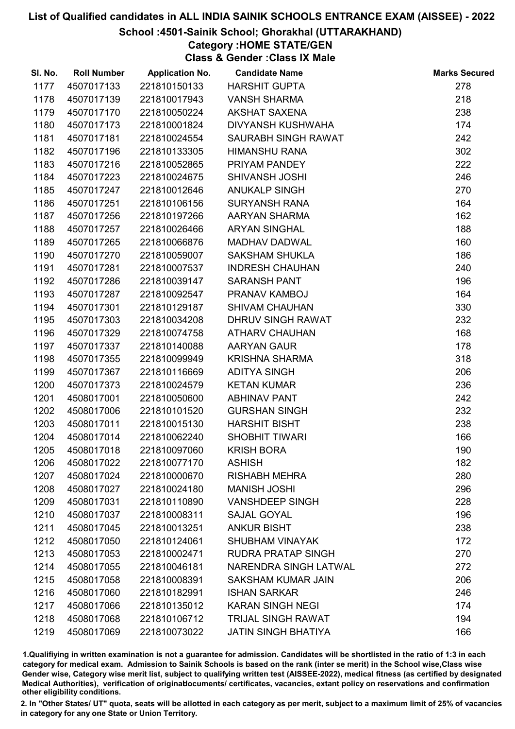# List of Qualified candidates in ALL INDIA SAINIK SCHOOLS ENTRANCE EXAM (AISSEE) - 2022

## School :4501-Sainik School; Ghorakhal (UTTARAKHAND)

### Category :HOME STATE/GEN

### Class & Gender :Class IX Male

| Sl. No. | Roll Number | Application No. | Candidate Name | Marks Secured |
|---|---|---|---|---|
| 1177 | 4507017133 | 221810150133 | HARSHIT GUPTA | 278 |
| 1178 | 4507017139 | 221810017943 | VANSH SHARMA | 218 |
| 1179 | 4507017170 | 221810050224 | AKSHAT SAXENA | 238 |
| 1180 | 4507017173 | 221810001824 | DIVYANSH KUSHWAHA | 174 |
| 1181 | 4507017181 | 221810024554 | SAURABH SINGH RAWAT | 242 |
| 1182 | 4507017196 | 221810133305 | HIMANSHU RANA | 302 |
| 1183 | 4507017216 | 221810052865 | PRIYAM PANDEY | 222 |
| 1184 | 4507017223 | 221810024675 | SHIVANSH JOSHI | 246 |
| 1185 | 4507017247 | 221810012646 | ANUKALP SINGH | 270 |
| 1186 | 4507017251 | 221810106156 | SURYANSH RANA | 164 |
| 1187 | 4507017256 | 221810197266 | AARYAN SHARMA | 162 |
| 1188 | 4507017257 | 221810026466 | ARYAN SINGHAL | 188 |
| 1189 | 4507017265 | 221810066876 | MADHAV DADWAL | 160 |
| 1190 | 4507017270 | 221810059007 | SAKSHAM SHUKLA | 186 |
| 1191 | 4507017281 | 221810007537 | INDRESH CHAUHAN | 240 |
| 1192 | 4507017286 | 221810039147 | SARANSH PANT | 196 |
| 1193 | 4507017287 | 221810092547 | PRANAV KAMBOJ | 164 |
| 1194 | 4507017301 | 221810129187 | SHIVAM CHAUHAN | 330 |
| 1195 | 4507017303 | 221810034208 | DHRUV SINGH RAWAT | 232 |
| 1196 | 4507017329 | 221810074758 | ATHARV CHAUHAN | 168 |
| 1197 | 4507017337 | 221810140088 | AARYAN GAUR | 178 |
| 1198 | 4507017355 | 221810099949 | KRISHNA SHARMA | 318 |
| 1199 | 4507017367 | 221810116669 | ADITYA SINGH | 206 |
| 1200 | 4507017373 | 221810024579 | KETAN KUMAR | 236 |
| 1201 | 4508017001 | 221810050600 | ABHINAV PANT | 242 |
| 1202 | 4508017006 | 221810101520 | GURSHAN SINGH | 232 |
| 1203 | 4508017011 | 221810015130 | HARSHIT BISHT | 238 |
| 1204 | 4508017014 | 221810062240 | SHOBHIT TIWARI | 166 |
| 1205 | 4508017018 | 221810097060 | KRISH BORA | 190 |
| 1206 | 4508017022 | 221810077170 | ASHISH | 182 |
| 1207 | 4508017024 | 221810000670 | RISHABH MEHRA | 280 |
| 1208 | 4508017027 | 221810024180 | MANISH JOSHI | 296 |
| 1209 | 4508017031 | 221810110890 | VANSHDEEP SINGH | 228 |
| 1210 | 4508017037 | 221810008311 | SAJAL GOYAL | 196 |
| 1211 | 4508017045 | 221810013251 | ANKUR BISHT | 238 |
| 1212 | 4508017050 | 221810124061 | SHUBHAM VINAYAK | 172 |
| 1213 | 4508017053 | 221810002471 | RUDRA PRATAP SINGH | 270 |
| 1214 | 4508017055 | 221810046181 | NARENDRA SINGH LATWAL | 272 |
| 1215 | 4508017058 | 221810008391 | SAKSHAM KUMAR JAIN | 206 |
| 1216 | 4508017060 | 221810182991 | ISHAN SARKAR | 246 |
| 1217 | 4508017066 | 221810135012 | KARAN SINGH NEGI | 174 |
| 1218 | 4508017068 | 221810106712 | TRIJAL SINGH RAWAT | 194 |
| 1219 | 4508017069 | 221810073022 | JATIN SINGH BHATIYA | 166 |

1.Qualifiying in written examination is not a guarantee for admission. Candidates will be shortlisted in the ratio of 1:3 in each category for medical exam. Admission to Sainik Schools is based on the rank (inter se merit) in the School wise,Class wise Gender wise, Category wise merit list, subject to qualifying written test (AISSEE-2022), medical fitness (as certified by designated Medical Authorities), verification of originaldocuments/ certificates, vacancies, extant policy on reservations and confirmation other eligibility conditions.

2. In "Other States/ UT" quota, seats will be allotted in each category as per merit, subject to a maximum limit of 25% of vacancies in category for any one State or Union Territory.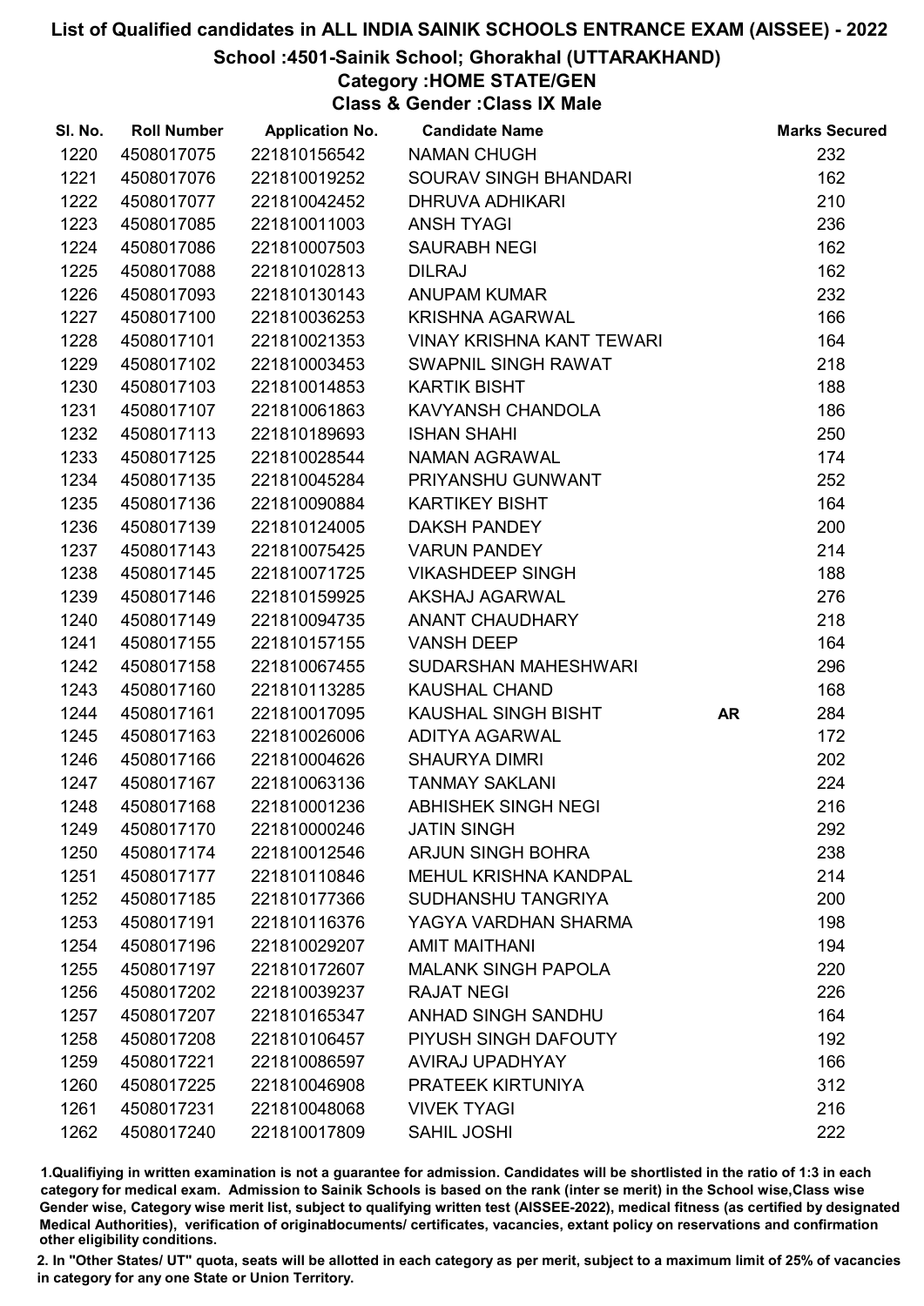# List of Qualified candidates in ALL INDIA SAINIK SCHOOLS ENTRANCE EXAM (AISSEE) - 2022

## School :4501-Sainik School; Ghorakhal (UTTARAKHAND)

### Category :HOME STATE/GEN

### Class & Gender :Class IX Male

| Sl. No. | Roll Number | Application No. | Candidate Name | | Marks Secured |
|---|---|---|---|---|---|
| 1220 | 4508017075 | 221810156542 | NAMAN CHUGH | | 232 |
| 1221 | 4508017076 | 221810019252 | SOURAV SINGH BHANDARI | | 162 |
| 1222 | 4508017077 | 221810042452 | DHRUVA ADHIKARI | | 210 |
| 1223 | 4508017085 | 221810011003 | ANSH TYAGI | | 236 |
| 1224 | 4508017086 | 221810007503 | SAURABH NEGI | | 162 |
| 1225 | 4508017088 | 221810102813 | DILRAJ | | 162 |
| 1226 | 4508017093 | 221810130143 | ANUPAM KUMAR | | 232 |
| 1227 | 4508017100 | 221810036253 | KRISHNA AGARWAL | | 166 |
| 1228 | 4508017101 | 221810021353 | VINAY KRISHNA KANT TEWARI | | 164 |
| 1229 | 4508017102 | 221810003453 | SWAPNIL SINGH RAWAT | | 218 |
| 1230 | 4508017103 | 221810014853 | KARTIK BISHT | | 188 |
| 1231 | 4508017107 | 221810061863 | KAVYANSH CHANDOLA | | 186 |
| 1232 | 4508017113 | 221810189693 | ISHAN SHAHI | | 250 |
| 1233 | 4508017125 | 221810028544 | NAMAN AGRAWAL | | 174 |
| 1234 | 4508017135 | 221810045284 | PRIYANSHU GUNWANT | | 252 |
| 1235 | 4508017136 | 221810090884 | KARTIKEY BISHT | | 164 |
| 1236 | 4508017139 | 221810124005 | DAKSH PANDEY | | 200 |
| 1237 | 4508017143 | 221810075425 | VARUN PANDEY | | 214 |
| 1238 | 4508017145 | 221810071725 | VIKASHDEEP SINGH | | 188 |
| 1239 | 4508017146 | 221810159925 | AKSHAJ AGARWAL | | 276 |
| 1240 | 4508017149 | 221810094735 | ANANT CHAUDHARY | | 218 |
| 1241 | 4508017155 | 221810157155 | VANSH DEEP | | 164 |
| 1242 | 4508017158 | 221810067455 | SUDARSHAN MAHESHWARI | | 296 |
| 1243 | 4508017160 | 221810113285 | KAUSHAL CHAND | | 168 |
| 1244 | 4508017161 | 221810017095 | KAUSHAL SINGH BISHT | **AR** | 284 |
| 1245 | 4508017163 | 221810026006 | ADITYA AGARWAL | | 172 |
| 1246 | 4508017166 | 221810004626 | SHAURYA DIMRI | | 202 |
| 1247 | 4508017167 | 221810063136 | TANMAY SAKLANI | | 224 |
| 1248 | 4508017168 | 221810001236 | ABHISHEK SINGH NEGI | | 216 |
| 1249 | 4508017170 | 221810000246 | JATIN SINGH | | 292 |
| 1250 | 4508017174 | 221810012546 | ARJUN SINGH BOHRA | | 238 |
| 1251 | 4508017177 | 221810110846 | MEHUL KRISHNA KANDPAL | | 214 |
| 1252 | 4508017185 | 221810177366 | SUDHANSHU TANGRIYA | | 200 |
| 1253 | 4508017191 | 221810116376 | YAGYA VARDHAN SHARMA | | 198 |
| 1254 | 4508017196 | 221810029207 | AMIT MAITHANI | | 194 |
| 1255 | 4508017197 | 221810172607 | MALANK SINGH PAPOLA | | 220 |
| 1256 | 4508017202 | 221810039237 | RAJAT NEGI | | 226 |
| 1257 | 4508017207 | 221810165347 | ANHAD SINGH SANDHU | | 164 |
| 1258 | 4508017208 | 221810106457 | PIYUSH SINGH DAFOUTY | | 192 |
| 1259 | 4508017221 | 221810086597 | AVIRAJ UPADHYAY | | 166 |
| 1260 | 4508017225 | 221810046908 | PRATEEK KIRTUNIYA | | 312 |
| 1261 | 4508017231 | 221810048068 | VIVEK TYAGI | | 216 |
| 1262 | 4508017240 | 221810017809 | SAHIL JOSHI | | 222 |

1.Qualifying in written examination is not a guarantee for admission. Candidates will be shortlisted in the ratio of 1:3 in each category for medical exam. Admission to Sainik Schools is based on the rank (inter se merit) in the School wise,Class wise Gender wise, Category wise merit list, subject to qualifying written test (AISSEE-2022), medical fitness (as certified by designated Medical Authorities), verification of originaldocuments/ certificates, vacancies, extant policy on reservations and confirmation other eligibility conditions.

2. In "Other States/ UT" quota, seats will be allotted in each category as per merit, subject to a maximum limit of 25% of vacancies in category for any one State or Union Territory.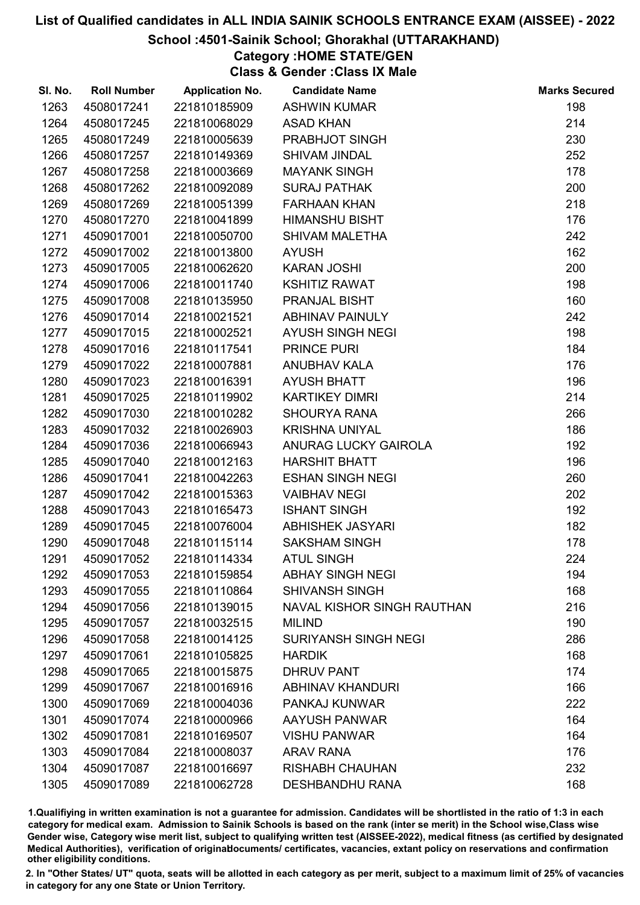# List of Qualified candidates in ALL INDIA SAINIK SCHOOLS ENTRANCE EXAM (AISSEE) - 2022

## School :4501-Sainik School; Ghorakhal (UTTARAKHAND)

### Category :HOME STATE/GEN

### Class & Gender :Class IX Male

| Sl. No. | Roll Number | Application No. | Candidate Name | Marks Secured |
|---|---|---|---|---|
| 1263 | 4508017241 | 221810185909 | ASHWIN KUMAR | 198 |
| 1264 | 4508017245 | 221810068029 | ASAD KHAN | 214 |
| 1265 | 4508017249 | 221810005639 | PRABHJOT SINGH | 230 |
| 1266 | 4508017257 | 221810149369 | SHIVAM JINDAL | 252 |
| 1267 | 4508017258 | 221810003669 | MAYANK SINGH | 178 |
| 1268 | 4508017262 | 221810092089 | SURAJ PATHAK | 200 |
| 1269 | 4508017269 | 221810051399 | FARHAAN KHAN | 218 |
| 1270 | 4508017270 | 221810041899 | HIMANSHU BISHT | 176 |
| 1271 | 4509017001 | 221810050700 | SHIVAM MALETHA | 242 |
| 1272 | 4509017002 | 221810013800 | AYUSH | 162 |
| 1273 | 4509017005 | 221810062620 | KARAN JOSHI | 200 |
| 1274 | 4509017006 | 221810011740 | KSHITIZ RAWAT | 198 |
| 1275 | 4509017008 | 221810135950 | PRANJAL BISHT | 160 |
| 1276 | 4509017014 | 221810021521 | ABHINAV PAINULY | 242 |
| 1277 | 4509017015 | 221810002521 | AYUSH SINGH NEGI | 198 |
| 1278 | 4509017016 | 221810117541 | PRINCE PURI | 184 |
| 1279 | 4509017022 | 221810007881 | ANUBHAV KALA | 176 |
| 1280 | 4509017023 | 221810016391 | AYUSH BHATT | 196 |
| 1281 | 4509017025 | 221810119902 | KARTIKEY DIMRI | 214 |
| 1282 | 4509017030 | 221810010282 | SHOURYA RANA | 266 |
| 1283 | 4509017032 | 221810026903 | KRISHNA UNIYAL | 186 |
| 1284 | 4509017036 | 221810066943 | ANURAG LUCKY GAIROLA | 192 |
| 1285 | 4509017040 | 221810012163 | HARSHIT BHATT | 196 |
| 1286 | 4509017041 | 221810042263 | ESHAN SINGH NEGI | 260 |
| 1287 | 4509017042 | 221810015363 | VAIBHAV NEGI | 202 |
| 1288 | 4509017043 | 221810165473 | ISHANT SINGH | 192 |
| 1289 | 4509017045 | 221810076004 | ABHISHEK JASYARI | 182 |
| 1290 | 4509017048 | 221810115114 | SAKSHAM SINGH | 178 |
| 1291 | 4509017052 | 221810114334 | ATUL SINGH | 224 |
| 1292 | 4509017053 | 221810159854 | ABHAY SINGH NEGI | 194 |
| 1293 | 4509017055 | 221810110864 | SHIVANSH SINGH | 168 |
| 1294 | 4509017056 | 221810139015 | NAVAL KISHOR SINGH RAUTHAN | 216 |
| 1295 | 4509017057 | 221810032515 | MILIND | 190 |
| 1296 | 4509017058 | 221810014125 | SURIYANSH SINGH NEGI | 286 |
| 1297 | 4509017061 | 221810105825 | HARDIK | 168 |
| 1298 | 4509017065 | 221810015875 | DHRUV PANT | 174 |
| 1299 | 4509017067 | 221810016916 | ABHINAV KHANDURI | 166 |
| 1300 | 4509017069 | 221810004036 | PANKAJ KUNWAR | 222 |
| 1301 | 4509017074 | 221810000966 | AAYUSH PANWAR | 164 |
| 1302 | 4509017081 | 221810169507 | VISHU PANWAR | 164 |
| 1303 | 4509017084 | 221810008037 | ARAV RANA | 176 |
| 1304 | 4509017087 | 221810016697 | RISHABH CHAUHAN | 232 |
| 1305 | 4509017089 | 221810062728 | DESHBANDHU RANA | 168 |

1.Qualifiying in written examination is not a guarantee for admission. Candidates will be shortlisted in the ratio of 1:3 in each category for medical exam. Admission to Sainik Schools is based on the rank (inter se merit) in the School wise,Class wise Gender wise, Category wise merit list, subject to qualifying written test (AISSEE-2022), medical fitness (as certified by designated Medical Authorities), verification of originaldocuments/ certificates, vacancies, extant policy on reservations and confirmation other eligibility conditions.

2. In "Other States/ UT" quota, seats will be allotted in each category as per merit, subject to a maximum limit of 25% of vacancies in category for any one State or Union Territory.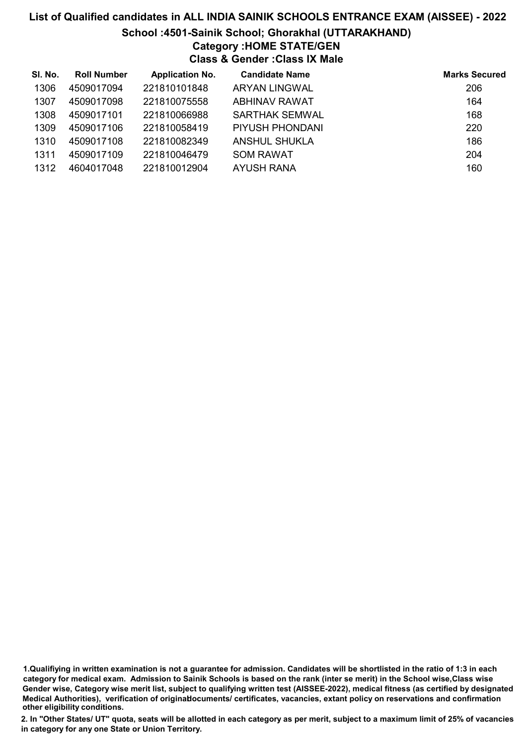# List of Qualified candidates in ALL INDIA SAINIK SCHOOLS ENTRANCE EXAM (AISSEE) - 2022

## School :4501-Sainik School; Ghorakhal (UTTARAKHAND)

### Category :HOME STATE/GEN

### Class & Gender :Class IX Male

| Sl. No. | Roll Number | Application No. | Candidate Name | Marks Secured |
|---|---|---|---|---|
| 1306 | 4509017094 | 221810101848 | ARYAN LINGWAL | 206 |
| 1307 | 4509017098 | 221810075558 | ABHINAV RAWAT | 164 |
| 1308 | 4509017101 | 221810066988 | SARTHAK SEMWAL | 168 |
| 1309 | 4509017106 | 221810058419 | PIYUSH PHONDANI | 220 |
| 1310 | 4509017108 | 221810082349 | ANSHUL SHUKLA | 186 |
| 1311 | 4509017109 | 221810046479 | SOM RAWAT | 204 |
| 1312 | 4604017048 | 221810012904 | AYUSH RANA | 160 |

1.Qualifiying in written examination is not a guarantee for admission. Candidates will be shortlisted in the ratio of 1:3 in each category for medical exam. Admission to Sainik Schools is based on the rank (inter se merit) in the School wise,Class wise Gender wise, Category wise merit list, subject to qualifying written test (AISSEE-2022), medical fitness (as certified by designated Medical Authorities), verification of originaldocuments/ certificates, vacancies, extant policy on reservations and confirmation other eligibility conditions.

2. In "Other States/ UT" quota, seats will be allotted in each category as per merit, subject to a maximum limit of 25% of vacancies in category for any one State or Union Territory.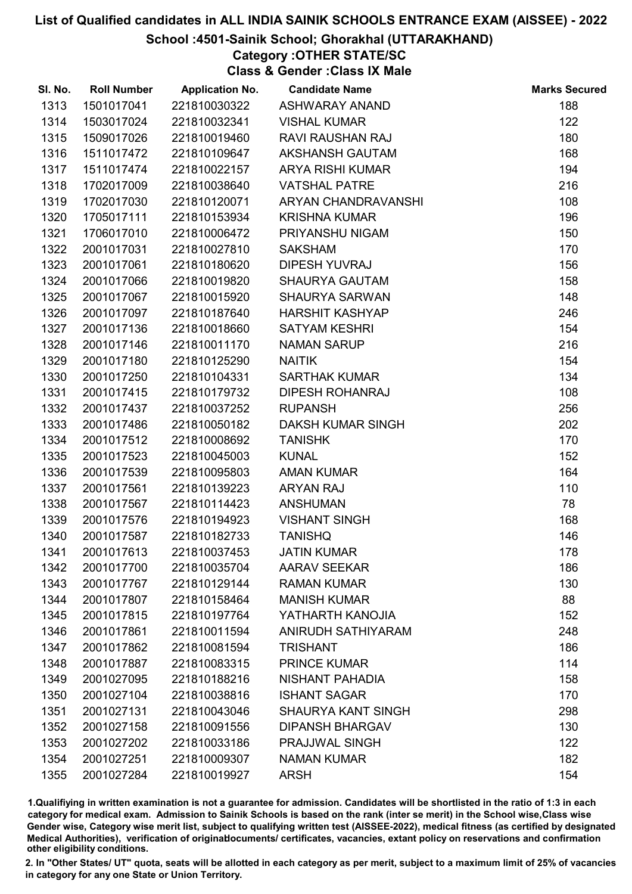# List of Qualified candidates in ALL INDIA SAINIK SCHOOLS ENTRANCE EXAM (AISSEE) - 2022

## School :4501-Sainik School; Ghorakhal (UTTARAKHAND)

### Category :OTHER STATE/SC

### Class & Gender :Class IX Male

| Sl. No. | Roll Number | Application No. | Candidate Name | Marks Secured |
|---|---|---|---|---|
| 1313 | 1501017041 | 221810030322 | ASHWARAY ANAND | 188 |
| 1314 | 1503017024 | 221810032341 | VISHAL KUMAR | 122 |
| 1315 | 1509017026 | 221810019460 | RAVI RAUSHAN RAJ | 180 |
| 1316 | 1511017472 | 221810109647 | AKSHANSH GAUTAM | 168 |
| 1317 | 1511017474 | 221810022157 | ARYA RISHI KUMAR | 194 |
| 1318 | 1702017009 | 221810038640 | VATSHAL PATRE | 216 |
| 1319 | 1702017030 | 221810120071 | ARYAN CHANDRAVANSHI | 108 |
| 1320 | 1705017111 | 221810153934 | KRISHNA KUMAR | 196 |
| 1321 | 1706017010 | 221810006472 | PRIYANSHU NIGAM | 150 |
| 1322 | 2001017031 | 221810027810 | SAKSHAM | 170 |
| 1323 | 2001017061 | 221810180620 | DIPESH YUVRAJ | 156 |
| 1324 | 2001017066 | 221810019820 | SHAURYA GAUTAM | 158 |
| 1325 | 2001017067 | 221810015920 | SHAURYA SARWAN | 148 |
| 1326 | 2001017097 | 221810187640 | HARSHIT KASHYAP | 246 |
| 1327 | 2001017136 | 221810018660 | SATYAM KESHRI | 154 |
| 1328 | 2001017146 | 221810011170 | NAMAN SARUP | 216 |
| 1329 | 2001017180 | 221810125290 | NAITIK | 154 |
| 1330 | 2001017250 | 221810104331 | SARTHAK KUMAR | 134 |
| 1331 | 2001017415 | 221810179732 | DIPESH ROHANRAJ | 108 |
| 1332 | 2001017437 | 221810037252 | RUPANSH | 256 |
| 1333 | 2001017486 | 221810050182 | DAKSH KUMAR SINGH | 202 |
| 1334 | 2001017512 | 221810008692 | TANISHK | 170 |
| 1335 | 2001017523 | 221810045003 | KUNAL | 152 |
| 1336 | 2001017539 | 221810095803 | AMAN KUMAR | 164 |
| 1337 | 2001017561 | 221810139223 | ARYAN RAJ | 110 |
| 1338 | 2001017567 | 221810114423 | ANSHUMAN | 78 |
| 1339 | 2001017576 | 221810194923 | VISHANT SINGH | 168 |
| 1340 | 2001017587 | 221810182733 | TANISHQ | 146 |
| 1341 | 2001017613 | 221810037453 | JATIN KUMAR | 178 |
| 1342 | 2001017700 | 221810035704 | AARAV SEEKAR | 186 |
| 1343 | 2001017767 | 221810129144 | RAMAN KUMAR | 130 |
| 1344 | 2001017807 | 221810158464 | MANISH KUMAR | 88 |
| 1345 | 2001017815 | 221810197764 | YATHARTH KANOJIA | 152 |
| 1346 | 2001017861 | 221810011594 | ANIRUDH SATHIYARAM | 248 |
| 1347 | 2001017862 | 221810081594 | TRISHANT | 186 |
| 1348 | 2001017887 | 221810083315 | PRINCE KUMAR | 114 |
| 1349 | 2001027095 | 221810188216 | NISHANT PAHADIA | 158 |
| 1350 | 2001027104 | 221810038816 | ISHANT SAGAR | 170 |
| 1351 | 2001027131 | 221810043046 | SHAURYA KANT SINGH | 298 |
| 1352 | 2001027158 | 221810091556 | DIPANSH BHARGAV | 130 |
| 1353 | 2001027202 | 221810033186 | PRAJJWAL SINGH | 122 |
| 1354 | 2001027251 | 221810009307 | NAMAN KUMAR | 182 |
| 1355 | 2001027284 | 221810019927 | ARSH | 154 |

1.Qualifiying in written examination is not a guarantee for admission. Candidates will be shortlisted in the ratio of 1:3 in each category for medical exam. Admission to Sainik Schools is based on the rank (inter se merit) in the School wise,Class wise Gender wise, Category wise merit list, subject to qualifying written test (AISSEE-2022), medical fitness (as certified by designated Medical Authorities), verification of originaldocuments/ certificates, vacancies, extant policy on reservations and confirmation other eligibility conditions.

2. In "Other States/ UT" quota, seats will be allotted in each category as per merit, subject to a maximum limit of 25% of vacancies in category for any one State or Union Territory.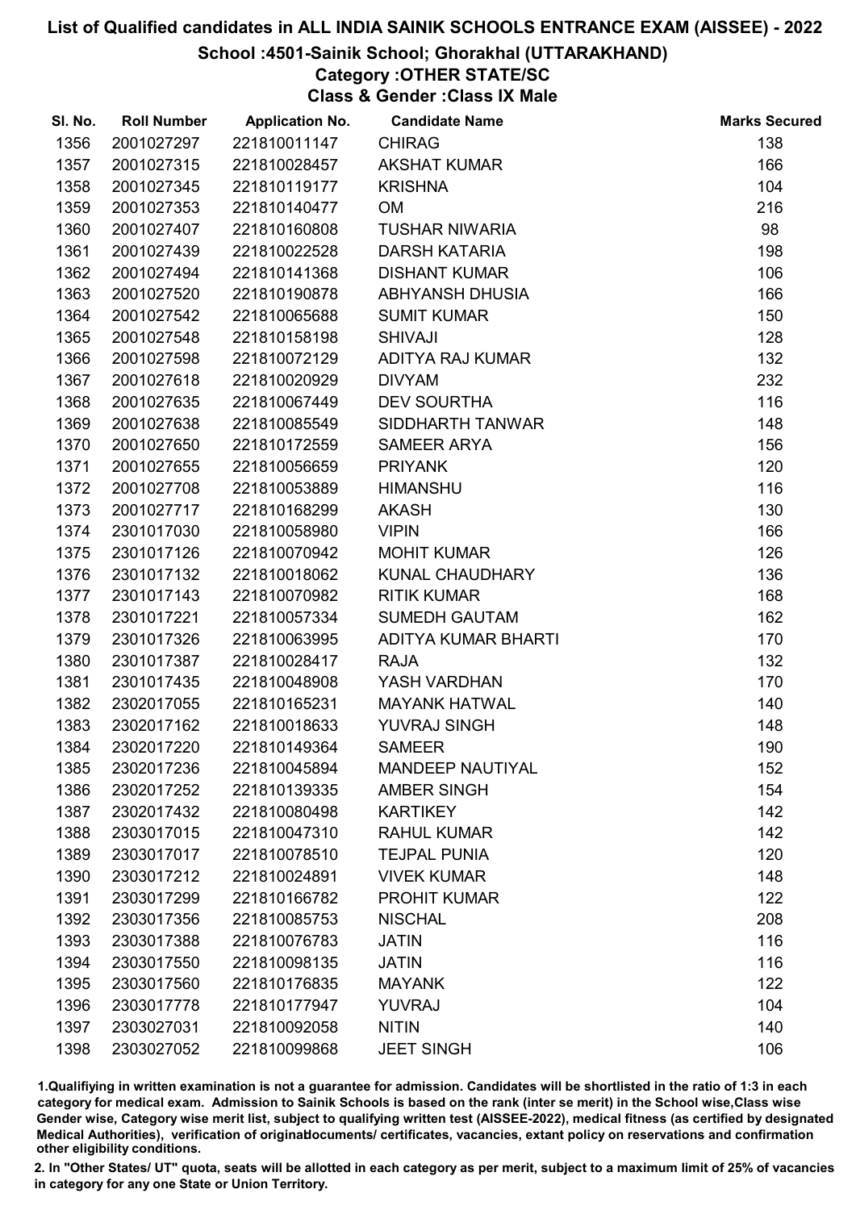# List of Qualified candidates in ALL INDIA SAINIK SCHOOLS ENTRANCE EXAM (AISSEE) - 2022

## School :4501-Sainik School; Ghorakhal (UTTARAKHAND)

### Category :OTHER STATE/SC

### Class & Gender :Class IX Male

| Sl. No. | Roll Number | Application No. | Candidate Name | Marks Secured |
|---|---|---|---|---|
| 1356 | 2001027297 | 221810011147 | CHIRAG | 138 |
| 1357 | 2001027315 | 221810028457 | AKSHAT KUMAR | 166 |
| 1358 | 2001027345 | 221810119177 | KRISHNA | 104 |
| 1359 | 2001027353 | 221810140477 | OM | 216 |
| 1360 | 2001027407 | 221810160808 | TUSHAR NIWARIA | 98 |
| 1361 | 2001027439 | 221810022528 | DARSH KATARIA | 198 |
| 1362 | 2001027494 | 221810141368 | DISHANT KUMAR | 106 |
| 1363 | 2001027520 | 221810190878 | ABHYANSH DHUSIA | 166 |
| 1364 | 2001027542 | 221810065688 | SUMIT KUMAR | 150 |
| 1365 | 2001027548 | 221810158198 | SHIVAJI | 128 |
| 1366 | 2001027598 | 221810072129 | ADITYA RAJ KUMAR | 132 |
| 1367 | 2001027618 | 221810020929 | DIVYAM | 232 |
| 1368 | 2001027635 | 221810067449 | DEV SOURTHA | 116 |
| 1369 | 2001027638 | 221810085549 | SIDDHARTH TANWAR | 148 |
| 1370 | 2001027650 | 221810172559 | SAMEER ARYA | 156 |
| 1371 | 2001027655 | 221810056659 | PRIYANK | 120 |
| 1372 | 2001027708 | 221810053889 | HIMANSHU | 116 |
| 1373 | 2001027717 | 221810168299 | AKASH | 130 |
| 1374 | 2301017030 | 221810058980 | VIPIN | 166 |
| 1375 | 2301017126 | 221810070942 | MOHIT KUMAR | 126 |
| 1376 | 2301017132 | 221810018062 | KUNAL CHAUDHARY | 136 |
| 1377 | 2301017143 | 221810070982 | RITIK KUMAR | 168 |
| 1378 | 2301017221 | 221810057334 | SUMEDH GAUTAM | 162 |
| 1379 | 2301017326 | 221810063995 | ADITYA KUMAR BHARTI | 170 |
| 1380 | 2301017387 | 221810028417 | RAJA | 132 |
| 1381 | 2301017435 | 221810048908 | YASH VARDHAN | 170 |
| 1382 | 2302017055 | 221810165231 | MAYANK HATWAL | 140 |
| 1383 | 2302017162 | 221810018633 | YUVRAJ SINGH | 148 |
| 1384 | 2302017220 | 221810149364 | SAMEER | 190 |
| 1385 | 2302017236 | 221810045894 | MANDEEP NAUTIYAL | 152 |
| 1386 | 2302017252 | 221810139335 | AMBER SINGH | 154 |
| 1387 | 2302017432 | 221810080498 | KARTIKEY | 142 |
| 1388 | 2303017015 | 221810047310 | RAHUL KUMAR | 142 |
| 1389 | 2303017017 | 221810078510 | TEJPAL PUNIA | 120 |
| 1390 | 2303017212 | 221810024891 | VIVEK KUMAR | 148 |
| 1391 | 2303017299 | 221810166782 | PROHIT KUMAR | 122 |
| 1392 | 2303017356 | 221810085753 | NISCHAL | 208 |
| 1393 | 2303017388 | 221810076783 | JATIN | 116 |
| 1394 | 2303017550 | 221810098135 | JATIN | 116 |
| 1395 | 2303017560 | 221810176835 | MAYANK | 122 |
| 1396 | 2303017778 | 221810177947 | YUVRAJ | 104 |
| 1397 | 2303027031 | 221810092058 | NITIN | 140 |
| 1398 | 2303027052 | 221810099868 | JEET SINGH | 106 |

1.Qualifying in written examination is not a guarantee for admission. Candidates will be shortlisted in the ratio of 1:3 in each category for medical exam. Admission to Sainik Schools is based on the rank (inter se merit) in the School wise,Class wise Gender wise, Category wise merit list, subject to qualifying written test (AISSEE-2022), medical fitness (as certified by designated Medical Authorities), verification of originaldocuments/ certificates, vacancies, extant policy on reservations and confirmation other eligibility conditions.

2. In "Other States/ UT" quota, seats will be allotted in each category as per merit, subject to a maximum limit of 25% of vacancies in category for any one State or Union Territory.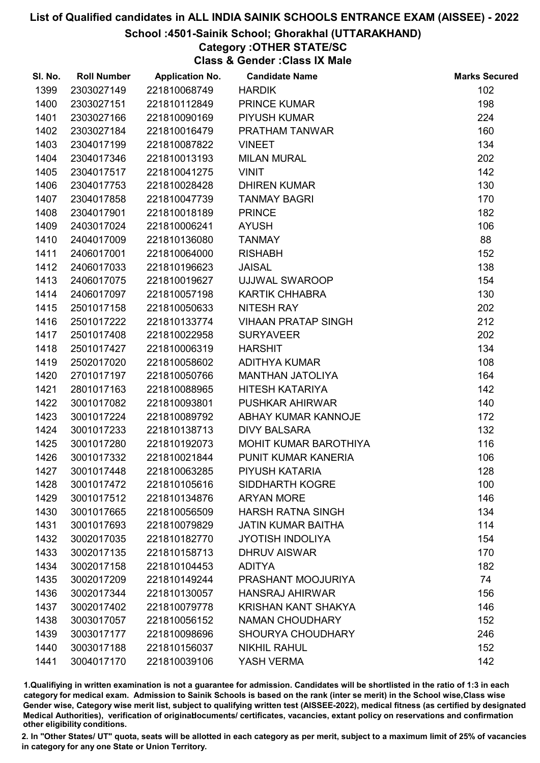# List of Qualified candidates in ALL INDIA SAINIK SCHOOLS ENTRANCE EXAM (AISSEE) - 2022

## School :4501-Sainik School; Ghorakhal (UTTARAKHAND)

### Category :OTHER STATE/SC

### Class & Gender :Class IX Male

| Sl. No. | Roll Number | Application No. | Candidate Name | Marks Secured |
|---|---|---|---|---|
| 1399 | 2303027149 | 221810068749 | HARDIK | 102 |
| 1400 | 2303027151 | 221810112849 | PRINCE KUMAR | 198 |
| 1401 | 2303027166 | 221810090169 | PIYUSH KUMAR | 224 |
| 1402 | 2303027184 | 221810016479 | PRATHAM TANWAR | 160 |
| 1403 | 2304017199 | 221810087822 | VINEET | 134 |
| 1404 | 2304017346 | 221810013193 | MILAN MURAL | 202 |
| 1405 | 2304017517 | 221810041275 | VINIT | 142 |
| 1406 | 2304017753 | 221810028428 | DHIREN KUMAR | 130 |
| 1407 | 2304017858 | 221810047739 | TANMAY BAGRI | 170 |
| 1408 | 2304017901 | 221810018189 | PRINCE | 182 |
| 1409 | 2403017024 | 221810006241 | AYUSH | 106 |
| 1410 | 2404017009 | 221810136080 | TANMAY | 88 |
| 1411 | 2406017001 | 221810064000 | RISHABH | 152 |
| 1412 | 2406017033 | 221810196623 | JAISAL | 138 |
| 1413 | 2406017075 | 221810019627 | UJJWAL SWAROOP | 154 |
| 1414 | 2406017097 | 221810057198 | KARTIK CHHABRA | 130 |
| 1415 | 2501017158 | 221810050633 | NITESH RAY | 202 |
| 1416 | 2501017222 | 221810133774 | VIHAAN PRATAP SINGH | 212 |
| 1417 | 2501017408 | 221810022958 | SURYAVEER | 202 |
| 1418 | 2501017427 | 221810006319 | HARSHIT | 134 |
| 1419 | 2502017020 | 221810058602 | ADITHYA KUMAR | 108 |
| 1420 | 2701017197 | 221810050766 | MANTHAN JATOLIYA | 164 |
| 1421 | 2801017163 | 221810088965 | HITESH KATARIYA | 142 |
| 1422 | 3001017082 | 221810093801 | PUSHKAR AHIRWAR | 140 |
| 1423 | 3001017224 | 221810089792 | ABHAY KUMAR KANNOJE | 172 |
| 1424 | 3001017233 | 221810138713 | DIVY BALSARA | 132 |
| 1425 | 3001017280 | 221810192073 | MOHIT KUMAR BAROTHIYA | 116 |
| 1426 | 3001017332 | 221810021844 | PUNIT KUMAR KANERIA | 106 |
| 1427 | 3001017448 | 221810063285 | PIYUSH KATARIA | 128 |
| 1428 | 3001017472 | 221810105616 | SIDDHARTH KOGRE | 100 |
| 1429 | 3001017512 | 221810134876 | ARYAN MORE | 146 |
| 1430 | 3001017665 | 221810056509 | HARSH RATNA SINGH | 134 |
| 1431 | 3001017693 | 221810079829 | JATIN KUMAR BAITHA | 114 |
| 1432 | 3002017035 | 221810182770 | JYOTISH INDOLIYA | 154 |
| 1433 | 3002017135 | 221810158713 | DHRUV AISWAR | 170 |
| 1434 | 3002017158 | 221810104453 | ADITYA | 182 |
| 1435 | 3002017209 | 221810149244 | PRASHANT MOOJURIYA | 74 |
| 1436 | 3002017344 | 221810130057 | HANSRAJ AHIRWAR | 156 |
| 1437 | 3002017402 | 221810079778 | KRISHAN KANT SHAKYA | 146 |
| 1438 | 3003017057 | 221810056152 | NAMAN CHOUDHARY | 152 |
| 1439 | 3003017177 | 221810098696 | SHOURYA CHOUDHARY | 246 |
| 1440 | 3003017188 | 221810156037 | NIKHIL RAHUL | 152 |
| 1441 | 3004017170 | 221810039106 | YASH VERMA | 142 |

1.Qualifiying in written examination is not a guarantee for admission. Candidates will be shortlisted in the ratio of 1:3 in each category for medical exam. Admission to Sainik Schools is based on the rank (inter se merit) in the School wise,Class wise Gender wise, Category wise merit list, subject to qualifying written test (AISSEE-2022), medical fitness (as certified by designated Medical Authorities), verification of originaldocuments/ certificates, vacancies, extant policy on reservations and confirmation other eligibility conditions.

2. In "Other States/ UT" quota, seats will be allotted in each category as per merit, subject to a maximum limit of 25% of vacancies in category for any one State or Union Territory.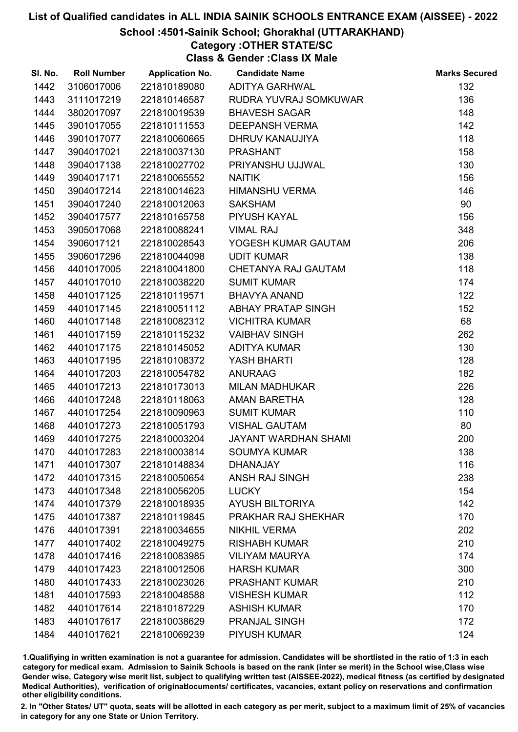# List of Qualified candidates in ALL INDIA SAINIK SCHOOLS ENTRANCE EXAM (AISSEE) - 2022

## School :4501-Sainik School; Ghorakhal (UTTARAKHAND)

### Category :OTHER STATE/SC

### Class & Gender :Class IX Male

| Sl. No. | Roll Number | Application No. | Candidate Name | Marks Secured |
|---|---|---|---|---|
| 1442 | 3106017006 | 221810189080 | ADITYA GARHWAL | 132 |
| 1443 | 3111017219 | 221810146587 | RUDRA YUVRAJ SOMKUWAR | 136 |
| 1444 | 3802017097 | 221810019539 | BHAVESH SAGAR | 148 |
| 1445 | 3901017055 | 221810111553 | DEEPANSH VERMA | 142 |
| 1446 | 3901017077 | 221810060665 | DHRUV KANAUJIYA | 118 |
| 1447 | 3904017021 | 221810037130 | PRASHANT | 158 |
| 1448 | 3904017138 | 221810027702 | PRIYANSHU UJJWAL | 130 |
| 1449 | 3904017171 | 221810065552 | NAITIK | 156 |
| 1450 | 3904017214 | 221810014623 | HIMANSHU VERMA | 146 |
| 1451 | 3904017240 | 221810012063 | SAKSHAM | 90 |
| 1452 | 3904017577 | 221810165758 | PIYUSH KAYAL | 156 |
| 1453 | 3905017068 | 221810088241 | VIMAL RAJ | 348 |
| 1454 | 3906017121 | 221810028543 | YOGESH KUMAR GAUTAM | 206 |
| 1455 | 3906017296 | 221810044098 | UDIT KUMAR | 138 |
| 1456 | 4401017005 | 221810041800 | CHETANYA RAJ GAUTAM | 118 |
| 1457 | 4401017010 | 221810038220 | SUMIT KUMAR | 174 |
| 1458 | 4401017125 | 221810119571 | BHAVYA ANAND | 122 |
| 1459 | 4401017145 | 221810051112 | ABHAY PRATAP SINGH | 152 |
| 1460 | 4401017148 | 221810082312 | VICHITRA KUMAR | 68 |
| 1461 | 4401017159 | 221810115232 | VAIBHAV SINGH | 262 |
| 1462 | 4401017175 | 221810145052 | ADITYA KUMAR | 130 |
| 1463 | 4401017195 | 221810108372 | YASH BHARTI | 128 |
| 1464 | 4401017203 | 221810054782 | ANURAAG | 182 |
| 1465 | 4401017213 | 221810173013 | MILAN MADHUKAR | 226 |
| 1466 | 4401017248 | 221810118063 | AMAN BARETHA | 128 |
| 1467 | 4401017254 | 221810090963 | SUMIT KUMAR | 110 |
| 1468 | 4401017273 | 221810051793 | VISHAL GAUTAM | 80 |
| 1469 | 4401017275 | 221810003204 | JAYANT WARDHAN SHAMI | 200 |
| 1470 | 4401017283 | 221810003814 | SOUMYA KUMAR | 138 |
| 1471 | 4401017307 | 221810148834 | DHANAJAY | 116 |
| 1472 | 4401017315 | 221810050654 | ANSH RAJ SINGH | 238 |
| 1473 | 4401017348 | 221810056205 | LUCKY | 154 |
| 1474 | 4401017379 | 221810018935 | AYUSH BILTORIYA | 142 |
| 1475 | 4401017387 | 221810119845 | PRAKHAR RAJ SHEKHAR | 170 |
| 1476 | 4401017391 | 221810034655 | NIKHIL VERMA | 202 |
| 1477 | 4401017402 | 221810049275 | RISHABH KUMAR | 210 |
| 1478 | 4401017416 | 221810083985 | VILIYAM MAURYA | 174 |
| 1479 | 4401017423 | 221810012506 | HARSH KUMAR | 300 |
| 1480 | 4401017433 | 221810023026 | PRASHANT KUMAR | 210 |
| 1481 | 4401017593 | 221810048588 | VISHESH KUMAR | 112 |
| 1482 | 4401017614 | 221810187229 | ASHISH KUMAR | 170 |
| 1483 | 4401017617 | 221810038629 | PRANJAL SINGH | 172 |
| 1484 | 4401017621 | 221810069239 | PIYUSH KUMAR | 124 |

1.Qualifiying in written examination is not a guarantee for admission. Candidates will be shortlisted in the ratio of 1:3 in each category for medical exam. Admission to Sainik Schools is based on the rank (inter se merit) in the School wise,Class wise Gender wise, Category wise merit list, subject to qualifying written test (AISSEE-2022), medical fitness (as certified by designated Medical Authorities), verification of originaldocuments/ certificates, vacancies, extant policy on reservations and confirmation other eligibility conditions.

2. In "Other States/ UT" quota, seats will be allotted in each category as per merit, subject to a maximum limit of 25% of vacancies in category for any one State or Union Territory.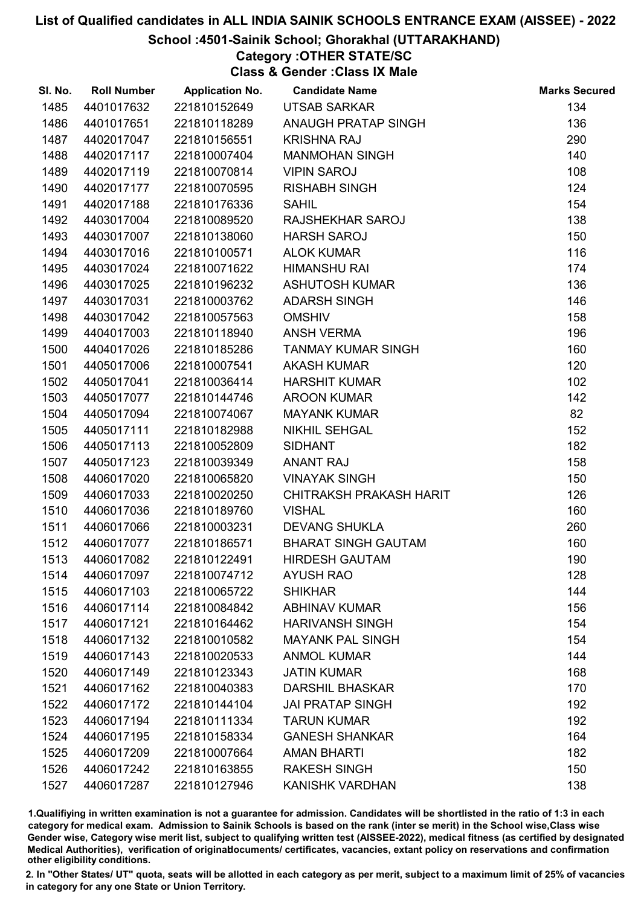# List of Qualified candidates in ALL INDIA SAINIK SCHOOLS ENTRANCE EXAM (AISSEE) - 2022

## School :4501-Sainik School; Ghorakhal (UTTARAKHAND)

### Category :OTHER STATE/SC

### Class & Gender :Class IX Male

| Sl. No. | Roll Number | Application No. | Candidate Name | Marks Secured |
|---|---|---|---|---|
| 1485 | 4401017632 | 221810152649 | UTSAB SARKAR | 134 |
| 1486 | 4401017651 | 221810118289 | ANAUGH PRATAP SINGH | 136 |
| 1487 | 4402017047 | 221810156551 | KRISHNA RAJ | 290 |
| 1488 | 4402017117 | 221810007404 | MANMOHAN SINGH | 140 |
| 1489 | 4402017119 | 221810070814 | VIPIN SAROJ | 108 |
| 1490 | 4402017177 | 221810070595 | RISHABH SINGH | 124 |
| 1491 | 4402017188 | 221810176336 | SAHIL | 154 |
| 1492 | 4403017004 | 221810089520 | RAJSHEKHAR SAROJ | 138 |
| 1493 | 4403017007 | 221810138060 | HARSH SAROJ | 150 |
| 1494 | 4403017016 | 221810100571 | ALOK KUMAR | 116 |
| 1495 | 4403017024 | 221810071622 | HIMANSHU RAI | 174 |
| 1496 | 4403017025 | 221810196232 | ASHUTOSH KUMAR | 136 |
| 1497 | 4403017031 | 221810003762 | ADARSH SINGH | 146 |
| 1498 | 4403017042 | 221810057563 | OMSHIV | 158 |
| 1499 | 4404017003 | 221810118940 | ANSH VERMA | 196 |
| 1500 | 4404017026 | 221810185286 | TANMAY KUMAR SINGH | 160 |
| 1501 | 4405017006 | 221810007541 | AKASH KUMAR | 120 |
| 1502 | 4405017041 | 221810036414 | HARSHIT KUMAR | 102 |
| 1503 | 4405017077 | 221810144746 | AROON KUMAR | 142 |
| 1504 | 4405017094 | 221810074067 | MAYANK KUMAR | 82 |
| 1505 | 4405017111 | 221810182988 | NIKHIL SEHGAL | 152 |
| 1506 | 4405017113 | 221810052809 | SIDHANT | 182 |
| 1507 | 4405017123 | 221810039349 | ANANT RAJ | 158 |
| 1508 | 4406017020 | 221810065820 | VINAYAK SINGH | 150 |
| 1509 | 4406017033 | 221810020250 | CHITRAKSH PRAKASH HARIT | 126 |
| 1510 | 4406017036 | 221810189760 | VISHAL | 160 |
| 1511 | 4406017066 | 221810003231 | DEVANG SHUKLA | 260 |
| 1512 | 4406017077 | 221810186571 | BHARAT SINGH GAUTAM | 160 |
| 1513 | 4406017082 | 221810122491 | HIRDESH GAUTAM | 190 |
| 1514 | 4406017097 | 221810074712 | AYUSH RAO | 128 |
| 1515 | 4406017103 | 221810065722 | SHIKHAR | 144 |
| 1516 | 4406017114 | 221810084842 | ABHINAV KUMAR | 156 |
| 1517 | 4406017121 | 221810164462 | HARIVANSH SINGH | 154 |
| 1518 | 4406017132 | 221810010582 | MAYANK PAL SINGH | 154 |
| 1519 | 4406017143 | 221810020533 | ANMOL KUMAR | 144 |
| 1520 | 4406017149 | 221810123343 | JATIN KUMAR | 168 |
| 1521 | 4406017162 | 221810040383 | DARSHIL BHASKAR | 170 |
| 1522 | 4406017172 | 221810144104 | JAI PRATAP SINGH | 192 |
| 1523 | 4406017194 | 221810111334 | TARUN KUMAR | 192 |
| 1524 | 4406017195 | 221810158334 | GANESH SHANKAR | 164 |
| 1525 | 4406017209 | 221810007664 | AMAN BHARTI | 182 |
| 1526 | 4406017242 | 221810163855 | RAKESH SINGH | 150 |
| 1527 | 4406017287 | 221810127946 | KANISHK VARDHAN | 138 |

1.Qualifiying in written examination is not a guarantee for admission. Candidates will be shortlisted in the ratio of 1:3 in each category for medical exam. Admission to Sainik Schools is based on the rank (inter se merit) in the School wise,Class wise Gender wise, Category wise merit list, subject to qualifying written test (AISSEE-2022), medical fitness (as certified by designated Medical Authorities), verification of originaldocuments/ certificates, vacancies, extant policy on reservations and confirmation other eligibility conditions.

2. In "Other States/ UT" quota, seats will be allotted in each category as per merit, subject to a maximum limit of 25% of vacancies in category for any one State or Union Territory.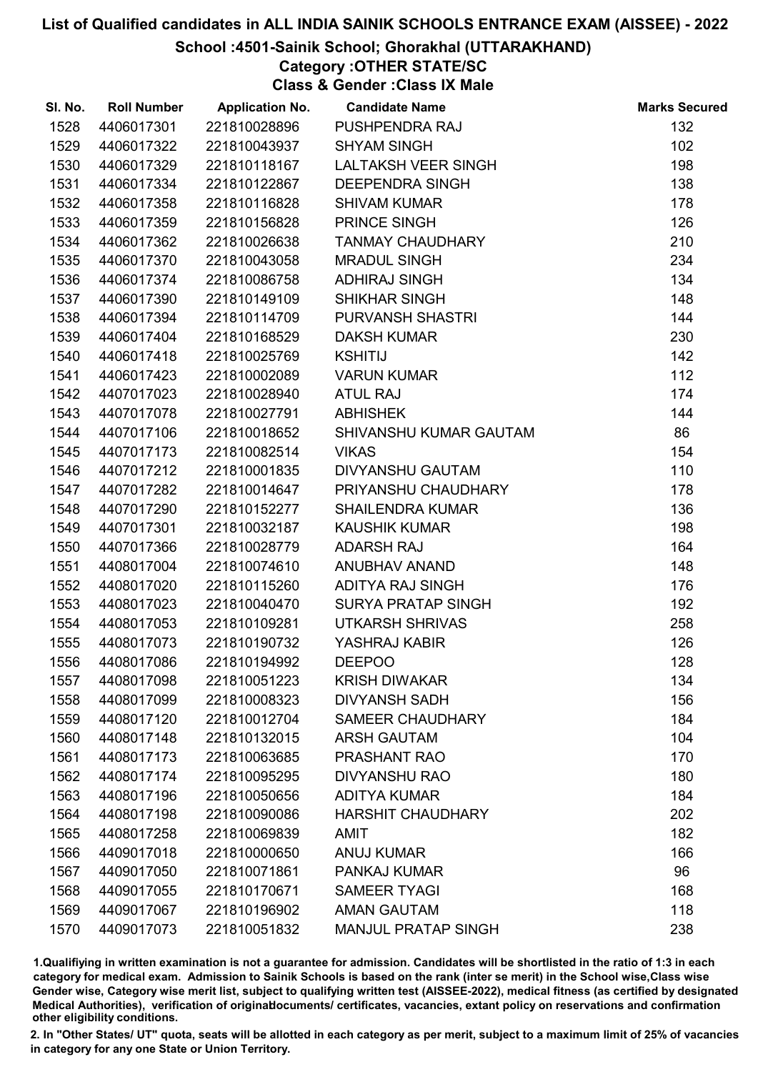# List of Qualified candidates in ALL INDIA SAINIK SCHOOLS ENTRANCE EXAM (AISSEE) - 2022

## School :4501-Sainik School; Ghorakhal (UTTARAKHAND)

### Category :OTHER STATE/SC

### Class & Gender :Class IX Male

| Sl. No. | Roll Number | Application No. | Candidate Name | Marks Secured |
|---|---|---|---|---|
| 1528 | 4406017301 | 221810028896 | PUSHPENDRA RAJ | 132 |
| 1529 | 4406017322 | 221810043937 | SHYAM SINGH | 102 |
| 1530 | 4406017329 | 221810118167 | LALTAKSH VEER SINGH | 198 |
| 1531 | 4406017334 | 221810122867 | DEEPENDRA SINGH | 138 |
| 1532 | 4406017358 | 221810116828 | SHIVAM KUMAR | 178 |
| 1533 | 4406017359 | 221810156828 | PRINCE SINGH | 126 |
| 1534 | 4406017362 | 221810026638 | TANMAY CHAUDHARY | 210 |
| 1535 | 4406017370 | 221810043058 | MRADUL SINGH | 234 |
| 1536 | 4406017374 | 221810086758 | ADHIRAJ SINGH | 134 |
| 1537 | 4406017390 | 221810149109 | SHIKHAR SINGH | 148 |
| 1538 | 4406017394 | 221810114709 | PURVANSH SHASTRI | 144 |
| 1539 | 4406017404 | 221810168529 | DAKSH KUMAR | 230 |
| 1540 | 4406017418 | 221810025769 | KSHITIJ | 142 |
| 1541 | 4406017423 | 221810002089 | VARUN KUMAR | 112 |
| 1542 | 4407017023 | 221810028940 | ATUL RAJ | 174 |
| 1543 | 4407017078 | 221810027791 | ABHISHEK | 144 |
| 1544 | 4407017106 | 221810018652 | SHIVANSHU KUMAR GAUTAM | 86 |
| 1545 | 4407017173 | 221810082514 | VIKAS | 154 |
| 1546 | 4407017212 | 221810001835 | DIVYANSHU GAUTAM | 110 |
| 1547 | 4407017282 | 221810014647 | PRIYANSHU CHAUDHARY | 178 |
| 1548 | 4407017290 | 221810152277 | SHAILENDRA KUMAR | 136 |
| 1549 | 4407017301 | 221810032187 | KAUSHIK KUMAR | 198 |
| 1550 | 4407017366 | 221810028779 | ADARSH RAJ | 164 |
| 1551 | 4408017004 | 221810074610 | ANUBHAV ANAND | 148 |
| 1552 | 4408017020 | 221810115260 | ADITYA RAJ SINGH | 176 |
| 1553 | 4408017023 | 221810040470 | SURYA PRATAP SINGH | 192 |
| 1554 | 4408017053 | 221810109281 | UTKARSH SHRIVAS | 258 |
| 1555 | 4408017073 | 221810190732 | YASHRAJ KABIR | 126 |
| 1556 | 4408017086 | 221810194992 | DEEPOO | 128 |
| 1557 | 4408017098 | 221810051223 | KRISH DIWAKAR | 134 |
| 1558 | 4408017099 | 221810008323 | DIVYANSH SADH | 156 |
| 1559 | 4408017120 | 221810012704 | SAMEER CHAUDHARY | 184 |
| 1560 | 4408017148 | 221810132015 | ARSH GAUTAM | 104 |
| 1561 | 4408017173 | 221810063685 | PRASHANT RAO | 170 |
| 1562 | 4408017174 | 221810095295 | DIVYANSHU RAO | 180 |
| 1563 | 4408017196 | 221810050656 | ADITYA KUMAR | 184 |
| 1564 | 4408017198 | 221810090086 | HARSHIT CHAUDHARY | 202 |
| 1565 | 4408017258 | 221810069839 | AMIT | 182 |
| 1566 | 4409017018 | 221810000650 | ANUJ KUMAR | 166 |
| 1567 | 4409017050 | 221810071861 | PANKAJ KUMAR | 96 |
| 1568 | 4409017055 | 221810170671 | SAMEER TYAGI | 168 |
| 1569 | 4409017067 | 221810196902 | AMAN GAUTAM | 118 |
| 1570 | 4409017073 | 221810051832 | MANJUL PRATAP SINGH | 238 |

1.Qualifiying in written examination is not a guarantee for admission. Candidates will be shortlisted in the ratio of 1:3 in each category for medical exam. Admission to Sainik Schools is based on the rank (inter se merit) in the School wise,Class wise Gender wise, Category wise merit list, subject to qualifying written test (AISSEE-2022), medical fitness (as certified by designated Medical Authorities), verification of originaldocuments/ certificates, vacancies, extant policy on reservations and confirmation other eligibility conditions.

2. In "Other States/ UT" quota, seats will be allotted in each category as per merit, subject to a maximum limit of 25% of vacancies in category for any one State or Union Territory.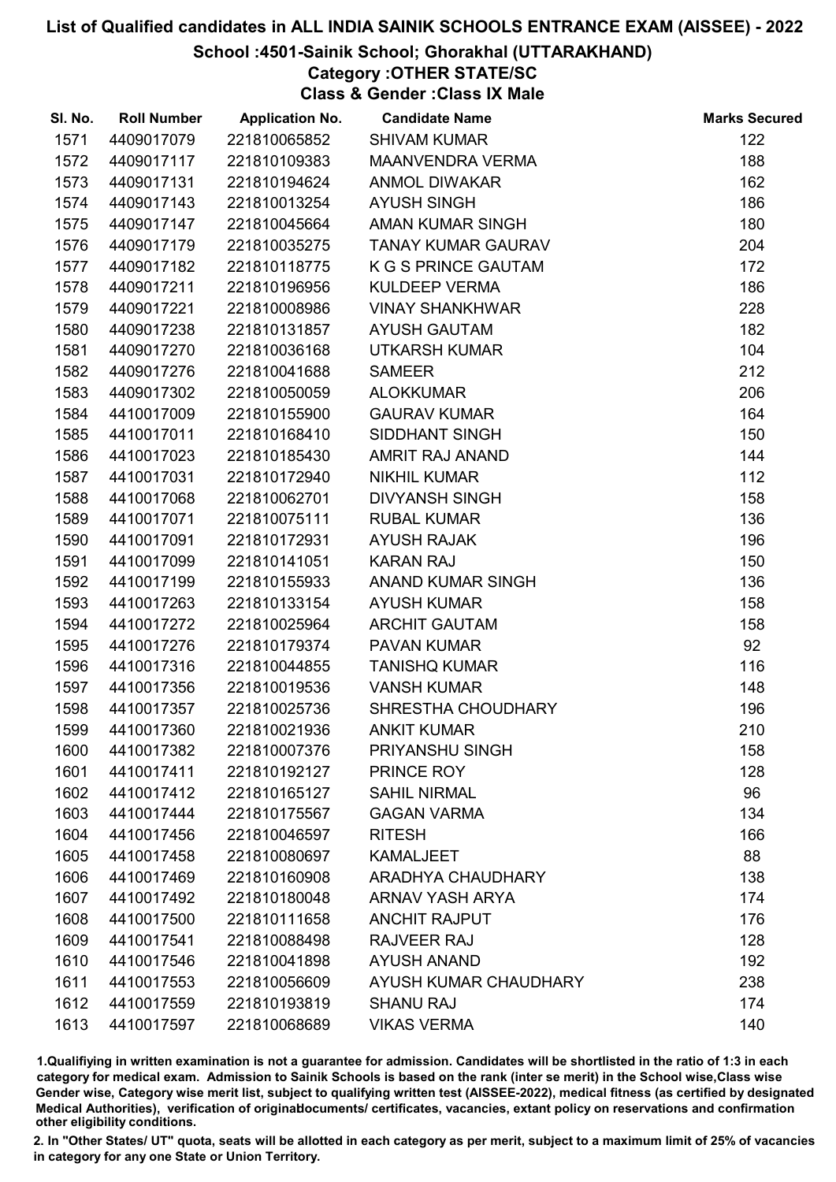# List of Qualified candidates in ALL INDIA SAINIK SCHOOLS ENTRANCE EXAM (AISSEE) - 2022

## School :4501-Sainik School; Ghorakhal (UTTARAKHAND)

### Category :OTHER STATE/SC

### Class & Gender :Class IX Male

| Sl. No. | Roll Number | Application No. | Candidate Name | Marks Secured |
|---|---|---|---|---|
| 1571 | 4409017079 | 221810065852 | SHIVAM KUMAR | 122 |
| 1572 | 4409017117 | 221810109383 | MAANVENDRA VERMA | 188 |
| 1573 | 4409017131 | 221810194624 | ANMOL DIWAKAR | 162 |
| 1574 | 4409017143 | 221810013254 | AYUSH SINGH | 186 |
| 1575 | 4409017147 | 221810045664 | AMAN KUMAR SINGH | 180 |
| 1576 | 4409017179 | 221810035275 | TANAY KUMAR GAURAV | 204 |
| 1577 | 4409017182 | 221810118775 | K G S PRINCE GAUTAM | 172 |
| 1578 | 4409017211 | 221810196956 | KULDEEP VERMA | 186 |
| 1579 | 4409017221 | 221810008986 | VINAY SHANKHWAR | 228 |
| 1580 | 4409017238 | 221810131857 | AYUSH GAUTAM | 182 |
| 1581 | 4409017270 | 221810036168 | UTKARSH KUMAR | 104 |
| 1582 | 4409017276 | 221810041688 | SAMEER | 212 |
| 1583 | 4409017302 | 221810050059 | ALOKKUMAR | 206 |
| 1584 | 4410017009 | 221810155900 | GAURAV KUMAR | 164 |
| 1585 | 4410017011 | 221810168410 | SIDDHANT SINGH | 150 |
| 1586 | 4410017023 | 221810185430 | AMRIT RAJ ANAND | 144 |
| 1587 | 4410017031 | 221810172940 | NIKHIL KUMAR | 112 |
| 1588 | 4410017068 | 221810062701 | DIVYANSH SINGH | 158 |
| 1589 | 4410017071 | 221810075111 | RUBAL KUMAR | 136 |
| 1590 | 4410017091 | 221810172931 | AYUSH RAJAK | 196 |
| 1591 | 4410017099 | 221810141051 | KARAN RAJ | 150 |
| 1592 | 4410017199 | 221810155933 | ANAND KUMAR SINGH | 136 |
| 1593 | 4410017263 | 221810133154 | AYUSH KUMAR | 158 |
| 1594 | 4410017272 | 221810025964 | ARCHIT GAUTAM | 158 |
| 1595 | 4410017276 | 221810179374 | PAVAN KUMAR | 92 |
| 1596 | 4410017316 | 221810044855 | TANISHQ KUMAR | 116 |
| 1597 | 4410017356 | 221810019536 | VANSH KUMAR | 148 |
| 1598 | 4410017357 | 221810025736 | SHRESTHA CHOUDHARY | 196 |
| 1599 | 4410017360 | 221810021936 | ANKIT KUMAR | 210 |
| 1600 | 4410017382 | 221810007376 | PRIYANSHU SINGH | 158 |
| 1601 | 4410017411 | 221810192127 | PRINCE ROY | 128 |
| 1602 | 4410017412 | 221810165127 | SAHIL NIRMAL | 96 |
| 1603 | 4410017444 | 221810175567 | GAGAN VARMA | 134 |
| 1604 | 4410017456 | 221810046597 | RITESH | 166 |
| 1605 | 4410017458 | 221810080697 | KAMALJEET | 88 |
| 1606 | 4410017469 | 221810160908 | ARADHYA CHAUDHARY | 138 |
| 1607 | 4410017492 | 221810180048 | ARNAV YASH ARYA | 174 |
| 1608 | 4410017500 | 221810111658 | ANCHIT RAJPUT | 176 |
| 1609 | 4410017541 | 221810088498 | RAJVEER RAJ | 128 |
| 1610 | 4410017546 | 221810041898 | AYUSH ANAND | 192 |
| 1611 | 4410017553 | 221810056609 | AYUSH KUMAR CHAUDHARY | 238 |
| 1612 | 4410017559 | 221810193819 | SHANU RAJ | 174 |
| 1613 | 4410017597 | 221810068689 | VIKAS VERMA | 140 |

1.Qualifiying in written examination is not a guarantee for admission. Candidates will be shortlisted in the ratio of 1:3 in each category for medical exam. Admission to Sainik Schools is based on the rank (inter se merit) in the School wise,Class wise Gender wise, Category wise merit list, subject to qualifying written test (AISSEE-2022), medical fitness (as certified by designated Medical Authorities), verification of originaldocuments/ certificates, vacancies, extant policy on reservations and confirmation other eligibility conditions.

2. In "Other States/ UT" quota, seats will be allotted in each category as per merit, subject to a maximum limit of 25% of vacancies in category for any one State or Union Territory.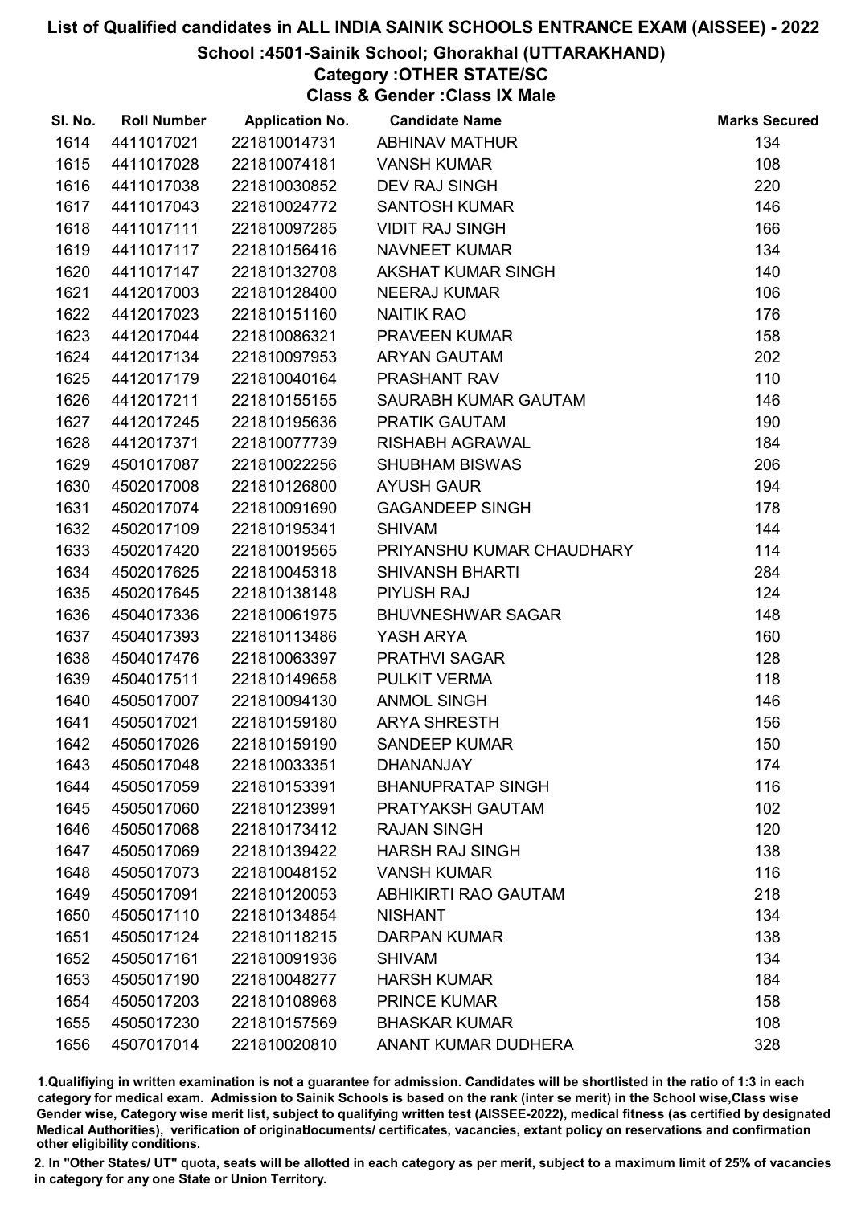# List of Qualified candidates in ALL INDIA SAINIK SCHOOLS ENTRANCE EXAM (AISSEE) - 2022

## School :4501-Sainik School; Ghorakhal (UTTARAKHAND)

### Category :OTHER STATE/SC

### Class & Gender :Class IX Male

| Sl. No. | Roll Number | Application No. | Candidate Name | Marks Secured |
|---|---|---|---|---|
| 1614 | 4411017021 | 221810014731 | ABHINAV MATHUR | 134 |
| 1615 | 4411017028 | 221810074181 | VANSH KUMAR | 108 |
| 1616 | 4411017038 | 221810030852 | DEV RAJ SINGH | 220 |
| 1617 | 4411017043 | 221810024772 | SANTOSH KUMAR | 146 |
| 1618 | 4411017111 | 221810097285 | VIDIT RAJ SINGH | 166 |
| 1619 | 4411017117 | 221810156416 | NAVNEET KUMAR | 134 |
| 1620 | 4411017147 | 221810132708 | AKSHAT KUMAR SINGH | 140 |
| 1621 | 4412017003 | 221810128400 | NEERAJ KUMAR | 106 |
| 1622 | 4412017023 | 221810151160 | NAITIK RAO | 176 |
| 1623 | 4412017044 | 221810086321 | PRAVEEN KUMAR | 158 |
| 1624 | 4412017134 | 221810097953 | ARYAN GAUTAM | 202 |
| 1625 | 4412017179 | 221810040164 | PRASHANT RAV | 110 |
| 1626 | 4412017211 | 221810155155 | SAURABH KUMAR GAUTAM | 146 |
| 1627 | 4412017245 | 221810195636 | PRATIK GAUTAM | 190 |
| 1628 | 4412017371 | 221810077739 | RISHABH AGRAWAL | 184 |
| 1629 | 4501017087 | 221810022256 | SHUBHAM BISWAS | 206 |
| 1630 | 4502017008 | 221810126800 | AYUSH GAUR | 194 |
| 1631 | 4502017074 | 221810091690 | GAGANDEEP SINGH | 178 |
| 1632 | 4502017109 | 221810195341 | SHIVAM | 144 |
| 1633 | 4502017420 | 221810019565 | PRIYANSHU KUMAR CHAUDHARY | 114 |
| 1634 | 4502017625 | 221810045318 | SHIVANSH BHARTI | 284 |
| 1635 | 4502017645 | 221810138148 | PIYUSH RAJ | 124 |
| 1636 | 4504017336 | 221810061975 | BHUVNESHWAR SAGAR | 148 |
| 1637 | 4504017393 | 221810113486 | YASH ARYA | 160 |
| 1638 | 4504017476 | 221810063397 | PRATHVI SAGAR | 128 |
| 1639 | 4504017511 | 221810149658 | PULKIT VERMA | 118 |
| 1640 | 4505017007 | 221810094130 | ANMOL SINGH | 146 |
| 1641 | 4505017021 | 221810159180 | ARYA SHRESTH | 156 |
| 1642 | 4505017026 | 221810159190 | SANDEEP KUMAR | 150 |
| 1643 | 4505017048 | 221810033351 | DHANANJAY | 174 |
| 1644 | 4505017059 | 221810153391 | BHANUPRATAP SINGH | 116 |
| 1645 | 4505017060 | 221810123991 | PRATYAKSH GAUTAM | 102 |
| 1646 | 4505017068 | 221810173412 | RAJAN SINGH | 120 |
| 1647 | 4505017069 | 221810139422 | HARSH RAJ SINGH | 138 |
| 1648 | 4505017073 | 221810048152 | VANSH KUMAR | 116 |
| 1649 | 4505017091 | 221810120053 | ABHIKIRTI RAO GAUTAM | 218 |
| 1650 | 4505017110 | 221810134854 | NISHANT | 134 |
| 1651 | 4505017124 | 221810118215 | DARPAN KUMAR | 138 |
| 1652 | 4505017161 | 221810091936 | SHIVAM | 134 |
| 1653 | 4505017190 | 221810048277 | HARSH KUMAR | 184 |
| 1654 | 4505017203 | 221810108968 | PRINCE KUMAR | 158 |
| 1655 | 4505017230 | 221810157569 | BHASKAR KUMAR | 108 |
| 1656 | 4507017014 | 221810020810 | ANANT KUMAR DUDHERA | 328 |

1.Qualifiying in written examination is not a guarantee for admission. Candidates will be shortlisted in the ratio of 1:3 in each category for medical exam. Admission to Sainik Schools is based on the rank (inter se merit) in the School wise,Class wise Gender wise, Category wise merit list, subject to qualifying written test (AISSEE-2022), medical fitness (as certified by designated Medical Authorities), verification of originaldocuments/ certificates, vacancies, extant policy on reservations and confirmation other eligibility conditions.

2. In "Other States/ UT" quota, seats will be allotted in each category as per merit, subject to a maximum limit of 25% of vacancies in category for any one State or Union Territory.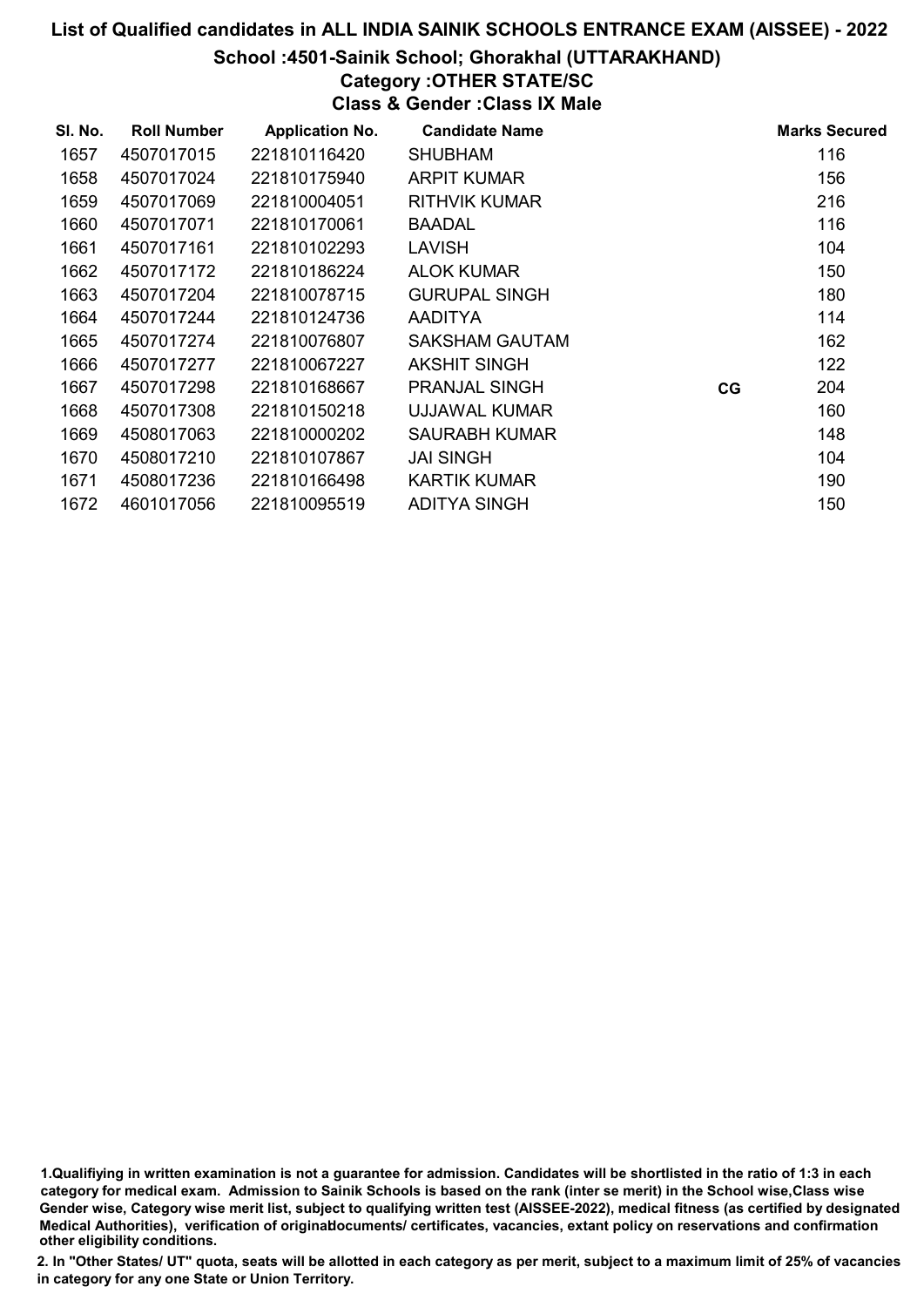# List of Qualified candidates in ALL INDIA SAINIK SCHOOLS ENTRANCE EXAM (AISSEE) - 2022

## School :4501-Sainik School; Ghorakhal (UTTARAKHAND)

### Category :OTHER STATE/SC

### Class & Gender :Class IX Male

| Sl. No. | Roll Number | Application No. | Candidate Name | | Marks Secured |
|---|---|---|---|---|---|
| 1657 | 4507017015 | 221810116420 | SHUBHAM | | 116 |
| 1658 | 4507017024 | 221810175940 | ARPIT KUMAR | | 156 |
| 1659 | 4507017069 | 221810004051 | RITHVIK KUMAR | | 216 |
| 1660 | 4507017071 | 221810170061 | BAADAL | | 116 |
| 1661 | 4507017161 | 221810102293 | LAVISH | | 104 |
| 1662 | 4507017172 | 221810186224 | ALOK KUMAR | | 150 |
| 1663 | 4507017204 | 221810078715 | GURUPAL SINGH | | 180 |
| 1664 | 4507017244 | 221810124736 | AADITYA | | 114 |
| 1665 | 4507017274 | 221810076807 | SAKSHAM GAUTAM | | 162 |
| 1666 | 4507017277 | 221810067227 | AKSHIT SINGH | | 122 |
| 1667 | 4507017298 | 221810168667 | PRANJAL SINGH | CG | 204 |
| 1668 | 4507017308 | 221810150218 | UJJAWAL KUMAR | | 160 |
| 1669 | 4508017063 | 221810000202 | SAURABH KUMAR | | 148 |
| 1670 | 4508017210 | 221810107867 | JAI SINGH | | 104 |
| 1671 | 4508017236 | 221810166498 | KARTIK KUMAR | | 190 |
| 1672 | 4601017056 | 221810095519 | ADITYA SINGH | | 150 |

1.Qualifiying in written examination is not a guarantee for admission. Candidates will be shortlisted in the ratio of 1:3 in each category for medical exam. Admission to Sainik Schools is based on the rank (inter se merit) in the School wise,Class wise Gender wise, Category wise merit list, subject to qualifying written test (AISSEE-2022), medical fitness (as certified by designated Medical Authorities), verification of originaldocuments/ certificates, vacancies, extant policy on reservations and confirmation other eligibility conditions.

2. In "Other States/ UT" quota, seats will be allotted in each category as per merit, subject to a maximum limit of 25% of vacancies in category for any one State or Union Territory.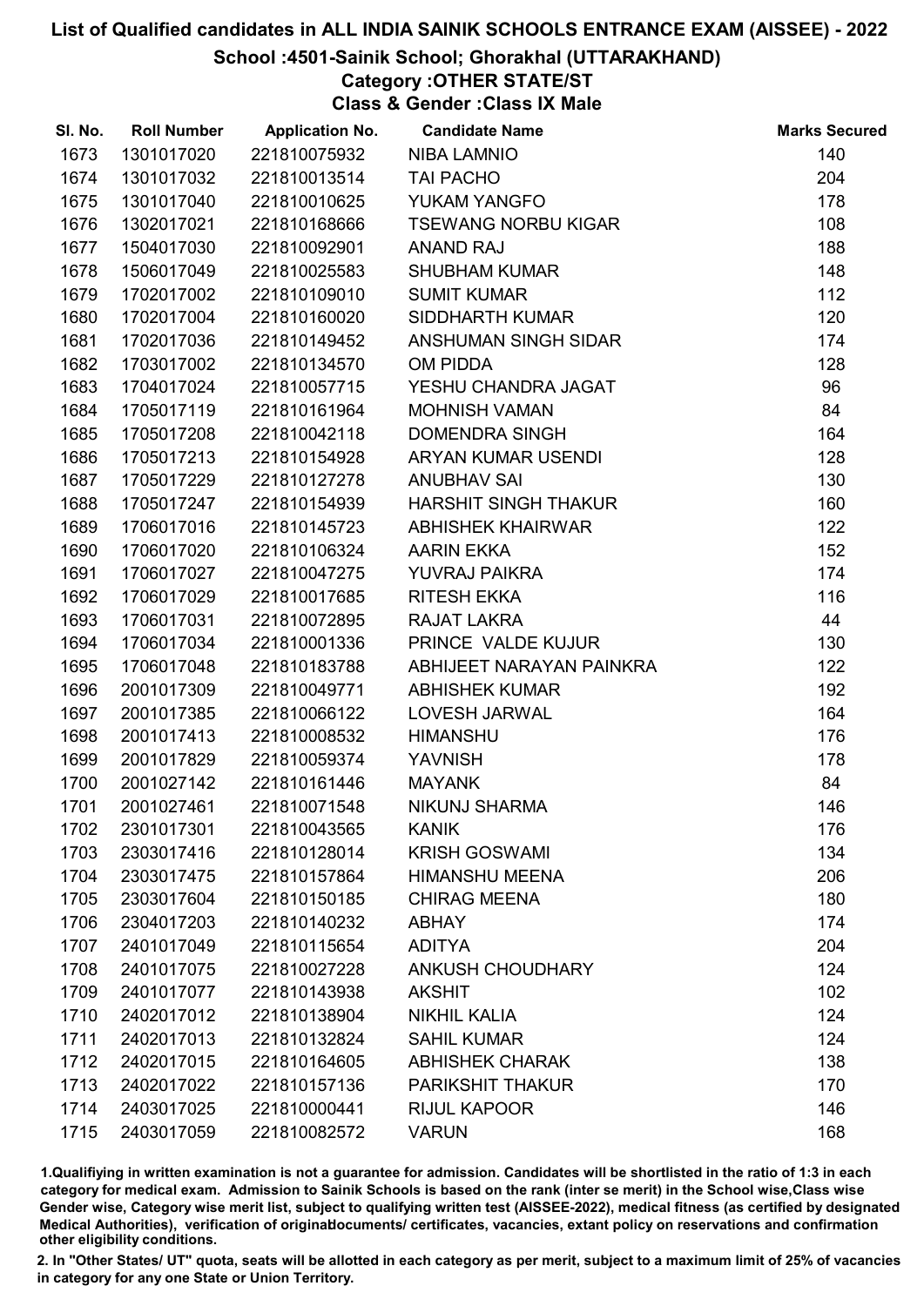# List of Qualified candidates in ALL INDIA SAINIK SCHOOLS ENTRANCE EXAM (AISSEE) - 2022

## School :4501-Sainik School; Ghorakhal (UTTARAKHAND)

### Category :OTHER STATE/ST

### Class & Gender :Class IX Male

| Sl. No. | Roll Number | Application No. | Candidate Name | Marks Secured |
|---|---|---|---|---|
| 1673 | 1301017020 | 221810075932 | NIBA LAMNIO | 140 |
| 1674 | 1301017032 | 221810013514 | TAI PACHO | 204 |
| 1675 | 1301017040 | 221810010625 | YUKAM YANGFO | 178 |
| 1676 | 1302017021 | 221810168666 | TSEWANG NORBU KIGAR | 108 |
| 1677 | 1504017030 | 221810092901 | ANAND RAJ | 188 |
| 1678 | 1506017049 | 221810025583 | SHUBHAM KUMAR | 148 |
| 1679 | 1702017002 | 221810109010 | SUMIT KUMAR | 112 |
| 1680 | 1702017004 | 221810160020 | SIDDHARTH KUMAR | 120 |
| 1681 | 1702017036 | 221810149452 | ANSHUMAN SINGH SIDAR | 174 |
| 1682 | 1703017002 | 221810134570 | OM PIDDA | 128 |
| 1683 | 1704017024 | 221810057715 | YESHU CHANDRA JAGAT | 96 |
| 1684 | 1705017119 | 221810161964 | MOHNISH VAMAN | 84 |
| 1685 | 1705017208 | 221810042118 | DOMENDRA SINGH | 164 |
| 1686 | 1705017213 | 221810154928 | ARYAN KUMAR USENDI | 128 |
| 1687 | 1705017229 | 221810127278 | ANUBHAV SAI | 130 |
| 1688 | 1705017247 | 221810154939 | HARSHIT SINGH THAKUR | 160 |
| 1689 | 1706017016 | 221810145723 | ABHISHEK KHAIRWAR | 122 |
| 1690 | 1706017020 | 221810106324 | AARIN EKKA | 152 |
| 1691 | 1706017027 | 221810047275 | YUVRAJ PAIKRA | 174 |
| 1692 | 1706017029 | 221810017685 | RITESH EKKA | 116 |
| 1693 | 1706017031 | 221810072895 | RAJAT LAKRA | 44 |
| 1694 | 1706017034 | 221810001336 | PRINCE VALDE KUJUR | 130 |
| 1695 | 1706017048 | 221810183788 | ABHIJEET NARAYAN PAINKRA | 122 |
| 1696 | 2001017309 | 221810049771 | ABHISHEK KUMAR | 192 |
| 1697 | 2001017385 | 221810066122 | LOVESH JARWAL | 164 |
| 1698 | 2001017413 | 221810008532 | HIMANSHU | 176 |
| 1699 | 2001017829 | 221810059374 | YAVNISH | 178 |
| 1700 | 2001027142 | 221810161446 | MAYANK | 84 |
| 1701 | 2001027461 | 221810071548 | NIKUNJ SHARMA | 146 |
| 1702 | 2301017301 | 221810043565 | KANIK | 176 |
| 1703 | 2303017416 | 221810128014 | KRISH GOSWAMI | 134 |
| 1704 | 2303017475 | 221810157864 | HIMANSHU MEENA | 206 |
| 1705 | 2303017604 | 221810150185 | CHIRAG MEENA | 180 |
| 1706 | 2304017203 | 221810140232 | ABHAY | 174 |
| 1707 | 2401017049 | 221810115654 | ADITYA | 204 |
| 1708 | 2401017075 | 221810027228 | ANKUSH CHOUDHARY | 124 |
| 1709 | 2401017077 | 221810143938 | AKSHIT | 102 |
| 1710 | 2402017012 | 221810138904 | NIKHIL KALIA | 124 |
| 1711 | 2402017013 | 221810132824 | SAHIL KUMAR | 124 |
| 1712 | 2402017015 | 221810164605 | ABHISHEK CHARAK | 138 |
| 1713 | 2402017022 | 221810157136 | PARIKSHIT THAKUR | 170 |
| 1714 | 2403017025 | 221810000441 | RIJUL KAPOOR | 146 |
| 1715 | 2403017059 | 221810082572 | VARUN | 168 |

1.Qualifiying in written examination is not a guarantee for admission. Candidates will be shortlisted in the ratio of 1:3 in each category for medical exam. Admission to Sainik Schools is based on the rank (inter se merit) in the School wise,Class wise Gender wise, Category wise merit list, subject to qualifying written test (AISSEE-2022), medical fitness (as certified by designated Medical Authorities), verification of originaldocuments/ certificates, vacancies, extant policy on reservations and confirmation other eligibility conditions.

2. In "Other States/ UT" quota, seats will be allotted in each category as per merit, subject to a maximum limit of 25% of vacancies in category for any one State or Union Territory.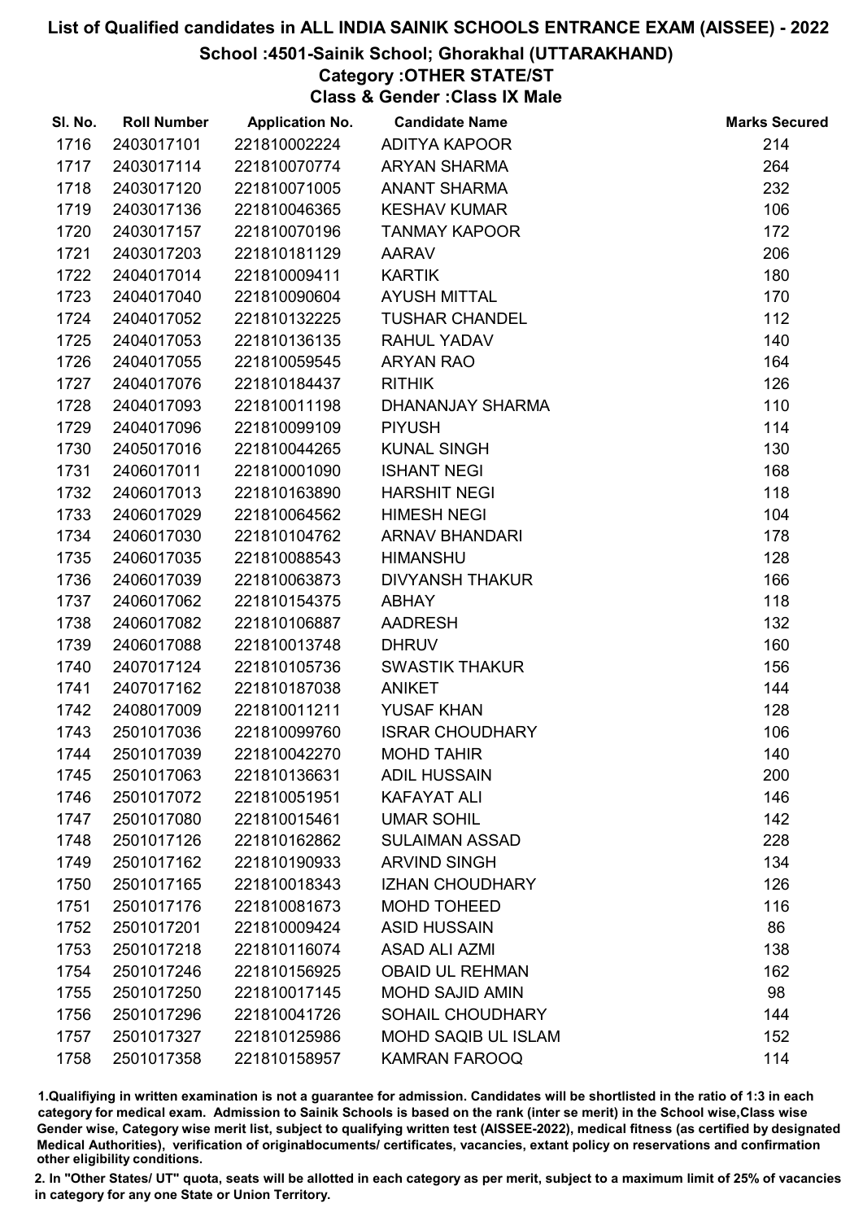# List of Qualified candidates in ALL INDIA SAINIK SCHOOLS ENTRANCE EXAM (AISSEE) - 2022

## School :4501-Sainik School; Ghorakhal (UTTARAKHAND)

### Category :OTHER STATE/ST

### Class & Gender :Class IX Male

| Sl. No. | Roll Number | Application No. | Candidate Name | Marks Secured |
|---|---|---|---|---|
| 1716 | 2403017101 | 221810002224 | ADITYA KAPOOR | 214 |
| 1717 | 2403017114 | 221810070774 | ARYAN SHARMA | 264 |
| 1718 | 2403017120 | 221810071005 | ANANT SHARMA | 232 |
| 1719 | 2403017136 | 221810046365 | KESHAV KUMAR | 106 |
| 1720 | 2403017157 | 221810070196 | TANMAY KAPOOR | 172 |
| 1721 | 2403017203 | 221810181129 | AARAV | 206 |
| 1722 | 2404017014 | 221810009411 | KARTIK | 180 |
| 1723 | 2404017040 | 221810090604 | AYUSH MITTAL | 170 |
| 1724 | 2404017052 | 221810132225 | TUSHAR CHANDEL | 112 |
| 1725 | 2404017053 | 221810136135 | RAHUL YADAV | 140 |
| 1726 | 2404017055 | 221810059545 | ARYAN RAO | 164 |
| 1727 | 2404017076 | 221810184437 | RITHIK | 126 |
| 1728 | 2404017093 | 221810011198 | DHANANJAY SHARMA | 110 |
| 1729 | 2404017096 | 221810099109 | PIYUSH | 114 |
| 1730 | 2405017016 | 221810044265 | KUNAL SINGH | 130 |
| 1731 | 2406017011 | 221810001090 | ISHANT NEGI | 168 |
| 1732 | 2406017013 | 221810163890 | HARSHIT NEGI | 118 |
| 1733 | 2406017029 | 221810064562 | HIMESH NEGI | 104 |
| 1734 | 2406017030 | 221810104762 | ARNAV BHANDARI | 178 |
| 1735 | 2406017035 | 221810088543 | HIMANSHU | 128 |
| 1736 | 2406017039 | 221810063873 | DIVYANSH THAKUR | 166 |
| 1737 | 2406017062 | 221810154375 | ABHAY | 118 |
| 1738 | 2406017082 | 221810106887 | AADRESH | 132 |
| 1739 | 2406017088 | 221810013748 | DHRUV | 160 |
| 1740 | 2407017124 | 221810105736 | SWASTIK THAKUR | 156 |
| 1741 | 2407017162 | 221810187038 | ANIKET | 144 |
| 1742 | 2408017009 | 221810011211 | YUSAF KHAN | 128 |
| 1743 | 2501017036 | 221810099760 | ISRAR CHOUDHARY | 106 |
| 1744 | 2501017039 | 221810042270 | MOHD TAHIR | 140 |
| 1745 | 2501017063 | 221810136631 | ADIL HUSSAIN | 200 |
| 1746 | 2501017072 | 221810051951 | KAFAYAT ALI | 146 |
| 1747 | 2501017080 | 221810015461 | UMAR SOHIL | 142 |
| 1748 | 2501017126 | 221810162862 | SULAIMAN ASSAD | 228 |
| 1749 | 2501017162 | 221810190933 | ARVIND SINGH | 134 |
| 1750 | 2501017165 | 221810018343 | IZHAN CHOUDHARY | 126 |
| 1751 | 2501017176 | 221810081673 | MOHD TOHEED | 116 |
| 1752 | 2501017201 | 221810009424 | ASID HUSSAIN | 86 |
| 1753 | 2501017218 | 221810116074 | ASAD ALI AZMI | 138 |
| 1754 | 2501017246 | 221810156925 | OBAID UL REHMAN | 162 |
| 1755 | 2501017250 | 221810017145 | MOHD SAJID AMIN | 98 |
| 1756 | 2501017296 | 221810041726 | SOHAIL CHOUDHARY | 144 |
| 1757 | 2501017327 | 221810125986 | MOHD SAQIB UL ISLAM | 152 |
| 1758 | 2501017358 | 221810158957 | KAMRAN FAROOQ | 114 |

1.Qualifying in written examination is not a guarantee for admission. Candidates will be shortlisted in the ratio of 1:3 in each category for medical exam. Admission to Sainik Schools is based on the rank (inter se merit) in the School wise,Class wise Gender wise, Category wise merit list, subject to qualifying written test (AISSEE-2022), medical fitness (as certified by designated Medical Authorities), verification of originaldocuments/ certificates, vacancies, extant policy on reservations and confirmation other eligibility conditions.

2. In "Other States/ UT" quota, seats will be allotted in each category as per merit, subject to a maximum limit of 25% of vacancies in category for any one State or Union Territory.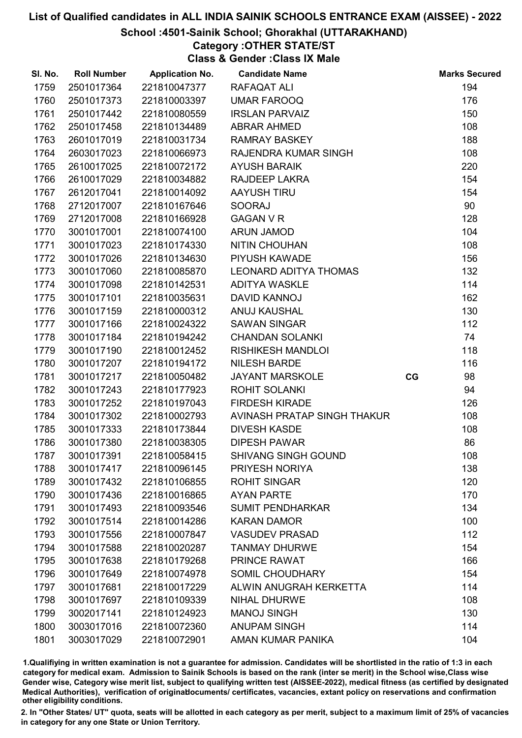# List of Qualified candidates in ALL INDIA SAINIK SCHOOLS ENTRANCE EXAM (AISSEE) - 2022

## School :4501-Sainik School; Ghorakhal (UTTARAKHAND)

### Category :OTHER STATE/ST

### Class & Gender :Class IX Male

| Sl. No. | Roll Number | Application No. | Candidate Name | | Marks Secured |
|---|---|---|---|---|---|
| 1759 | 2501017364 | 221810047377 | RAFAQAT ALI | | 194 |
| 1760 | 2501017373 | 221810003397 | UMAR FAROOQ | | 176 |
| 1761 | 2501017442 | 221810080559 | IRSLAN PARVAIZ | | 150 |
| 1762 | 2501017458 | 221810134489 | ABRAR AHMED | | 108 |
| 1763 | 2601017019 | 221810031734 | RAMRAY BASKEY | | 188 |
| 1764 | 2603017023 | 221810066973 | RAJENDRA KUMAR SINGH | | 108 |
| 1765 | 2610017025 | 221810072172 | AYUSH BARAIK | | 220 |
| 1766 | 2610017029 | 221810034882 | RAJDEEP LAKRA | | 154 |
| 1767 | 2612017041 | 221810014092 | AAYUSH TIRU | | 154 |
| 1768 | 2712017007 | 221810167646 | SOORAJ | | 90 |
| 1769 | 2712017008 | 221810166928 | GAGAN V R | | 128 |
| 1770 | 3001017001 | 221810074100 | ARUN JAMOD | | 104 |
| 1771 | 3001017023 | 221810174330 | NITIN CHOUHAN | | 108 |
| 1772 | 3001017026 | 221810134630 | PIYUSH KAWADE | | 156 |
| 1773 | 3001017060 | 221810085870 | LEONARD ADITYA THOMAS | | 132 |
| 1774 | 3001017098 | 221810142531 | ADITYA WASKLE | | 114 |
| 1775 | 3001017101 | 221810035631 | DAVID KANNOJ | | 162 |
| 1776 | 3001017159 | 221810000312 | ANUJ KAUSHAL | | 130 |
| 1777 | 3001017166 | 221810024322 | SAWAN SINGAR | | 112 |
| 1778 | 3001017184 | 221810194242 | CHANDAN SOLANKI | | 74 |
| 1779 | 3001017190 | 221810012452 | RISHIKESH MANDLOI | | 118 |
| 1780 | 3001017207 | 221810194172 | NILESH BARDE | | 116 |
| 1781 | 3001017217 | 221810050482 | JAYANT MARSKOLE | CG | 98 |
| 1782 | 3001017243 | 221810177923 | ROHIT SOLANKI | | 94 |
| 1783 | 3001017252 | 221810197043 | FIRDESH KIRADE | | 126 |
| 1784 | 3001017302 | 221810002793 | AVINASH PRATAP SINGH THAKUR | | 108 |
| 1785 | 3001017333 | 221810173844 | DIVESH KASDE | | 108 |
| 1786 | 3001017380 | 221810038305 | DIPESH PAWAR | | 86 |
| 1787 | 3001017391 | 221810058415 | SHIVANG SINGH GOUND | | 108 |
| 1788 | 3001017417 | 221810096145 | PRIYESH NORIYA | | 138 |
| 1789 | 3001017432 | 221810106855 | ROHIT SINGAR | | 120 |
| 1790 | 3001017436 | 221810016865 | AYAN PARTE | | 170 |
| 1791 | 3001017493 | 221810093546 | SUMIT PENDHARKAR | | 134 |
| 1792 | 3001017514 | 221810014286 | KARAN DAMOR | | 100 |
| 1793 | 3001017556 | 221810007847 | VASUDEV PRASAD | | 112 |
| 1794 | 3001017588 | 221810020287 | TANMAY DHURWE | | 154 |
| 1795 | 3001017638 | 221810179268 | PRINCE RAWAT | | 166 |
| 1796 | 3001017649 | 221810074978 | SOMIL CHOUDHARY | | 154 |
| 1797 | 3001017681 | 221810017229 | ALWIN ANUGRAH KERKETTA | | 114 |
| 1798 | 3001017697 | 221810109339 | NIHAL DHURWE | | 108 |
| 1799 | 3002017141 | 221810124923 | MANOJ SINGH | | 130 |
| 1800 | 3003017016 | 221810072360 | ANUPAM SINGH | | 114 |
| 1801 | 3003017029 | 221810072901 | AMAN KUMAR PANIKA | | 104 |

1.Qualifiying in written examination is not a guarantee for admission. Candidates will be shortlisted in the ratio of 1:3 in each category for medical exam. Admission to Sainik Schools is based on the rank (inter se merit) in the School wise,Class wise Gender wise, Category wise merit list, subject to qualifying written test (AISSEE-2022), medical fitness (as certified by designated Medical Authorities), verification of originaldocuments/ certificates, vacancies, extant policy on reservations and confirmation other eligibility conditions.

2. In "Other States/ UT" quota, seats will be allotted in each category as per merit, subject to a maximum limit of 25% of vacancies in category for any one State or Union Territory.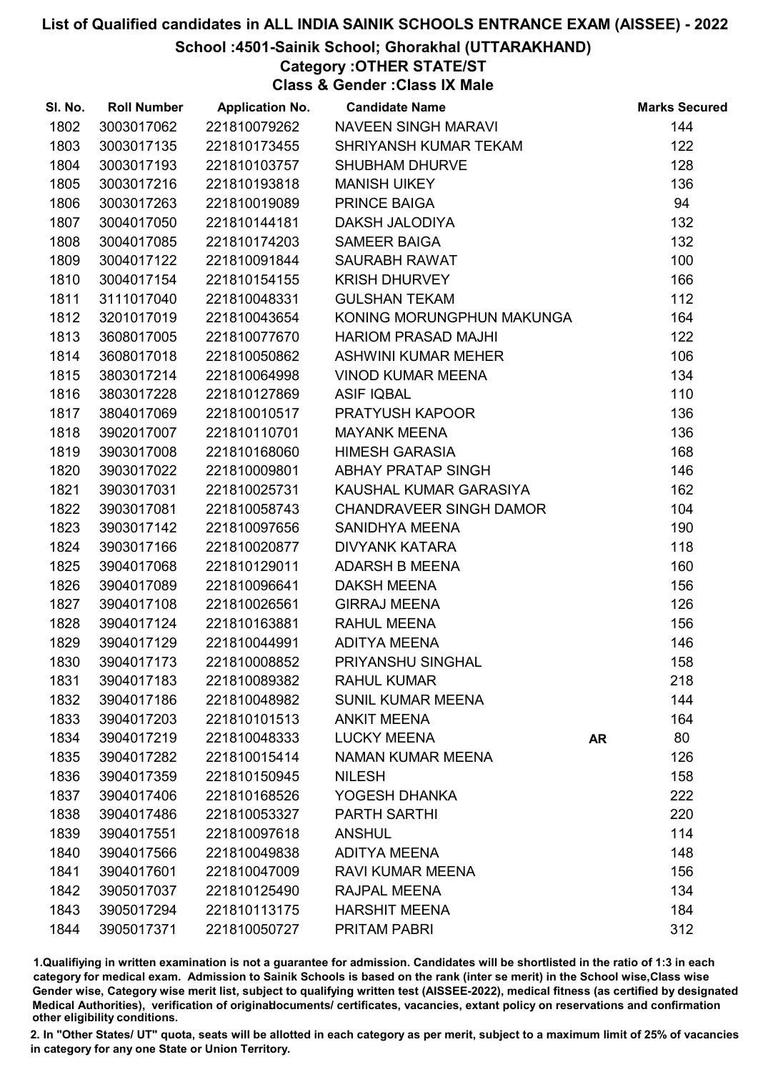# List of Qualified candidates in ALL INDIA SAINIK SCHOOLS ENTRANCE EXAM (AISSEE) - 2022

## School :4501-Sainik School; Ghorakhal (UTTARAKHAND)

### Category :OTHER STATE/ST

### Class & Gender :Class IX Male

| Sl. No. | Roll Number | Application No. | Candidate Name | | Marks Secured |
|---|---|---|---|---|---|
| 1802 | 3003017062 | 221810079262 | NAVEEN SINGH MARAVI | | 144 |
| 1803 | 3003017135 | 221810173455 | SHRIYANSH KUMAR TEKAM | | 122 |
| 1804 | 3003017193 | 221810103757 | SHUBHAM DHURVE | | 128 |
| 1805 | 3003017216 | 221810193818 | MANISH UIKEY | | 136 |
| 1806 | 3003017263 | 221810019089 | PRINCE BAIGA | | 94 |
| 1807 | 3004017050 | 221810144181 | DAKSH JALODIYA | | 132 |
| 1808 | 3004017085 | 221810174203 | SAMEER BAIGA | | 132 |
| 1809 | 3004017122 | 221810091844 | SAURABH RAWAT | | 100 |
| 1810 | 3004017154 | 221810154155 | KRISH DHURVEY | | 166 |
| 1811 | 3111017040 | 221810048331 | GULSHAN TEKAM | | 112 |
| 1812 | 3201017019 | 221810043654 | KONING MORUNGPHUN MAKUNGA | | 164 |
| 1813 | 3608017005 | 221810077670 | HARIOM PRASAD MAJHI | | 122 |
| 1814 | 3608017018 | 221810050862 | ASHWINI KUMAR MEHER | | 106 |
| 1815 | 3803017214 | 221810064998 | VINOD KUMAR MEENA | | 134 |
| 1816 | 3803017228 | 221810127869 | ASIF IQBAL | | 110 |
| 1817 | 3804017069 | 221810010517 | PRATYUSH KAPOOR | | 136 |
| 1818 | 3902017007 | 221810110701 | MAYANK MEENA | | 136 |
| 1819 | 3903017008 | 221810168060 | HIMESH GARASIA | | 168 |
| 1820 | 3903017022 | 221810009801 | ABHAY PRATAP SINGH | | 146 |
| 1821 | 3903017031 | 221810025731 | KAUSHAL KUMAR GARASIYA | | 162 |
| 1822 | 3903017081 | 221810058743 | CHANDRAVEER SINGH DAMOR | | 104 |
| 1823 | 3903017142 | 221810097656 | SANIDHYA MEENA | | 190 |
| 1824 | 3903017166 | 221810020877 | DIVYANK KATARA | | 118 |
| 1825 | 3904017068 | 221810129011 | ADARSH B MEENA | | 160 |
| 1826 | 3904017089 | 221810096641 | DAKSH MEENA | | 156 |
| 1827 | 3904017108 | 221810026561 | GIRRAJ MEENA | | 126 |
| 1828 | 3904017124 | 221810163881 | RAHUL MEENA | | 156 |
| 1829 | 3904017129 | 221810044991 | ADITYA MEENA | | 146 |
| 1830 | 3904017173 | 221810008852 | PRIYANSHU SINGHAL | | 158 |
| 1831 | 3904017183 | 221810089382 | RAHUL KUMAR | | 218 |
| 1832 | 3904017186 | 221810048982 | SUNIL KUMAR MEENA | | 144 |
| 1833 | 3904017203 | 221810101513 | ANKIT MEENA | | 164 |
| 1834 | 3904017219 | 221810048333 | LUCKY MEENA | AR | 80 |
| 1835 | 3904017282 | 221810015414 | NAMAN KUMAR MEENA | | 126 |
| 1836 | 3904017359 | 221810150945 | NILESH | | 158 |
| 1837 | 3904017406 | 221810168526 | YOGESH DHANKA | | 222 |
| 1838 | 3904017486 | 221810053327 | PARTH SARTHI | | 220 |
| 1839 | 3904017551 | 221810097618 | ANSHUL | | 114 |
| 1840 | 3904017566 | 221810049838 | ADITYA MEENA | | 148 |
| 1841 | 3904017601 | 221810047009 | RAVI KUMAR MEENA | | 156 |
| 1842 | 3905017037 | 221810125490 | RAJPAL MEENA | | 134 |
| 1843 | 3905017294 | 221810113175 | HARSHIT MEENA | | 184 |
| 1844 | 3905017371 | 221810050727 | PRITAM PABRI | | 312 |

1.Qualifiying in written examination is not a guarantee for admission. Candidates will be shortlisted in the ratio of 1:3 in each category for medical exam. Admission to Sainik Schools is based on the rank (inter se merit) in the School wise,Class wise Gender wise, Category wise merit list, subject to qualifying written test (AISSEE-2022), medical fitness (as certified by designated Medical Authorities), verification of originaldocuments/ certificates, vacancies, extant policy on reservations and confirmation other eligibility conditions.

2. In "Other States/ UT" quota, seats will be allotted in each category as per merit, subject to a maximum limit of 25% of vacancies in category for any one State or Union Territory.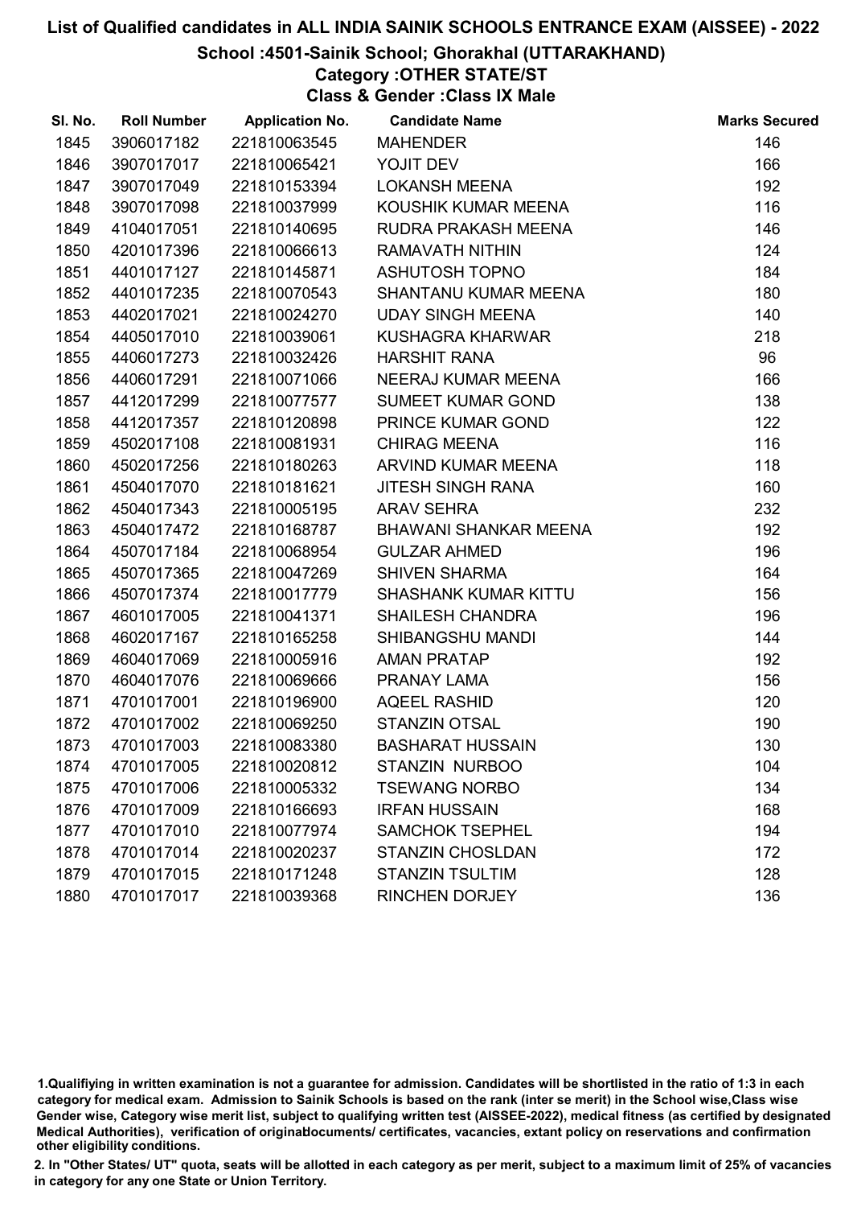# List of Qualified candidates in ALL INDIA SAINIK SCHOOLS ENTRANCE EXAM (AISSEE) - 2022

## School :4501-Sainik School; Ghorakhal (UTTARAKHAND)

### Category :OTHER STATE/ST

### Class & Gender :Class IX Male

| Sl. No. | Roll Number | Application No. | Candidate Name | Marks Secured |
|---|---|---|---|---|
| 1845 | 3906017182 | 221810063545 | MAHENDER | 146 |
| 1846 | 3907017017 | 221810065421 | YOJIT DEV | 166 |
| 1847 | 3907017049 | 221810153394 | LOKANSH MEENA | 192 |
| 1848 | 3907017098 | 221810037999 | KOUSHIK KUMAR MEENA | 116 |
| 1849 | 4104017051 | 221810140695 | RUDRA PRAKASH MEENA | 146 |
| 1850 | 4201017396 | 221810066613 | RAMAVATH NITHIN | 124 |
| 1851 | 4401017127 | 221810145871 | ASHUTOSH TOPNO | 184 |
| 1852 | 4401017235 | 221810070543 | SHANTANU KUMAR MEENA | 180 |
| 1853 | 4402017021 | 221810024270 | UDAY SINGH MEENA | 140 |
| 1854 | 4405017010 | 221810039061 | KUSHAGRA KHARWAR | 218 |
| 1855 | 4406017273 | 221810032426 | HARSHIT RANA | 96 |
| 1856 | 4406017291 | 221810071066 | NEERAJ KUMAR MEENA | 166 |
| 1857 | 4412017299 | 221810077577 | SUMEET KUMAR GOND | 138 |
| 1858 | 4412017357 | 221810120898 | PRINCE KUMAR GOND | 122 |
| 1859 | 4502017108 | 221810081931 | CHIRAG MEENA | 116 |
| 1860 | 4502017256 | 221810180263 | ARVIND KUMAR MEENA | 118 |
| 1861 | 4504017070 | 221810181621 | JITESH SINGH RANA | 160 |
| 1862 | 4504017343 | 221810005195 | ARAV SEHRA | 232 |
| 1863 | 4504017472 | 221810168787 | BHAWANI SHANKAR MEENA | 192 |
| 1864 | 4507017184 | 221810068954 | GULZAR AHMED | 196 |
| 1865 | 4507017365 | 221810047269 | SHIVEN SHARMA | 164 |
| 1866 | 4507017374 | 221810017779 | SHASHANK KUMAR KITTU | 156 |
| 1867 | 4601017005 | 221810041371 | SHAILESH CHANDRA | 196 |
| 1868 | 4602017167 | 221810165258 | SHIBANGSHU MANDI | 144 |
| 1869 | 4604017069 | 221810005916 | AMAN PRATAP | 192 |
| 1870 | 4604017076 | 221810069666 | PRANAY LAMA | 156 |
| 1871 | 4701017001 | 221810196900 | AQEEL RASHID | 120 |
| 1872 | 4701017002 | 221810069250 | STANZIN OTSAL | 190 |
| 1873 | 4701017003 | 221810083380 | BASHARAT HUSSAIN | 130 |
| 1874 | 4701017005 | 221810020812 | STANZIN NURBOO | 104 |
| 1875 | 4701017006 | 221810005332 | TSEWANG NORBO | 134 |
| 1876 | 4701017009 | 221810166693 | IRFAN HUSSAIN | 168 |
| 1877 | 4701017010 | 221810077974 | SAMCHOK TSEPHEL | 194 |
| 1878 | 4701017014 | 221810020237 | STANZIN CHOSLDAN | 172 |
| 1879 | 4701017015 | 221810171248 | STANZIN TSULTIM | 128 |
| 1880 | 4701017017 | 221810039368 | RINCHEN DORJEY | 136 |

1.Qualifiying in written examination is not a guarantee for admission. Candidates will be shortlisted in the ratio of 1:3 in each category for medical exam. Admission to Sainik Schools is based on the rank (inter se merit) in the School wise,Class wise Gender wise, Category wise merit list, subject to qualifying written test (AISSEE-2022), medical fitness (as certified by designated Medical Authorities), verification of originaldocuments/ certificates, vacancies, extant policy on reservations and confirmation other eligibility conditions.

2. In "Other States/ UT" quota, seats will be allotted in each category as per merit, subject to a maximum limit of 25% of vacancies in category for any one State or Union Territory.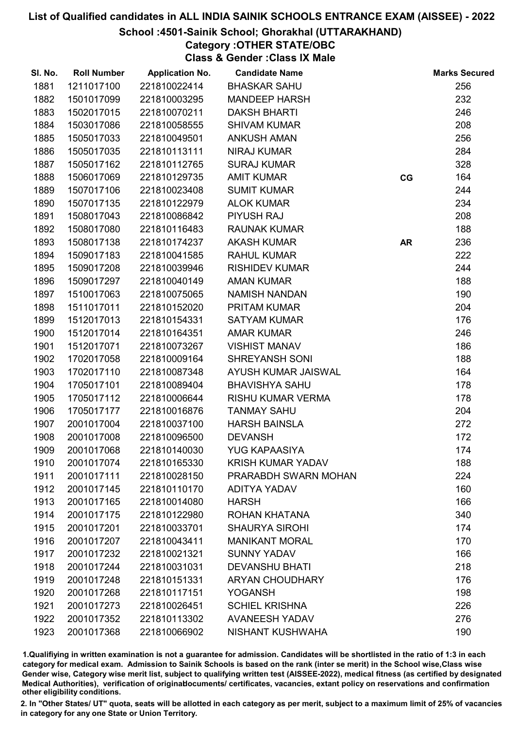# List of Qualified candidates in ALL INDIA SAINIK SCHOOLS ENTRANCE EXAM (AISSEE) - 2022

## School :4501-Sainik School; Ghorakhal (UTTARAKHAND)

### Category :OTHER STATE/OBC

### Class & Gender :Class IX Male

| Sl. No. | Roll Number | Application No. | Candidate Name | | Marks Secured |
|---|---|---|---|---|---|
| 1881 | 1211017100 | 221810022414 | BHASKAR SAHU | | 256 |
| 1882 | 1501017099 | 221810003295 | MANDEEP HARSH | | 232 |
| 1883 | 1502017015 | 221810070211 | DAKSH BHARTI | | 246 |
| 1884 | 1503017086 | 221810058555 | SHIVAM KUMAR | | 208 |
| 1885 | 1505017033 | 221810049501 | ANKUSH AMAN | | 256 |
| 1886 | 1505017035 | 221810113111 | NIRAJ KUMAR | | 284 |
| 1887 | 1505017162 | 221810112765 | SURAJ KUMAR | | 328 |
| 1888 | 1506017069 | 221810129735 | AMIT KUMAR | CG | 164 |
| 1889 | 1507017106 | 221810023408 | SUMIT KUMAR | | 244 |
| 1890 | 1507017135 | 221810122979 | ALOK KUMAR | | 234 |
| 1891 | 1508017043 | 221810086842 | PIYUSH RAJ | | 208 |
| 1892 | 1508017080 | 221810116483 | RAUNAK KUMAR | | 188 |
| 1893 | 1508017138 | 221810174237 | AKASH KUMAR | AR | 236 |
| 1894 | 1509017183 | 221810041585 | RAHUL KUMAR | | 222 |
| 1895 | 1509017208 | 221810039946 | RISHIDEV KUMAR | | 244 |
| 1896 | 1509017297 | 221810040149 | AMAN KUMAR | | 188 |
| 1897 | 1510017063 | 221810075065 | NAMISH NANDAN | | 190 |
| 1898 | 1511017011 | 221810152020 | PRITAM KUMAR | | 204 |
| 1899 | 1512017013 | 221810154331 | SATYAM KUMAR | | 176 |
| 1900 | 1512017014 | 221810164351 | AMAR KUMAR | | 246 |
| 1901 | 1512017071 | 221810073267 | VISHIST MANAV | | 186 |
| 1902 | 1702017058 | 221810009164 | SHREYANSH SONI | | 188 |
| 1903 | 1702017110 | 221810087348 | AYUSH KUMAR JAISWAL | | 164 |
| 1904 | 1705017101 | 221810089404 | BHAVISHYA SAHU | | 178 |
| 1905 | 1705017112 | 221810006644 | RISHU KUMAR VERMA | | 178 |
| 1906 | 1705017177 | 221810016876 | TANMAY SAHU | | 204 |
| 1907 | 2001017004 | 221810037100 | HARSH BAINSLA | | 272 |
| 1908 | 2001017008 | 221810096500 | DEVANSH | | 172 |
| 1909 | 2001017068 | 221810140030 | YUG KAPAASIYA | | 174 |
| 1910 | 2001017074 | 221810165330 | KRISH KUMAR YADAV | | 188 |
| 1911 | 2001017111 | 221810028150 | PRARABDH SWARN MOHAN | | 224 |
| 1912 | 2001017145 | 221810110170 | ADITYA YADAV | | 160 |
| 1913 | 2001017165 | 221810014080 | HARSH | | 166 |
| 1914 | 2001017175 | 221810122980 | ROHAN KHATANA | | 340 |
| 1915 | 2001017201 | 221810033701 | SHAURYA SIROHI | | 174 |
| 1916 | 2001017207 | 221810043411 | MANIKANT MORAL | | 170 |
| 1917 | 2001017232 | 221810021321 | SUNNY YADAV | | 166 |
| 1918 | 2001017244 | 221810031031 | DEVANSHU BHATI | | 218 |
| 1919 | 2001017248 | 221810151331 | ARYAN CHOUDHARY | | 176 |
| 1920 | 2001017268 | 221810117151 | YOGANSH | | 198 |
| 1921 | 2001017273 | 221810026451 | SCHIEL KRISHNA | | 226 |
| 1922 | 2001017352 | 221810113302 | AVANEESH YADAV | | 276 |
| 1923 | 2001017368 | 221810066902 | NISHANT KUSHWAHA | | 190 |

1.Qualifiying in written examination is not a guarantee for admission. Candidates will be shortlisted in the ratio of 1:3 in each category for medical exam. Admission to Sainik Schools is based on the rank (inter se merit) in the School wise,Class wise Gender wise, Category wise merit list, subject to qualifying written test (AISSEE-2022), medical fitness (as certified by designated Medical Authorities), verification of originaldocuments/ certificates, vacancies, extant policy on reservations and confirmation other eligibility conditions.

2. In "Other States/ UT" quota, seats will be allotted in each category as per merit, subject to a maximum limit of 25% of vacancies in category for any one State or Union Territory.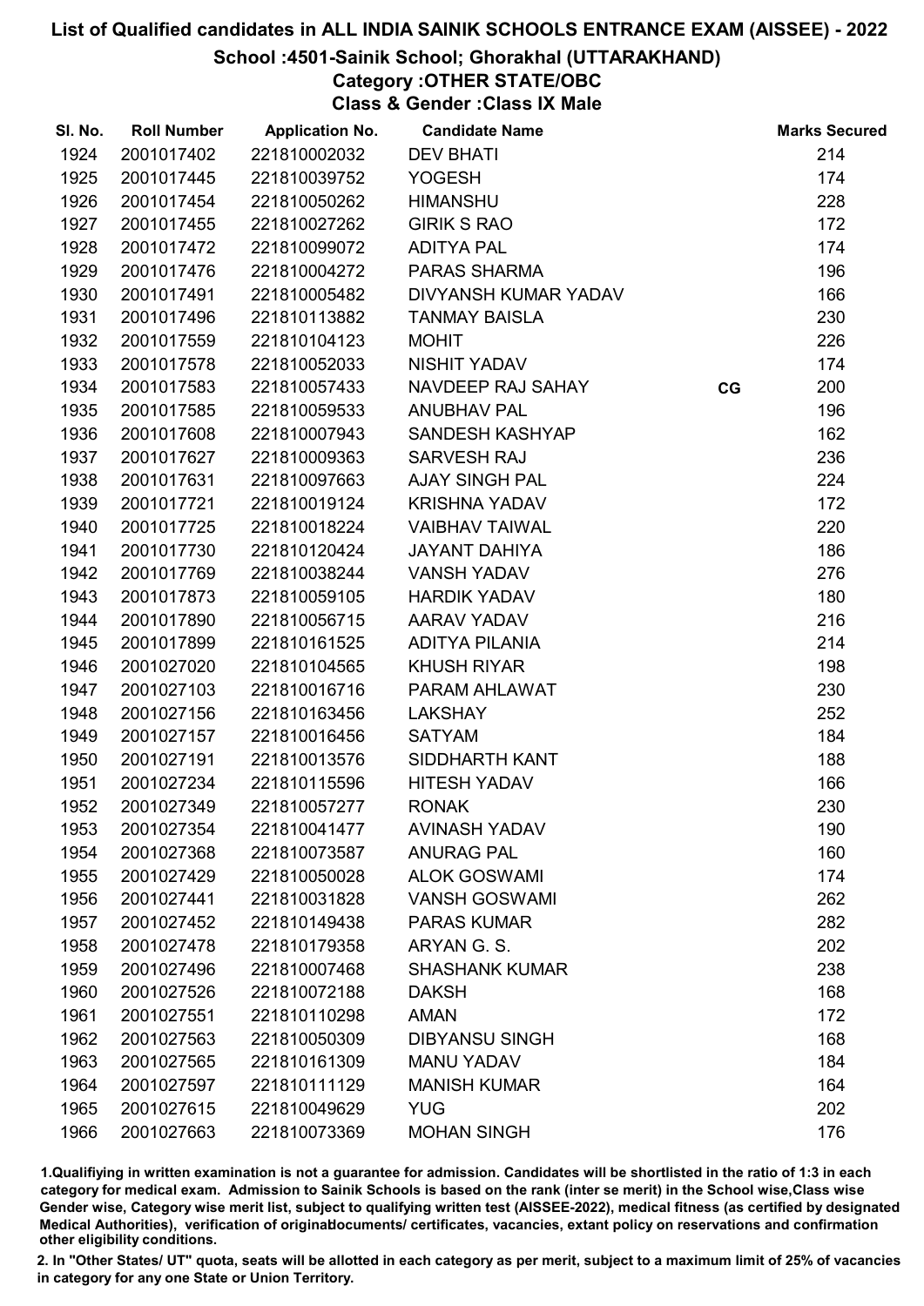# List of Qualified candidates in ALL INDIA SAINIK SCHOOLS ENTRANCE EXAM (AISSEE) - 2022

## School :4501-Sainik School; Ghorakhal (UTTARAKHAND)

### Category :OTHER STATE/OBC

### Class & Gender :Class IX Male

| Sl. No. | Roll Number | Application No. | Candidate Name | | Marks Secured |
|---|---|---|---|---|---|
| 1924 | 2001017402 | 221810002032 | DEV BHATI | | 214 |
| 1925 | 2001017445 | 221810039752 | YOGESH | | 174 |
| 1926 | 2001017454 | 221810050262 | HIMANSHU | | 228 |
| 1927 | 2001017455 | 221810027262 | GIRIK S RAO | | 172 |
| 1928 | 2001017472 | 221810099072 | ADITYA PAL | | 174 |
| 1929 | 2001017476 | 221810004272 | PARAS SHARMA | | 196 |
| 1930 | 2001017491 | 221810005482 | DIVYANSH KUMAR YADAV | | 166 |
| 1931 | 2001017496 | 221810113882 | TANMAY BAISLA | | 230 |
| 1932 | 2001017559 | 221810104123 | MOHIT | | 226 |
| 1933 | 2001017578 | 221810052033 | NISHIT YADAV | | 174 |
| 1934 | 2001017583 | 221810057433 | NAVDEEP RAJ SAHAY | CG | 200 |
| 1935 | 2001017585 | 221810059533 | ANUBHAV PAL | | 196 |
| 1936 | 2001017608 | 221810007943 | SANDESH KASHYAP | | 162 |
| 1937 | 2001017627 | 221810009363 | SARVESH RAJ | | 236 |
| 1938 | 2001017631 | 221810097663 | AJAY SINGH PAL | | 224 |
| 1939 | 2001017721 | 221810019124 | KRISHNA YADAV | | 172 |
| 1940 | 2001017725 | 221810018224 | VAIBHAV TAIWAL | | 220 |
| 1941 | 2001017730 | 221810120424 | JAYANT DAHIYA | | 186 |
| 1942 | 2001017769 | 221810038244 | VANSH YADAV | | 276 |
| 1943 | 2001017873 | 221810059105 | HARDIK YADAV | | 180 |
| 1944 | 2001017890 | 221810056715 | AARAV YADAV | | 216 |
| 1945 | 2001017899 | 221810161525 | ADITYA PILANIA | | 214 |
| 1946 | 2001027020 | 221810104565 | KHUSH RIYAR | | 198 |
| 1947 | 2001027103 | 221810016716 | PARAM AHLAWAT | | 230 |
| 1948 | 2001027156 | 221810163456 | LAKSHAY | | 252 |
| 1949 | 2001027157 | 221810016456 | SATYAM | | 184 |
| 1950 | 2001027191 | 221810013576 | SIDDHARTH KANT | | 188 |
| 1951 | 2001027234 | 221810115596 | HITESH YADAV | | 166 |
| 1952 | 2001027349 | 221810057277 | RONAK | | 230 |
| 1953 | 2001027354 | 221810041477 | AVINASH YADAV | | 190 |
| 1954 | 2001027368 | 221810073587 | ANURAG PAL | | 160 |
| 1955 | 2001027429 | 221810050028 | ALOK GOSWAMI | | 174 |
| 1956 | 2001027441 | 221810031828 | VANSH GOSWAMI | | 262 |
| 1957 | 2001027452 | 221810149438 | PARAS KUMAR | | 282 |
| 1958 | 2001027478 | 221810179358 | ARYAN G. S. | | 202 |
| 1959 | 2001027496 | 221810007468 | SHASHANK KUMAR | | 238 |
| 1960 | 2001027526 | 221810072188 | DAKSH | | 168 |
| 1961 | 2001027551 | 221810110298 | AMAN | | 172 |
| 1962 | 2001027563 | 221810050309 | DIBYANSU SINGH | | 168 |
| 1963 | 2001027565 | 221810161309 | MANU YADAV | | 184 |
| 1964 | 2001027597 | 221810111129 | MANISH KUMAR | | 164 |
| 1965 | 2001027615 | 221810049629 | YUG | | 202 |
| 1966 | 2001027663 | 221810073369 | MOHAN SINGH | | 176 |

1.Qualifiying in written examination is not a guarantee for admission. Candidates will be shortlisted in the ratio of 1:3 in each category for medical exam. Admission to Sainik Schools is based on the rank (inter se merit) in the School wise,Class wise Gender wise, Category wise merit list, subject to qualifying written test (AISSEE-2022), medical fitness (as certified by designated Medical Authorities), verification of originaldocuments/ certificates, vacancies, extant policy on reservations and confirmation other eligibility conditions.

2. In "Other States/ UT" quota, seats will be allotted in each category as per merit, subject to a maximum limit of 25% of vacancies in category for any one State or Union Territory.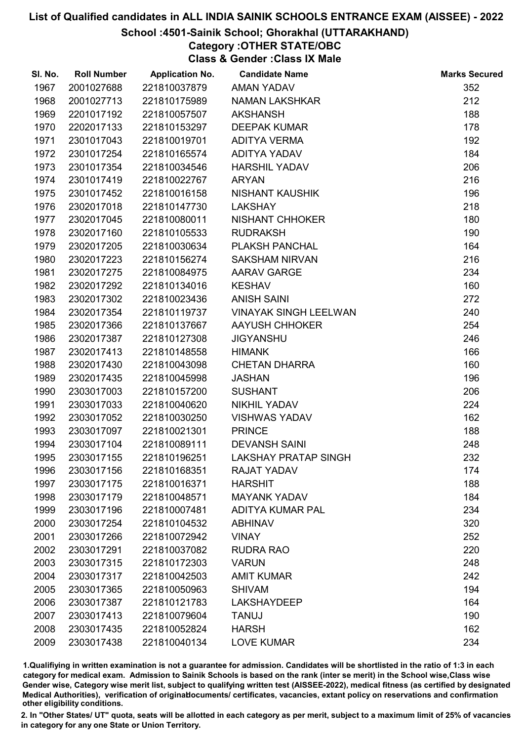# List of Qualified candidates in ALL INDIA SAINIK SCHOOLS ENTRANCE EXAM (AISSEE) - 2022

## School :4501-Sainik School; Ghorakhal (UTTARAKHAND)

### Category :OTHER STATE/OBC

### Class & Gender :Class IX Male

| Sl. No. | Roll Number | Application No. | Candidate Name | Marks Secured |
|---|---|---|---|---|
| 1967 | 2001027688 | 221810037879 | AMAN YADAV | 352 |
| 1968 | 2001027713 | 221810175989 | NAMAN LAKSHKAR | 212 |
| 1969 | 2201017192 | 221810057507 | AKSHANSH | 188 |
| 1970 | 2202017133 | 221810153297 | DEEPAK KUMAR | 178 |
| 1971 | 2301017043 | 221810019701 | ADITYA VERMA | 192 |
| 1972 | 2301017254 | 221810165574 | ADITYA YADAV | 184 |
| 1973 | 2301017354 | 221810034546 | HARSHIL YADAV | 206 |
| 1974 | 2301017419 | 221810022767 | ARYAN | 216 |
| 1975 | 2301017452 | 221810016158 | NISHANT KAUSHIK | 196 |
| 1976 | 2302017018 | 221810147730 | LAKSHAY | 218 |
| 1977 | 2302017045 | 221810080011 | NISHANT CHHOKER | 180 |
| 1978 | 2302017160 | 221810105533 | RUDRAKSH | 190 |
| 1979 | 2302017205 | 221810030634 | PLAKSH PANCHAL | 164 |
| 1980 | 2302017223 | 221810156274 | SAKSHAM NIRVAN | 216 |
| 1981 | 2302017275 | 221810084975 | AARAV GARGE | 234 |
| 1982 | 2302017292 | 221810134016 | KESHAV | 160 |
| 1983 | 2302017302 | 221810023436 | ANISH SAINI | 272 |
| 1984 | 2302017354 | 221810119737 | VINAYAK SINGH LEELWAN | 240 |
| 1985 | 2302017366 | 221810137667 | AAYUSH CHHOKER | 254 |
| 1986 | 2302017387 | 221810127308 | JIGYANSHU | 246 |
| 1987 | 2302017413 | 221810148558 | HIMANK | 166 |
| 1988 | 2302017430 | 221810043098 | CHETAN DHARRA | 160 |
| 1989 | 2302017435 | 221810045998 | JASHAN | 196 |
| 1990 | 2303017003 | 221810157200 | SUSHANT | 206 |
| 1991 | 2303017033 | 221810040620 | NIKHIL YADAV | 224 |
| 1992 | 2303017052 | 221810030250 | VISHWAS YADAV | 162 |
| 1993 | 2303017097 | 221810021301 | PRINCE | 188 |
| 1994 | 2303017104 | 221810089111 | DEVANSH SAINI | 248 |
| 1995 | 2303017155 | 221810196251 | LAKSHAY PRATAP SINGH | 232 |
| 1996 | 2303017156 | 221810168351 | RAJAT YADAV | 174 |
| 1997 | 2303017175 | 221810016371 | HARSHIT | 188 |
| 1998 | 2303017179 | 221810048571 | MAYANK YADAV | 184 |
| 1999 | 2303017196 | 221810007481 | ADITYA KUMAR PAL | 234 |
| 2000 | 2303017254 | 221810104532 | ABHINAV | 320 |
| 2001 | 2303017266 | 221810072942 | VINAY | 252 |
| 2002 | 2303017291 | 221810037082 | RUDRA RAO | 220 |
| 2003 | 2303017315 | 221810172303 | VARUN | 248 |
| 2004 | 2303017317 | 221810042503 | AMIT KUMAR | 242 |
| 2005 | 2303017365 | 221810050963 | SHIVAM | 194 |
| 2006 | 2303017387 | 221810121783 | LAKSHAYDEEP | 164 |
| 2007 | 2303017413 | 221810079604 | TANUJ | 190 |
| 2008 | 2303017435 | 221810052824 | HARSH | 162 |
| 2009 | 2303017438 | 221810040134 | LOVE KUMAR | 234 |

1.Qualifiying in written examination is not a guarantee for admission. Candidates will be shortlisted in the ratio of 1:3 in each category for medical exam. Admission to Sainik Schools is based on the rank (inter se merit) in the School wise,Class wise Gender wise, Category wise merit list, subject to qualifying written test (AISSEE-2022), medical fitness (as certified by designated Medical Authorities), verification of originaldocuments/ certificates, vacancies, extant policy on reservations and confirmation other eligibility conditions.

2. In "Other States/ UT" quota, seats will be allotted in each category as per merit, subject to a maximum limit of 25% of vacancies in category for any one State or Union Territory.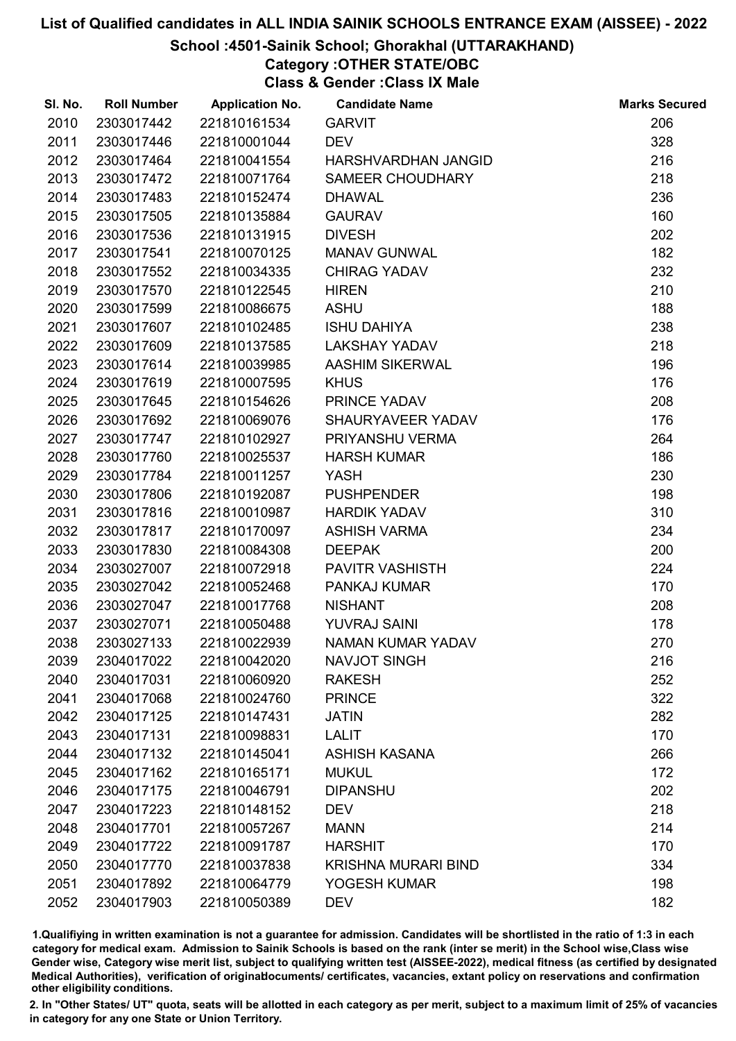# List of Qualified candidates in ALL INDIA SAINIK SCHOOLS ENTRANCE EXAM (AISSEE) - 2022

## School :4501-Sainik School; Ghorakhal (UTTARAKHAND)

### Category :OTHER STATE/OBC

### Class & Gender :Class IX Male

| Sl. No. | Roll Number | Application No. | Candidate Name | Marks Secured |
|---|---|---|---|---|
| 2010 | 2303017442 | 221810161534 | GARVIT | 206 |
| 2011 | 2303017446 | 221810001044 | DEV | 328 |
| 2012 | 2303017464 | 221810041554 | HARSHVARDHAN JANGID | 216 |
| 2013 | 2303017472 | 221810071764 | SAMEER CHOUDHARY | 218 |
| 2014 | 2303017483 | 221810152474 | DHAWAL | 236 |
| 2015 | 2303017505 | 221810135884 | GAURAV | 160 |
| 2016 | 2303017536 | 221810131915 | DIVESH | 202 |
| 2017 | 2303017541 | 221810070125 | MANAV GUNWAL | 182 |
| 2018 | 2303017552 | 221810034335 | CHIRAG YADAV | 232 |
| 2019 | 2303017570 | 221810122545 | HIREN | 210 |
| 2020 | 2303017599 | 221810086675 | ASHU | 188 |
| 2021 | 2303017607 | 221810102485 | ISHU DAHIYA | 238 |
| 2022 | 2303017609 | 221810137585 | LAKSHAY YADAV | 218 |
| 2023 | 2303017614 | 221810039985 | AASHIM SIKERWAL | 196 |
| 2024 | 2303017619 | 221810007595 | KHUS | 176 |
| 2025 | 2303017645 | 221810154626 | PRINCE YADAV | 208 |
| 2026 | 2303017692 | 221810069076 | SHAURYAVEER YADAV | 176 |
| 2027 | 2303017747 | 221810102927 | PRIYANSHU VERMA | 264 |
| 2028 | 2303017760 | 221810025537 | HARSH KUMAR | 186 |
| 2029 | 2303017784 | 221810011257 | YASH | 230 |
| 2030 | 2303017806 | 221810192087 | PUSHPENDER | 198 |
| 2031 | 2303017816 | 221810010987 | HARDIK YADAV | 310 |
| 2032 | 2303017817 | 221810170097 | ASHISH VARMA | 234 |
| 2033 | 2303017830 | 221810084308 | DEEPAK | 200 |
| 2034 | 2303027007 | 221810072918 | PAVITR VASHISTH | 224 |
| 2035 | 2303027042 | 221810052468 | PANKAJ KUMAR | 170 |
| 2036 | 2303027047 | 221810017768 | NISHANT | 208 |
| 2037 | 2303027071 | 221810050488 | YUVRAJ SAINI | 178 |
| 2038 | 2303027133 | 221810022939 | NAMAN KUMAR YADAV | 270 |
| 2039 | 2304017022 | 221810042020 | NAVJOT SINGH | 216 |
| 2040 | 2304017031 | 221810060920 | RAKESH | 252 |
| 2041 | 2304017068 | 221810024760 | PRINCE | 322 |
| 2042 | 2304017125 | 221810147431 | JATIN | 282 |
| 2043 | 2304017131 | 221810098831 | LALIT | 170 |
| 2044 | 2304017132 | 221810145041 | ASHISH KASANA | 266 |
| 2045 | 2304017162 | 221810165171 | MUKUL | 172 |
| 2046 | 2304017175 | 221810046791 | DIPANSHU | 202 |
| 2047 | 2304017223 | 221810148152 | DEV | 218 |
| 2048 | 2304017701 | 221810057267 | MANN | 214 |
| 2049 | 2304017722 | 221810091787 | HARSHIT | 170 |
| 2050 | 2304017770 | 221810037838 | KRISHNA MURARI BIND | 334 |
| 2051 | 2304017892 | 221810064779 | YOGESH KUMAR | 198 |
| 2052 | 2304017903 | 221810050389 | DEV | 182 |

1.Qualifying in written examination is not a guarantee for admission. Candidates will be shortlisted in the ratio of 1:3 in each category for medical exam. Admission to Sainik Schools is based on the rank (inter se merit) in the School wise,Class wise Gender wise, Category wise merit list, subject to qualifying written test (AISSEE-2022), medical fitness (as certified by designated Medical Authorities), verification of originaldocuments/ certificates, vacancies, extant policy on reservations and confirmation other eligibility conditions.

2. In "Other States/ UT" quota, seats will be allotted in each category as per merit, subject to a maximum limit of 25% of vacancies in category for any one State or Union Territory.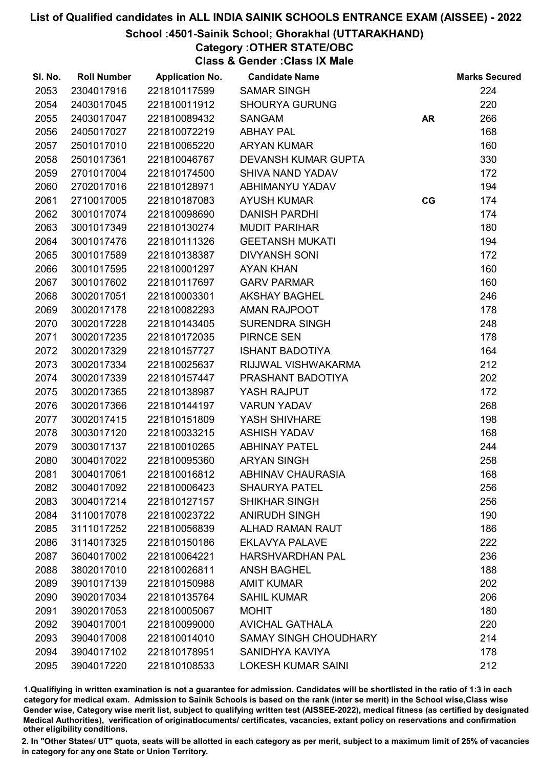# List of Qualified candidates in ALL INDIA SAINIK SCHOOLS ENTRANCE EXAM (AISSEE) - 2022

## School :4501-Sainik School; Ghorakhal (UTTARAKHAND)

### Category :OTHER STATE/OBC

### Class & Gender :Class IX Male

| Sl. No. | Roll Number | Application No. | Candidate Name | | Marks Secured |
|---|---|---|---|---|---|
| 2053 | 2304017916 | 221810117599 | SAMAR SINGH | | 224 |
| 2054 | 2403017045 | 221810011912 | SHOURYA GURUNG | | 220 |
| 2055 | 2403017047 | 221810089432 | SANGAM | AR | 266 |
| 2056 | 2405017027 | 221810072219 | ABHAY PAL | | 168 |
| 2057 | 2501017010 | 221810065220 | ARYAN KUMAR | | 160 |
| 2058 | 2501017361 | 221810046767 | DEVANSH KUMAR GUPTA | | 330 |
| 2059 | 2701017004 | 221810174500 | SHIVA NAND YADAV | | 172 |
| 2060 | 2702017016 | 221810128971 | ABHIMANYU YADAV | | 194 |
| 2061 | 2710017005 | 221810187083 | AYUSH KUMAR | CG | 174 |
| 2062 | 3001017074 | 221810098690 | DANISH PARDHI | | 174 |
| 2063 | 3001017349 | 221810130274 | MUDIT PARIHAR | | 180 |
| 2064 | 3001017476 | 221810111326 | GEETANSH MUKATI | | 194 |
| 2065 | 3001017589 | 221810138387 | DIVYANSH SONI | | 172 |
| 2066 | 3001017595 | 221810001297 | AYAN KHAN | | 160 |
| 2067 | 3001017602 | 221810117697 | GARV PARMAR | | 160 |
| 2068 | 3002017051 | 221810003301 | AKSHAY BAGHEL | | 246 |
| 2069 | 3002017178 | 221810082293 | AMAN RAJPOOT | | 178 |
| 2070 | 3002017228 | 221810143405 | SURENDRA SINGH | | 248 |
| 2071 | 3002017235 | 221810172035 | PIRNCE SEN | | 178 |
| 2072 | 3002017329 | 221810157727 | ISHANT BADOTIYA | | 164 |
| 2073 | 3002017334 | 221810025637 | RIJJWAL VISHWAKARMA | | 212 |
| 2074 | 3002017339 | 221810157447 | PRASHANT BADOTIYA | | 202 |
| 2075 | 3002017365 | 221810138987 | YASH RAJPUT | | 172 |
| 2076 | 3002017366 | 221810144197 | VARUN YADAV | | 268 |
| 2077 | 3002017415 | 221810151809 | YASH SHIVHARE | | 198 |
| 2078 | 3003017120 | 221810033215 | ASHISH YADAV | | 168 |
| 2079 | 3003017137 | 221810010265 | ABHINAY PATEL | | 244 |
| 2080 | 3004017022 | 221810095360 | ARYAN SINGH | | 258 |
| 2081 | 3004017061 | 221810016812 | ABHINAV CHAURASIA | | 168 |
| 2082 | 3004017092 | 221810006423 | SHAURYA PATEL | | 256 |
| 2083 | 3004017214 | 221810127157 | SHIKHAR SINGH | | 256 |
| 2084 | 3110017078 | 221810023722 | ANIRUDH SINGH | | 190 |
| 2085 | 3111017252 | 221810056839 | ALHAD RAMAN RAUT | | 186 |
| 2086 | 3114017325 | 221810150186 | EKLAVYA PALAVE | | 222 |
| 2087 | 3604017002 | 221810064221 | HARSHVARDHAN PAL | | 236 |
| 2088 | 3802017010 | 221810026811 | ANSH BAGHEL | | 188 |
| 2089 | 3901017139 | 221810150988 | AMIT KUMAR | | 202 |
| 2090 | 3902017034 | 221810135764 | SAHIL KUMAR | | 206 |
| 2091 | 3902017053 | 221810005067 | MOHIT | | 180 |
| 2092 | 3904017001 | 221810099000 | AVICHAL GATHALA | | 220 |
| 2093 | 3904017008 | 221810014010 | SAMAY SINGH CHOUDHARY | | 214 |
| 2094 | 3904017102 | 221810178951 | SANIDHYA KAVIYA | | 178 |
| 2095 | 3904017220 | 221810108533 | LOKESH KUMAR SAINI | | 212 |

1.Qualifying in written examination is not a guarantee for admission. Candidates will be shortlisted in the ratio of 1:3 in each category for medical exam. Admission to Sainik Schools is based on the rank (inter se merit) in the School wise,Class wise Gender wise, Category wise merit list, subject to qualifying written test (AISSEE-2022), medical fitness (as certified by designated Medical Authorities), verification of originaldocuments/ certificates, vacancies, extant policy on reservations and confirmation other eligibility conditions.

2. In "Other States/ UT" quota, seats will be allotted in each category as per merit, subject to a maximum limit of 25% of vacancies in category for any one State or Union Territory.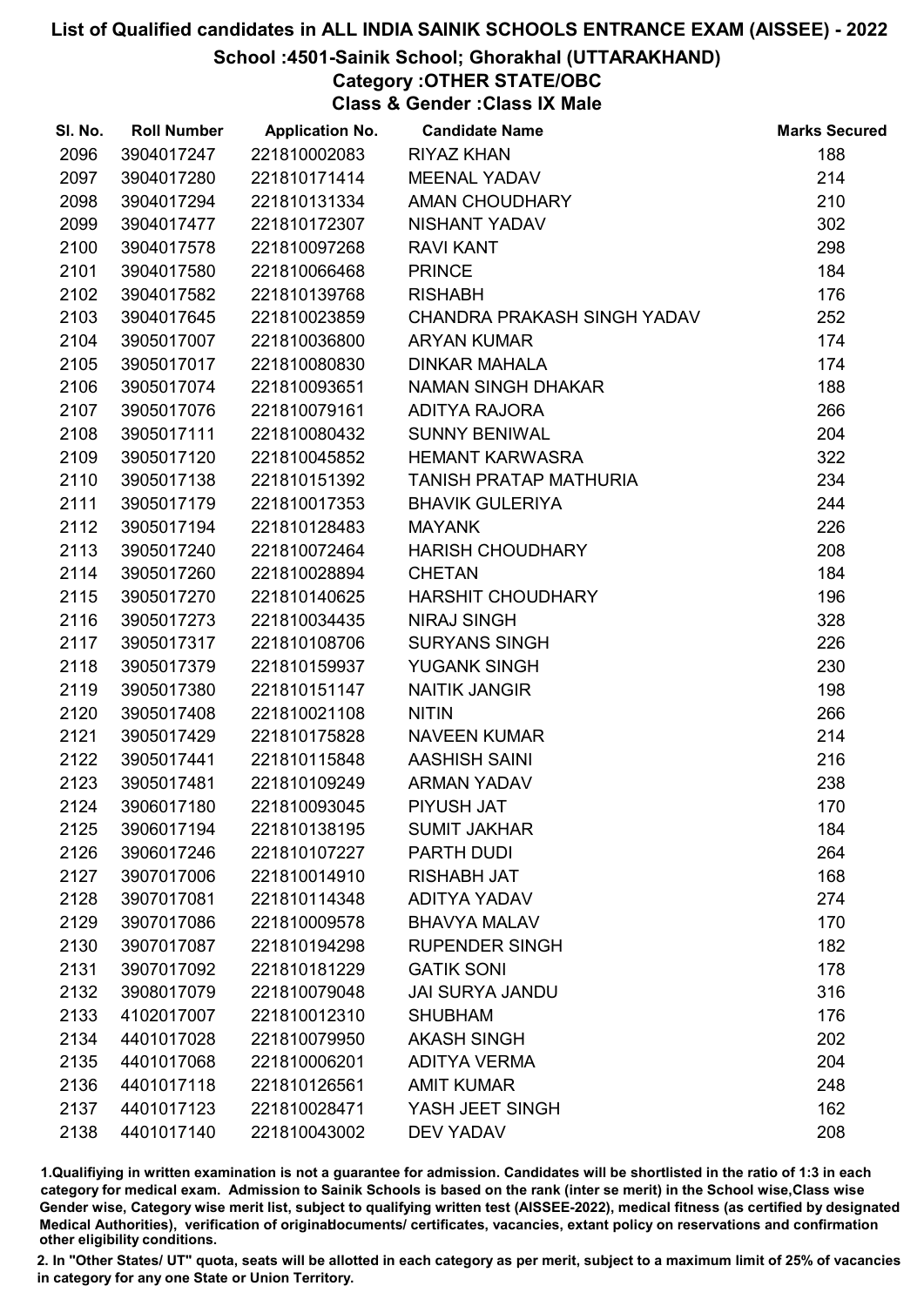# List of Qualified candidates in ALL INDIA SAINIK SCHOOLS ENTRANCE EXAM (AISSEE) - 2022

## School :4501-Sainik School; Ghorakhal (UTTARAKHAND)

### Category :OTHER STATE/OBC

### Class & Gender :Class IX Male

| Sl. No. | Roll Number | Application No. | Candidate Name | Marks Secured |
|---|---|---|---|---|
| 2096 | 3904017247 | 221810002083 | RIYAZ KHAN | 188 |
| 2097 | 3904017280 | 221810171414 | MEENAL YADAV | 214 |
| 2098 | 3904017294 | 221810131334 | AMAN CHOUDHARY | 210 |
| 2099 | 3904017477 | 221810172307 | NISHANT YADAV | 302 |
| 2100 | 3904017578 | 221810097268 | RAVI KANT | 298 |
| 2101 | 3904017580 | 221810066468 | PRINCE | 184 |
| 2102 | 3904017582 | 221810139768 | RISHABH | 176 |
| 2103 | 3904017645 | 221810023859 | CHANDRA PRAKASH SINGH YADAV | 252 |
| 2104 | 3905017007 | 221810036800 | ARYAN KUMAR | 174 |
| 2105 | 3905017017 | 221810080830 | DINKAR MAHALA | 174 |
| 2106 | 3905017074 | 221810093651 | NAMAN SINGH DHAKAR | 188 |
| 2107 | 3905017076 | 221810079161 | ADITYA RAJORA | 266 |
| 2108 | 3905017111 | 221810080432 | SUNNY BENIWAL | 204 |
| 2109 | 3905017120 | 221810045852 | HEMANT KARWASRA | 322 |
| 2110 | 3905017138 | 221810151392 | TANISH PRATAP MATHURIA | 234 |
| 2111 | 3905017179 | 221810017353 | BHAVIK GULERIYA | 244 |
| 2112 | 3905017194 | 221810128483 | MAYANK | 226 |
| 2113 | 3905017240 | 221810072464 | HARISH CHOUDHARY | 208 |
| 2114 | 3905017260 | 221810028894 | CHETAN | 184 |
| 2115 | 3905017270 | 221810140625 | HARSHIT CHOUDHARY | 196 |
| 2116 | 3905017273 | 221810034435 | NIRAJ SINGH | 328 |
| 2117 | 3905017317 | 221810108706 | SURYANS SINGH | 226 |
| 2118 | 3905017379 | 221810159937 | YUGANK SINGH | 230 |
| 2119 | 3905017380 | 221810151147 | NAITIK JANGIR | 198 |
| 2120 | 3905017408 | 221810021108 | NITIN | 266 |
| 2121 | 3905017429 | 221810175828 | NAVEEN KUMAR | 214 |
| 2122 | 3905017441 | 221810115848 | AASHISH SAINI | 216 |
| 2123 | 3905017481 | 221810109249 | ARMAN YADAV | 238 |
| 2124 | 3906017180 | 221810093045 | PIYUSH JAT | 170 |
| 2125 | 3906017194 | 221810138195 | SUMIT JAKHAR | 184 |
| 2126 | 3906017246 | 221810107227 | PARTH DUDI | 264 |
| 2127 | 3907017006 | 221810014910 | RISHABH JAT | 168 |
| 2128 | 3907017081 | 221810114348 | ADITYA YADAV | 274 |
| 2129 | 3907017086 | 221810009578 | BHAVYA MALAV | 170 |
| 2130 | 3907017087 | 221810194298 | RUPENDER SINGH | 182 |
| 2131 | 3907017092 | 221810181229 | GATIK SONI | 178 |
| 2132 | 3908017079 | 221810079048 | JAI SURYA JANDU | 316 |
| 2133 | 4102017007 | 221810012310 | SHUBHAM | 176 |
| 2134 | 4401017028 | 221810079950 | AKASH SINGH | 202 |
| 2135 | 4401017068 | 221810006201 | ADITYA VERMA | 204 |
| 2136 | 4401017118 | 221810126561 | AMIT KUMAR | 248 |
| 2137 | 4401017123 | 221810028471 | YASH JEET SINGH | 162 |
| 2138 | 4401017140 | 221810043002 | DEV YADAV | 208 |

1.Qualifiying in written examination is not a guarantee for admission. Candidates will be shortlisted in the ratio of 1:3 in each category for medical exam. Admission to Sainik Schools is based on the rank (inter se merit) in the School wise,Class wise Gender wise, Category wise merit list, subject to qualifying written test (AISSEE-2022), medical fitness (as certified by designated Medical Authorities), verification of originaldocuments/ certificates, vacancies, extant policy on reservations and confirmation other eligibility conditions.

2. In "Other States/ UT" quota, seats will be allotted in each category as per merit, subject to a maximum limit of 25% of vacancies in category for any one State or Union Territory.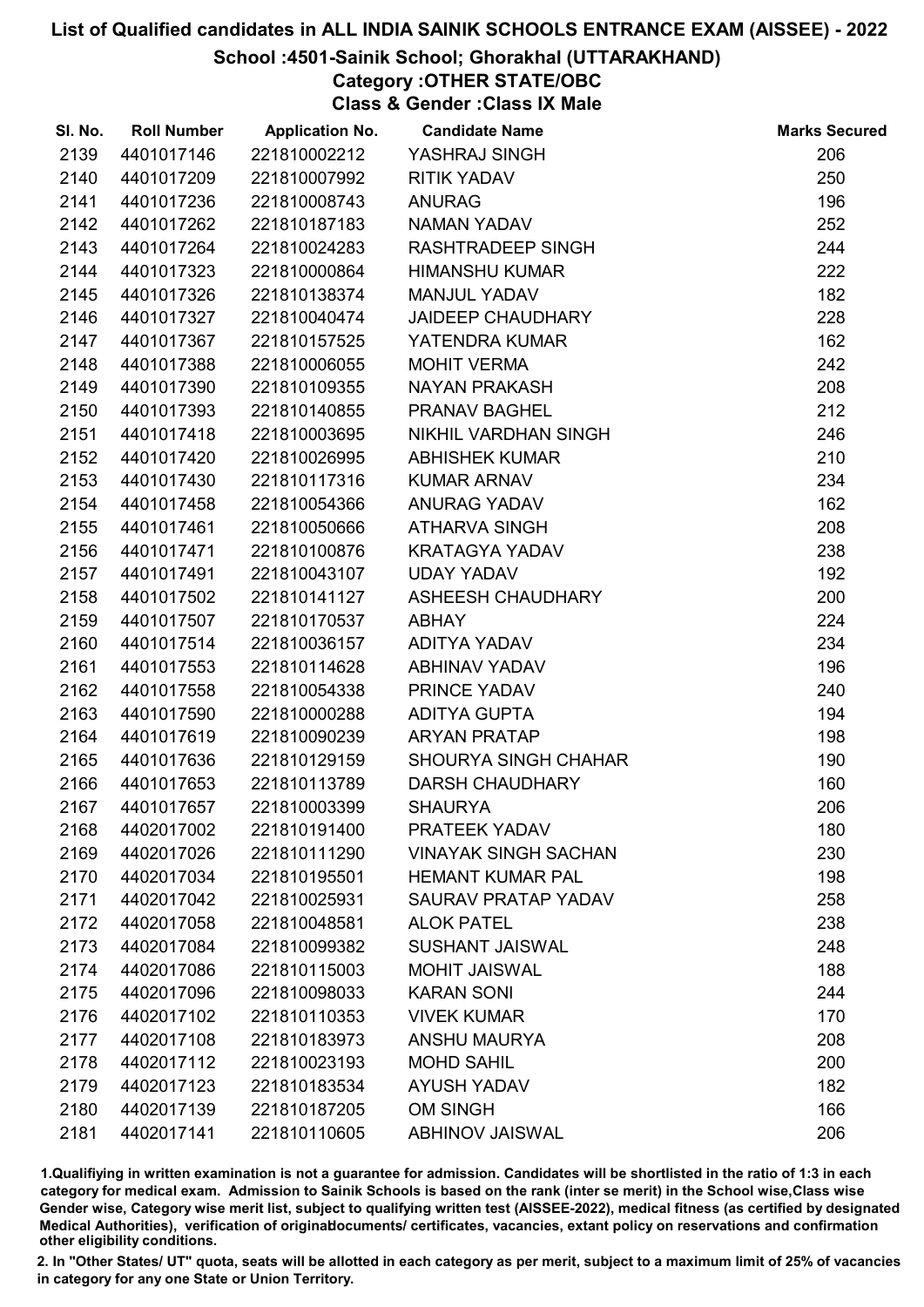# List of Qualified candidates in ALL INDIA SAINIK SCHOOLS ENTRANCE EXAM (AISSEE) - 2022

## School :4501-Sainik School; Ghorakhal (UTTARAKHAND)

### Category :OTHER STATE/OBC

### Class & Gender :Class IX Male

| Sl. No. | Roll Number | Application No. | Candidate Name | Marks Secured |
|---|---|---|---|---|
| 2139 | 4401017146 | 221810002212 | YASHRAJ SINGH | 206 |
| 2140 | 4401017209 | 221810007992 | RITIK YADAV | 250 |
| 2141 | 4401017236 | 221810008743 | ANURAG | 196 |
| 2142 | 4401017262 | 221810187183 | NAMAN YADAV | 252 |
| 2143 | 4401017264 | 221810024283 | RASHTRADEEP SINGH | 244 |
| 2144 | 4401017323 | 221810000864 | HIMANSHU KUMAR | 222 |
| 2145 | 4401017326 | 221810138374 | MANJUL YADAV | 182 |
| 2146 | 4401017327 | 221810040474 | JAIDEEP CHAUDHARY | 228 |
| 2147 | 4401017367 | 221810157525 | YATENDRA KUMAR | 162 |
| 2148 | 4401017388 | 221810006055 | MOHIT VERMA | 242 |
| 2149 | 4401017390 | 221810109355 | NAYAN PRAKASH | 208 |
| 2150 | 4401017393 | 221810140855 | PRANAV BAGHEL | 212 |
| 2151 | 4401017418 | 221810003695 | NIKHIL VARDHAN SINGH | 246 |
| 2152 | 4401017420 | 221810026995 | ABHISHEK KUMAR | 210 |
| 2153 | 4401017430 | 221810117316 | KUMAR ARNAV | 234 |
| 2154 | 4401017458 | 221810054366 | ANURAG YADAV | 162 |
| 2155 | 4401017461 | 221810050666 | ATHARVA SINGH | 208 |
| 2156 | 4401017471 | 221810100876 | KRATAGYA YADAV | 238 |
| 2157 | 4401017491 | 221810043107 | UDAY YADAV | 192 |
| 2158 | 4401017502 | 221810141127 | ASHEESH CHAUDHARY | 200 |
| 2159 | 4401017507 | 221810170537 | ABHAY | 224 |
| 2160 | 4401017514 | 221810036157 | ADITYA YADAV | 234 |
| 2161 | 4401017553 | 221810114628 | ABHINAV YADAV | 196 |
| 2162 | 4401017558 | 221810054338 | PRINCE YADAV | 240 |
| 2163 | 4401017590 | 221810000288 | ADITYA GUPTA | 194 |
| 2164 | 4401017619 | 221810090239 | ARYAN PRATAP | 198 |
| 2165 | 4401017636 | 221810129159 | SHOURYA SINGH CHAHAR | 190 |
| 2166 | 4401017653 | 221810113789 | DARSH CHAUDHARY | 160 |
| 2167 | 4401017657 | 221810003399 | SHAURYA | 206 |
| 2168 | 4402017002 | 221810191400 | PRATEEK YADAV | 180 |
| 2169 | 4402017026 | 221810111290 | VINAYAK SINGH SACHAN | 230 |
| 2170 | 4402017034 | 221810195501 | HEMANT KUMAR PAL | 198 |
| 2171 | 4402017042 | 221810025931 | SAURAV PRATAP YADAV | 258 |
| 2172 | 4402017058 | 221810048581 | ALOK PATEL | 238 |
| 2173 | 4402017084 | 221810099382 | SUSHANT JAISWAL | 248 |
| 2174 | 4402017086 | 221810115003 | MOHIT JAISWAL | 188 |
| 2175 | 4402017096 | 221810098033 | KARAN SONI | 244 |
| 2176 | 4402017102 | 221810110353 | VIVEK KUMAR | 170 |
| 2177 | 4402017108 | 221810183973 | ANSHU MAURYA | 208 |
| 2178 | 4402017112 | 221810023193 | MOHD SAHIL | 200 |
| 2179 | 4402017123 | 221810183534 | AYUSH YADAV | 182 |
| 2180 | 4402017139 | 221810187205 | OM SINGH | 166 |
| 2181 | 4402017141 | 221810110605 | ABHINOV JAISWAL | 206 |

1.Qualifiying in written examination is not a guarantee for admission. Candidates will be shortlisted in the ratio of 1:3 in each category for medical exam. Admission to Sainik Schools is based on the rank (inter se merit) in the School wise,Class wise Gender wise, Category wise merit list, subject to qualifying written test (AISSEE-2022), medical fitness (as certified by designated Medical Authorities), verification of originaldocuments/ certificates, vacancies, extant policy on reservations and confirmation other eligibility conditions.

2. In "Other States/ UT" quota, seats will be allotted in each category as per merit, subject to a maximum limit of 25% of vacancies in category for any one State or Union Territory.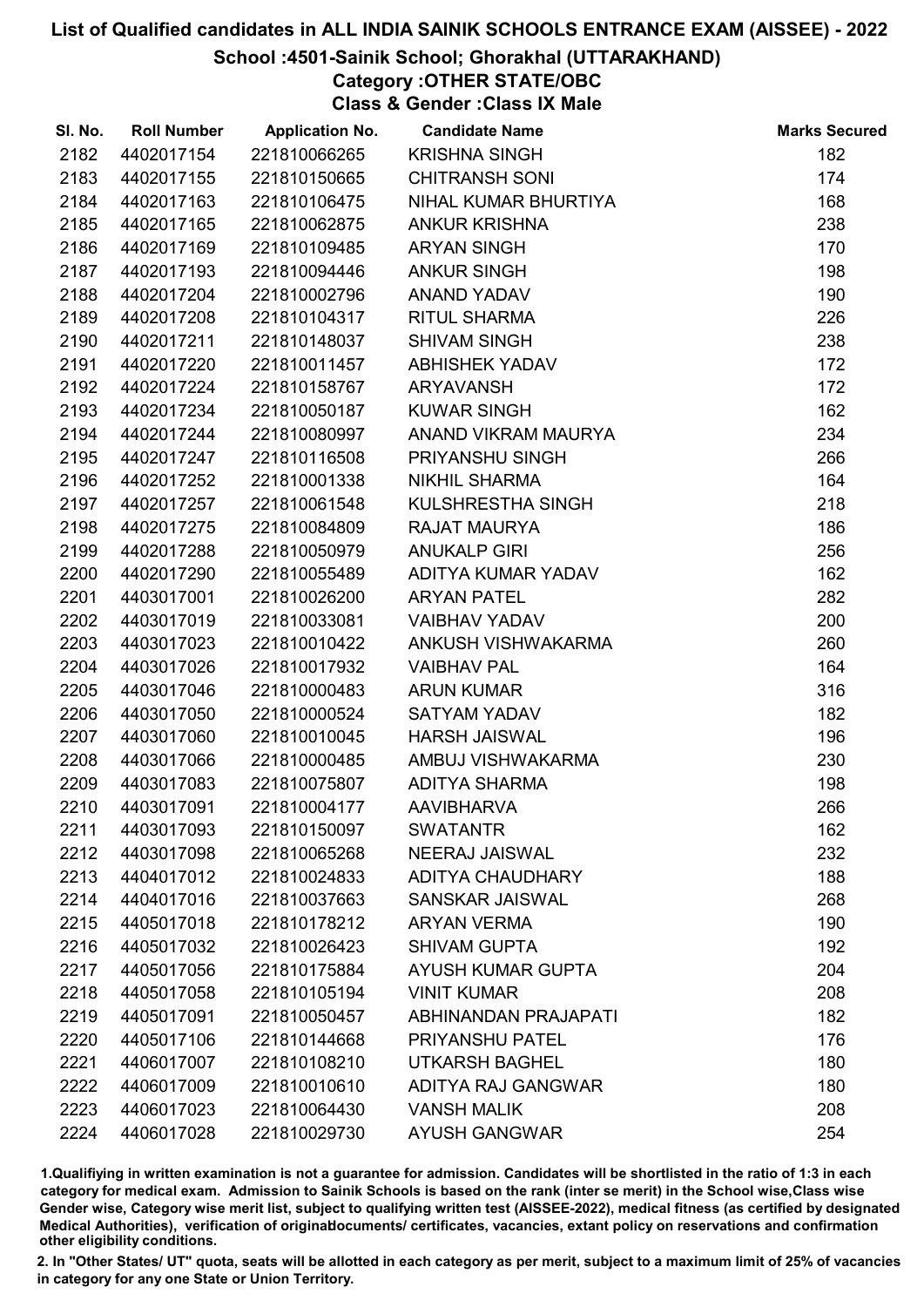# List of Qualified candidates in ALL INDIA SAINIK SCHOOLS ENTRANCE EXAM (AISSEE) - 2022

## School :4501-Sainik School; Ghorakhal (UTTARAKHAND)

### Category :OTHER STATE/OBC

### Class & Gender :Class IX Male

| Sl. No. | Roll Number | Application No. | Candidate Name | Marks Secured |
|---|---|---|---|---|
| 2182 | 4402017154 | 221810066265 | KRISHNA SINGH | 182 |
| 2183 | 4402017155 | 221810150665 | CHITRANSH SONI | 174 |
| 2184 | 4402017163 | 221810106475 | NIHAL KUMAR BHURTIYA | 168 |
| 2185 | 4402017165 | 221810062875 | ANKUR KRISHNA | 238 |
| 2186 | 4402017169 | 221810109485 | ARYAN SINGH | 170 |
| 2187 | 4402017193 | 221810094446 | ANKUR SINGH | 198 |
| 2188 | 4402017204 | 221810002796 | ANAND YADAV | 190 |
| 2189 | 4402017208 | 221810104317 | RITUL SHARMA | 226 |
| 2190 | 4402017211 | 221810148037 | SHIVAM SINGH | 238 |
| 2191 | 4402017220 | 221810011457 | ABHISHEK YADAV | 172 |
| 2192 | 4402017224 | 221810158767 | ARYAVANSH | 172 |
| 2193 | 4402017234 | 221810050187 | KUWAR SINGH | 162 |
| 2194 | 4402017244 | 221810080997 | ANAND VIKRAM MAURYA | 234 |
| 2195 | 4402017247 | 221810116508 | PRIYANSHU SINGH | 266 |
| 2196 | 4402017252 | 221810001338 | NIKHIL SHARMA | 164 |
| 2197 | 4402017257 | 221810061548 | KULSHRESTHA SINGH | 218 |
| 2198 | 4402017275 | 221810084809 | RAJAT MAURYA | 186 |
| 2199 | 4402017288 | 221810050979 | ANUKALP GIRI | 256 |
| 2200 | 4402017290 | 221810055489 | ADITYA KUMAR YADAV | 162 |
| 2201 | 4403017001 | 221810026200 | ARYAN PATEL | 282 |
| 2202 | 4403017019 | 221810033081 | VAIBHAV YADAV | 200 |
| 2203 | 4403017023 | 221810010422 | ANKUSH VISHWAKARMA | 260 |
| 2204 | 4403017026 | 221810017932 | VAIBHAV PAL | 164 |
| 2205 | 4403017046 | 221810000483 | ARUN KUMAR | 316 |
| 2206 | 4403017050 | 221810000524 | SATYAM YADAV | 182 |
| 2207 | 4403017060 | 221810010045 | HARSH JAISWAL | 196 |
| 2208 | 4403017066 | 221810000485 | AMBUJ VISHWAKARMA | 230 |
| 2209 | 4403017083 | 221810075807 | ADITYA SHARMA | 198 |
| 2210 | 4403017091 | 221810004177 | AAVIBHARVA | 266 |
| 2211 | 4403017093 | 221810150097 | SWATANTR | 162 |
| 2212 | 4403017098 | 221810065268 | NEERAJ JAISWAL | 232 |
| 2213 | 4404017012 | 221810024833 | ADITYA CHAUDHARY | 188 |
| 2214 | 4404017016 | 221810037663 | SANSKAR JAISWAL | 268 |
| 2215 | 4405017018 | 221810178212 | ARYAN VERMA | 190 |
| 2216 | 4405017032 | 221810026423 | SHIVAM GUPTA | 192 |
| 2217 | 4405017056 | 221810175884 | AYUSH KUMAR GUPTA | 204 |
| 2218 | 4405017058 | 221810105194 | VINIT KUMAR | 208 |
| 2219 | 4405017091 | 221810050457 | ABHINANDAN PRAJAPATI | 182 |
| 2220 | 4405017106 | 221810144668 | PRIYANSHU PATEL | 176 |
| 2221 | 4406017007 | 221810108210 | UTKARSH BAGHEL | 180 |
| 2222 | 4406017009 | 221810010610 | ADITYA RAJ GANGWAR | 180 |
| 2223 | 4406017023 | 221810064430 | VANSH MALIK | 208 |
| 2224 | 4406017028 | 221810029730 | AYUSH GANGWAR | 254 |

1.Qualifiying in written examination is not a guarantee for admission. Candidates will be shortlisted in the ratio of 1:3 in each category for medical exam. Admission to Sainik Schools is based on the rank (inter se merit) in the School wise,Class wise Gender wise, Category wise merit list, subject to qualifying written test (AISSEE-2022), medical fitness (as certified by designated Medical Authorities), verification of originaldocuments/ certificates, vacancies, extant policy on reservations and confirmation other eligibility conditions.

2. In "Other States/ UT" quota, seats will be allotted in each category as per merit, subject to a maximum limit of 25% of vacancies in category for any one State or Union Territory.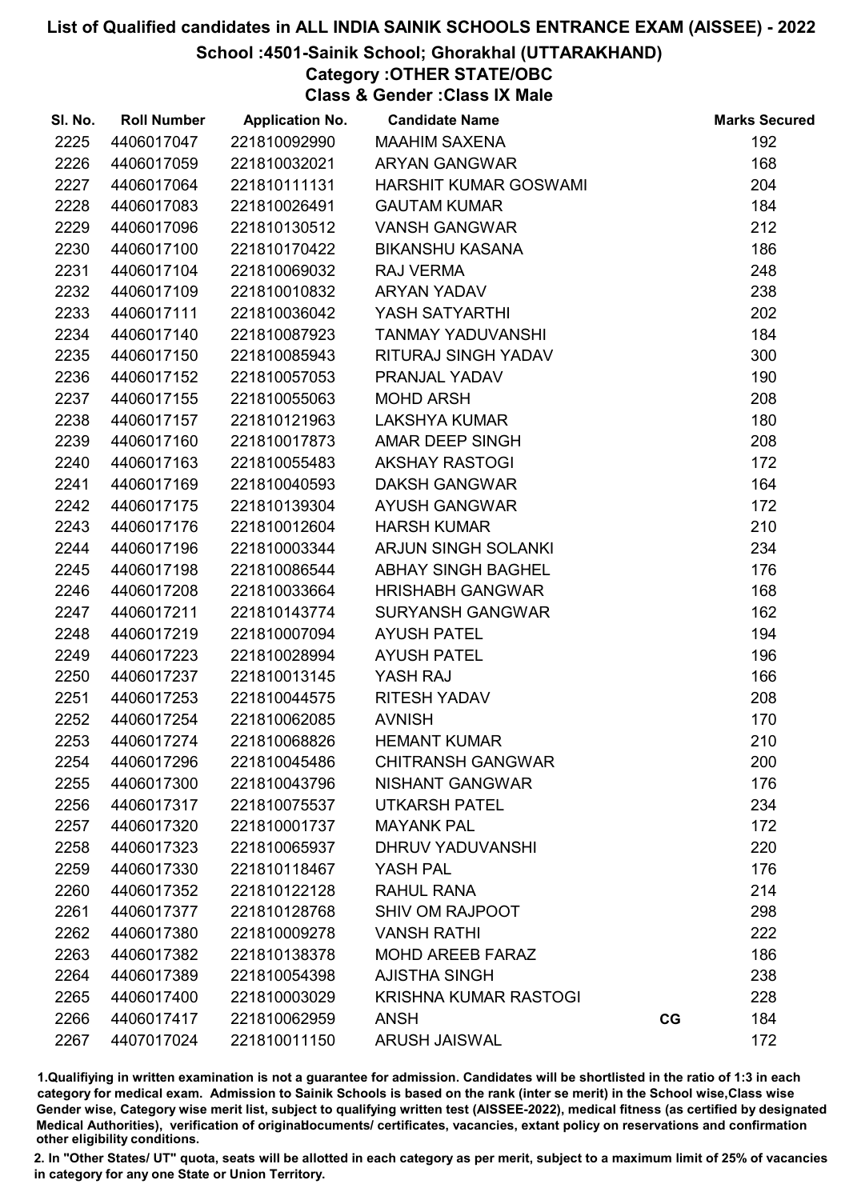# List of Qualified candidates in ALL INDIA SAINIK SCHOOLS ENTRANCE EXAM (AISSEE) - 2022

## School :4501-Sainik School; Ghorakhal (UTTARAKHAND)

### Category :OTHER STATE/OBC

### Class & Gender :Class IX Male

| Sl. No. | Roll Number | Application No. | Candidate Name | | Marks Secured |
|---|---|---|---|---|---|
| 2225 | 4406017047 | 221810092990 | MAAHIM SAXENA | | 192 |
| 2226 | 4406017059 | 221810032021 | ARYAN GANGWAR | | 168 |
| 2227 | 4406017064 | 221810111131 | HARSHIT KUMAR GOSWAMI | | 204 |
| 2228 | 4406017083 | 221810026491 | GAUTAM KUMAR | | 184 |
| 2229 | 4406017096 | 221810130512 | VANSH GANGWAR | | 212 |
| 2230 | 4406017100 | 221810170422 | BIKANSHU KASANA | | 186 |
| 2231 | 4406017104 | 221810069032 | RAJ VERMA | | 248 |
| 2232 | 4406017109 | 221810010832 | ARYAN YADAV | | 238 |
| 2233 | 4406017111 | 221810036042 | YASH SATYARTHI | | 202 |
| 2234 | 4406017140 | 221810087923 | TANMAY YADUVANSHI | | 184 |
| 2235 | 4406017150 | 221810085943 | RITURAJ SINGH YADAV | | 300 |
| 2236 | 4406017152 | 221810057053 | PRANJAL YADAV | | 190 |
| 2237 | 4406017155 | 221810055063 | MOHD ARSH | | 208 |
| 2238 | 4406017157 | 221810121963 | LAKSHYA KUMAR | | 180 |
| 2239 | 4406017160 | 221810017873 | AMAR DEEP SINGH | | 208 |
| 2240 | 4406017163 | 221810055483 | AKSHAY RASTOGI | | 172 |
| 2241 | 4406017169 | 221810040593 | DAKSH GANGWAR | | 164 |
| 2242 | 4406017175 | 221810139304 | AYUSH GANGWAR | | 172 |
| 2243 | 4406017176 | 221810012604 | HARSH KUMAR | | 210 |
| 2244 | 4406017196 | 221810003344 | ARJUN SINGH SOLANKI | | 234 |
| 2245 | 4406017198 | 221810086544 | ABHAY SINGH BAGHEL | | 176 |
| 2246 | 4406017208 | 221810033664 | HRISHABH GANGWAR | | 168 |
| 2247 | 4406017211 | 221810143774 | SURYANSH GANGWAR | | 162 |
| 2248 | 4406017219 | 221810007094 | AYUSH PATEL | | 194 |
| 2249 | 4406017223 | 221810028994 | AYUSH PATEL | | 196 |
| 2250 | 4406017237 | 221810013145 | YASH RAJ | | 166 |
| 2251 | 4406017253 | 221810044575 | RITESH YADAV | | 208 |
| 2252 | 4406017254 | 221810062085 | AVNISH | | 170 |
| 2253 | 4406017274 | 221810068826 | HEMANT KUMAR | | 210 |
| 2254 | 4406017296 | 221810045486 | CHITRANSH GANGWAR | | 200 |
| 2255 | 4406017300 | 221810043796 | NISHANT GANGWAR | | 176 |
| 2256 | 4406017317 | 221810075537 | UTKARSH PATEL | | 234 |
| 2257 | 4406017320 | 221810001737 | MAYANK PAL | | 172 |
| 2258 | 4406017323 | 221810065937 | DHRUV YADUVANSHI | | 220 |
| 2259 | 4406017330 | 221810118467 | YASH PAL | | 176 |
| 2260 | 4406017352 | 221810122128 | RAHUL RANA | | 214 |
| 2261 | 4406017377 | 221810128768 | SHIV OM RAJPOOT | | 298 |
| 2262 | 4406017380 | 221810009278 | VANSH RATHI | | 222 |
| 2263 | 4406017382 | 221810138378 | MOHD AREEB FARAZ | | 186 |
| 2264 | 4406017389 | 221810054398 | AJISTHA SINGH | | 238 |
| 2265 | 4406017400 | 221810003029 | KRISHNA KUMAR RASTOGI | | 228 |
| 2266 | 4406017417 | 221810062959 | ANSH | CG | 184 |
| 2267 | 4407017024 | 221810011150 | ARUSH JAISWAL | | 172 |

1.Qualifiying in written examination is not a guarantee for admission. Candidates will be shortlisted in the ratio of 1:3 in each category for medical exam. Admission to Sainik Schools is based on the rank (inter se merit) in the School wise,Class wise Gender wise, Category wise merit list, subject to qualifying written test (AISSEE-2022), medical fitness (as certified by designated Medical Authorities), verification of originaldocuments/ certificates, vacancies, extant policy on reservations and confirmation other eligibility conditions.

2. In "Other States/ UT" quota, seats will be allotted in each category as per merit, subject to a maximum limit of 25% of vacancies in category for any one State or Union Territory.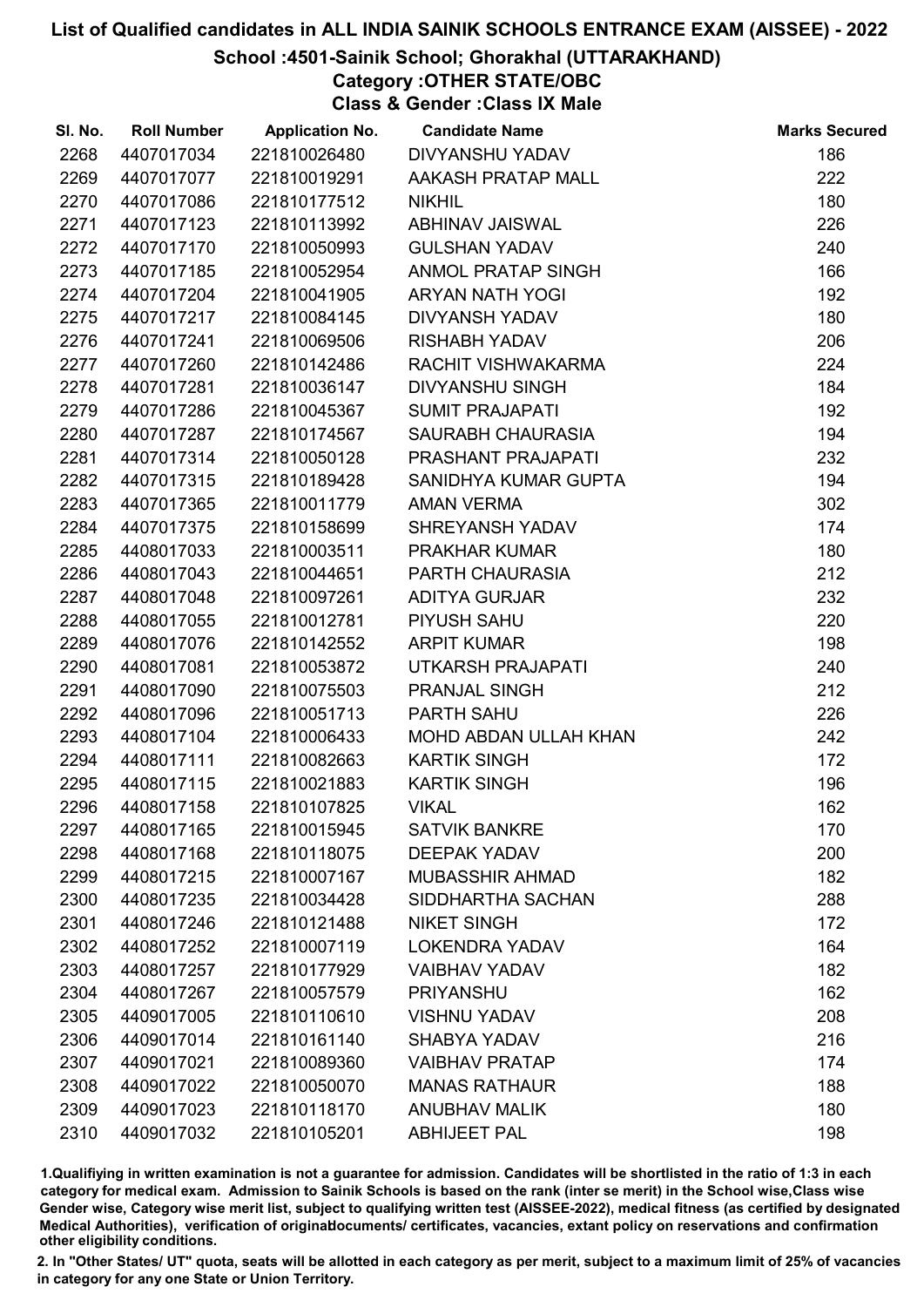# List of Qualified candidates in ALL INDIA SAINIK SCHOOLS ENTRANCE EXAM (AISSEE) - 2022

## School :4501-Sainik School; Ghorakhal (UTTARAKHAND)

### Category :OTHER STATE/OBC

### Class & Gender :Class IX Male

| Sl. No. | Roll Number | Application No. | Candidate Name | Marks Secured |
|---|---|---|---|---|
| 2268 | 4407017034 | 221810026480 | DIVYANSHU YADAV | 186 |
| 2269 | 4407017077 | 221810019291 | AAKASH PRATAP MALL | 222 |
| 2270 | 4407017086 | 221810177512 | NIKHIL | 180 |
| 2271 | 4407017123 | 221810113992 | ABHINAV JAISWAL | 226 |
| 2272 | 4407017170 | 221810050993 | GULSHAN YADAV | 240 |
| 2273 | 4407017185 | 221810052954 | ANMOL PRATAP SINGH | 166 |
| 2274 | 4407017204 | 221810041905 | ARYAN NATH YOGI | 192 |
| 2275 | 4407017217 | 221810084145 | DIVYANSH YADAV | 180 |
| 2276 | 4407017241 | 221810069506 | RISHABH YADAV | 206 |
| 2277 | 4407017260 | 221810142486 | RACHIT VISHWAKARMA | 224 |
| 2278 | 4407017281 | 221810036147 | DIVYANSHU SINGH | 184 |
| 2279 | 4407017286 | 221810045367 | SUMIT PRAJAPATI | 192 |
| 2280 | 4407017287 | 221810174567 | SAURABH CHAURASIA | 194 |
| 2281 | 4407017314 | 221810050128 | PRASHANT PRAJAPATI | 232 |
| 2282 | 4407017315 | 221810189428 | SANIDHYA KUMAR GUPTA | 194 |
| 2283 | 4407017365 | 221810011779 | AMAN VERMA | 302 |
| 2284 | 4407017375 | 221810158699 | SHREYANSH YADAV | 174 |
| 2285 | 4408017033 | 221810003511 | PRAKHAR KUMAR | 180 |
| 2286 | 4408017043 | 221810044651 | PARTH CHAURASIA | 212 |
| 2287 | 4408017048 | 221810097261 | ADITYA GURJAR | 232 |
| 2288 | 4408017055 | 221810012781 | PIYUSH SAHU | 220 |
| 2289 | 4408017076 | 221810142552 | ARPIT KUMAR | 198 |
| 2290 | 4408017081 | 221810053872 | UTKARSH PRAJAPATI | 240 |
| 2291 | 4408017090 | 221810075503 | PRANJAL SINGH | 212 |
| 2292 | 4408017096 | 221810051713 | PARTH SAHU | 226 |
| 2293 | 4408017104 | 221810006433 | MOHD ABDAN ULLAH KHAN | 242 |
| 2294 | 4408017111 | 221810082663 | KARTIK SINGH | 172 |
| 2295 | 4408017115 | 221810021883 | KARTIK SINGH | 196 |
| 2296 | 4408017158 | 221810107825 | VIKAL | 162 |
| 2297 | 4408017165 | 221810015945 | SATVIK BANKRE | 170 |
| 2298 | 4408017168 | 221810118075 | DEEPAK YADAV | 200 |
| 2299 | 4408017215 | 221810007167 | MUBASSHIR AHMAD | 182 |
| 2300 | 4408017235 | 221810034428 | SIDDHARTHA SACHAN | 288 |
| 2301 | 4408017246 | 221810121488 | NIKET SINGH | 172 |
| 2302 | 4408017252 | 221810007119 | LOKENDRA YADAV | 164 |
| 2303 | 4408017257 | 221810177929 | VAIBHAV YADAV | 182 |
| 2304 | 4408017267 | 221810057579 | PRIYANSHU | 162 |
| 2305 | 4409017005 | 221810110610 | VISHNU YADAV | 208 |
| 2306 | 4409017014 | 221810161140 | SHABYA YADAV | 216 |
| 2307 | 4409017021 | 221810089360 | VAIBHAV PRATAP | 174 |
| 2308 | 4409017022 | 221810050070 | MANAS RATHAUR | 188 |
| 2309 | 4409017023 | 221810118170 | ANUBHAV MALIK | 180 |
| 2310 | 4409017032 | 221810105201 | ABHIJEET PAL | 198 |

1.Qualifiying in written examination is not a guarantee for admission. Candidates will be shortlisted in the ratio of 1:3 in each category for medical exam. Admission to Sainik Schools is based on the rank (inter se merit) in the School wise,Class wise Gender wise, Category wise merit list, subject to qualifying written test (AISSEE-2022), medical fitness (as certified by designated Medical Authorities), verification of originaldocuments/ certificates, vacancies, extant policy on reservations and confirmation other eligibility conditions.

2. In "Other States/ UT" quota, seats will be allotted in each category as per merit, subject to a maximum limit of 25% of vacancies in category for any one State or Union Territory.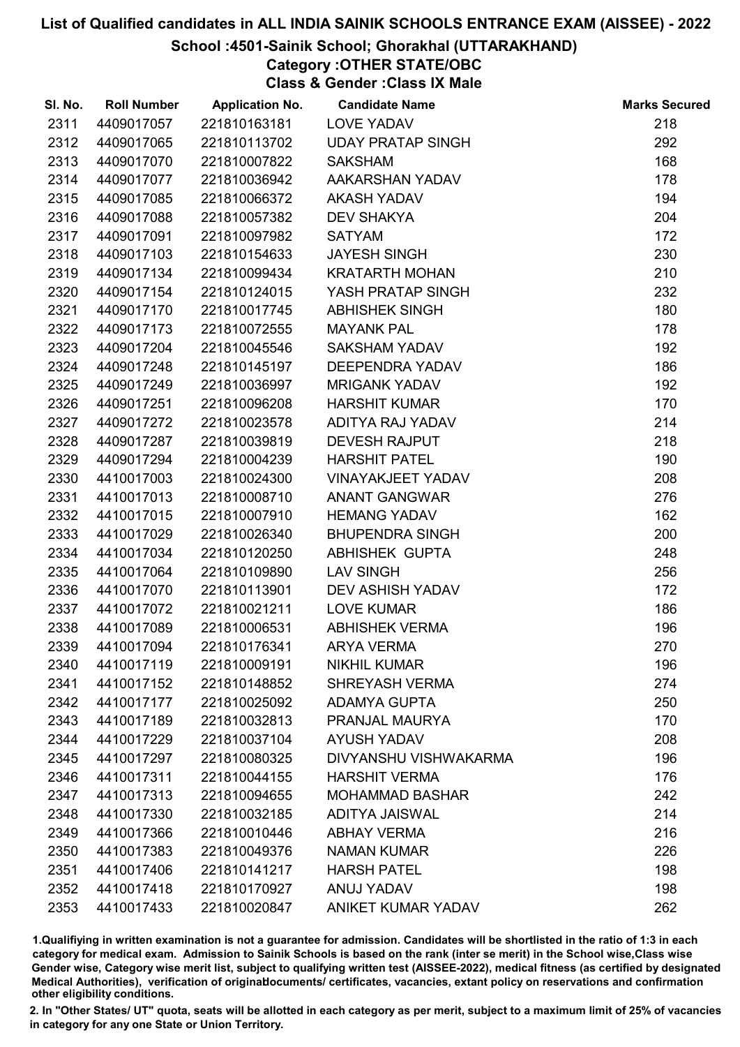# List of Qualified candidates in ALL INDIA SAINIK SCHOOLS ENTRANCE EXAM (AISSEE) - 2022

## School :4501-Sainik School; Ghorakhal (UTTARAKHAND)

### Category :OTHER STATE/OBC

### Class & Gender :Class IX Male

| Sl. No. | Roll Number | Application No. | Candidate Name | Marks Secured |
|---|---|---|---|---|
| 2311 | 4409017057 | 221810163181 | LOVE YADAV | 218 |
| 2312 | 4409017065 | 221810113702 | UDAY PRATAP SINGH | 292 |
| 2313 | 4409017070 | 221810007822 | SAKSHAM | 168 |
| 2314 | 4409017077 | 221810036942 | AAKARSHAN YADAV | 178 |
| 2315 | 4409017085 | 221810066372 | AKASH YADAV | 194 |
| 2316 | 4409017088 | 221810057382 | DEV SHAKYA | 204 |
| 2317 | 4409017091 | 221810097982 | SATYAM | 172 |
| 2318 | 4409017103 | 221810154633 | JAYESH SINGH | 230 |
| 2319 | 4409017134 | 221810099434 | KRATARTH MOHAN | 210 |
| 2320 | 4409017154 | 221810124015 | YASH PRATAP SINGH | 232 |
| 2321 | 4409017170 | 221810017745 | ABHISHEK SINGH | 180 |
| 2322 | 4409017173 | 221810072555 | MAYANK PAL | 178 |
| 2323 | 4409017204 | 221810045546 | SAKSHAM YADAV | 192 |
| 2324 | 4409017248 | 221810145197 | DEEPENDRA YADAV | 186 |
| 2325 | 4409017249 | 221810036997 | MRIGANK YADAV | 192 |
| 2326 | 4409017251 | 221810096208 | HARSHIT KUMAR | 170 |
| 2327 | 4409017272 | 221810023578 | ADITYA RAJ YADAV | 214 |
| 2328 | 4409017287 | 221810039819 | DEVESH RAJPUT | 218 |
| 2329 | 4409017294 | 221810004239 | HARSHIT PATEL | 190 |
| 2330 | 4410017003 | 221810024300 | VINAYAKJEET YADAV | 208 |
| 2331 | 4410017013 | 221810008710 | ANANT GANGWAR | 276 |
| 2332 | 4410017015 | 221810007910 | HEMANG YADAV | 162 |
| 2333 | 4410017029 | 221810026340 | BHUPENDRA SINGH | 200 |
| 2334 | 4410017034 | 221810120250 | ABHISHEK GUPTA | 248 |
| 2335 | 4410017064 | 221810109890 | LAV SINGH | 256 |
| 2336 | 4410017070 | 221810113901 | DEV ASHISH YADAV | 172 |
| 2337 | 4410017072 | 221810021211 | LOVE KUMAR | 186 |
| 2338 | 4410017089 | 221810006531 | ABHISHEK VERMA | 196 |
| 2339 | 4410017094 | 221810176341 | ARYA VERMA | 270 |
| 2340 | 4410017119 | 221810009191 | NIKHIL KUMAR | 196 |
| 2341 | 4410017152 | 221810148852 | SHREYASH VERMA | 274 |
| 2342 | 4410017177 | 221810025092 | ADAMYA GUPTA | 250 |
| 2343 | 4410017189 | 221810032813 | PRANJAL MAURYA | 170 |
| 2344 | 4410017229 | 221810037104 | AYUSH YADAV | 208 |
| 2345 | 4410017297 | 221810080325 | DIVYANSHU VISHWAKARMA | 196 |
| 2346 | 4410017311 | 221810044155 | HARSHIT VERMA | 176 |
| 2347 | 4410017313 | 221810094655 | MOHAMMAD BASHAR | 242 |
| 2348 | 4410017330 | 221810032185 | ADITYA JAISWAL | 214 |
| 2349 | 4410017366 | 221810010446 | ABHAY VERMA | 216 |
| 2350 | 4410017383 | 221810049376 | NAMAN KUMAR | 226 |
| 2351 | 4410017406 | 221810141217 | HARSH PATEL | 198 |
| 2352 | 4410017418 | 221810170927 | ANUJ YADAV | 198 |
| 2353 | 4410017433 | 221810020847 | ANIKET KUMAR YADAV | 262 |

1.Qualifiying in written examination is not a guarantee for admission. Candidates will be shortlisted in the ratio of 1:3 in each category for medical exam. Admission to Sainik Schools is based on the rank (inter se merit) in the School wise,Class wise Gender wise, Category wise merit list, subject to qualifying written test (AISSEE-2022), medical fitness (as certified by designated Medical Authorities), verification of originaldocuments/ certificates, vacancies, extant policy on reservations and confirmation other eligibility conditions.

2. In "Other States/ UT" quota, seats will be allotted in each category as per merit, subject to a maximum limit of 25% of vacancies in category for any one State or Union Territory.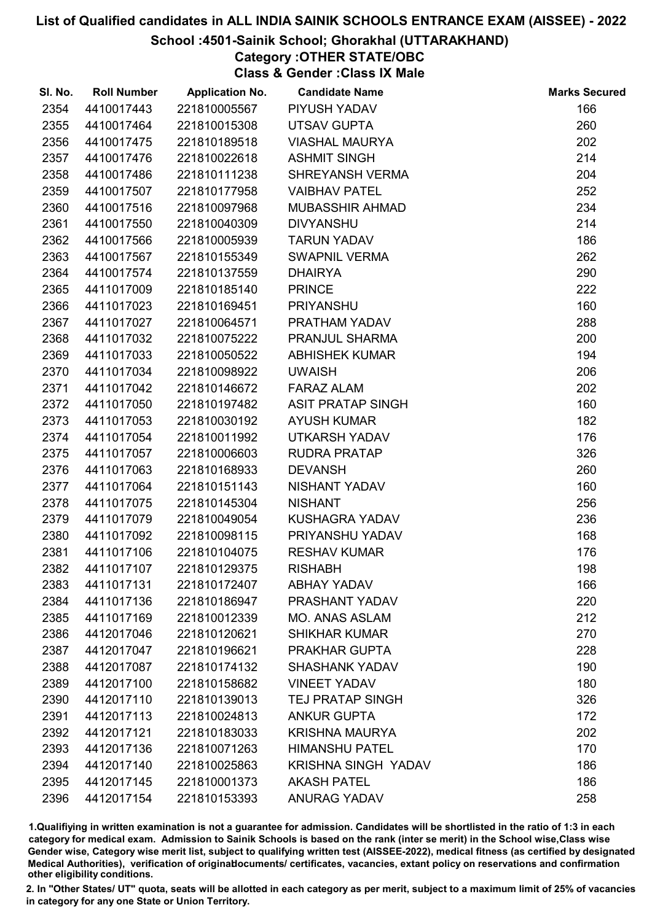# List of Qualified candidates in ALL INDIA SAINIK SCHOOLS ENTRANCE EXAM (AISSEE) - 2022

## School :4501-Sainik School; Ghorakhal (UTTARAKHAND)

## Category :OTHER STATE/OBC

## Class & Gender :Class IX Male

| Sl. No. | Roll Number | Application No. | Candidate Name | Marks Secured |
|---|---|---|---|---|
| 2354 | 4410017443 | 221810005567 | PIYUSH YADAV | 166 |
| 2355 | 4410017464 | 221810015308 | UTSAV GUPTA | 260 |
| 2356 | 4410017475 | 221810189518 | VIASHAL MAURYA | 202 |
| 2357 | 4410017476 | 221810022618 | ASHMIT SINGH | 214 |
| 2358 | 4410017486 | 221810111238 | SHREYANSH VERMA | 204 |
| 2359 | 4410017507 | 221810177958 | VAIBHAV PATEL | 252 |
| 2360 | 4410017516 | 221810097968 | MUBASSHIR AHMAD | 234 |
| 2361 | 4410017550 | 221810040309 | DIVYANSHU | 214 |
| 2362 | 4410017566 | 221810005939 | TARUN YADAV | 186 |
| 2363 | 4410017567 | 221810155349 | SWAPNIL VERMA | 262 |
| 2364 | 4410017574 | 221810137559 | DHAIRYA | 290 |
| 2365 | 4411017009 | 221810185140 | PRINCE | 222 |
| 2366 | 4411017023 | 221810169451 | PRIYANSHU | 160 |
| 2367 | 4411017027 | 221810064571 | PRATHAM YADAV | 288 |
| 2368 | 4411017032 | 221810075222 | PRANJUL SHARMA | 200 |
| 2369 | 4411017033 | 221810050522 | ABHISHEK KUMAR | 194 |
| 2370 | 4411017034 | 221810098922 | UWAISH | 206 |
| 2371 | 4411017042 | 221810146672 | FARAZ ALAM | 202 |
| 2372 | 4411017050 | 221810197482 | ASIT PRATAP SINGH | 160 |
| 2373 | 4411017053 | 221810030192 | AYUSH KUMAR | 182 |
| 2374 | 4411017054 | 221810011992 | UTKARSH YADAV | 176 |
| 2375 | 4411017057 | 221810006603 | RUDRA PRATAP | 326 |
| 2376 | 4411017063 | 221810168933 | DEVANSH | 260 |
| 2377 | 4411017064 | 221810151143 | NISHANT YADAV | 160 |
| 2378 | 4411017075 | 221810145304 | NISHANT | 256 |
| 2379 | 4411017079 | 221810049054 | KUSHAGRA YADAV | 236 |
| 2380 | 4411017092 | 221810098115 | PRIYANSHU YADAV | 168 |
| 2381 | 4411017106 | 221810104075 | RESHAV KUMAR | 176 |
| 2382 | 4411017107 | 221810129375 | RISHABH | 198 |
| 2383 | 4411017131 | 221810172407 | ABHAY YADAV | 166 |
| 2384 | 4411017136 | 221810186947 | PRASHANT YADAV | 220 |
| 2385 | 4411017169 | 221810012339 | MO. ANAS ASLAM | 212 |
| 2386 | 4412017046 | 221810120621 | SHIKHAR KUMAR | 270 |
| 2387 | 4412017047 | 221810196621 | PRAKHAR GUPTA | 228 |
| 2388 | 4412017087 | 221810174132 | SHASHANK YADAV | 190 |
| 2389 | 4412017100 | 221810158682 | VINEET YADAV | 180 |
| 2390 | 4412017110 | 221810139013 | TEJ PRATAP SINGH | 326 |
| 2391 | 4412017113 | 221810024813 | ANKUR GUPTA | 172 |
| 2392 | 4412017121 | 221810183033 | KRISHNA MAURYA | 202 |
| 2393 | 4412017136 | 221810071263 | HIMANSHU PATEL | 170 |
| 2394 | 4412017140 | 221810025863 | KRISHNA SINGH YADAV | 186 |
| 2395 | 4412017145 | 221810001373 | AKASH PATEL | 186 |
| 2396 | 4412017154 | 221810153393 | ANURAG YADAV | 258 |

1.Qualifiying in written examination is not a guarantee for admission. Candidates will be shortlisted in the ratio of 1:3 in each category for medical exam. Admission to Sainik Schools is based on the rank (inter se merit) in the School wise,Class wise Gender wise, Category wise merit list, subject to qualifying written test (AISSEE-2022), medical fitness (as certified by designated Medical Authorities), verification of originaldocuments/ certificates, vacancies, extant policy on reservations and confirmation other eligibility conditions.

2. In "Other States/ UT" quota, seats will be allotted in each category as per merit, subject to a maximum limit of 25% of vacancies in category for any one State or Union Territory.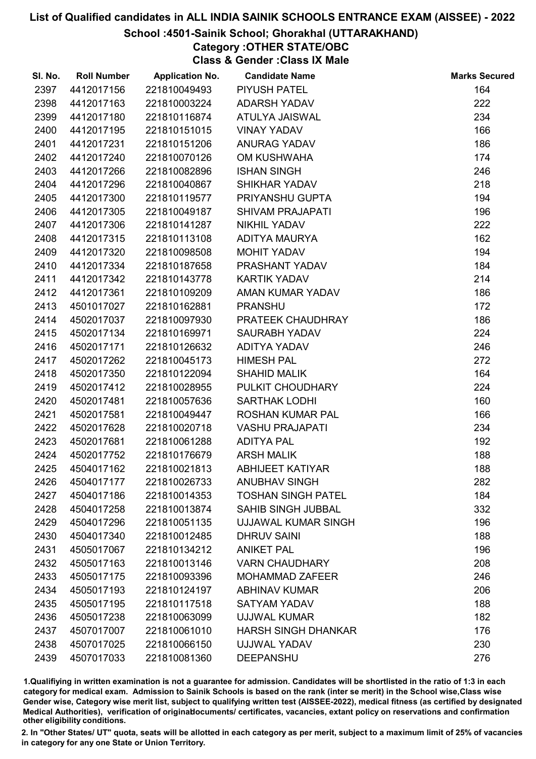# List of Qualified candidates in ALL INDIA SAINIK SCHOOLS ENTRANCE EXAM (AISSEE) - 2022

## School :4501-Sainik School; Ghorakhal (UTTARAKHAND)

### Category :OTHER STATE/OBC

### Class & Gender :Class IX Male

| Sl. No. | Roll Number | Application No. | Candidate Name | Marks Secured |
|---|---|---|---|---|
| 2397 | 4412017156 | 221810049493 | PIYUSH PATEL | 164 |
| 2398 | 4412017163 | 221810003224 | ADARSH YADAV | 222 |
| 2399 | 4412017180 | 221810116874 | ATULYA JAISWAL | 234 |
| 2400 | 4412017195 | 221810151015 | VINAY YADAV | 166 |
| 2401 | 4412017231 | 221810151206 | ANURAG YADAV | 186 |
| 2402 | 4412017240 | 221810070126 | OM KUSHWAHA | 174 |
| 2403 | 4412017266 | 221810082896 | ISHAN SINGH | 246 |
| 2404 | 4412017296 | 221810040867 | SHIKHAR YADAV | 218 |
| 2405 | 4412017300 | 221810119577 | PRIYANSHU GUPTA | 194 |
| 2406 | 4412017305 | 221810049187 | SHIVAM PRAJAPATI | 196 |
| 2407 | 4412017306 | 221810141287 | NIKHIL YADAV | 222 |
| 2408 | 4412017315 | 221810113108 | ADITYA MAURYA | 162 |
| 2409 | 4412017320 | 221810098508 | MOHIT YADAV | 194 |
| 2410 | 4412017334 | 221810187658 | PRASHANT YADAV | 184 |
| 2411 | 4412017342 | 221810143778 | KARTIK YADAV | 214 |
| 2412 | 4412017361 | 221810109209 | AMAN KUMAR YADAV | 186 |
| 2413 | 4501017027 | 221810162881 | PRANSHU | 172 |
| 2414 | 4502017037 | 221810097930 | PRATEEK CHAUDHRAY | 186 |
| 2415 | 4502017134 | 221810169971 | SAURABH YADAV | 224 |
| 2416 | 4502017171 | 221810126632 | ADITYA YADAV | 246 |
| 2417 | 4502017262 | 221810045173 | HIMESH PAL | 272 |
| 2418 | 4502017350 | 221810122094 | SHAHID MALIK | 164 |
| 2419 | 4502017412 | 221810028955 | PULKIT CHOUDHARY | 224 |
| 2420 | 4502017481 | 221810057636 | SARTHAK LODHI | 160 |
| 2421 | 4502017581 | 221810049447 | ROSHAN KUMAR PAL | 166 |
| 2422 | 4502017628 | 221810020718 | VASHU PRAJAPATI | 234 |
| 2423 | 4502017681 | 221810061288 | ADITYA PAL | 192 |
| 2424 | 4502017752 | 221810176679 | ARSH MALIK | 188 |
| 2425 | 4504017162 | 221810021813 | ABHIJEET KATIYAR | 188 |
| 2426 | 4504017177 | 221810026733 | ANUBHAV SINGH | 282 |
| 2427 | 4504017186 | 221810014353 | TOSHAN SINGH PATEL | 184 |
| 2428 | 4504017258 | 221810013874 | SAHIB SINGH JUBBAL | 332 |
| 2429 | 4504017296 | 221810051135 | UJJAWAL KUMAR SINGH | 196 |
| 2430 | 4504017340 | 221810012485 | DHRUV SAINI | 188 |
| 2431 | 4505017067 | 221810134212 | ANIKET PAL | 196 |
| 2432 | 4505017163 | 221810013146 | VARN CHAUDHARY | 208 |
| 2433 | 4505017175 | 221810093396 | MOHAMMAD ZAFEER | 246 |
| 2434 | 4505017193 | 221810124197 | ABHINAV KUMAR | 206 |
| 2435 | 4505017195 | 221810117518 | SATYAM YADAV | 188 |
| 2436 | 4505017238 | 221810063099 | UJJWAL KUMAR | 182 |
| 2437 | 4507017007 | 221810061010 | HARSH SINGH DHANKAR | 176 |
| 2438 | 4507017025 | 221810066150 | UJJWAL YADAV | 230 |
| 2439 | 4507017033 | 221810081360 | DEEPANSHU | 276 |

1.Qualifiying in written examination is not a guarantee for admission. Candidates will be shortlisted in the ratio of 1:3 in each category for medical exam. Admission to Sainik Schools is based on the rank (inter se merit) in the School wise,Class wise Gender wise, Category wise merit list, subject to qualifying written test (AISSEE-2022), medical fitness (as certified by designated Medical Authorities), verification of originaldocuments/ certificates, vacancies, extant policy on reservations and confirmation other eligibility conditions.

2. In "Other States/ UT" quota, seats will be allotted in each category as per merit, subject to a maximum limit of 25% of vacancies in category for any one State or Union Territory.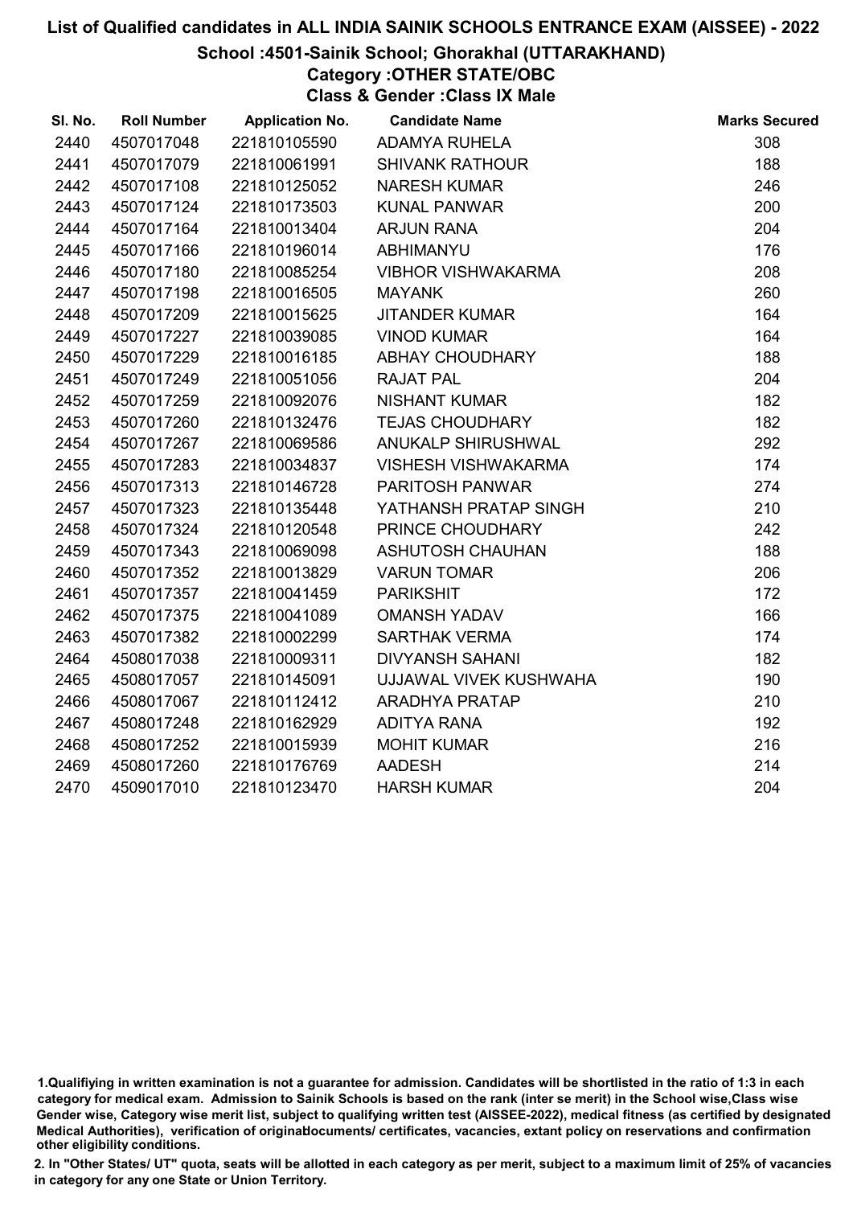# List of Qualified candidates in ALL INDIA SAINIK SCHOOLS ENTRANCE EXAM (AISSEE) - 2022

## School :4501-Sainik School; Ghorakhal (UTTARAKHAND)

### Category :OTHER STATE/OBC

### Class & Gender :Class IX Male

| Sl. No. | Roll Number | Application No. | Candidate Name | Marks Secured |
|---|---|---|---|---|
| 2440 | 4507017048 | 221810105590 | ADAMYA RUHELA | 308 |
| 2441 | 4507017079 | 221810061991 | SHIVANK RATHOUR | 188 |
| 2442 | 4507017108 | 221810125052 | NARESH KUMAR | 246 |
| 2443 | 4507017124 | 221810173503 | KUNAL PANWAR | 200 |
| 2444 | 4507017164 | 221810013404 | ARJUN RANA | 204 |
| 2445 | 4507017166 | 221810196014 | ABHIMANYU | 176 |
| 2446 | 4507017180 | 221810085254 | VIBHOR VISHWAKARMA | 208 |
| 2447 | 4507017198 | 221810016505 | MAYANK | 260 |
| 2448 | 4507017209 | 221810015625 | JITANDER KUMAR | 164 |
| 2449 | 4507017227 | 221810039085 | VINOD KUMAR | 164 |
| 2450 | 4507017229 | 221810016185 | ABHAY CHOUDHARY | 188 |
| 2451 | 4507017249 | 221810051056 | RAJAT PAL | 204 |
| 2452 | 4507017259 | 221810092076 | NISHANT KUMAR | 182 |
| 2453 | 4507017260 | 221810132476 | TEJAS CHOUDHARY | 182 |
| 2454 | 4507017267 | 221810069586 | ANUKALP SHIRUSHWAL | 292 |
| 2455 | 4507017283 | 221810034837 | VISHESH VISHWAKARMA | 174 |
| 2456 | 4507017313 | 221810146728 | PARITOSH PANWAR | 274 |
| 2457 | 4507017323 | 221810135448 | YATHANSH PRATAP SINGH | 210 |
| 2458 | 4507017324 | 221810120548 | PRINCE CHOUDHARY | 242 |
| 2459 | 4507017343 | 221810069098 | ASHUTOSH CHAUHAN | 188 |
| 2460 | 4507017352 | 221810013829 | VARUN TOMAR | 206 |
| 2461 | 4507017357 | 221810041459 | PARIKSHIT | 172 |
| 2462 | 4507017375 | 221810041089 | OMANSH YADAV | 166 |
| 2463 | 4507017382 | 221810002299 | SARTHAK VERMA | 174 |
| 2464 | 4508017038 | 221810009311 | DIVYANSH SAHANI | 182 |
| 2465 | 4508017057 | 221810145091 | UJJAWAL VIVEK KUSHWAHA | 190 |
| 2466 | 4508017067 | 221810112412 | ARADHYA PRATAP | 210 |
| 2467 | 4508017248 | 221810162929 | ADITYA RANA | 192 |
| 2468 | 4508017252 | 221810015939 | MOHIT KUMAR | 216 |
| 2469 | 4508017260 | 221810176769 | AADESH | 214 |
| 2470 | 4509017010 | 221810123470 | HARSH KUMAR | 204 |

1.Qualifiying in written examination is not a guarantee for admission. Candidates will be shortlisted in the ratio of 1:3 in each category for medical exam. Admission to Sainik Schools is based on the rank (inter se merit) in the School wise,Class wise Gender wise, Category wise merit list, subject to qualifying written test (AISSEE-2022), medical fitness (as certified by designated Medical Authorities), verification of originaldocuments/ certificates, vacancies, extant policy on reservations and confirmation other eligibility conditions.

2. In "Other States/ UT" quota, seats will be allotted in each category as per merit, subject to a maximum limit of 25% of vacancies in category for any one State or Union Territory.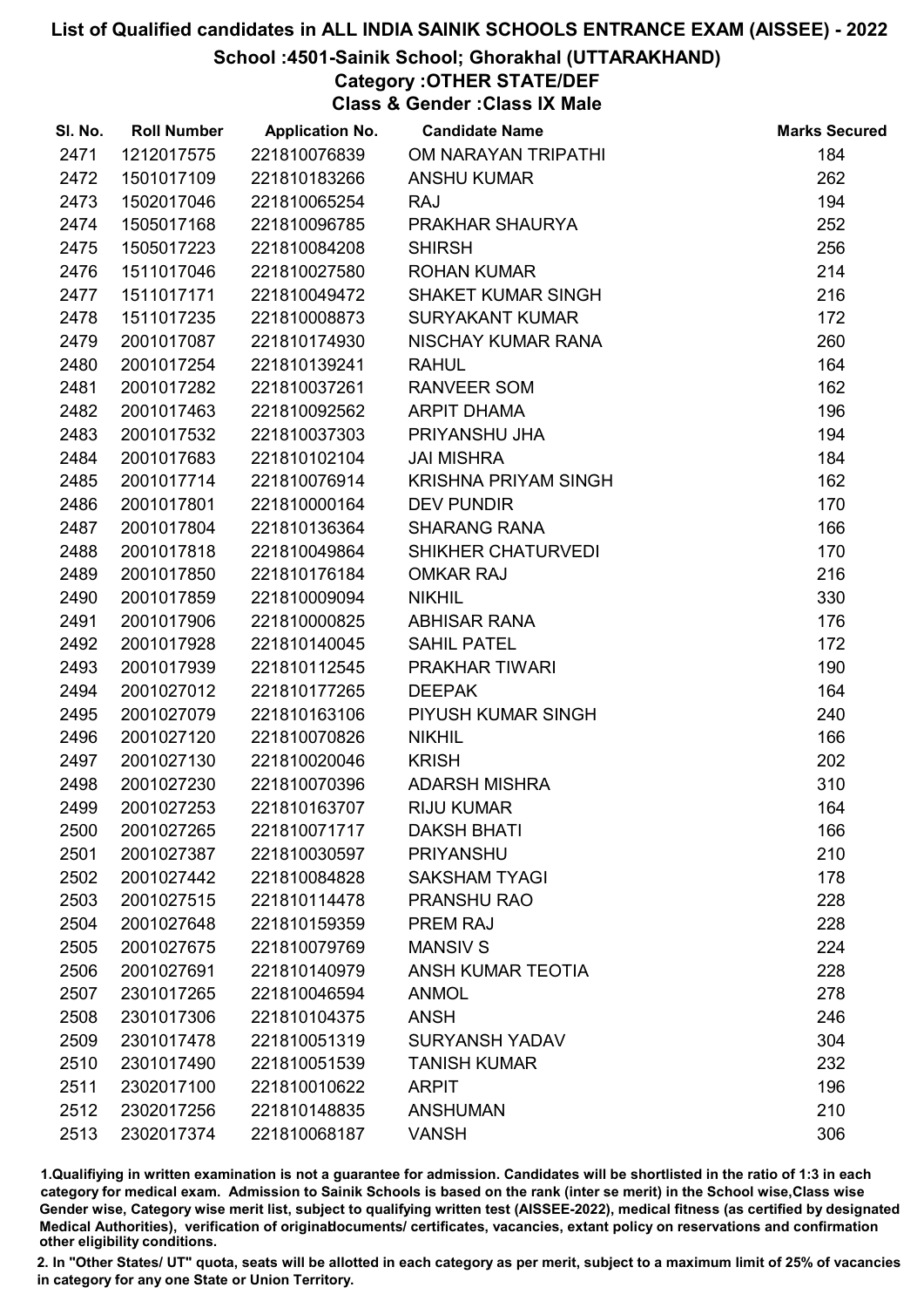# List of Qualified candidates in ALL INDIA SAINIK SCHOOLS ENTRANCE EXAM (AISSEE) - 2022

## School :4501-Sainik School; Ghorakhal (UTTARAKHAND)

### Category :OTHER STATE/DEF

### Class & Gender :Class IX Male

| Sl. No. | Roll Number | Application No. | Candidate Name | Marks Secured |
|---|---|---|---|---|
| 2471 | 1212017575 | 221810076839 | OM NARAYAN TRIPATHI | 184 |
| 2472 | 1501017109 | 221810183266 | ANSHU KUMAR | 262 |
| 2473 | 1502017046 | 221810065254 | RAJ | 194 |
| 2474 | 1505017168 | 221810096785 | PRAKHAR SHAURYA | 252 |
| 2475 | 1505017223 | 221810084208 | SHIRSH | 256 |
| 2476 | 1511017046 | 221810027580 | ROHAN KUMAR | 214 |
| 2477 | 1511017171 | 221810049472 | SHAKET KUMAR SINGH | 216 |
| 2478 | 1511017235 | 221810008873 | SURYAKANT KUMAR | 172 |
| 2479 | 2001017087 | 221810174930 | NISCHAY KUMAR RANA | 260 |
| 2480 | 2001017254 | 221810139241 | RAHUL | 164 |
| 2481 | 2001017282 | 221810037261 | RANVEER SOM | 162 |
| 2482 | 2001017463 | 221810092562 | ARPIT DHAMA | 196 |
| 2483 | 2001017532 | 221810037303 | PRIYANSHU JHA | 194 |
| 2484 | 2001017683 | 221810102104 | JAI MISHRA | 184 |
| 2485 | 2001017714 | 221810076914 | KRISHNA PRIYAM SINGH | 162 |
| 2486 | 2001017801 | 221810000164 | DEV PUNDIR | 170 |
| 2487 | 2001017804 | 221810136364 | SHARANG RANA | 166 |
| 2488 | 2001017818 | 221810049864 | SHIKHER CHATURVEDI | 170 |
| 2489 | 2001017850 | 221810176184 | OMKAR RAJ | 216 |
| 2490 | 2001017859 | 221810009094 | NIKHIL | 330 |
| 2491 | 2001017906 | 221810000825 | ABHISAR RANA | 176 |
| 2492 | 2001017928 | 221810140045 | SAHIL PATEL | 172 |
| 2493 | 2001017939 | 221810112545 | PRAKHAR TIWARI | 190 |
| 2494 | 2001027012 | 221810177265 | DEEPAK | 164 |
| 2495 | 2001027079 | 221810163106 | PIYUSH KUMAR SINGH | 240 |
| 2496 | 2001027120 | 221810070826 | NIKHIL | 166 |
| 2497 | 2001027130 | 221810020046 | KRISH | 202 |
| 2498 | 2001027230 | 221810070396 | ADARSH MISHRA | 310 |
| 2499 | 2001027253 | 221810163707 | RIJU KUMAR | 164 |
| 2500 | 2001027265 | 221810071717 | DAKSH BHATI | 166 |
| 2501 | 2001027387 | 221810030597 | PRIYANSHU | 210 |
| 2502 | 2001027442 | 221810084828 | SAKSHAM TYAGI | 178 |
| 2503 | 2001027515 | 221810114478 | PRANSHU RAO | 228 |
| 2504 | 2001027648 | 221810159359 | PREM RAJ | 228 |
| 2505 | 2001027675 | 221810079769 | MANSIV S | 224 |
| 2506 | 2001027691 | 221810140979 | ANSH KUMAR TEOTIA | 228 |
| 2507 | 2301017265 | 221810046594 | ANMOL | 278 |
| 2508 | 2301017306 | 221810104375 | ANSH | 246 |
| 2509 | 2301017478 | 221810051319 | SURYANSH YADAV | 304 |
| 2510 | 2301017490 | 221810051539 | TANISH KUMAR | 232 |
| 2511 | 2302017100 | 221810010622 | ARPIT | 196 |
| 2512 | 2302017256 | 221810148835 | ANSHUMAN | 210 |
| 2513 | 2302017374 | 221810068187 | VANSH | 306 |

1.Qualifiying in written examination is not a guarantee for admission. Candidates will be shortlisted in the ratio of 1:3 in each category for medical exam. Admission to Sainik Schools is based on the rank (inter se merit) in the School wise,Class wise Gender wise, Category wise merit list, subject to qualifying written test (AISSEE-2022), medical fitness (as certified by designated Medical Authorities), verification of originaldocuments/ certificates, vacancies, extant policy on reservations and confirmation other eligibility conditions.

2. In "Other States/ UT" quota, seats will be allotted in each category as per merit, subject to a maximum limit of 25% of vacancies in category for any one State or Union Territory.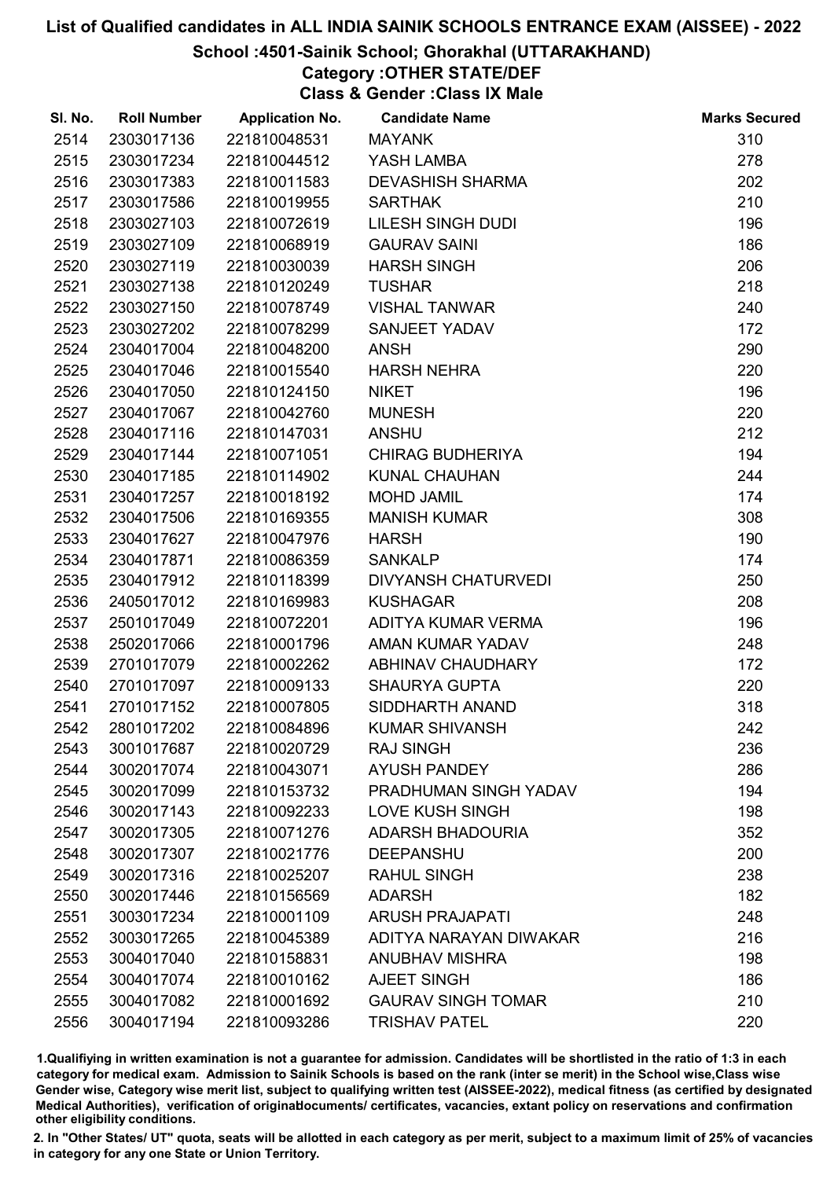# List of Qualified candidates in ALL INDIA SAINIK SCHOOLS ENTRANCE EXAM (AISSEE) - 2022

## School :4501-Sainik School; Ghorakhal (UTTARAKHAND)

### Category :OTHER STATE/DEF

### Class & Gender :Class IX Male

| Sl. No. | Roll Number | Application No. | Candidate Name | Marks Secured |
|---|---|---|---|---|
| 2514 | 2303017136 | 221810048531 | MAYANK | 310 |
| 2515 | 2303017234 | 221810044512 | YASH LAMBA | 278 |
| 2516 | 2303017383 | 221810011583 | DEVASHISH SHARMA | 202 |
| 2517 | 2303017586 | 221810019955 | SARTHAK | 210 |
| 2518 | 2303027103 | 221810072619 | LILESH SINGH DUDI | 196 |
| 2519 | 2303027109 | 221810068919 | GAURAV SAINI | 186 |
| 2520 | 2303027119 | 221810030039 | HARSH SINGH | 206 |
| 2521 | 2303027138 | 221810120249 | TUSHAR | 218 |
| 2522 | 2303027150 | 221810078749 | VISHAL TANWAR | 240 |
| 2523 | 2303027202 | 221810078299 | SANJEET YADAV | 172 |
| 2524 | 2304017004 | 221810048200 | ANSH | 290 |
| 2525 | 2304017046 | 221810015540 | HARSH NEHRA | 220 |
| 2526 | 2304017050 | 221810124150 | NIKET | 196 |
| 2527 | 2304017067 | 221810042760 | MUNESH | 220 |
| 2528 | 2304017116 | 221810147031 | ANSHU | 212 |
| 2529 | 2304017144 | 221810071051 | CHIRAG BUDHERIYA | 194 |
| 2530 | 2304017185 | 221810114902 | KUNAL CHAUHAN | 244 |
| 2531 | 2304017257 | 221810018192 | MOHD JAMIL | 174 |
| 2532 | 2304017506 | 221810169355 | MANISH KUMAR | 308 |
| 2533 | 2304017627 | 221810047976 | HARSH | 190 |
| 2534 | 2304017871 | 221810086359 | SANKALP | 174 |
| 2535 | 2304017912 | 221810118399 | DIVYANSH CHATURVEDI | 250 |
| 2536 | 2405017012 | 221810169983 | KUSHAGAR | 208 |
| 2537 | 2501017049 | 221810072201 | ADITYA KUMAR VERMA | 196 |
| 2538 | 2502017066 | 221810001796 | AMAN KUMAR YADAV | 248 |
| 2539 | 2701017079 | 221810002262 | ABHINAV CHAUDHARY | 172 |
| 2540 | 2701017097 | 221810009133 | SHAURYA GUPTA | 220 |
| 2541 | 2701017152 | 221810007805 | SIDDHARTH ANAND | 318 |
| 2542 | 2801017202 | 221810084896 | KUMAR SHIVANSH | 242 |
| 2543 | 3001017687 | 221810020729 | RAJ SINGH | 236 |
| 2544 | 3002017074 | 221810043071 | AYUSH PANDEY | 286 |
| 2545 | 3002017099 | 221810153732 | PRADHUMAN SINGH YADAV | 194 |
| 2546 | 3002017143 | 221810092233 | LOVE KUSH SINGH | 198 |
| 2547 | 3002017305 | 221810071276 | ADARSH BHADOURIA | 352 |
| 2548 | 3002017307 | 221810021776 | DEEPANSHU | 200 |
| 2549 | 3002017316 | 221810025207 | RAHUL SINGH | 238 |
| 2550 | 3002017446 | 221810156569 | ADARSH | 182 |
| 2551 | 3003017234 | 221810001109 | ARUSH PRAJAPATI | 248 |
| 2552 | 3003017265 | 221810045389 | ADITYA NARAYAN DIWAKAR | 216 |
| 2553 | 3004017040 | 221810158831 | ANUBHAV MISHRA | 198 |
| 2554 | 3004017074 | 221810010162 | AJEET SINGH | 186 |
| 2555 | 3004017082 | 221810001692 | GAURAV SINGH TOMAR | 210 |
| 2556 | 3004017194 | 221810093286 | TRISHAV PATEL | 220 |

1.Qualifying in written examination is not a guarantee for admission. Candidates will be shortlisted in the ratio of 1:3 in each category for medical exam. Admission to Sainik Schools is based on the rank (inter se merit) in the School wise,Class wise Gender wise, Category wise merit list, subject to qualifying written test (AISSEE-2022), medical fitness (as certified by designated Medical Authorities), verification of originaldocuments/ certificates, vacancies, extant policy on reservations and confirmation other eligibility conditions.

2. In "Other States/ UT" quota, seats will be allotted in each category as per merit, subject to a maximum limit of 25% of vacancies in category for any one State or Union Territory.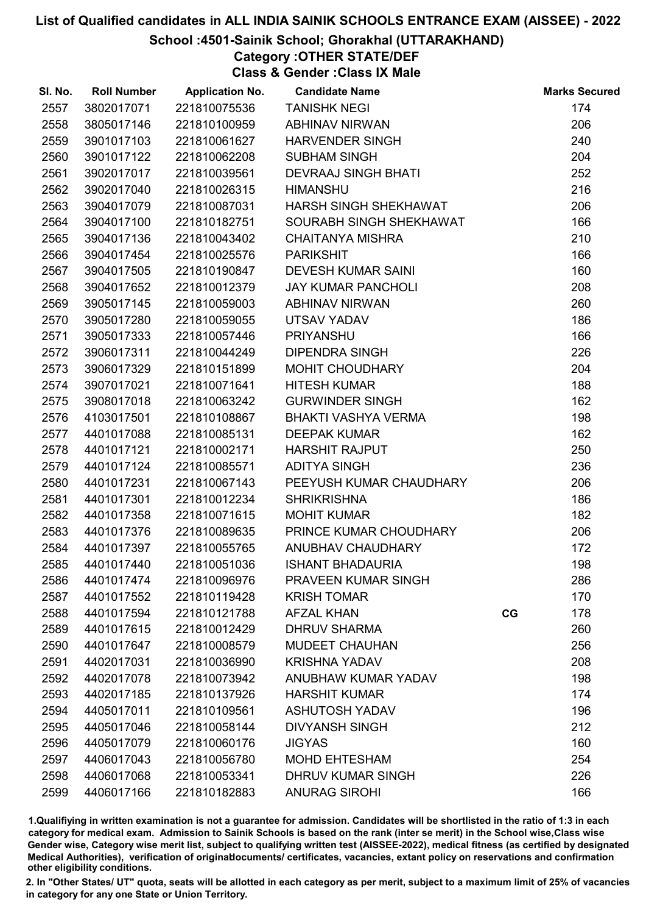# List of Qualified candidates in ALL INDIA SAINIK SCHOOLS ENTRANCE EXAM (AISSEE) - 2022

## School :4501-Sainik School; Ghorakhal (UTTARAKHAND)

### Category :OTHER STATE/DEF

### Class & Gender :Class IX Male

| Sl. No. | Roll Number | Application No. | Candidate Name | | Marks Secured |
|---|---|---|---|---|---|
| 2557 | 3802017071 | 221810075536 | TANISHK NEGI | | 174 |
| 2558 | 3805017146 | 221810100959 | ABHINAV NIRWAN | | 206 |
| 2559 | 3901017103 | 221810061627 | HARVENDER SINGH | | 240 |
| 2560 | 3901017122 | 221810062208 | SUBHAM SINGH | | 204 |
| 2561 | 3902017017 | 221810039561 | DEVRAAJ SINGH BHATI | | 252 |
| 2562 | 3902017040 | 221810026315 | HIMANSHU | | 216 |
| 2563 | 3904017079 | 221810087031 | HARSH SINGH SHEKHAWAT | | 206 |
| 2564 | 3904017100 | 221810182751 | SOURABH SINGH SHEKHAWAT | | 166 |
| 2565 | 3904017136 | 221810043402 | CHAITANYA MISHRA | | 210 |
| 2566 | 3904017454 | 221810025576 | PARIKSHIT | | 166 |
| 2567 | 3904017505 | 221810190847 | DEVESH KUMAR SAINI | | 160 |
| 2568 | 3904017652 | 221810012379 | JAY KUMAR PANCHOLI | | 208 |
| 2569 | 3905017145 | 221810059003 | ABHINAV NIRWAN | | 260 |
| 2570 | 3905017280 | 221810059055 | UTSAV YADAV | | 186 |
| 2571 | 3905017333 | 221810057446 | PRIYANSHU | | 166 |
| 2572 | 3906017311 | 221810044249 | DIPENDRA SINGH | | 226 |
| 2573 | 3906017329 | 221810151899 | MOHIT CHOUDHARY | | 204 |
| 2574 | 3907017021 | 221810071641 | HITESH KUMAR | | 188 |
| 2575 | 3908017018 | 221810063242 | GURWINDER SINGH | | 162 |
| 2576 | 4103017501 | 221810108867 | BHAKTI VASHYA VERMA | | 198 |
| 2577 | 4401017088 | 221810085131 | DEEPAK KUMAR | | 162 |
| 2578 | 4401017121 | 221810002171 | HARSHIT RAJPUT | | 250 |
| 2579 | 4401017124 | 221810085571 | ADITYA SINGH | | 236 |
| 2580 | 4401017231 | 221810067143 | PEEYUSH KUMAR CHAUDHARY | | 206 |
| 2581 | 4401017301 | 221810012234 | SHRIKRISHNA | | 186 |
| 2582 | 4401017358 | 221810071615 | MOHIT KUMAR | | 182 |
| 2583 | 4401017376 | 221810089635 | PRINCE KUMAR CHOUDHARY | | 206 |
| 2584 | 4401017397 | 221810055765 | ANUBHAV CHAUDHARY | | 172 |
| 2585 | 4401017440 | 221810051036 | ISHANT BHADAURIA | | 198 |
| 2586 | 4401017474 | 221810096976 | PRAVEEN KUMAR SINGH | | 286 |
| 2587 | 4401017552 | 221810119428 | KRISH TOMAR | | 170 |
| 2588 | 4401017594 | 221810121788 | AFZAL KHAN | CG | 178 |
| 2589 | 4401017615 | 221810012429 | DHRUV SHARMA | | 260 |
| 2590 | 4401017647 | 221810008579 | MUDEET CHAUHAN | | 256 |
| 2591 | 4402017031 | 221810036990 | KRISHNA YADAV | | 208 |
| 2592 | 4402017078 | 221810073942 | ANUBHAW KUMAR YADAV | | 198 |
| 2593 | 4402017185 | 221810137926 | HARSHIT KUMAR | | 174 |
| 2594 | 4405017011 | 221810109561 | ASHUTOSH YADAV | | 196 |
| 2595 | 4405017046 | 221810058144 | DIVYANSH SINGH | | 212 |
| 2596 | 4405017079 | 221810060176 | JIGYAS | | 160 |
| 2597 | 4406017043 | 221810056780 | MOHD EHTESHAM | | 254 |
| 2598 | 4406017068 | 221810053341 | DHRUV KUMAR SINGH | | 226 |
| 2599 | 4406017166 | 221810182883 | ANURAG SIROHI | | 166 |

1.Qualifiying in written examination is not a guarantee for admission. Candidates will be shortlisted in the ratio of 1:3 in each category for medical exam. Admission to Sainik Schools is based on the rank (inter se merit) in the School wise,Class wise Gender wise, Category wise merit list, subject to qualifying written test (AISSEE-2022), medical fitness (as certified by designated Medical Authorities), verification of originaldocuments/ certificates, vacancies, extant policy on reservations and confirmation other eligibility conditions.

2. In "Other States/ UT" quota, seats will be allotted in each category as per merit, subject to a maximum limit of 25% of vacancies in category for any one State or Union Territory.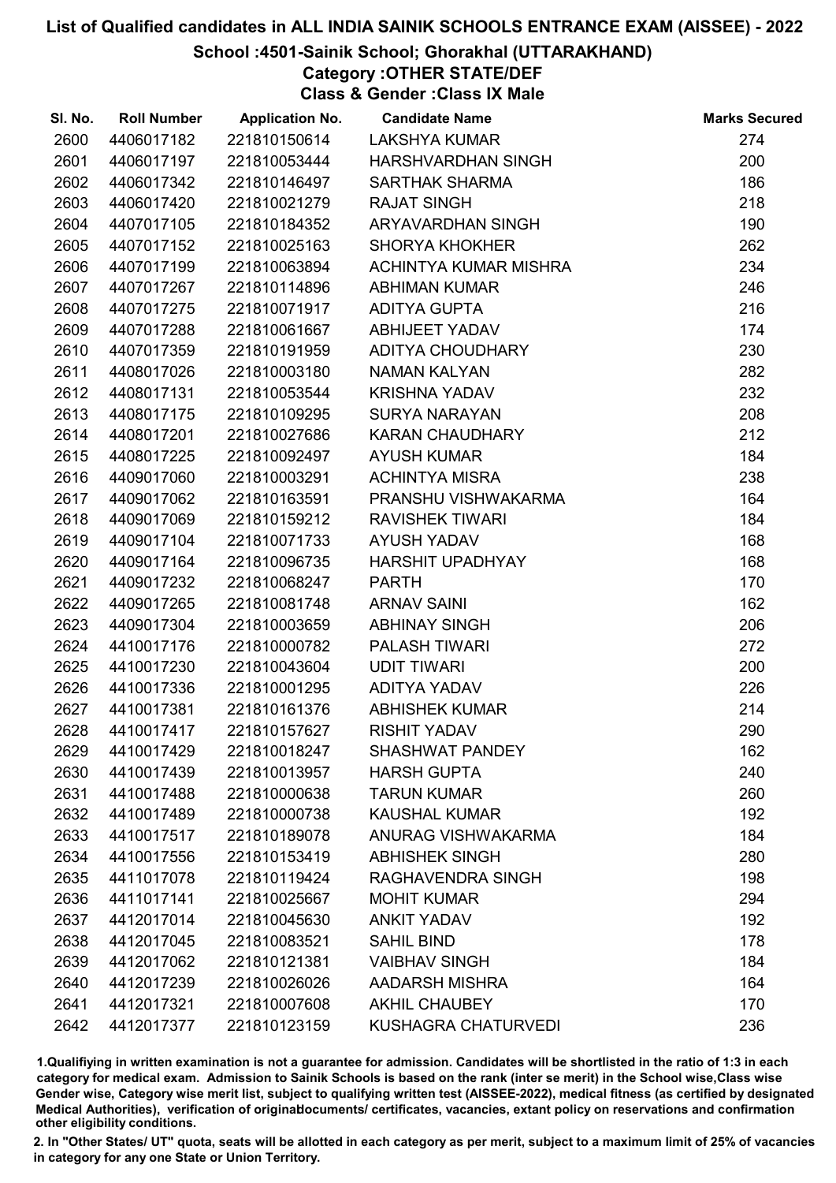# List of Qualified candidates in ALL INDIA SAINIK SCHOOLS ENTRANCE EXAM (AISSEE) - 2022

## School :4501-Sainik School; Ghorakhal (UTTARAKHAND)

### Category :OTHER STATE/DEF

### Class & Gender :Class IX Male

| Sl. No. | Roll Number | Application No. | Candidate Name | Marks Secured |
|---|---|---|---|---|
| 2600 | 4406017182 | 221810150614 | LAKSHYA KUMAR | 274 |
| 2601 | 4406017197 | 221810053444 | HARSHVARDHAN SINGH | 200 |
| 2602 | 4406017342 | 221810146497 | SARTHAK SHARMA | 186 |
| 2603 | 4406017420 | 221810021279 | RAJAT SINGH | 218 |
| 2604 | 4407017105 | 221810184352 | ARYAVARDHAN SINGH | 190 |
| 2605 | 4407017152 | 221810025163 | SHORYA KHOKHER | 262 |
| 2606 | 4407017199 | 221810063894 | ACHINTYA KUMAR MISHRA | 234 |
| 2607 | 4407017267 | 221810114896 | ABHIMAN KUMAR | 246 |
| 2608 | 4407017275 | 221810071917 | ADITYA GUPTA | 216 |
| 2609 | 4407017288 | 221810061667 | ABHIJEET YADAV | 174 |
| 2610 | 4407017359 | 221810191959 | ADITYA CHOUDHARY | 230 |
| 2611 | 4408017026 | 221810003180 | NAMAN KALYAN | 282 |
| 2612 | 4408017131 | 221810053544 | KRISHNA YADAV | 232 |
| 2613 | 4408017175 | 221810109295 | SURYA NARAYAN | 208 |
| 2614 | 4408017201 | 221810027686 | KARAN CHAUDHARY | 212 |
| 2615 | 4408017225 | 221810092497 | AYUSH KUMAR | 184 |
| 2616 | 4409017060 | 221810003291 | ACHINTYA MISRA | 238 |
| 2617 | 4409017062 | 221810163591 | PRANSHU VISHWAKARMA | 164 |
| 2618 | 4409017069 | 221810159212 | RAVISHEK TIWARI | 184 |
| 2619 | 4409017104 | 221810071733 | AYUSH YADAV | 168 |
| 2620 | 4409017164 | 221810096735 | HARSHIT UPADHYAY | 168 |
| 2621 | 4409017232 | 221810068247 | PARTH | 170 |
| 2622 | 4409017265 | 221810081748 | ARNAV SAINI | 162 |
| 2623 | 4409017304 | 221810003659 | ABHINAY SINGH | 206 |
| 2624 | 4410017176 | 221810000782 | PALASH TIWARI | 272 |
| 2625 | 4410017230 | 221810043604 | UDIT TIWARI | 200 |
| 2626 | 4410017336 | 221810001295 | ADITYA YADAV | 226 |
| 2627 | 4410017381 | 221810161376 | ABHISHEK KUMAR | 214 |
| 2628 | 4410017417 | 221810157627 | RISHIT YADAV | 290 |
| 2629 | 4410017429 | 221810018247 | SHASHWAT PANDEY | 162 |
| 2630 | 4410017439 | 221810013957 | HARSH GUPTA | 240 |
| 2631 | 4410017488 | 221810000638 | TARUN KUMAR | 260 |
| 2632 | 4410017489 | 221810000738 | KAUSHAL KUMAR | 192 |
| 2633 | 4410017517 | 221810189078 | ANURAG VISHWAKARMA | 184 |
| 2634 | 4410017556 | 221810153419 | ABHISHEK SINGH | 280 |
| 2635 | 4411017078 | 221810119424 | RAGHAVENDRA SINGH | 198 |
| 2636 | 4411017141 | 221810025667 | MOHIT KUMAR | 294 |
| 2637 | 4412017014 | 221810045630 | ANKIT YADAV | 192 |
| 2638 | 4412017045 | 221810083521 | SAHIL BIND | 178 |
| 2639 | 4412017062 | 221810121381 | VAIBHAV SINGH | 184 |
| 2640 | 4412017239 | 221810026026 | AADARSH MISHRA | 164 |
| 2641 | 4412017321 | 221810007608 | AKHIL CHAUBEY | 170 |
| 2642 | 4412017377 | 221810123159 | KUSHAGRA CHATURVEDI | 236 |

1.Qualifiying in written examination is not a guarantee for admission. Candidates will be shortlisted in the ratio of 1:3 in each category for medical exam. Admission to Sainik Schools is based on the rank (inter se merit) in the School wise,Class wise Gender wise, Category wise merit list, subject to qualifying written test (AISSEE-2022), medical fitness (as certified by designated Medical Authorities), verification of originaldocuments/ certificates, vacancies, extant policy on reservations and confirmation other eligibility conditions.

2. In "Other States/ UT" quota, seats will be allotted in each category as per merit, subject to a maximum limit of 25% of vacancies in category for any one State or Union Territory.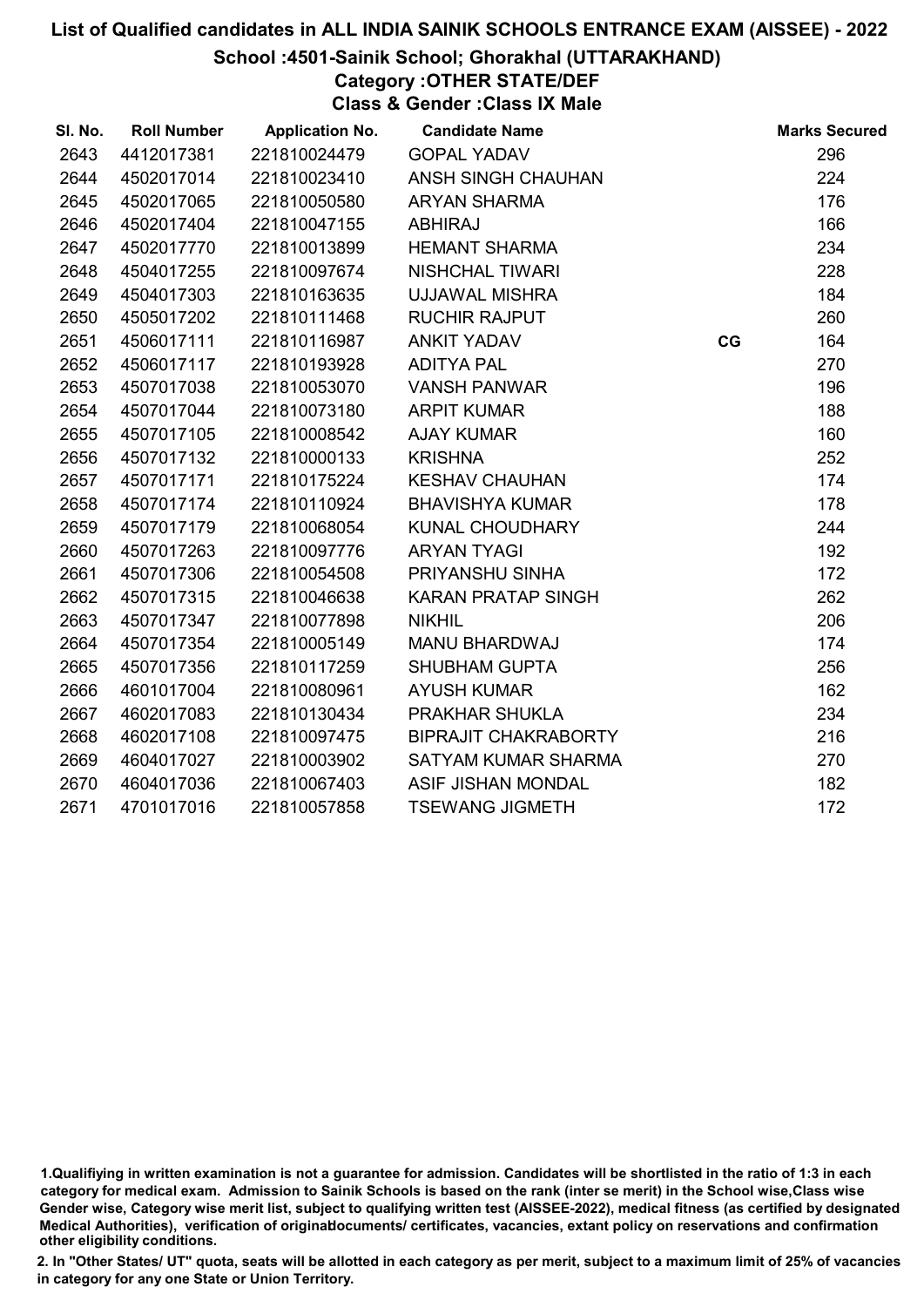# List of Qualified candidates in ALL INDIA SAINIK SCHOOLS ENTRANCE EXAM (AISSEE) - 2022

## School :4501-Sainik School; Ghorakhal (UTTARAKHAND)

### Category :OTHER STATE/DEF

### Class & Gender :Class IX Male

| Sl. No. | Roll Number | Application No. | Candidate Name | | Marks Secured |
|---|---|---|---|---|---|
| 2643 | 4412017381 | 221810024479 | GOPAL YADAV | | 296 |
| 2644 | 4502017014 | 221810023410 | ANSH SINGH CHAUHAN | | 224 |
| 2645 | 4502017065 | 221810050580 | ARYAN SHARMA | | 176 |
| 2646 | 4502017404 | 221810047155 | ABHIRAJ | | 166 |
| 2647 | 4502017770 | 221810013899 | HEMANT SHARMA | | 234 |
| 2648 | 4504017255 | 221810097674 | NISHCHAL TIWARI | | 228 |
| 2649 | 4504017303 | 221810163635 | UJJAWAL MISHRA | | 184 |
| 2650 | 4505017202 | 221810111468 | RUCHIR RAJPUT | | 260 |
| 2651 | 4506017111 | 221810116987 | ANKIT YADAV | CG | 164 |
| 2652 | 4506017117 | 221810193928 | ADITYA PAL | | 270 |
| 2653 | 4507017038 | 221810053070 | VANSH PANWAR | | 196 |
| 2654 | 4507017044 | 221810073180 | ARPIT KUMAR | | 188 |
| 2655 | 4507017105 | 221810008542 | AJAY KUMAR | | 160 |
| 2656 | 4507017132 | 221810000133 | KRISHNA | | 252 |
| 2657 | 4507017171 | 221810175224 | KESHAV CHAUHAN | | 174 |
| 2658 | 4507017174 | 221810110924 | BHAVISHYA KUMAR | | 178 |
| 2659 | 4507017179 | 221810068054 | KUNAL CHOUDHARY | | 244 |
| 2660 | 4507017263 | 221810097776 | ARYAN TYAGI | | 192 |
| 2661 | 4507017306 | 221810054508 | PRIYANSHU SINHA | | 172 |
| 2662 | 4507017315 | 221810046638 | KARAN PRATAP SINGH | | 262 |
| 2663 | 4507017347 | 221810077898 | NIKHIL | | 206 |
| 2664 | 4507017354 | 221810005149 | MANU BHARDWAJ | | 174 |
| 2665 | 4507017356 | 221810117259 | SHUBHAM GUPTA | | 256 |
| 2666 | 4601017004 | 221810080961 | AYUSH KUMAR | | 162 |
| 2667 | 4602017083 | 221810130434 | PRAKHAR SHUKLA | | 234 |
| 2668 | 4602017108 | 221810097475 | BIPRAJIT CHAKRABORTY | | 216 |
| 2669 | 4604017027 | 221810003902 | SATYAM KUMAR SHARMA | | 270 |
| 2670 | 4604017036 | 221810067403 | ASIF JISHAN MONDAL | | 182 |
| 2671 | 4701017016 | 221810057858 | TSEWANG JIGMETH | | 172 |

1.Qualifiying in written examination is not a guarantee for admission. Candidates will be shortlisted in the ratio of 1:3 in each category for medical exam. Admission to Sainik Schools is based on the rank (inter se merit) in the School wise,Class wise Gender wise, Category wise merit list, subject to qualifying written test (AISSEE-2022), medical fitness (as certified by designated Medical Authorities), verification of originaldocuments/ certificates, vacancies, extant policy on reservations and confirmation other eligibility conditions.

2. In "Other States/ UT" quota, seats will be allotted in each category as per merit, subject to a maximum limit of 25% of vacancies in category for any one State or Union Territory.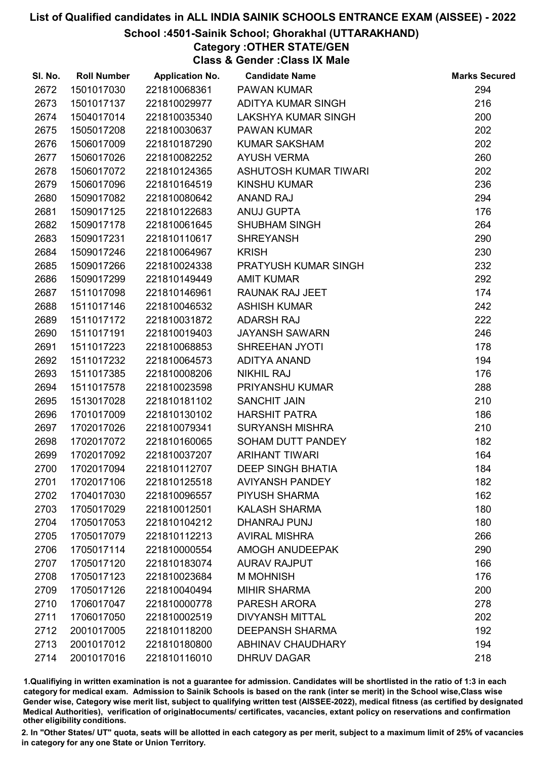# List of Qualified candidates in ALL INDIA SAINIK SCHOOLS ENTRANCE EXAM (AISSEE) - 2022

## School :4501-Sainik School; Ghorakhal (UTTARAKHAND)

### Category :OTHER STATE/GEN

### Class & Gender :Class IX Male

| Sl. No. | Roll Number | Application No. | Candidate Name | Marks Secured |
|---|---|---|---|---|
| 2672 | 1501017030 | 221810068361 | PAWAN KUMAR | 294 |
| 2673 | 1501017137 | 221810029977 | ADITYA KUMAR SINGH | 216 |
| 2674 | 1504017014 | 221810035340 | LAKSHYA KUMAR SINGH | 200 |
| 2675 | 1505017208 | 221810030637 | PAWAN KUMAR | 202 |
| 2676 | 1506017009 | 221810187290 | KUMAR SAKSHAM | 202 |
| 2677 | 1506017026 | 221810082252 | AYUSH VERMA | 260 |
| 2678 | 1506017072 | 221810124365 | ASHUTOSH KUMAR TIWARI | 202 |
| 2679 | 1506017096 | 221810164519 | KINSHU KUMAR | 236 |
| 2680 | 1509017082 | 221810080642 | ANAND RAJ | 294 |
| 2681 | 1509017125 | 221810122683 | ANUJ GUPTA | 176 |
| 2682 | 1509017178 | 221810061645 | SHUBHAM SINGH | 264 |
| 2683 | 1509017231 | 221810110617 | SHREYANSH | 290 |
| 2684 | 1509017246 | 221810064967 | KRISH | 230 |
| 2685 | 1509017266 | 221810024338 | PRATYUSH KUMAR SINGH | 232 |
| 2686 | 1509017299 | 221810149449 | AMIT KUMAR | 292 |
| 2687 | 1511017098 | 221810146961 | RAUNAK RAJ JEET | 174 |
| 2688 | 1511017146 | 221810046532 | ASHISH KUMAR | 242 |
| 2689 | 1511017172 | 221810031872 | ADARSH RAJ | 222 |
| 2690 | 1511017191 | 221810019403 | JAYANSH SAWARN | 246 |
| 2691 | 1511017223 | 221810068853 | SHREEHAN JYOTI | 178 |
| 2692 | 1511017232 | 221810064573 | ADITYA ANAND | 194 |
| 2693 | 1511017385 | 221810008206 | NIKHIL RAJ | 176 |
| 2694 | 1511017578 | 221810023598 | PRIYANSHU KUMAR | 288 |
| 2695 | 1513017028 | 221810181102 | SANCHIT JAIN | 210 |
| 2696 | 1701017009 | 221810130102 | HARSHIT PATRA | 186 |
| 2697 | 1702017026 | 221810079341 | SURYANSH MISHRA | 210 |
| 2698 | 1702017072 | 221810160065 | SOHAM DUTT PANDEY | 182 |
| 2699 | 1702017092 | 221810037207 | ARIHANT TIWARI | 164 |
| 2700 | 1702017094 | 221810112707 | DEEP SINGH BHATIA | 184 |
| 2701 | 1702017106 | 221810125518 | AVIYANSH PANDEY | 182 |
| 2702 | 1704017030 | 221810096557 | PIYUSH SHARMA | 162 |
| 2703 | 1705017029 | 221810012501 | KALASH SHARMA | 180 |
| 2704 | 1705017053 | 221810104212 | DHANRAJ PUNJ | 180 |
| 2705 | 1705017079 | 221810112213 | AVIRAL MISHRA | 266 |
| 2706 | 1705017114 | 221810000554 | AMOGH ANUDEEPAK | 290 |
| 2707 | 1705017120 | 221810183074 | AURAV RAJPUT | 166 |
| 2708 | 1705017123 | 221810023684 | M MOHNISH | 176 |
| 2709 | 1705017126 | 221810040494 | MIHIR SHARMA | 200 |
| 2710 | 1706017047 | 221810000778 | PARESH ARORA | 278 |
| 2711 | 1706017050 | 221810002519 | DIVYANSH MITTAL | 202 |
| 2712 | 2001017005 | 221810118200 | DEEPANSH SHARMA | 192 |
| 2713 | 2001017012 | 221810180800 | ABHINAV CHAUDHARY | 194 |
| 2714 | 2001017016 | 221810116010 | DHRUV DAGAR | 218 |

1.Qualifiying in written examination is not a guarantee for admission. Candidates will be shortlisted in the ratio of 1:3 in each category for medical exam. Admission to Sainik Schools is based on the rank (inter se merit) in the School wise,Class wise Gender wise, Category wise merit list, subject to qualifying written test (AISSEE-2022), medical fitness (as certified by designated Medical Authorities), verification of originaldocuments/ certificates, vacancies, extant policy on reservations and confirmation other eligibility conditions.

2. In "Other States/ UT" quota, seats will be allotted in each category as per merit, subject to a maximum limit of 25% of vacancies in category for any one State or Union Territory.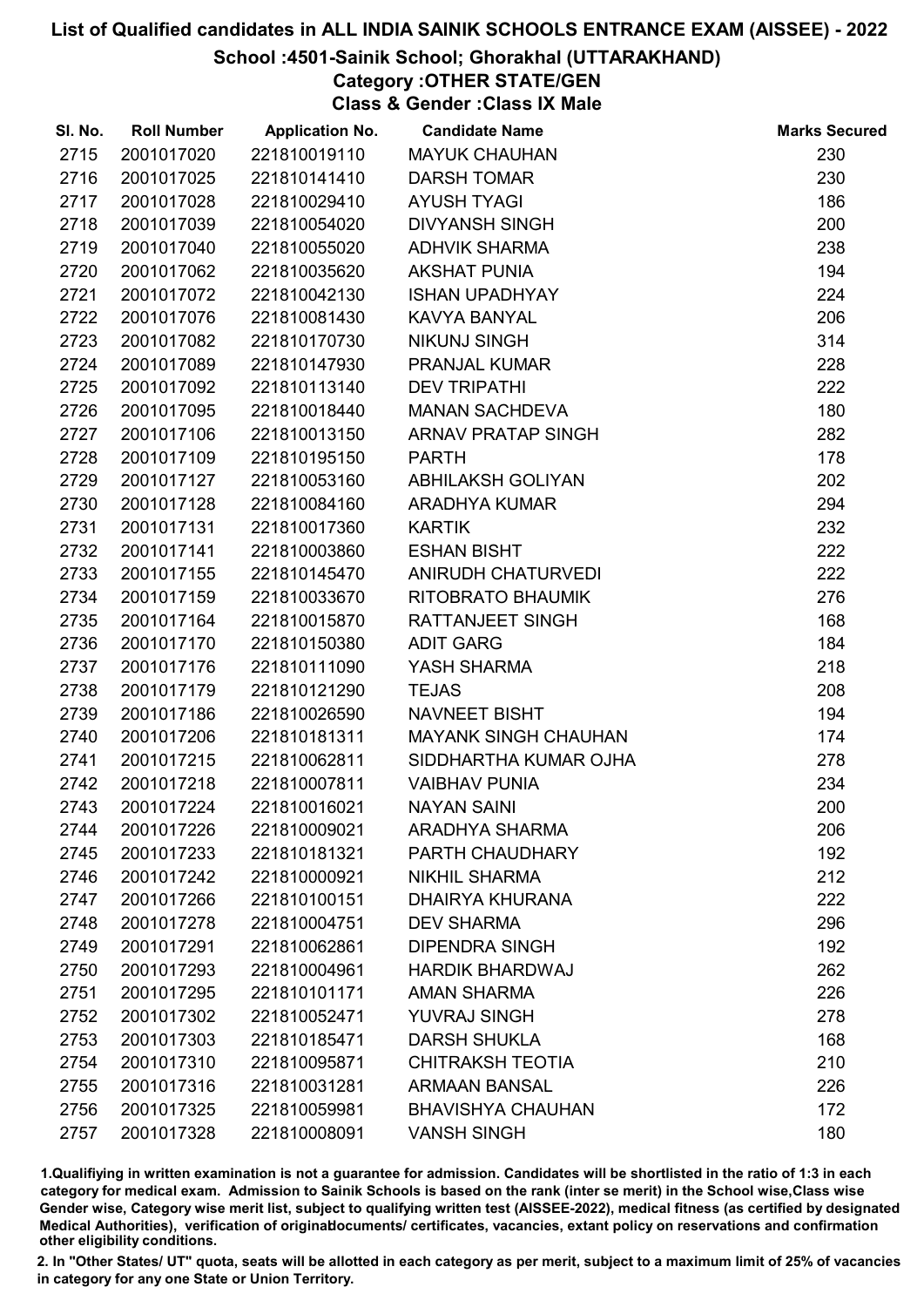# List of Qualified candidates in ALL INDIA SAINIK SCHOOLS ENTRANCE EXAM (AISSEE) - 2022

## School :4501-Sainik School; Ghorakhal (UTTARAKHAND)

### Category :OTHER STATE/GEN

### Class & Gender :Class IX Male

| Sl. No. | Roll Number | Application No. | Candidate Name | Marks Secured |
|---|---|---|---|---|
| 2715 | 2001017020 | 221810019110 | MAYUK CHAUHAN | 230 |
| 2716 | 2001017025 | 221810141410 | DARSH TOMAR | 230 |
| 2717 | 2001017028 | 221810029410 | AYUSH TYAGI | 186 |
| 2718 | 2001017039 | 221810054020 | DIVYANSH SINGH | 200 |
| 2719 | 2001017040 | 221810055020 | ADHVIK SHARMA | 238 |
| 2720 | 2001017062 | 221810035620 | AKSHAT PUNIA | 194 |
| 2721 | 2001017072 | 221810042130 | ISHAN UPADHYAY | 224 |
| 2722 | 2001017076 | 221810081430 | KAVYA BANYAL | 206 |
| 2723 | 2001017082 | 221810170730 | NIKUNJ SINGH | 314 |
| 2724 | 2001017089 | 221810147930 | PRANJAL KUMAR | 228 |
| 2725 | 2001017092 | 221810113140 | DEV TRIPATHI | 222 |
| 2726 | 2001017095 | 221810018440 | MANAN SACHDEVA | 180 |
| 2727 | 2001017106 | 221810013150 | ARNAV PRATAP SINGH | 282 |
| 2728 | 2001017109 | 221810195150 | PARTH | 178 |
| 2729 | 2001017127 | 221810053160 | ABHILAKSH GOLIYAN | 202 |
| 2730 | 2001017128 | 221810084160 | ARADHYA KUMAR | 294 |
| 2731 | 2001017131 | 221810017360 | KARTIK | 232 |
| 2732 | 2001017141 | 221810003860 | ESHAN BISHT | 222 |
| 2733 | 2001017155 | 221810145470 | ANIRUDH CHATURVEDI | 222 |
| 2734 | 2001017159 | 221810033670 | RITOBRATO BHAUMIK | 276 |
| 2735 | 2001017164 | 221810015870 | RATTANJEET SINGH | 168 |
| 2736 | 2001017170 | 221810150380 | ADIT GARG | 184 |
| 2737 | 2001017176 | 221810111090 | YASH SHARMA | 218 |
| 2738 | 2001017179 | 221810121290 | TEJAS | 208 |
| 2739 | 2001017186 | 221810026590 | NAVNEET BISHT | 194 |
| 2740 | 2001017206 | 221810181311 | MAYANK SINGH CHAUHAN | 174 |
| 2741 | 2001017215 | 221810062811 | SIDDHARTHA KUMAR OJHA | 278 |
| 2742 | 2001017218 | 221810007811 | VAIBHAV PUNIA | 234 |
| 2743 | 2001017224 | 221810016021 | NAYAN SAINI | 200 |
| 2744 | 2001017226 | 221810009021 | ARADHYA SHARMA | 206 |
| 2745 | 2001017233 | 221810181321 | PARTH CHAUDHARY | 192 |
| 2746 | 2001017242 | 221810000921 | NIKHIL SHARMA | 212 |
| 2747 | 2001017266 | 221810100151 | DHAIRYA KHURANA | 222 |
| 2748 | 2001017278 | 221810004751 | DEV SHARMA | 296 |
| 2749 | 2001017291 | 221810062861 | DIPENDRA SINGH | 192 |
| 2750 | 2001017293 | 221810004961 | HARDIK BHARDWAJ | 262 |
| 2751 | 2001017295 | 221810101171 | AMAN SHARMA | 226 |
| 2752 | 2001017302 | 221810052471 | YUVRAJ SINGH | 278 |
| 2753 | 2001017303 | 221810185471 | DARSH SHUKLA | 168 |
| 2754 | 2001017310 | 221810095871 | CHITRAKSH TEOTIA | 210 |
| 2755 | 2001017316 | 221810031281 | ARMAAN BANSAL | 226 |
| 2756 | 2001017325 | 221810059981 | BHAVISHYA CHAUHAN | 172 |
| 2757 | 2001017328 | 221810008091 | VANSH SINGH | 180 |

1.Qualifiying in written examination is not a guarantee for admission. Candidates will be shortlisted in the ratio of 1:3 in each category for medical exam. Admission to Sainik Schools is based on the rank (inter se merit) in the School wise,Class wise Gender wise, Category wise merit list, subject to qualifying written test (AISSEE-2022), medical fitness (as certified by designated Medical Authorities), verification of originaldocuments/ certificates, vacancies, extant policy on reservations and confirmation other eligibility conditions.

2. In "Other States/ UT" quota, seats will be allotted in each category as per merit, subject to a maximum limit of 25% of vacancies in category for any one State or Union Territory.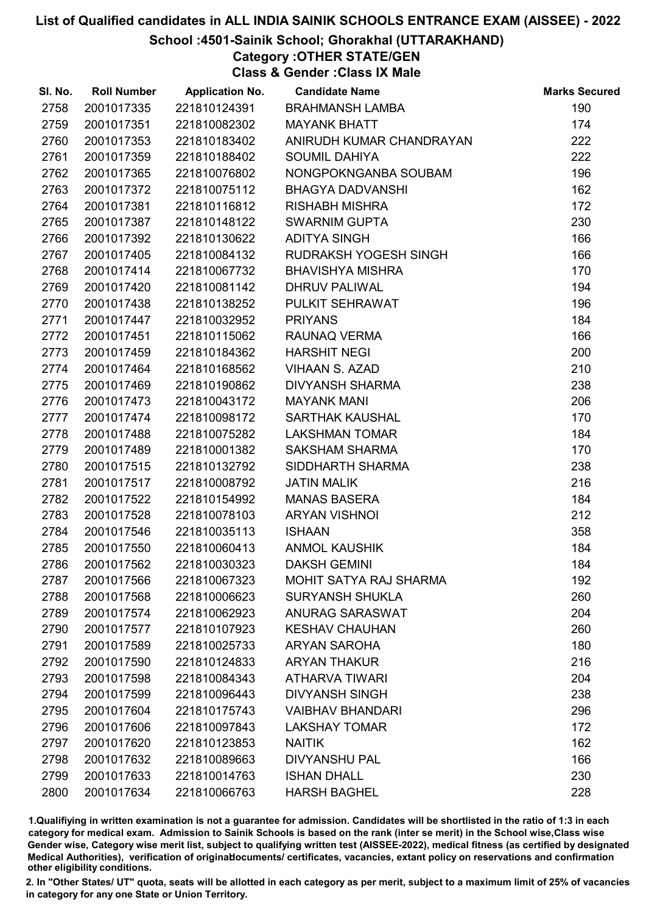# List of Qualified candidates in ALL INDIA SAINIK SCHOOLS ENTRANCE EXAM (AISSEE) - 2022

## School :4501-Sainik School; Ghorakhal (UTTARAKHAND)

### Category :OTHER STATE/GEN

### Class & Gender :Class IX Male

| Sl. No. | Roll Number | Application No. | Candidate Name | Marks Secured |
|---|---|---|---|---|
| 2758 | 2001017335 | 221810124391 | BRAHMANSH LAMBA | 190 |
| 2759 | 2001017351 | 221810082302 | MAYANK BHATT | 174 |
| 2760 | 2001017353 | 221810183402 | ANIRUDH KUMAR CHANDRAYAN | 222 |
| 2761 | 2001017359 | 221810188402 | SOUMIL DAHIYA | 222 |
| 2762 | 2001017365 | 221810076802 | NONGPOKNGANBA SOUBAM | 196 |
| 2763 | 2001017372 | 221810075112 | BHAGYA DADVANSHI | 162 |
| 2764 | 2001017381 | 221810116812 | RISHABH MISHRA | 172 |
| 2765 | 2001017387 | 221810148122 | SWARNIM GUPTA | 230 |
| 2766 | 2001017392 | 221810130622 | ADITYA SINGH | 166 |
| 2767 | 2001017405 | 221810084132 | RUDRAKSH YOGESH SINGH | 166 |
| 2768 | 2001017414 | 221810067732 | BHAVISHYA MISHRA | 170 |
| 2769 | 2001017420 | 221810081142 | DHRUV PALIWAL | 194 |
| 2770 | 2001017438 | 221810138252 | PULKIT SEHRAWAT | 196 |
| 2771 | 2001017447 | 221810032952 | PRIYANS | 184 |
| 2772 | 2001017451 | 221810115062 | RAUNAQ VERMA | 166 |
| 2773 | 2001017459 | 221810184362 | HARSHIT NEGI | 200 |
| 2774 | 2001017464 | 221810168562 | VIHAAN S. AZAD | 210 |
| 2775 | 2001017469 | 221810190862 | DIVYANSH SHARMA | 238 |
| 2776 | 2001017473 | 221810043172 | MAYANK MANI | 206 |
| 2777 | 2001017474 | 221810098172 | SARTHAK KAUSHAL | 170 |
| 2778 | 2001017488 | 221810075282 | LAKSHMAN TOMAR | 184 |
| 2779 | 2001017489 | 221810001382 | SAKSHAM SHARMA | 170 |
| 2780 | 2001017515 | 221810132792 | SIDDHARTH SHARMA | 238 |
| 2781 | 2001017517 | 221810008792 | JATIN MALIK | 216 |
| 2782 | 2001017522 | 221810154992 | MANAS BASERA | 184 |
| 2783 | 2001017528 | 221810078103 | ARYAN VISHNOI | 212 |
| 2784 | 2001017546 | 221810035113 | ISHAAN | 358 |
| 2785 | 2001017550 | 221810060413 | ANMOL KAUSHIK | 184 |
| 2786 | 2001017562 | 221810030323 | DAKSH GEMINI | 184 |
| 2787 | 2001017566 | 221810067323 | MOHIT SATYA RAJ SHARMA | 192 |
| 2788 | 2001017568 | 221810006623 | SURYANSH SHUKLA | 260 |
| 2789 | 2001017574 | 221810062923 | ANURAG SARASWAT | 204 |
| 2790 | 2001017577 | 221810107923 | KESHAV CHAUHAN | 260 |
| 2791 | 2001017589 | 221810025733 | ARYAN SAROHA | 180 |
| 2792 | 2001017590 | 221810124833 | ARYAN THAKUR | 216 |
| 2793 | 2001017598 | 221810084343 | ATHARVA TIWARI | 204 |
| 2794 | 2001017599 | 221810096443 | DIVYANSH SINGH | 238 |
| 2795 | 2001017604 | 221810175743 | VAIBHAV BHANDARI | 296 |
| 2796 | 2001017606 | 221810097843 | LAKSHAY TOMAR | 172 |
| 2797 | 2001017620 | 221810123853 | NAITIK | 162 |
| 2798 | 2001017632 | 221810089663 | DIVYANSHU PAL | 166 |
| 2799 | 2001017633 | 221810014763 | ISHAN DHALL | 230 |
| 2800 | 2001017634 | 221810066763 | HARSH BAGHEL | 228 |

1.Qualifiying in written examination is not a guarantee for admission. Candidates will be shortlisted in the ratio of 1:3 in each category for medical exam. Admission to Sainik Schools is based on the rank (inter se merit) in the School wise,Class wise Gender wise, Category wise merit list, subject to qualifying written test (AISSEE-2022), medical fitness (as certified by designated Medical Authorities), verification of originaldocuments/ certificates, vacancies, extant policy on reservations and confirmation other eligibility conditions.

2. In "Other States/ UT" quota, seats will be allotted in each category as per merit, subject to a maximum limit of 25% of vacancies in category for any one State or Union Territory.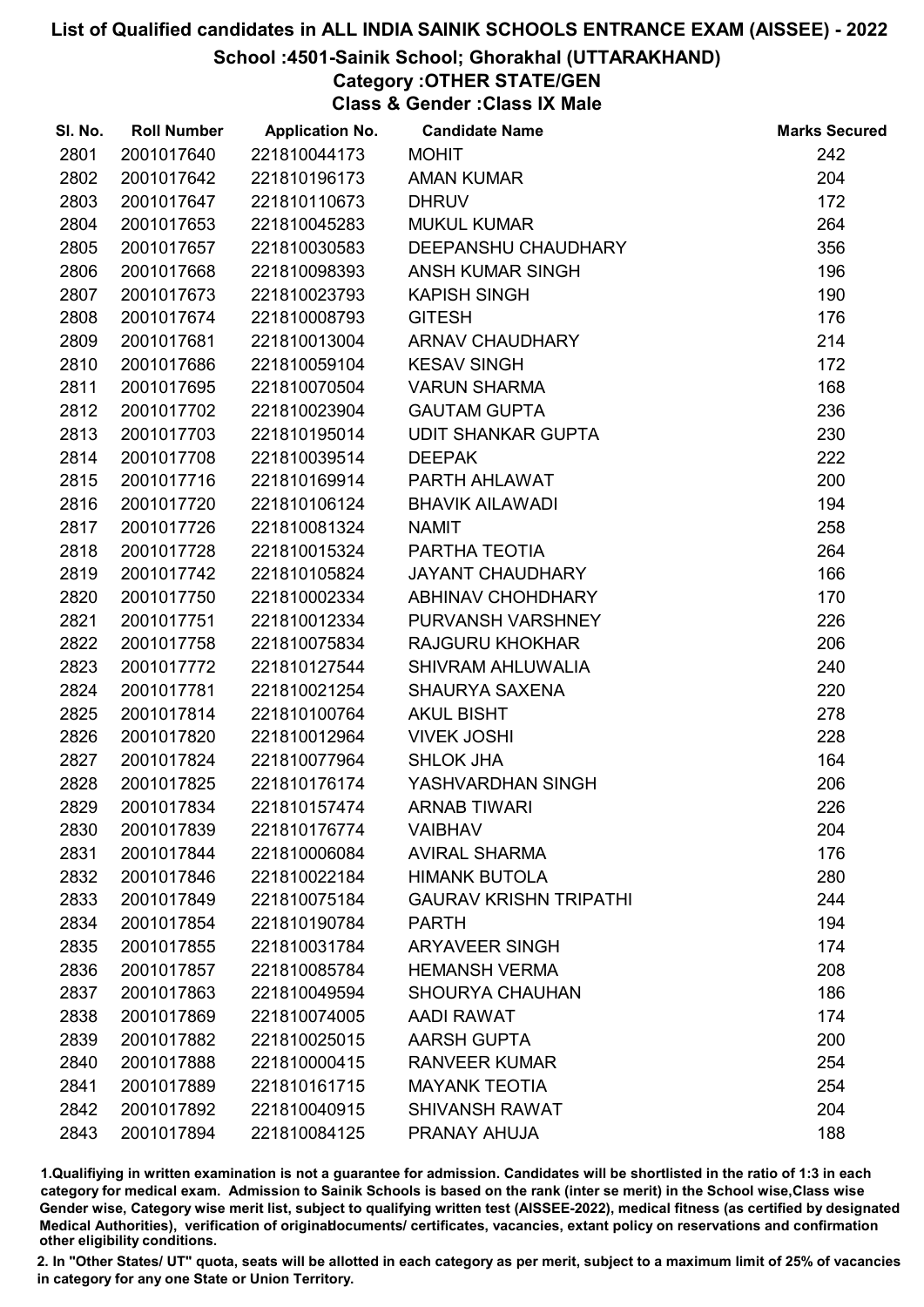# List of Qualified candidates in ALL INDIA SAINIK SCHOOLS ENTRANCE EXAM (AISSEE) - 2022

## School :4501-Sainik School; Ghorakhal (UTTARAKHAND)

### Category :OTHER STATE/GEN

### Class & Gender :Class IX Male

| Sl. No. | Roll Number | Application No. | Candidate Name | Marks Secured |
|---|---|---|---|---|
| 2801 | 2001017640 | 221810044173 | MOHIT | 242 |
| 2802 | 2001017642 | 221810196173 | AMAN KUMAR | 204 |
| 2803 | 2001017647 | 221810110673 | DHRUV | 172 |
| 2804 | 2001017653 | 221810045283 | MUKUL KUMAR | 264 |
| 2805 | 2001017657 | 221810030583 | DEEPANSHU CHAUDHARY | 356 |
| 2806 | 2001017668 | 221810098393 | ANSH KUMAR SINGH | 196 |
| 2807 | 2001017673 | 221810023793 | KAPISH SINGH | 190 |
| 2808 | 2001017674 | 221810008793 | GITESH | 176 |
| 2809 | 2001017681 | 221810013004 | ARNAV CHAUDHARY | 214 |
| 2810 | 2001017686 | 221810059104 | KESAV SINGH | 172 |
| 2811 | 2001017695 | 221810070504 | VARUN SHARMA | 168 |
| 2812 | 2001017702 | 221810023904 | GAUTAM GUPTA | 236 |
| 2813 | 2001017703 | 221810195014 | UDIT SHANKAR GUPTA | 230 |
| 2814 | 2001017708 | 221810039514 | DEEPAK | 222 |
| 2815 | 2001017716 | 221810169914 | PARTH AHLAWAT | 200 |
| 2816 | 2001017720 | 221810106124 | BHAVIK AILAWADI | 194 |
| 2817 | 2001017726 | 221810081324 | NAMIT | 258 |
| 2818 | 2001017728 | 221810015324 | PARTHA TEOTIA | 264 |
| 2819 | 2001017742 | 221810105824 | JAYANT CHAUDHARY | 166 |
| 2820 | 2001017750 | 221810002334 | ABHINAV CHOHDHARY | 170 |
| 2821 | 2001017751 | 221810012334 | PURVANSH VARSHNEY | 226 |
| 2822 | 2001017758 | 221810075834 | RAJGURU KHOKHAR | 206 |
| 2823 | 2001017772 | 221810127544 | SHIVRAM AHLUWALIA | 240 |
| 2824 | 2001017781 | 221810021254 | SHAURYA SAXENA | 220 |
| 2825 | 2001017814 | 221810100764 | AKUL BISHT | 278 |
| 2826 | 2001017820 | 221810012964 | VIVEK JOSHI | 228 |
| 2827 | 2001017824 | 221810077964 | SHLOK JHA | 164 |
| 2828 | 2001017825 | 221810176174 | YASHVARDHAN SINGH | 206 |
| 2829 | 2001017834 | 221810157474 | ARNAB TIWARI | 226 |
| 2830 | 2001017839 | 221810176774 | VAIBHAV | 204 |
| 2831 | 2001017844 | 221810006084 | AVIRAL SHARMA | 176 |
| 2832 | 2001017846 | 221810022184 | HIMANK BUTOLA | 280 |
| 2833 | 2001017849 | 221810075184 | GAURAV KRISHN TRIPATHI | 244 |
| 2834 | 2001017854 | 221810190784 | PARTH | 194 |
| 2835 | 2001017855 | 221810031784 | ARYAVEER SINGH | 174 |
| 2836 | 2001017857 | 221810085784 | HEMANSH VERMA | 208 |
| 2837 | 2001017863 | 221810049594 | SHOURYA CHAUHAN | 186 |
| 2838 | 2001017869 | 221810074005 | AADI RAWAT | 174 |
| 2839 | 2001017882 | 221810025015 | AARSH GUPTA | 200 |
| 2840 | 2001017888 | 221810000415 | RANVEER KUMAR | 254 |
| 2841 | 2001017889 | 221810161715 | MAYANK TEOTIA | 254 |
| 2842 | 2001017892 | 221810040915 | SHIVANSH RAWAT | 204 |
| 2843 | 2001017894 | 221810084125 | PRANAY AHUJA | 188 |

1.Qualifiying in written examination is not a guarantee for admission. Candidates will be shortlisted in the ratio of 1:3 in each category for medical exam. Admission to Sainik Schools is based on the rank (inter se merit) in the School wise,Class wise Gender wise, Category wise merit list, subject to qualifying written test (AISSEE-2022), medical fitness (as certified by designated Medical Authorities), verification of originaldocuments/ certificates, vacancies, extant policy on reservations and confirmation other eligibility conditions.

2. In "Other States/ UT" quota, seats will be allotted in each category as per merit, subject to a maximum limit of 25% of vacancies in category for any one State or Union Territory.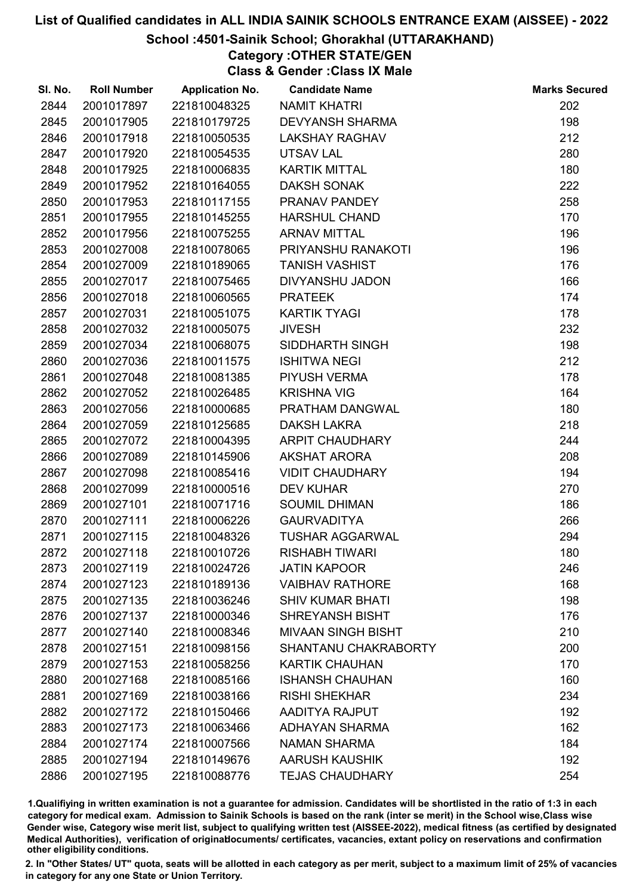# List of Qualified candidates in ALL INDIA SAINIK SCHOOLS ENTRANCE EXAM (AISSEE) - 2022

## School :4501-Sainik School; Ghorakhal (UTTARAKHAND)

### Category :OTHER STATE/GEN

### Class & Gender :Class IX Male

| Sl. No. | Roll Number | Application No. | Candidate Name | Marks Secured |
|---|---|---|---|---|
| 2844 | 2001017897 | 221810048325 | NAMIT KHATRI | 202 |
| 2845 | 2001017905 | 221810179725 | DEVYANSH SHARMA | 198 |
| 2846 | 2001017918 | 221810050535 | LAKSHAY RAGHAV | 212 |
| 2847 | 2001017920 | 221810054535 | UTSAV LAL | 280 |
| 2848 | 2001017925 | 221810006835 | KARTIK MITTAL | 180 |
| 2849 | 2001017952 | 221810164055 | DAKSH SONAK | 222 |
| 2850 | 2001017953 | 221810117155 | PRANAV PANDEY | 258 |
| 2851 | 2001017955 | 221810145255 | HARSHUL CHAND | 170 |
| 2852 | 2001017956 | 221810075255 | ARNAV MITTAL | 196 |
| 2853 | 2001027008 | 221810078065 | PRIYANSHU RANAKOTI | 196 |
| 2854 | 2001027009 | 221810189065 | TANISH VASHIST | 176 |
| 2855 | 2001027017 | 221810075465 | DIVYANSHU JADON | 166 |
| 2856 | 2001027018 | 221810060565 | PRATEEK | 174 |
| 2857 | 2001027031 | 221810051075 | KARTIK TYAGI | 178 |
| 2858 | 2001027032 | 221810005075 | JIVESH | 232 |
| 2859 | 2001027034 | 221810068075 | SIDDHARTH SINGH | 198 |
| 2860 | 2001027036 | 221810011575 | ISHITWA NEGI | 212 |
| 2861 | 2001027048 | 221810081385 | PIYUSH VERMA | 178 |
| 2862 | 2001027052 | 221810026485 | KRISHNA VIG | 164 |
| 2863 | 2001027056 | 221810000685 | PRATHAM DANGWAL | 180 |
| 2864 | 2001027059 | 221810125685 | DAKSH LAKRA | 218 |
| 2865 | 2001027072 | 221810004395 | ARPIT CHAUDHARY | 244 |
| 2866 | 2001027089 | 221810145906 | AKSHAT ARORA | 208 |
| 2867 | 2001027098 | 221810085416 | VIDIT CHAUDHARY | 194 |
| 2868 | 2001027099 | 221810000516 | DEV KUHAR | 270 |
| 2869 | 2001027101 | 221810071716 | SOUMIL DHIMAN | 186 |
| 2870 | 2001027111 | 221810006226 | GAURVADITYA | 266 |
| 2871 | 2001027115 | 221810048326 | TUSHAR AGGARWAL | 294 |
| 2872 | 2001027118 | 221810010726 | RISHABH TIWARI | 180 |
| 2873 | 2001027119 | 221810024726 | JATIN KAPOOR | 246 |
| 2874 | 2001027123 | 221810189136 | VAIBHAV RATHORE | 168 |
| 2875 | 2001027135 | 221810036246 | SHIV KUMAR BHATI | 198 |
| 2876 | 2001027137 | 221810000346 | SHREYANSH BISHT | 176 |
| 2877 | 2001027140 | 221810008346 | MIVAAN SINGH BISHT | 210 |
| 2878 | 2001027151 | 221810098156 | SHANTANU CHAKRABORTY | 200 |
| 2879 | 2001027153 | 221810058256 | KARTIK CHAUHAN | 170 |
| 2880 | 2001027168 | 221810085166 | ISHANSH CHAUHAN | 160 |
| 2881 | 2001027169 | 221810038166 | RISHI SHEKHAR | 234 |
| 2882 | 2001027172 | 221810150466 | AADITYA RAJPUT | 192 |
| 2883 | 2001027173 | 221810063466 | ADHAYAN SHARMA | 162 |
| 2884 | 2001027174 | 221810007566 | NAMAN SHARMA | 184 |
| 2885 | 2001027194 | 221810149676 | AARUSH KAUSHIK | 192 |
| 2886 | 2001027195 | 221810088776 | TEJAS CHAUDHARY | 254 |

1.Qualifiying in written examination is not a guarantee for admission. Candidates will be shortlisted in the ratio of 1:3 in each category for medical exam. Admission to Sainik Schools is based on the rank (inter se merit) in the School wise,Class wise Gender wise, Category wise merit list, subject to qualifying written test (AISSEE-2022), medical fitness (as certified by designated Medical Authorities), verification of originaldocuments/ certificates, vacancies, extant policy on reservations and confirmation other eligibility conditions.

2. In "Other States/ UT" quota, seats will be allotted in each category as per merit, subject to a maximum limit of 25% of vacancies in category for any one State or Union Territory.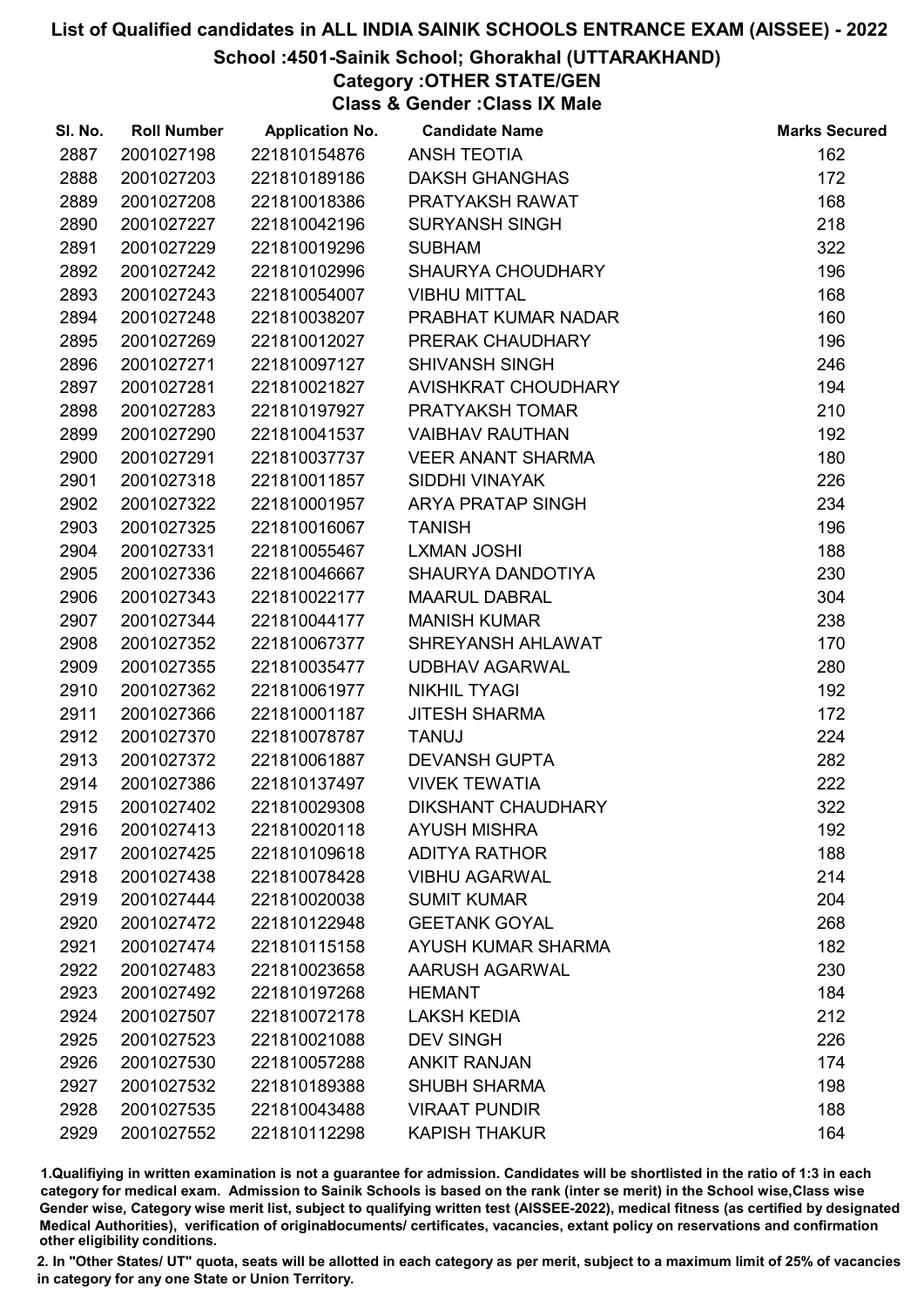# List of Qualified candidates in ALL INDIA SAINIK SCHOOLS ENTRANCE EXAM (AISSEE) - 2022

## School :4501-Sainik School; Ghorakhal (UTTARAKHAND)

### Category :OTHER STATE/GEN

### Class & Gender :Class IX Male

| Sl. No. | Roll Number | Application No. | Candidate Name | Marks Secured |
|---|---|---|---|---|
| 2887 | 2001027198 | 221810154876 | ANSH TEOTIA | 162 |
| 2888 | 2001027203 | 221810189186 | DAKSH GHANGHAS | 172 |
| 2889 | 2001027208 | 221810018386 | PRATYAKSH RAWAT | 168 |
| 2890 | 2001027227 | 221810042196 | SURYANSH SINGH | 218 |
| 2891 | 2001027229 | 221810019296 | SUBHAM | 322 |
| 2892 | 2001027242 | 221810102996 | SHAURYA CHOUDHARY | 196 |
| 2893 | 2001027243 | 221810054007 | VIBHU MITTAL | 168 |
| 2894 | 2001027248 | 221810038207 | PRABHAT KUMAR NADAR | 160 |
| 2895 | 2001027269 | 221810012027 | PRERAK CHAUDHARY | 196 |
| 2896 | 2001027271 | 221810097127 | SHIVANSH SINGH | 246 |
| 2897 | 2001027281 | 221810021827 | AVISHKRAT CHOUDHARY | 194 |
| 2898 | 2001027283 | 221810197927 | PRATYAKSH TOMAR | 210 |
| 2899 | 2001027290 | 221810041537 | VAIBHAV RAUTHAN | 192 |
| 2900 | 2001027291 | 221810037737 | VEER ANANT SHARMA | 180 |
| 2901 | 2001027318 | 221810011857 | SIDDHI VINAYAK | 226 |
| 2902 | 2001027322 | 221810001957 | ARYA PRATAP SINGH | 234 |
| 2903 | 2001027325 | 221810016067 | TANISH | 196 |
| 2904 | 2001027331 | 221810055467 | LXMAN JOSHI | 188 |
| 2905 | 2001027336 | 221810046667 | SHAURYA DANDOTIYA | 230 |
| 2906 | 2001027343 | 221810022177 | MAARUL DABRAL | 304 |
| 2907 | 2001027344 | 221810044177 | MANISH KUMAR | 238 |
| 2908 | 2001027352 | 221810067377 | SHREYANSH AHLAWAT | 170 |
| 2909 | 2001027355 | 221810035477 | UDBHAV AGARWAL | 280 |
| 2910 | 2001027362 | 221810061977 | NIKHIL TYAGI | 192 |
| 2911 | 2001027366 | 221810001187 | JITESH SHARMA | 172 |
| 2912 | 2001027370 | 221810078787 | TANUJ | 224 |
| 2913 | 2001027372 | 221810061887 | DEVANSH GUPTA | 282 |
| 2914 | 2001027386 | 221810137497 | VIVEK TEWATIA | 222 |
| 2915 | 2001027402 | 221810029308 | DIKSHANT CHAUDHARY | 322 |
| 2916 | 2001027413 | 221810020118 | AYUSH MISHRA | 192 |
| 2917 | 2001027425 | 221810109618 | ADITYA RATHOR | 188 |
| 2918 | 2001027438 | 221810078428 | VIBHU AGARWAL | 214 |
| 2919 | 2001027444 | 221810020038 | SUMIT KUMAR | 204 |
| 2920 | 2001027472 | 221810122948 | GEETANK GOYAL | 268 |
| 2921 | 2001027474 | 221810115158 | AYUSH KUMAR SHARMA | 182 |
| 2922 | 2001027483 | 221810023658 | AARUSH AGARWAL | 230 |
| 2923 | 2001027492 | 221810197268 | HEMANT | 184 |
| 2924 | 2001027507 | 221810072178 | LAKSH KEDIA | 212 |
| 2925 | 2001027523 | 221810021088 | DEV SINGH | 226 |
| 2926 | 2001027530 | 221810057288 | ANKIT RANJAN | 174 |
| 2927 | 2001027532 | 221810189388 | SHUBH SHARMA | 198 |
| 2928 | 2001027535 | 221810043488 | VIRAAT PUNDIR | 188 |
| 2929 | 2001027552 | 221810112298 | KAPISH THAKUR | 164 |

1.Qualifiying in written examination is not a guarantee for admission. Candidates will be shortlisted in the ratio of 1:3 in each category for medical exam. Admission to Sainik Schools is based on the rank (inter se merit) in the School wise,Class wise Gender wise, Category wise merit list, subject to qualifying written test (AISSEE-2022), medical fitness (as certified by designated Medical Authorities), verification of originaldocuments/ certificates, vacancies, extant policy on reservations and confirmation other eligibility conditions.

2. In "Other States/ UT" quota, seats will be allotted in each category as per merit, subject to a maximum limit of 25% of vacancies in category for any one State or Union Territory.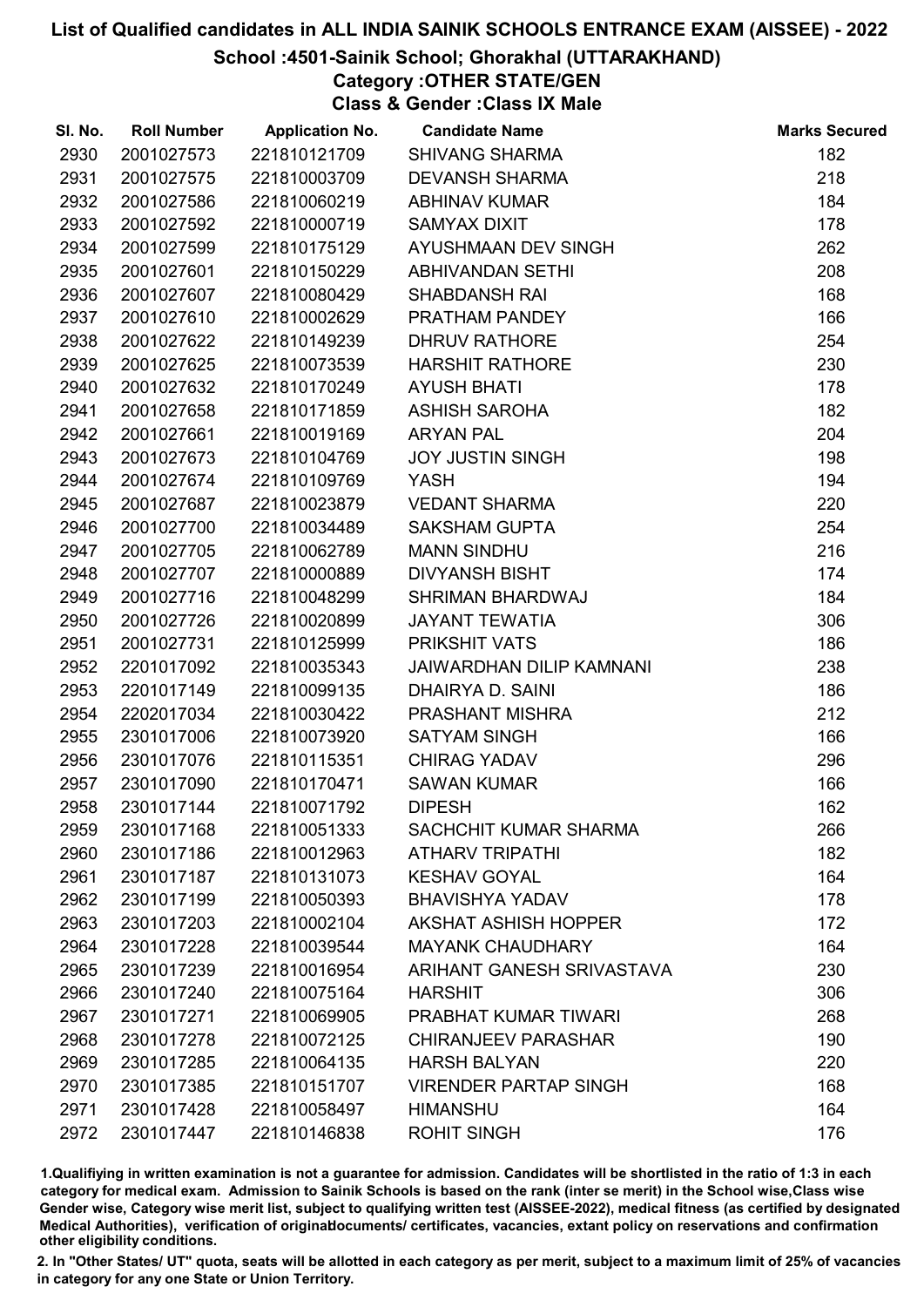# List of Qualified candidates in ALL INDIA SAINIK SCHOOLS ENTRANCE EXAM (AISSEE) - 2022

## School :4501-Sainik School; Ghorakhal (UTTARAKHAND)

### Category :OTHER STATE/GEN

### Class & Gender :Class IX Male

| Sl. No. | Roll Number | Application No. | Candidate Name | Marks Secured |
|---|---|---|---|---|
| 2930 | 2001027573 | 221810121709 | SHIVANG SHARMA | 182 |
| 2931 | 2001027575 | 221810003709 | DEVANSH SHARMA | 218 |
| 2932 | 2001027586 | 221810060219 | ABHINAV KUMAR | 184 |
| 2933 | 2001027592 | 221810000719 | SAMYAX DIXIT | 178 |
| 2934 | 2001027599 | 221810175129 | AYUSHMAAN DEV SINGH | 262 |
| 2935 | 2001027601 | 221810150229 | ABHIVANDAN SETHI | 208 |
| 2936 | 2001027607 | 221810080429 | SHABDANSH RAI | 168 |
| 2937 | 2001027610 | 221810002629 | PRATHAM PANDEY | 166 |
| 2938 | 2001027622 | 221810149239 | DHRUV RATHORE | 254 |
| 2939 | 2001027625 | 221810073539 | HARSHIT RATHORE | 230 |
| 2940 | 2001027632 | 221810170249 | AYUSH BHATI | 178 |
| 2941 | 2001027658 | 221810171859 | ASHISH SAROHA | 182 |
| 2942 | 2001027661 | 221810019169 | ARYAN PAL | 204 |
| 2943 | 2001027673 | 221810104769 | JOY JUSTIN SINGH | 198 |
| 2944 | 2001027674 | 221810109769 | YASH | 194 |
| 2945 | 2001027687 | 221810023879 | VEDANT SHARMA | 220 |
| 2946 | 2001027700 | 221810034489 | SAKSHAM GUPTA | 254 |
| 2947 | 2001027705 | 221810062789 | MANN SINDHU | 216 |
| 2948 | 2001027707 | 221810000889 | DIVYANSH BISHT | 174 |
| 2949 | 2001027716 | 221810048299 | SHRIMAN BHARDWAJ | 184 |
| 2950 | 2001027726 | 221810020899 | JAYANT TEWATIA | 306 |
| 2951 | 2001027731 | 221810125999 | PRIKSHIT VATS | 186 |
| 2952 | 2201017092 | 221810035343 | JAIWARDHAN DILIP KAMNANI | 238 |
| 2953 | 2201017149 | 221810099135 | DHAIRYA D. SAINI | 186 |
| 2954 | 2202017034 | 221810030422 | PRASHANT MISHRA | 212 |
| 2955 | 2301017006 | 221810073920 | SATYAM SINGH | 166 |
| 2956 | 2301017076 | 221810115351 | CHIRAG YADAV | 296 |
| 2957 | 2301017090 | 221810170471 | SAWAN KUMAR | 166 |
| 2958 | 2301017144 | 221810071792 | DIPESH | 162 |
| 2959 | 2301017168 | 221810051333 | SACHCHIT KUMAR SHARMA | 266 |
| 2960 | 2301017186 | 221810012963 | ATHARV TRIPATHI | 182 |
| 2961 | 2301017187 | 221810131073 | KESHAV GOYAL | 164 |
| 2962 | 2301017199 | 221810050393 | BHAVISHYA YADAV | 178 |
| 2963 | 2301017203 | 221810002104 | AKSHAT ASHISH HOPPER | 172 |
| 2964 | 2301017228 | 221810039544 | MAYANK CHAUDHARY | 164 |
| 2965 | 2301017239 | 221810016954 | ARIHANT GANESH SRIVASTAVA | 230 |
| 2966 | 2301017240 | 221810075164 | HARSHIT | 306 |
| 2967 | 2301017271 | 221810069905 | PRABHAT KUMAR TIWARI | 268 |
| 2968 | 2301017278 | 221810072125 | CHIRANJEEV PARASHAR | 190 |
| 2969 | 2301017285 | 221810064135 | HARSH BALYAN | 220 |
| 2970 | 2301017385 | 221810151707 | VIRENDER PARTAP SINGH | 168 |
| 2971 | 2301017428 | 221810058497 | HIMANSHU | 164 |
| 2972 | 2301017447 | 221810146838 | ROHIT SINGH | 176 |

1.Qualifiying in written examination is not a guarantee for admission. Candidates will be shortlisted in the ratio of 1:3 in each category for medical exam. Admission to Sainik Schools is based on the rank (inter se merit) in the School wise,Class wise Gender wise, Category wise merit list, subject to qualifying written test (AISSEE-2022), medical fitness (as certified by designated Medical Authorities), verification of originaldocuments/ certificates, vacancies, extant policy on reservations and confirmation other eligibility conditions.

2. In "Other States/ UT" quota, seats will be allotted in each category as per merit, subject to a maximum limit of 25% of vacancies in category for any one State or Union Territory.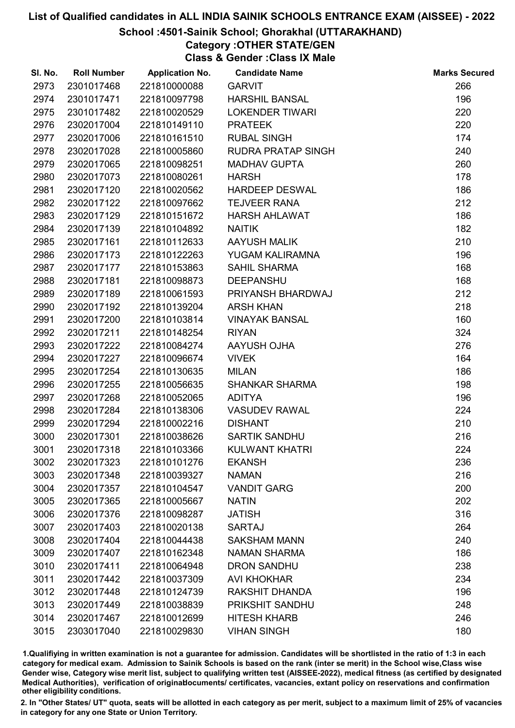# List of Qualified candidates in ALL INDIA SAINIK SCHOOLS ENTRANCE EXAM (AISSEE) - 2022

## School :4501-Sainik School; Ghorakhal (UTTARAKHAND)

### Category :OTHER STATE/GEN

### Class & Gender :Class IX Male

| Sl. No. | Roll Number | Application No. | Candidate Name | Marks Secured |
|---|---|---|---|---|
| 2973 | 2301017468 | 221810000088 | GARVIT | 266 |
| 2974 | 2301017471 | 221810097798 | HARSHIL BANSAL | 196 |
| 2975 | 2301017482 | 221810020529 | LOKENDER TIWARI | 220 |
| 2976 | 2302017004 | 221810149110 | PRATEEK | 220 |
| 2977 | 2302017006 | 221810161510 | RUBAL SINGH | 174 |
| 2978 | 2302017028 | 221810005860 | RUDRA PRATAP SINGH | 240 |
| 2979 | 2302017065 | 221810098251 | MADHAV GUPTA | 260 |
| 2980 | 2302017073 | 221810080261 | HARSH | 178 |
| 2981 | 2302017120 | 221810020562 | HARDEEP DESWAL | 186 |
| 2982 | 2302017122 | 221810097662 | TEJVEER RANA | 212 |
| 2983 | 2302017129 | 221810151672 | HARSH AHLAWAT | 186 |
| 2984 | 2302017139 | 221810104892 | NAITIK | 182 |
| 2985 | 2302017161 | 221810112633 | AAYUSH MALIK | 210 |
| 2986 | 2302017173 | 221810122263 | YUGAM KALIRAMNA | 196 |
| 2987 | 2302017177 | 221810153863 | SAHIL SHARMA | 168 |
| 2988 | 2302017181 | 221810098873 | DEEPANSHU | 168 |
| 2989 | 2302017189 | 221810061593 | PRIYANSH BHARDWAJ | 212 |
| 2990 | 2302017192 | 221810139204 | ARSH KHAN | 218 |
| 2991 | 2302017200 | 221810103814 | VINAYAK BANSAL | 160 |
| 2992 | 2302017211 | 221810148254 | RIYAN | 324 |
| 2993 | 2302017222 | 221810084274 | AAYUSH OJHA | 276 |
| 2994 | 2302017227 | 221810096674 | VIVEK | 164 |
| 2995 | 2302017254 | 221810130635 | MILAN | 186 |
| 2996 | 2302017255 | 221810056635 | SHANKAR SHARMA | 198 |
| 2997 | 2302017268 | 221810052065 | ADITYA | 196 |
| 2998 | 2302017284 | 221810138306 | VASUDEV RAWAL | 224 |
| 2999 | 2302017294 | 221810002216 | DISHANT | 210 |
| 3000 | 2302017301 | 221810038626 | SARTIK SANDHU | 216 |
| 3001 | 2302017318 | 221810103366 | KULWANT KHATRI | 224 |
| 3002 | 2302017323 | 221810101276 | EKANSH | 236 |
| 3003 | 2302017348 | 221810039327 | NAMAN | 216 |
| 3004 | 2302017357 | 221810104547 | VANDIT GARG | 200 |
| 3005 | 2302017365 | 221810005667 | NATIN | 202 |
| 3006 | 2302017376 | 221810098287 | JATISH | 316 |
| 3007 | 2302017403 | 221810020138 | SARTAJ | 264 |
| 3008 | 2302017404 | 221810044438 | SAKSHAM MANN | 240 |
| 3009 | 2302017407 | 221810162348 | NAMAN SHARMA | 186 |
| 3010 | 2302017411 | 221810064948 | DRON SANDHU | 238 |
| 3011 | 2302017442 | 221810037309 | AVI KHOKHAR | 234 |
| 3012 | 2302017448 | 221810124739 | RAKSHIT DHANDA | 196 |
| 3013 | 2302017449 | 221810038839 | PRIKSHIT SANDHU | 248 |
| 3014 | 2302017467 | 221810012699 | HITESH KHARB | 246 |
| 3015 | 2303017040 | 221810029830 | VIHAN SINGH | 180 |

1.Qualifying in written examination is not a guarantee for admission. Candidates will be shortlisted in the ratio of 1:3 in each category for medical exam. Admission to Sainik Schools is based on the rank (inter se merit) in the School wise,Class wise Gender wise, Category wise merit list, subject to qualifying written test (AISSEE-2022), medical fitness (as certified by designated Medical Authorities), verification of originaldocuments/ certificates, vacancies, extant policy on reservations and confirmation other eligibility conditions.

2. In "Other States/ UT" quota, seats will be allotted in each category as per merit, subject to a maximum limit of 25% of vacancies in category for any one State or Union Territory.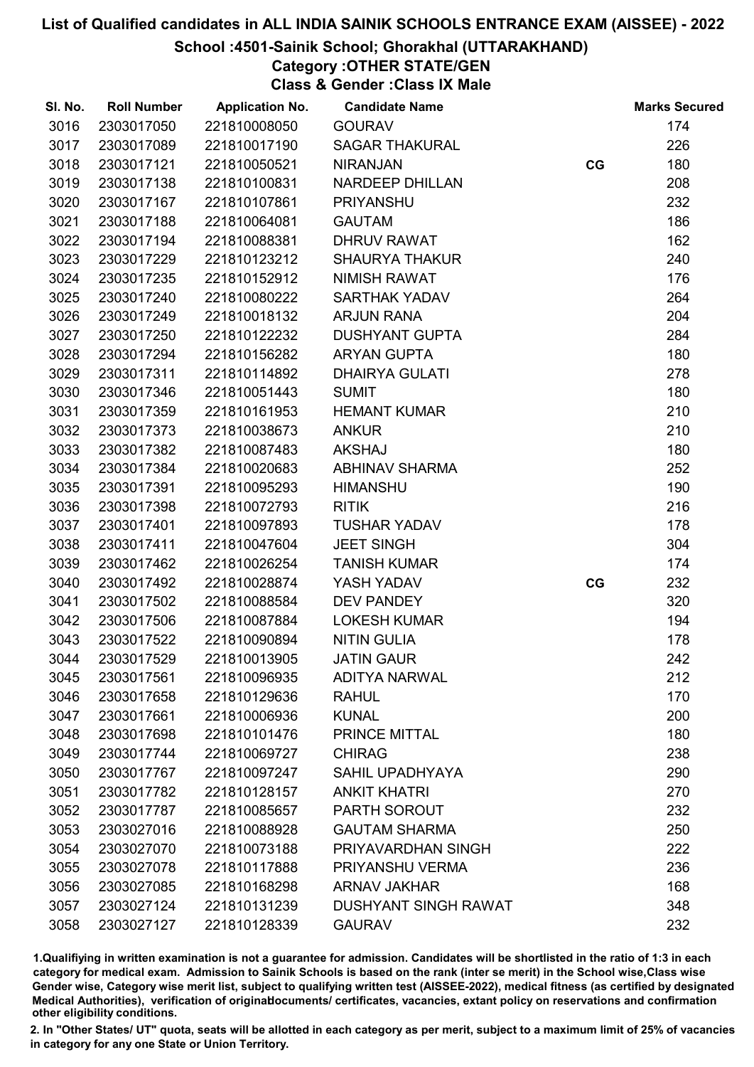# List of Qualified candidates in ALL INDIA SAINIK SCHOOLS ENTRANCE EXAM (AISSEE) - 2022

## School :4501-Sainik School; Ghorakhal (UTTARAKHAND)

### Category :OTHER STATE/GEN

### Class & Gender :Class IX Male

| Sl. No. | Roll Number | Application No. | Candidate Name | | Marks Secured |
|---|---|---|---|---|---|
| 3016 | 2303017050 | 221810008050 | GOURAV | | 174 |
| 3017 | 2303017089 | 221810017190 | SAGAR THAKURAL | | 226 |
| 3018 | 2303017121 | 221810050521 | NIRANJAN | CG | 180 |
| 3019 | 2303017138 | 221810100831 | NARDEEP DHILLAN | | 208 |
| 3020 | 2303017167 | 221810107861 | PRIYANSHU | | 232 |
| 3021 | 2303017188 | 221810064081 | GAUTAM | | 186 |
| 3022 | 2303017194 | 221810088381 | DHRUV RAWAT | | 162 |
| 3023 | 2303017229 | 221810123212 | SHAURYA THAKUR | | 240 |
| 3024 | 2303017235 | 221810152912 | NIMISH RAWAT | | 176 |
| 3025 | 2303017240 | 221810080222 | SARTHAK YADAV | | 264 |
| 3026 | 2303017249 | 221810018132 | ARJUN RANA | | 204 |
| 3027 | 2303017250 | 221810122232 | DUSHYANT GUPTA | | 284 |
| 3028 | 2303017294 | 221810156282 | ARYAN GUPTA | | 180 |
| 3029 | 2303017311 | 221810114892 | DHAIRYA GULATI | | 278 |
| 3030 | 2303017346 | 221810051443 | SUMIT | | 180 |
| 3031 | 2303017359 | 221810161953 | HEMANT KUMAR | | 210 |
| 3032 | 2303017373 | 221810038673 | ANKUR | | 210 |
| 3033 | 2303017382 | 221810087483 | AKSHAJ | | 180 |
| 3034 | 2303017384 | 221810020683 | ABHINAV SHARMA | | 252 |
| 3035 | 2303017391 | 221810095293 | HIMANSHU | | 190 |
| 3036 | 2303017398 | 221810072793 | RITIK | | 216 |
| 3037 | 2303017401 | 221810097893 | TUSHAR YADAV | | 178 |
| 3038 | 2303017411 | 221810047604 | JEET SINGH | | 304 |
| 3039 | 2303017462 | 221810026254 | TANISH KUMAR | | 174 |
| 3040 | 2303017492 | 221810028874 | YASH YADAV | CG | 232 |
| 3041 | 2303017502 | 221810088584 | DEV PANDEY | | 320 |
| 3042 | 2303017506 | 221810087884 | LOKESH KUMAR | | 194 |
| 3043 | 2303017522 | 221810090894 | NITIN GULIA | | 178 |
| 3044 | 2303017529 | 221810013905 | JATIN GAUR | | 242 |
| 3045 | 2303017561 | 221810096935 | ADITYA NARWAL | | 212 |
| 3046 | 2303017658 | 221810129636 | RAHUL | | 170 |
| 3047 | 2303017661 | 221810006936 | KUNAL | | 200 |
| 3048 | 2303017698 | 221810101476 | PRINCE MITTAL | | 180 |
| 3049 | 2303017744 | 221810069727 | CHIRAG | | 238 |
| 3050 | 2303017767 | 221810097247 | SAHIL UPADHYAYA | | 290 |
| 3051 | 2303017782 | 221810128157 | ANKIT KHATRI | | 270 |
| 3052 | 2303017787 | 221810085657 | PARTH SOROUT | | 232 |
| 3053 | 2303027016 | 221810088928 | GAUTAM SHARMA | | 250 |
| 3054 | 2303027070 | 221810073188 | PRIYAVARDHAN SINGH | | 222 |
| 3055 | 2303027078 | 221810117888 | PRIYANSHU VERMA | | 236 |
| 3056 | 2303027085 | 221810168298 | ARNAV JAKHAR | | 168 |
| 3057 | 2303027124 | 221810131239 | DUSHYANT SINGH RAWAT | | 348 |
| 3058 | 2303027127 | 221810128339 | GAURAV | | 232 |

1.Qualifying in written examination is not a guarantee for admission. Candidates will be shortlisted in the ratio of 1:3 in each category for medical exam. Admission to Sainik Schools is based on the rank (inter se merit) in the School wise,Class wise Gender wise, Category wise merit list, subject to qualifying written test (AISSEE-2022), medical fitness (as certified by designated Medical Authorities), verification of originaldocuments/ certificates, vacancies, extant policy on reservations and confirmation other eligibility conditions.

2. In "Other States/ UT" quota, seats will be allotted in each category as per merit, subject to a maximum limit of 25% of vacancies in category for any one State or Union Territory.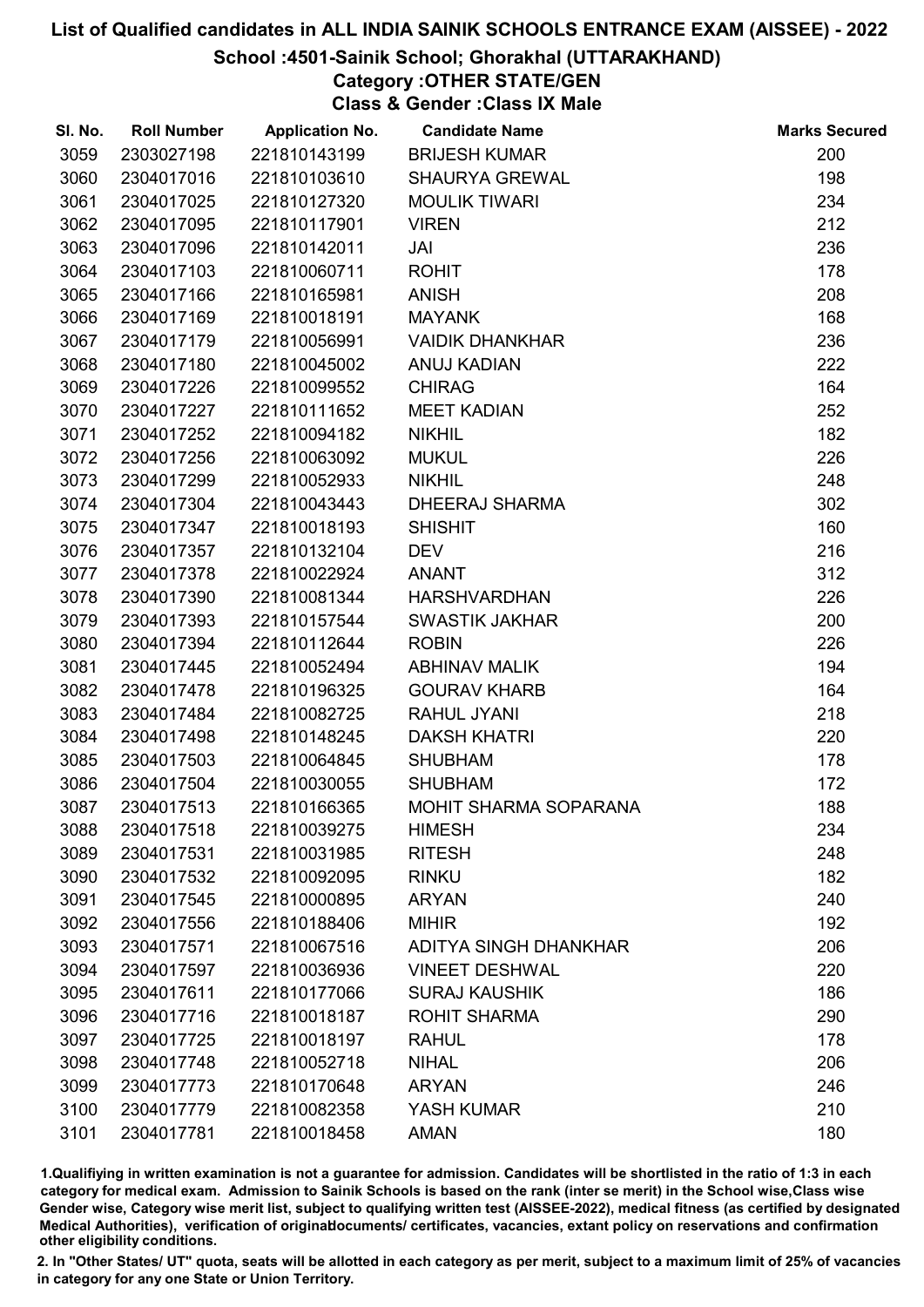# List of Qualified candidates in ALL INDIA SAINIK SCHOOLS ENTRANCE EXAM (AISSEE) - 2022

## School :4501-Sainik School; Ghorakhal (UTTARAKHAND)

### Category :OTHER STATE/GEN

### Class & Gender :Class IX Male

| Sl. No. | Roll Number | Application No. | Candidate Name | Marks Secured |
|---|---|---|---|---|
| 3059 | 2303027198 | 221810143199 | BRIJESH KUMAR | 200 |
| 3060 | 2304017016 | 221810103610 | SHAURYA GREWAL | 198 |
| 3061 | 2304017025 | 221810127320 | MOULIK TIWARI | 234 |
| 3062 | 2304017095 | 221810117901 | VIREN | 212 |
| 3063 | 2304017096 | 221810142011 | JAI | 236 |
| 3064 | 2304017103 | 221810060711 | ROHIT | 178 |
| 3065 | 2304017166 | 221810165981 | ANISH | 208 |
| 3066 | 2304017169 | 221810018191 | MAYANK | 168 |
| 3067 | 2304017179 | 221810056991 | VAIDIK DHANKHAR | 236 |
| 3068 | 2304017180 | 221810045002 | ANUJ KADIAN | 222 |
| 3069 | 2304017226 | 221810099552 | CHIRAG | 164 |
| 3070 | 2304017227 | 221810111652 | MEET KADIAN | 252 |
| 3071 | 2304017252 | 221810094182 | NIKHIL | 182 |
| 3072 | 2304017256 | 221810063092 | MUKUL | 226 |
| 3073 | 2304017299 | 221810052933 | NIKHIL | 248 |
| 3074 | 2304017304 | 221810043443 | DHEERAJ SHARMA | 302 |
| 3075 | 2304017347 | 221810018193 | SHISHIT | 160 |
| 3076 | 2304017357 | 221810132104 | DEV | 216 |
| 3077 | 2304017378 | 221810022924 | ANANT | 312 |
| 3078 | 2304017390 | 221810081344 | HARSHVARDHAN | 226 |
| 3079 | 2304017393 | 221810157544 | SWASTIK JAKHAR | 200 |
| 3080 | 2304017394 | 221810112644 | ROBIN | 226 |
| 3081 | 2304017445 | 221810052494 | ABHINAV MALIK | 194 |
| 3082 | 2304017478 | 221810196325 | GOURAV KHARB | 164 |
| 3083 | 2304017484 | 221810082725 | RAHUL JYANI | 218 |
| 3084 | 2304017498 | 221810148245 | DAKSH KHATRI | 220 |
| 3085 | 2304017503 | 221810064845 | SHUBHAM | 178 |
| 3086 | 2304017504 | 221810030055 | SHUBHAM | 172 |
| 3087 | 2304017513 | 221810166365 | MOHIT SHARMA SOPARANA | 188 |
| 3088 | 2304017518 | 221810039275 | HIMESH | 234 |
| 3089 | 2304017531 | 221810031985 | RITESH | 248 |
| 3090 | 2304017532 | 221810092095 | RINKU | 182 |
| 3091 | 2304017545 | 221810000895 | ARYAN | 240 |
| 3092 | 2304017556 | 221810188406 | MIHIR | 192 |
| 3093 | 2304017571 | 221810067516 | ADITYA SINGH DHANKHAR | 206 |
| 3094 | 2304017597 | 221810036936 | VINEET DESHWAL | 220 |
| 3095 | 2304017611 | 221810177066 | SURAJ KAUSHIK | 186 |
| 3096 | 2304017716 | 221810018187 | ROHIT SHARMA | 290 |
| 3097 | 2304017725 | 221810018197 | RAHUL | 178 |
| 3098 | 2304017748 | 221810052718 | NIHAL | 206 |
| 3099 | 2304017773 | 221810170648 | ARYAN | 246 |
| 3100 | 2304017779 | 221810082358 | YASH KUMAR | 210 |
| 3101 | 2304017781 | 221810018458 | AMAN | 180 |

1.Qualifiying in written examination is not a guarantee for admission. Candidates will be shortlisted in the ratio of 1:3 in each category for medical exam. Admission to Sainik Schools is based on the rank (inter se merit) in the School wise,Class wise Gender wise, Category wise merit list, subject to qualifying written test (AISSEE-2022), medical fitness (as certified by designated Medical Authorities), verification of originaldocuments/ certificates, vacancies, extant policy on reservations and confirmation other eligibility conditions.

2. In "Other States/ UT" quota, seats will be allotted in each category as per merit, subject to a maximum limit of 25% of vacancies in category for any one State or Union Territory.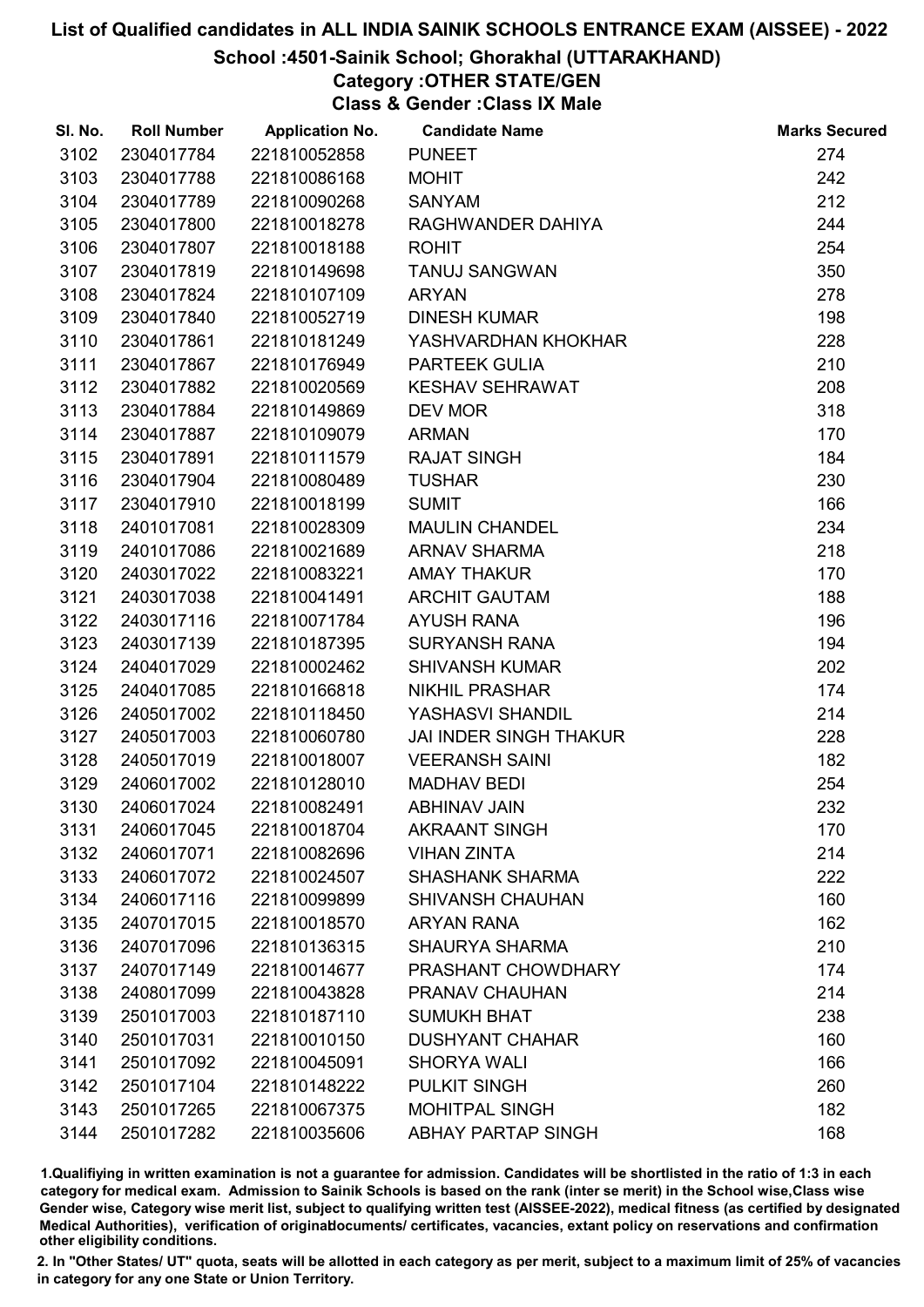# List of Qualified candidates in ALL INDIA SAINIK SCHOOLS ENTRANCE EXAM (AISSEE) - 2022

## School :4501-Sainik School; Ghorakhal (UTTARAKHAND)

### Category :OTHER STATE/GEN

### Class & Gender :Class IX Male

| Sl. No. | Roll Number | Application No. | Candidate Name | Marks Secured |
|---|---|---|---|---|
| 3102 | 2304017784 | 221810052858 | PUNEET | 274 |
| 3103 | 2304017788 | 221810086168 | MOHIT | 242 |
| 3104 | 2304017789 | 221810090268 | SANYAM | 212 |
| 3105 | 2304017800 | 221810018278 | RAGHWANDER DAHIYA | 244 |
| 3106 | 2304017807 | 221810018188 | ROHIT | 254 |
| 3107 | 2304017819 | 221810149698 | TANUJ SANGWAN | 350 |
| 3108 | 2304017824 | 221810107109 | ARYAN | 278 |
| 3109 | 2304017840 | 221810052719 | DINESH KUMAR | 198 |
| 3110 | 2304017861 | 221810181249 | YASHVARDHAN KHOKHAR | 228 |
| 3111 | 2304017867 | 221810176949 | PARTEEK GULIA | 210 |
| 3112 | 2304017882 | 221810020569 | KESHAV SEHRAWAT | 208 |
| 3113 | 2304017884 | 221810149869 | DEV MOR | 318 |
| 3114 | 2304017887 | 221810109079 | ARMAN | 170 |
| 3115 | 2304017891 | 221810111579 | RAJAT SINGH | 184 |
| 3116 | 2304017904 | 221810080489 | TUSHAR | 230 |
| 3117 | 2304017910 | 221810018199 | SUMIT | 166 |
| 3118 | 2401017081 | 221810028309 | MAULIN CHANDEL | 234 |
| 3119 | 2401017086 | 221810021689 | ARNAV SHARMA | 218 |
| 3120 | 2403017022 | 221810083221 | AMAY THAKUR | 170 |
| 3121 | 2403017038 | 221810041491 | ARCHIT GAUTAM | 188 |
| 3122 | 2403017116 | 221810071784 | AYUSH RANA | 196 |
| 3123 | 2403017139 | 221810187395 | SURYANSH RANA | 194 |
| 3124 | 2404017029 | 221810002462 | SHIVANSH KUMAR | 202 |
| 3125 | 2404017085 | 221810166818 | NIKHIL PRASHAR | 174 |
| 3126 | 2405017002 | 221810118450 | YASHASVI SHANDIL | 214 |
| 3127 | 2405017003 | 221810060780 | JAI INDER SINGH THAKUR | 228 |
| 3128 | 2405017019 | 221810018007 | VEERANSH SAINI | 182 |
| 3129 | 2406017002 | 221810128010 | MADHAV BEDI | 254 |
| 3130 | 2406017024 | 221810082491 | ABHINAV JAIN | 232 |
| 3131 | 2406017045 | 221810018704 | AKRAANT SINGH | 170 |
| 3132 | 2406017071 | 221810082696 | VIHAN ZINTA | 214 |
| 3133 | 2406017072 | 221810024507 | SHASHANK SHARMA | 222 |
| 3134 | 2406017116 | 221810099899 | SHIVANSH CHAUHAN | 160 |
| 3135 | 2407017015 | 221810018570 | ARYAN RANA | 162 |
| 3136 | 2407017096 | 221810136315 | SHAURYA SHARMA | 210 |
| 3137 | 2407017149 | 221810014677 | PRASHANT CHOWDHARY | 174 |
| 3138 | 2408017099 | 221810043828 | PRANAV CHAUHAN | 214 |
| 3139 | 2501017003 | 221810187110 | SUMUKH BHAT | 238 |
| 3140 | 2501017031 | 221810010150 | DUSHYANT CHAHAR | 160 |
| 3141 | 2501017092 | 221810045091 | SHORYA WALI | 166 |
| 3142 | 2501017104 | 221810148222 | PULKIT SINGH | 260 |
| 3143 | 2501017265 | 221810067375 | MOHITPAL SINGH | 182 |
| 3144 | 2501017282 | 221810035606 | ABHAY PARTAP SINGH | 168 |

1.Qualifiying in written examination is not a guarantee for admission. Candidates will be shortlisted in the ratio of 1:3 in each category for medical exam. Admission to Sainik Schools is based on the rank (inter se merit) in the School wise,Class wise Gender wise, Category wise merit list, subject to qualifying written test (AISSEE-2022), medical fitness (as certified by designated Medical Authorities), verification of originaldocuments/ certificates, vacancies, extant policy on reservations and confirmation other eligibility conditions.

2. In "Other States/ UT" quota, seats will be allotted in each category as per merit, subject to a maximum limit of 25% of vacancies in category for any one State or Union Territory.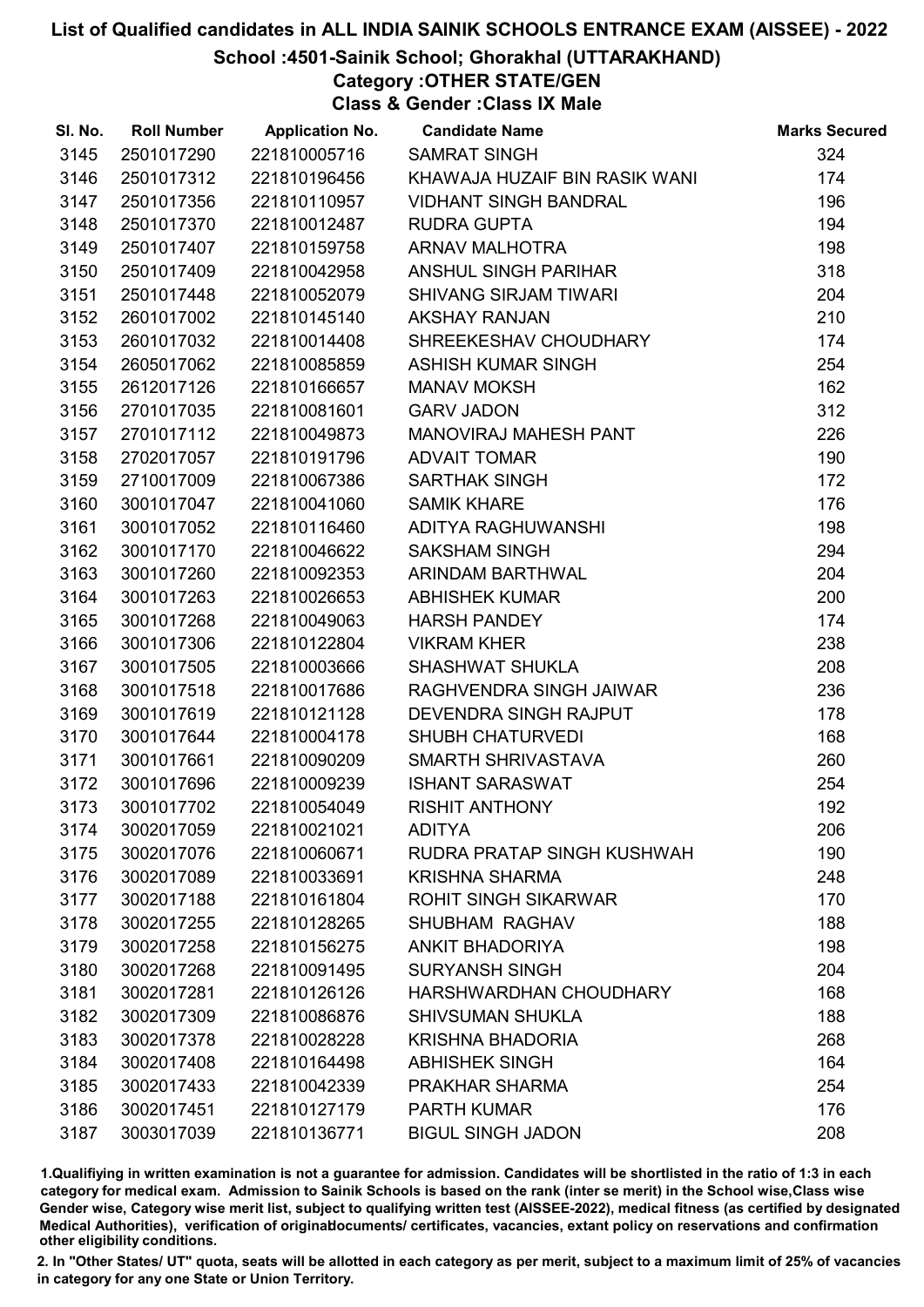# List of Qualified candidates in ALL INDIA SAINIK SCHOOLS ENTRANCE EXAM (AISSEE) - 2022

## School :4501-Sainik School; Ghorakhal (UTTARAKHAND)

### Category :OTHER STATE/GEN

### Class & Gender :Class IX Male

| Sl. No. | Roll Number | Application No. | Candidate Name | Marks Secured |
|---|---|---|---|---|
| 3145 | 2501017290 | 221810005716 | SAMRAT SINGH | 324 |
| 3146 | 2501017312 | 221810196456 | KHAWAJA HUZAIF BIN RASIK WANI | 174 |
| 3147 | 2501017356 | 221810110957 | VIDHANT SINGH BANDRAL | 196 |
| 3148 | 2501017370 | 221810012487 | RUDRA GUPTA | 194 |
| 3149 | 2501017407 | 221810159758 | ARNAV MALHOTRA | 198 |
| 3150 | 2501017409 | 221810042958 | ANSHUL SINGH PARIHAR | 318 |
| 3151 | 2501017448 | 221810052079 | SHIVANG SIRJAM TIWARI | 204 |
| 3152 | 2601017002 | 221810145140 | AKSHAY RANJAN | 210 |
| 3153 | 2601017032 | 221810014408 | SHREEKESHAV CHOUDHARY | 174 |
| 3154 | 2605017062 | 221810085859 | ASHISH KUMAR SINGH | 254 |
| 3155 | 2612017126 | 221810166657 | MANAV MOKSH | 162 |
| 3156 | 2701017035 | 221810081601 | GARV JADON | 312 |
| 3157 | 2701017112 | 221810049873 | MANOVIRAJ MAHESH PANT | 226 |
| 3158 | 2702017057 | 221810191796 | ADVAIT TOMAR | 190 |
| 3159 | 2710017009 | 221810067386 | SARTHAK SINGH | 172 |
| 3160 | 3001017047 | 221810041060 | SAMIK KHARE | 176 |
| 3161 | 3001017052 | 221810116460 | ADITYA RAGHUWANSHI | 198 |
| 3162 | 3001017170 | 221810046622 | SAKSHAM SINGH | 294 |
| 3163 | 3001017260 | 221810092353 | ARINDAM BARTHWAL | 204 |
| 3164 | 3001017263 | 221810026653 | ABHISHEK KUMAR | 200 |
| 3165 | 3001017268 | 221810049063 | HARSH PANDEY | 174 |
| 3166 | 3001017306 | 221810122804 | VIKRAM KHER | 238 |
| 3167 | 3001017505 | 221810003666 | SHASHWAT SHUKLA | 208 |
| 3168 | 3001017518 | 221810017686 | RAGHVENDRA SINGH JAIWAR | 236 |
| 3169 | 3001017619 | 221810121128 | DEVENDRA SINGH RAJPUT | 178 |
| 3170 | 3001017644 | 221810004178 | SHUBH CHATURVEDI | 168 |
| 3171 | 3001017661 | 221810090209 | SMARTH SHRIVASTAVA | 260 |
| 3172 | 3001017696 | 221810009239 | ISHANT SARASWAT | 254 |
| 3173 | 3001017702 | 221810054049 | RISHIT ANTHONY | 192 |
| 3174 | 3002017059 | 221810021021 | ADITYA | 206 |
| 3175 | 3002017076 | 221810060671 | RUDRA PRATAP SINGH KUSHWAH | 190 |
| 3176 | 3002017089 | 221810033691 | KRISHNA SHARMA | 248 |
| 3177 | 3002017188 | 221810161804 | ROHIT SINGH SIKARWAR | 170 |
| 3178 | 3002017255 | 221810128265 | SHUBHAM RAGHAV | 188 |
| 3179 | 3002017258 | 221810156275 | ANKIT BHADORIYA | 198 |
| 3180 | 3002017268 | 221810091495 | SURYANSH SINGH | 204 |
| 3181 | 3002017281 | 221810126126 | HARSHWARDHAN CHOUDHARY | 168 |
| 3182 | 3002017309 | 221810086876 | SHIVSUMAN SHUKLA | 188 |
| 3183 | 3002017378 | 221810028228 | KRISHNA BHADORIA | 268 |
| 3184 | 3002017408 | 221810164498 | ABHISHEK SINGH | 164 |
| 3185 | 3002017433 | 221810042339 | PRAKHAR SHARMA | 254 |
| 3186 | 3002017451 | 221810127179 | PARTH KUMAR | 176 |
| 3187 | 3003017039 | 221810136771 | BIGUL SINGH JADON | 208 |

1.Qualifiying in written examination is not a guarantee for admission. Candidates will be shortlisted in the ratio of 1:3 in each category for medical exam. Admission to Sainik Schools is based on the rank (inter se merit) in the School wise,Class wise Gender wise, Category wise merit list, subject to qualifying written test (AISSEE-2022), medical fitness (as certified by designated Medical Authorities), verification of originaldocuments/ certificates, vacancies, extant policy on reservations and confirmation other eligibility conditions.

2. In "Other States/ UT" quota, seats will be allotted in each category as per merit, subject to a maximum limit of 25% of vacancies in category for any one State or Union Territory.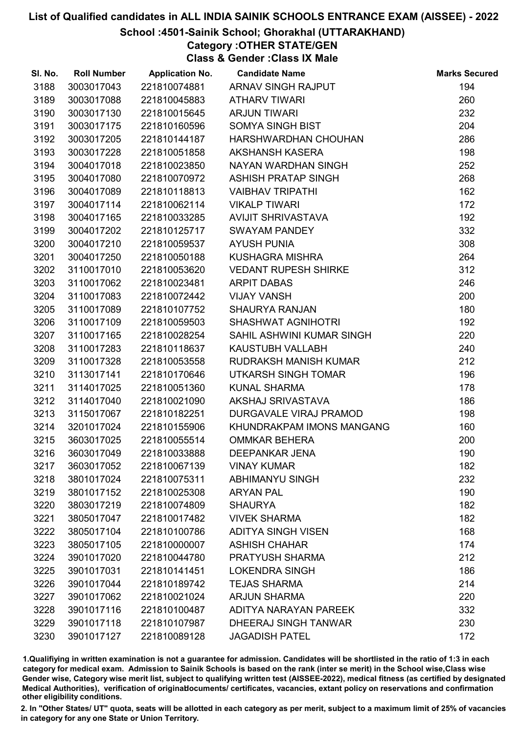# List of Qualified candidates in ALL INDIA SAINIK SCHOOLS ENTRANCE EXAM (AISSEE) - 2022

## School :4501-Sainik School; Ghorakhal (UTTARAKHAND)

### Category :OTHER STATE/GEN

### Class & Gender :Class IX Male

| Sl. No. | Roll Number | Application No. | Candidate Name | Marks Secured |
|---|---|---|---|---|
| 3188 | 3003017043 | 221810074881 | ARNAV SINGH RAJPUT | 194 |
| 3189 | 3003017088 | 221810045883 | ATHARV TIWARI | 260 |
| 3190 | 3003017130 | 221810015645 | ARJUN TIWARI | 232 |
| 3191 | 3003017175 | 221810160596 | SOMYA SINGH BIST | 204 |
| 3192 | 3003017205 | 221810144187 | HARSHWARDHAN CHOUHAN | 286 |
| 3193 | 3003017228 | 221810051858 | AKSHANSH KASERA | 198 |
| 3194 | 3004017018 | 221810023850 | NAYAN WARDHAN SINGH | 252 |
| 3195 | 3004017080 | 221810070972 | ASHISH PRATAP SINGH | 268 |
| 3196 | 3004017089 | 221810118813 | VAIBHAV TRIPATHI | 162 |
| 3197 | 3004017114 | 221810062114 | VIKALP TIWARI | 172 |
| 3198 | 3004017165 | 221810033285 | AVIJIT SHRIVASTAVA | 192 |
| 3199 | 3004017202 | 221810125717 | SWAYAM PANDEY | 332 |
| 3200 | 3004017210 | 221810059537 | AYUSH PUNIA | 308 |
| 3201 | 3004017250 | 221810050188 | KUSHAGRA MISHRA | 264 |
| 3202 | 3110017010 | 221810053620 | VEDANT RUPESH SHIRKE | 312 |
| 3203 | 3110017062 | 221810023481 | ARPIT DABAS | 246 |
| 3204 | 3110017083 | 221810072442 | VIJAY VANSH | 200 |
| 3205 | 3110017089 | 221810107752 | SHAURYA RANJAN | 180 |
| 3206 | 3110017109 | 221810059503 | SHASHWAT AGNIHOTRI | 192 |
| 3207 | 3110017165 | 221810028254 | SAHIL ASHWINI KUMAR SINGH | 220 |
| 3208 | 3110017283 | 221810118637 | KAUSTUBH VALLABH | 240 |
| 3209 | 3110017328 | 221810053558 | RUDRAKSH MANISH KUMAR | 212 |
| 3210 | 3113017141 | 221810170646 | UTKARSH SINGH TOMAR | 196 |
| 3211 | 3114017025 | 221810051360 | KUNAL SHARMA | 178 |
| 3212 | 3114017040 | 221810021090 | AKSHAJ SRIVASTAVA | 186 |
| 3213 | 3115017067 | 221810182251 | DURGAVALE VIRAJ PRAMOD | 198 |
| 3214 | 3201017024 | 221810155906 | KHUNDRAKPAM IMONS MANGANG | 160 |
| 3215 | 3603017025 | 221810055514 | OMMKAR BEHERA | 200 |
| 3216 | 3603017049 | 221810033888 | DEEPANKAR JENA | 190 |
| 3217 | 3603017052 | 221810067139 | VINAY KUMAR | 182 |
| 3218 | 3801017024 | 221810075311 | ABHIMANYU SINGH | 232 |
| 3219 | 3801017152 | 221810025308 | ARYAN PAL | 190 |
| 3220 | 3803017219 | 221810074809 | SHAURYA | 182 |
| 3221 | 3805017047 | 221810017482 | VIVEK SHARMA | 182 |
| 3222 | 3805017104 | 221810100786 | ADITYA SINGH VISEN | 168 |
| 3223 | 3805017105 | 221810000007 | ASHISH CHAHAR | 174 |
| 3224 | 3901017020 | 221810044780 | PRATYUSH SHARMA | 212 |
| 3225 | 3901017031 | 221810141451 | LOKENDRA SINGH | 186 |
| 3226 | 3901017044 | 221810189742 | TEJAS SHARMA | 214 |
| 3227 | 3901017062 | 221810021024 | ARJUN SHARMA | 220 |
| 3228 | 3901017116 | 221810100487 | ADITYA NARAYAN PAREEK | 332 |
| 3229 | 3901017118 | 221810107987 | DHEERAJ SINGH TANWAR | 230 |
| 3230 | 3901017127 | 221810089128 | JAGADISH PATEL | 172 |

1.Qualifiying in written examination is not a guarantee for admission. Candidates will be shortlisted in the ratio of 1:3 in each category for medical exam. Admission to Sainik Schools is based on the rank (inter se merit) in the School wise,Class wise Gender wise, Category wise merit list, subject to qualifying written test (AISSEE-2022), medical fitness (as certified by designated Medical Authorities), verification of originaldocuments/ certificates, vacancies, extant policy on reservations and confirmation other eligibility conditions.

2. In "Other States/ UT" quota, seats will be allotted in each category as per merit, subject to a maximum limit of 25% of vacancies in category for any one State or Union Territory.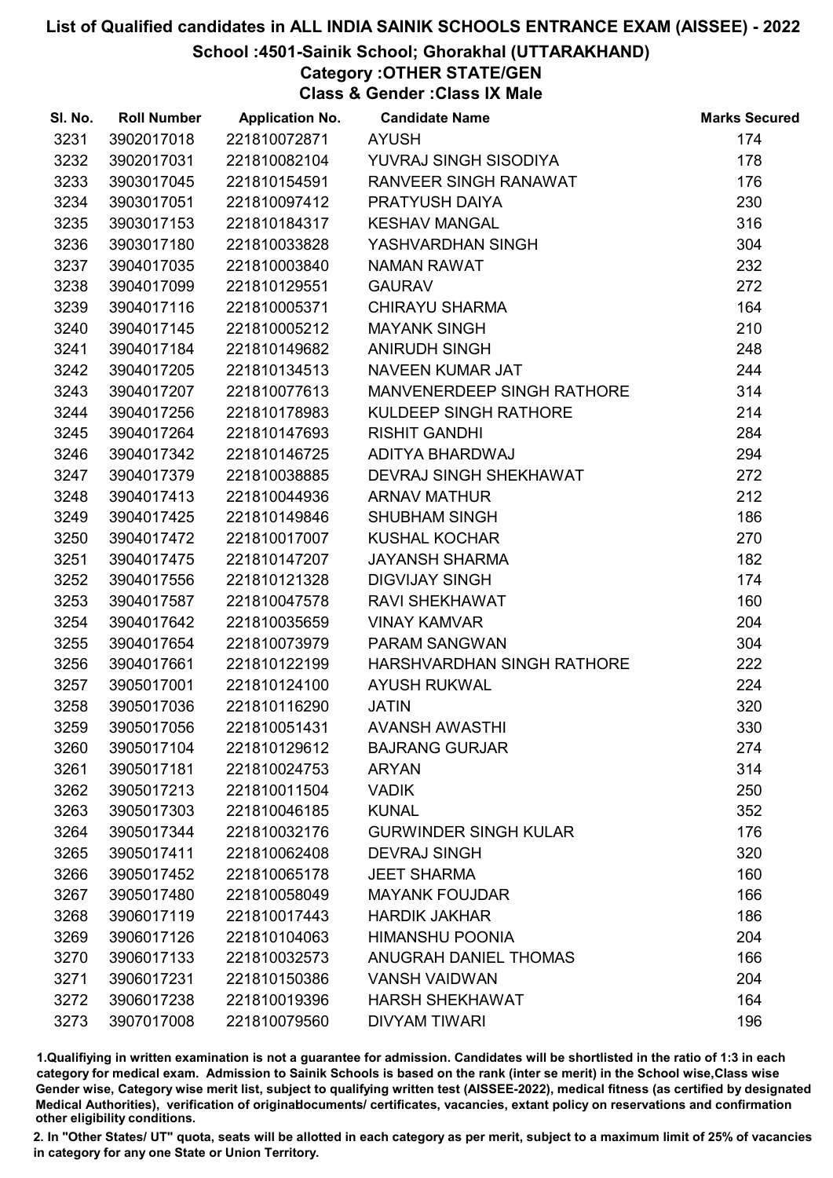# List of Qualified candidates in ALL INDIA SAINIK SCHOOLS ENTRANCE EXAM (AISSEE) - 2022

## School :4501-Sainik School; Ghorakhal (UTTARAKHAND)

### Category :OTHER STATE/GEN

### Class & Gender :Class IX Male

| Sl. No. | Roll Number | Application No. | Candidate Name | Marks Secured |
|---|---|---|---|---|
| 3231 | 3902017018 | 221810072871 | AYUSH | 174 |
| 3232 | 3902017031 | 221810082104 | YUVRAJ SINGH SISODIYA | 178 |
| 3233 | 3903017045 | 221810154591 | RANVEER SINGH RANAWAT | 176 |
| 3234 | 3903017051 | 221810097412 | PRATYUSH DAIYA | 230 |
| 3235 | 3903017153 | 221810184317 | KESHAV MANGAL | 316 |
| 3236 | 3903017180 | 221810033828 | YASHVARDHAN SINGH | 304 |
| 3237 | 3904017035 | 221810003840 | NAMAN RAWAT | 232 |
| 3238 | 3904017099 | 221810129551 | GAURAV | 272 |
| 3239 | 3904017116 | 221810005371 | CHIRAYU SHARMA | 164 |
| 3240 | 3904017145 | 221810005212 | MAYANK SINGH | 210 |
| 3241 | 3904017184 | 221810149682 | ANIRUDH SINGH | 248 |
| 3242 | 3904017205 | 221810134513 | NAVEEN KUMAR JAT | 244 |
| 3243 | 3904017207 | 221810077613 | MANVENERDEEP SINGH RATHORE | 314 |
| 3244 | 3904017256 | 221810178983 | KULDEEP SINGH RATHORE | 214 |
| 3245 | 3904017264 | 221810147693 | RISHIT GANDHI | 284 |
| 3246 | 3904017342 | 221810146725 | ADITYA BHARDWAJ | 294 |
| 3247 | 3904017379 | 221810038885 | DEVRAJ SINGH SHEKHAWAT | 272 |
| 3248 | 3904017413 | 221810044936 | ARNAV MATHUR | 212 |
| 3249 | 3904017425 | 221810149846 | SHUBHAM SINGH | 186 |
| 3250 | 3904017472 | 221810017007 | KUSHAL KOCHAR | 270 |
| 3251 | 3904017475 | 221810147207 | JAYANSH SHARMA | 182 |
| 3252 | 3904017556 | 221810121328 | DIGVIJAY SINGH | 174 |
| 3253 | 3904017587 | 221810047578 | RAVI SHEKHAWAT | 160 |
| 3254 | 3904017642 | 221810035659 | VINAY KAMVAR | 204 |
| 3255 | 3904017654 | 221810073979 | PARAM SANGWAN | 304 |
| 3256 | 3904017661 | 221810122199 | HARSHVARDHAN SINGH RATHORE | 222 |
| 3257 | 3905017001 | 221810124100 | AYUSH RUKWAL | 224 |
| 3258 | 3905017036 | 221810116290 | JATIN | 320 |
| 3259 | 3905017056 | 221810051431 | AVANSH AWASTHI | 330 |
| 3260 | 3905017104 | 221810129612 | BAJRANG GURJAR | 274 |
| 3261 | 3905017181 | 221810024753 | ARYAN | 314 |
| 3262 | 3905017213 | 221810011504 | VADIK | 250 |
| 3263 | 3905017303 | 221810046185 | KUNAL | 352 |
| 3264 | 3905017344 | 221810032176 | GURWINDER SINGH KULAR | 176 |
| 3265 | 3905017411 | 221810062408 | DEVRAJ SINGH | 320 |
| 3266 | 3905017452 | 221810065178 | JEET SHARMA | 160 |
| 3267 | 3905017480 | 221810058049 | MAYANK FOUJDAR | 166 |
| 3268 | 3906017119 | 221810017443 | HARDIK JAKHAR | 186 |
| 3269 | 3906017126 | 221810104063 | HIMANSHU POONIA | 204 |
| 3270 | 3906017133 | 221810032573 | ANUGRAH DANIEL THOMAS | 166 |
| 3271 | 3906017231 | 221810150386 | VANSH VAIDWAN | 204 |
| 3272 | 3906017238 | 221810019396 | HARSH SHEKHAWAT | 164 |
| 3273 | 3907017008 | 221810079560 | DIVYAM TIWARI | 196 |

1.Qualifying in written examination is not a guarantee for admission. Candidates will be shortlisted in the ratio of 1:3 in each category for medical exam. Admission to Sainik Schools is based on the rank (inter se merit) in the School wise,Class wise Gender wise, Category wise merit list, subject to qualifying written test (AISSEE-2022), medical fitness (as certified by designated Medical Authorities), verification of originaldocuments/ certificates, vacancies, extant policy on reservations and confirmation other eligibility conditions.

2. In "Other States/ UT" quota, seats will be allotted in each category as per merit, subject to a maximum limit of 25% of vacancies in category for any one State or Union Territory.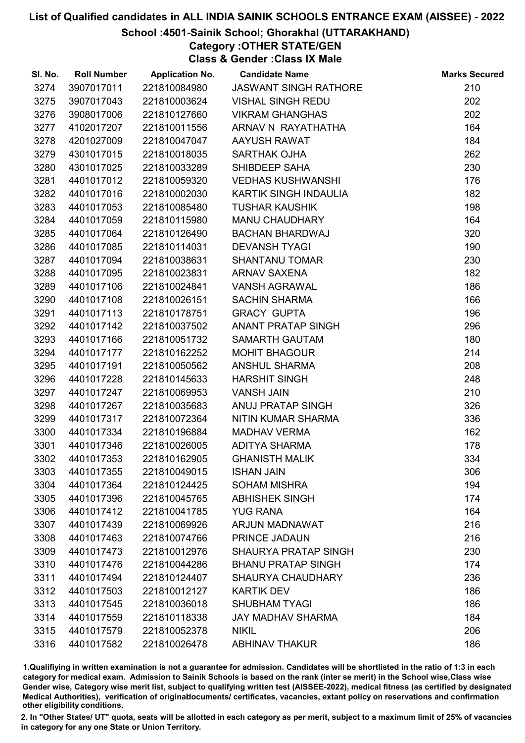# List of Qualified candidates in ALL INDIA SAINIK SCHOOLS ENTRANCE EXAM (AISSEE) - 2022

## School :4501-Sainik School; Ghorakhal (UTTARAKHAND)

### Category :OTHER STATE/GEN

### Class & Gender :Class IX Male

| Sl. No. | Roll Number | Application No. | Candidate Name | Marks Secured |
|---|---|---|---|---|
| 3274 | 3907017011 | 221810084980 | JASWANT SINGH RATHORE | 210 |
| 3275 | 3907017043 | 221810003624 | VISHAL SINGH REDU | 202 |
| 3276 | 3908017006 | 221810127660 | VIKRAM GHANGHAS | 202 |
| 3277 | 4102017207 | 221810011556 | ARNAV N RAYATHATHA | 164 |
| 3278 | 4201027009 | 221810047047 | AAYUSH RAWAT | 184 |
| 3279 | 4301017015 | 221810018035 | SARTHAK OJHA | 262 |
| 3280 | 4301017025 | 221810033289 | SHIBDEEP SAHA | 230 |
| 3281 | 4401017012 | 221810059320 | VEDHAS KUSHWANSHI | 176 |
| 3282 | 4401017016 | 221810002030 | KARTIK SINGH INDAULIA | 182 |
| 3283 | 4401017053 | 221810085480 | TUSHAR KAUSHIK | 198 |
| 3284 | 4401017059 | 221810115980 | MANU CHAUDHARY | 164 |
| 3285 | 4401017064 | 221810126490 | BACHAN BHARDWAJ | 320 |
| 3286 | 4401017085 | 221810114031 | DEVANSH TYAGI | 190 |
| 3287 | 4401017094 | 221810038631 | SHANTANU TOMAR | 230 |
| 3288 | 4401017095 | 221810023831 | ARNAV SAXENA | 182 |
| 3289 | 4401017106 | 221810024841 | VANSH AGRAWAL | 186 |
| 3290 | 4401017108 | 221810026151 | SACHIN SHARMA | 166 |
| 3291 | 4401017113 | 221810178751 | GRACY GUPTA | 196 |
| 3292 | 4401017142 | 221810037502 | ANANT PRATAP SINGH | 296 |
| 3293 | 4401017166 | 221810051732 | SAMARTH GAUTAM | 180 |
| 3294 | 4401017177 | 221810162252 | MOHIT BHAGOUR | 214 |
| 3295 | 4401017191 | 221810050562 | ANSHUL SHARMA | 208 |
| 3296 | 4401017228 | 221810145633 | HARSHIT SINGH | 248 |
| 3297 | 4401017247 | 221810069953 | VANSH JAIN | 210 |
| 3298 | 4401017267 | 221810035683 | ANUJ PRATAP SINGH | 326 |
| 3299 | 4401017317 | 221810072364 | NITIN KUMAR SHARMA | 336 |
| 3300 | 4401017334 | 221810196884 | MADHAV VERMA | 162 |
| 3301 | 4401017346 | 221810026005 | ADITYA SHARMA | 178 |
| 3302 | 4401017353 | 221810162905 | GHANISTH MALIK | 334 |
| 3303 | 4401017355 | 221810049015 | ISHAN JAIN | 306 |
| 3304 | 4401017364 | 221810124425 | SOHAM MISHRA | 194 |
| 3305 | 4401017396 | 221810045765 | ABHISHEK SINGH | 174 |
| 3306 | 4401017412 | 221810041785 | YUG RANA | 164 |
| 3307 | 4401017439 | 221810069926 | ARJUN MADNAWAT | 216 |
| 3308 | 4401017463 | 221810074766 | PRINCE JADAUN | 216 |
| 3309 | 4401017473 | 221810012976 | SHAURYA PRATAP SINGH | 230 |
| 3310 | 4401017476 | 221810044286 | BHANU PRATAP SINGH | 174 |
| 3311 | 4401017494 | 221810124407 | SHAURYA CHAUDHARY | 236 |
| 3312 | 4401017503 | 221810012127 | KARTIK DEV | 186 |
| 3313 | 4401017545 | 221810036018 | SHUBHAM TYAGI | 186 |
| 3314 | 4401017559 | 221810118338 | JAY MADHAV SHARMA | 184 |
| 3315 | 4401017579 | 221810052378 | NIKIL | 206 |
| 3316 | 4401017582 | 221810026478 | ABHINAV THAKUR | 186 |

1.Qualifiying in written examination is not a guarantee for admission. Candidates will be shortlisted in the ratio of 1:3 in each category for medical exam. Admission to Sainik Schools is based on the rank (inter se merit) in the School wise,Class wise Gender wise, Category wise merit list, subject to qualifying written test (AISSEE-2022), medical fitness (as certified by designated Medical Authorities), verification of originaldocuments/ certificates, vacancies, extant policy on reservations and confirmation other eligibility conditions.

2. In "Other States/ UT" quota, seats will be allotted in each category as per merit, subject to a maximum limit of 25% of vacancies in category for any one State or Union Territory.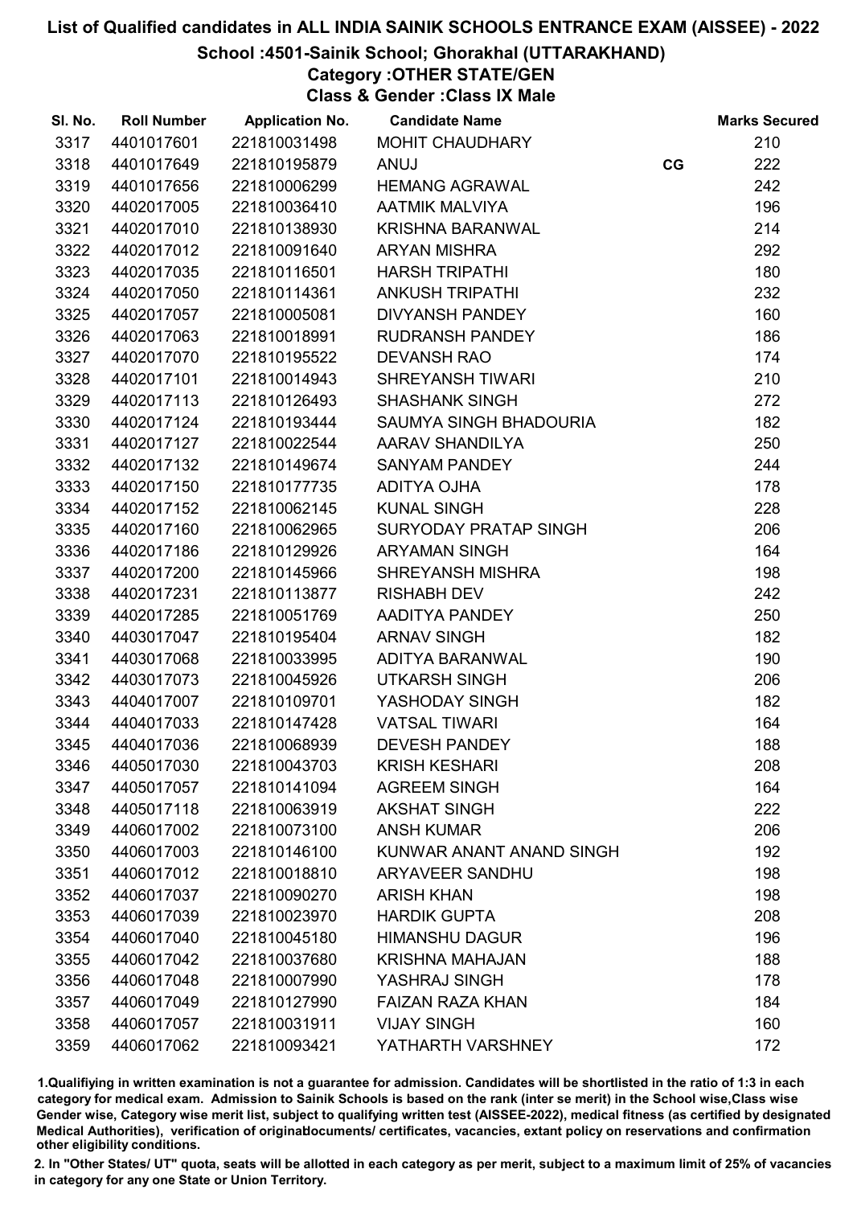# List of Qualified candidates in ALL INDIA SAINIK SCHOOLS ENTRANCE EXAM (AISSEE) - 2022

## School :4501-Sainik School; Ghorakhal (UTTARAKHAND)

### Category :OTHER STATE/GEN

### Class & Gender :Class IX Male

| Sl. No. | Roll Number | Application No. | Candidate Name | | Marks Secured |
|---|---|---|---|---|---|
| 3317 | 4401017601 | 221810031498 | MOHIT CHAUDHARY | | 210 |
| 3318 | 4401017649 | 221810195879 | ANUJ | CG | 222 |
| 3319 | 4401017656 | 221810006299 | HEMANG AGRAWAL | | 242 |
| 3320 | 4402017005 | 221810036410 | AATMIK MALVIYA | | 196 |
| 3321 | 4402017010 | 221810138930 | KRISHNA BARANWAL | | 214 |
| 3322 | 4402017012 | 221810091640 | ARYAN MISHRA | | 292 |
| 3323 | 4402017035 | 221810116501 | HARSH TRIPATHI | | 180 |
| 3324 | 4402017050 | 221810114361 | ANKUSH TRIPATHI | | 232 |
| 3325 | 4402017057 | 221810005081 | DIVYANSH PANDEY | | 160 |
| 3326 | 4402017063 | 221810018991 | RUDRANSH PANDEY | | 186 |
| 3327 | 4402017070 | 221810195522 | DEVANSH RAO | | 174 |
| 3328 | 4402017101 | 221810014943 | SHREYANSH TIWARI | | 210 |
| 3329 | 4402017113 | 221810126493 | SHASHANK SINGH | | 272 |
| 3330 | 4402017124 | 221810193444 | SAUMYA SINGH BHADOURIA | | 182 |
| 3331 | 4402017127 | 221810022544 | AARAV SHANDILYA | | 250 |
| 3332 | 4402017132 | 221810149674 | SANYAM PANDEY | | 244 |
| 3333 | 4402017150 | 221810177735 | ADITYA OJHA | | 178 |
| 3334 | 4402017152 | 221810062145 | KUNAL SINGH | | 228 |
| 3335 | 4402017160 | 221810062965 | SURYODAY PRATAP SINGH | | 206 |
| 3336 | 4402017186 | 221810129926 | ARYAMAN SINGH | | 164 |
| 3337 | 4402017200 | 221810145966 | SHREYANSH MISHRA | | 198 |
| 3338 | 4402017231 | 221810113877 | RISHABH DEV | | 242 |
| 3339 | 4402017285 | 221810051769 | AADITYA PANDEY | | 250 |
| 3340 | 4403017047 | 221810195404 | ARNAV SINGH | | 182 |
| 3341 | 4403017068 | 221810033995 | ADITYA BARANWAL | | 190 |
| 3342 | 4403017073 | 221810045926 | UTKARSH SINGH | | 206 |
| 3343 | 4404017007 | 221810109701 | YASHODAY SINGH | | 182 |
| 3344 | 4404017033 | 221810147428 | VATSAL TIWARI | | 164 |
| 3345 | 4404017036 | 221810068939 | DEVESH PANDEY | | 188 |
| 3346 | 4405017030 | 221810043703 | KRISH KESHARI | | 208 |
| 3347 | 4405017057 | 221810141094 | AGREEM SINGH | | 164 |
| 3348 | 4405017118 | 221810063919 | AKSHAT SINGH | | 222 |
| 3349 | 4406017002 | 221810073100 | ANSH KUMAR | | 206 |
| 3350 | 4406017003 | 221810146100 | KUNWAR ANANT ANAND SINGH | | 192 |
| 3351 | 4406017012 | 221810018810 | ARYAVEER SANDHU | | 198 |
| 3352 | 4406017037 | 221810090270 | ARISH KHAN | | 198 |
| 3353 | 4406017039 | 221810023970 | HARDIK GUPTA | | 208 |
| 3354 | 4406017040 | 221810045180 | HIMANSHU DAGUR | | 196 |
| 3355 | 4406017042 | 221810037680 | KRISHNA MAHAJAN | | 188 |
| 3356 | 4406017048 | 221810007990 | YASHRAJ SINGH | | 178 |
| 3357 | 4406017049 | 221810127990 | FAIZAN RAZA KHAN | | 184 |
| 3358 | 4406017057 | 221810031911 | VIJAY SINGH | | 160 |
| 3359 | 4406017062 | 221810093421 | YATHARTH VARSHNEY | | 172 |

1.Qualifiying in written examination is not a guarantee for admission. Candidates will be shortlisted in the ratio of 1:3 in each category for medical exam. Admission to Sainik Schools is based on the rank (inter se merit) in the School wise,Class wise Gender wise, Category wise merit list, subject to qualifying written test (AISSEE-2022), medical fitness (as certified by designated Medical Authorities), verification of originaldocuments/ certificates, vacancies, extant policy on reservations and confirmation other eligibility conditions.

2. In "Other States/ UT" quota, seats will be allotted in each category as per merit, subject to a maximum limit of 25% of vacancies in category for any one State or Union Territory.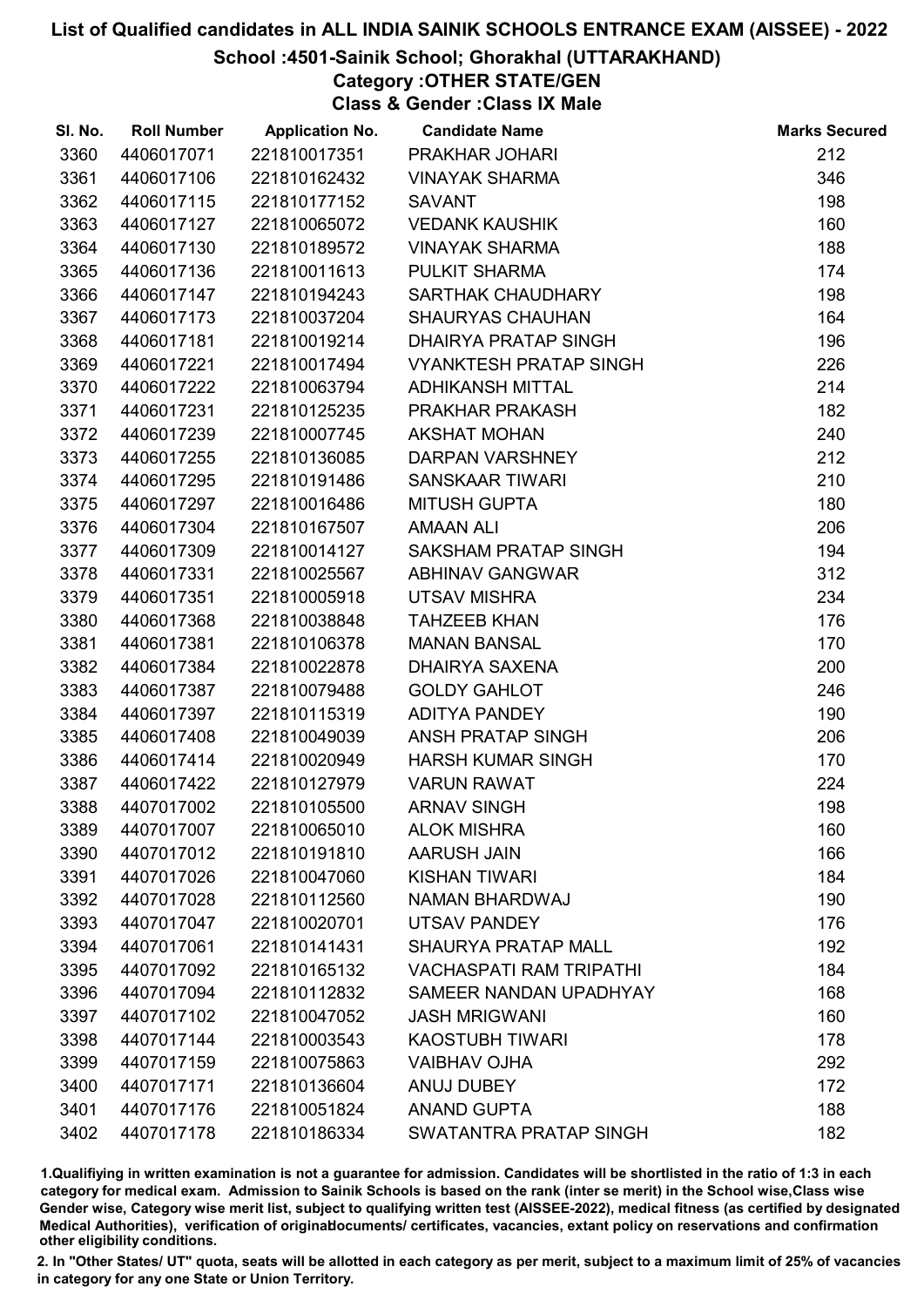# List of Qualified candidates in ALL INDIA SAINIK SCHOOLS ENTRANCE EXAM (AISSEE) - 2022

## School :4501-Sainik School; Ghorakhal (UTTARAKHAND)

### Category :OTHER STATE/GEN

### Class & Gender :Class IX Male

| Sl. No. | Roll Number | Application No. | Candidate Name | Marks Secured |
|---|---|---|---|---|
| 3360 | 4406017071 | 221810017351 | PRAKHAR JOHARI | 212 |
| 3361 | 4406017106 | 221810162432 | VINAYAK SHARMA | 346 |
| 3362 | 4406017115 | 221810177152 | SAVANT | 198 |
| 3363 | 4406017127 | 221810065072 | VEDANK KAUSHIK | 160 |
| 3364 | 4406017130 | 221810189572 | VINAYAK SHARMA | 188 |
| 3365 | 4406017136 | 221810011613 | PULKIT SHARMA | 174 |
| 3366 | 4406017147 | 221810194243 | SARTHAK CHAUDHARY | 198 |
| 3367 | 4406017173 | 221810037204 | SHAURYAS CHAUHAN | 164 |
| 3368 | 4406017181 | 221810019214 | DHAIRYA PRATAP SINGH | 196 |
| 3369 | 4406017221 | 221810017494 | VYANKTESH PRATAP SINGH | 226 |
| 3370 | 4406017222 | 221810063794 | ADHIKANSH MITTAL | 214 |
| 3371 | 4406017231 | 221810125235 | PRAKHAR PRAKASH | 182 |
| 3372 | 4406017239 | 221810007745 | AKSHAT MOHAN | 240 |
| 3373 | 4406017255 | 221810136085 | DARPAN VARSHNEY | 212 |
| 3374 | 4406017295 | 221810191486 | SANSKAAR TIWARI | 210 |
| 3375 | 4406017297 | 221810016486 | MITUSH GUPTA | 180 |
| 3376 | 4406017304 | 221810167507 | AMAAN ALI | 206 |
| 3377 | 4406017309 | 221810014127 | SAKSHAM PRATAP SINGH | 194 |
| 3378 | 4406017331 | 221810025567 | ABHINAV GANGWAR | 312 |
| 3379 | 4406017351 | 221810005918 | UTSAV MISHRA | 234 |
| 3380 | 4406017368 | 221810038848 | TAHZEEB KHAN | 176 |
| 3381 | 4406017381 | 221810106378 | MANAN BANSAL | 170 |
| 3382 | 4406017384 | 221810022878 | DHAIRYA SAXENA | 200 |
| 3383 | 4406017387 | 221810079488 | GOLDY GAHLOT | 246 |
| 3384 | 4406017397 | 221810115319 | ADITYA PANDEY | 190 |
| 3385 | 4406017408 | 221810049039 | ANSH PRATAP SINGH | 206 |
| 3386 | 4406017414 | 221810020949 | HARSH KUMAR SINGH | 170 |
| 3387 | 4406017422 | 221810127979 | VARUN RAWAT | 224 |
| 3388 | 4407017002 | 221810105500 | ARNAV SINGH | 198 |
| 3389 | 4407017007 | 221810065010 | ALOK MISHRA | 160 |
| 3390 | 4407017012 | 221810191810 | AARUSH JAIN | 166 |
| 3391 | 4407017026 | 221810047060 | KISHAN TIWARI | 184 |
| 3392 | 4407017028 | 221810112560 | NAMAN BHARDWAJ | 190 |
| 3393 | 4407017047 | 221810020701 | UTSAV PANDEY | 176 |
| 3394 | 4407017061 | 221810141431 | SHAURYA PRATAP MALL | 192 |
| 3395 | 4407017092 | 221810165132 | VACHASPATI RAM TRIPATHI | 184 |
| 3396 | 4407017094 | 221810112832 | SAMEER NANDAN UPADHYAY | 168 |
| 3397 | 4407017102 | 221810047052 | JASH MRIGWANI | 160 |
| 3398 | 4407017144 | 221810003543 | KAOSTUBH TIWARI | 178 |
| 3399 | 4407017159 | 221810075863 | VAIBHAV OJHA | 292 |
| 3400 | 4407017171 | 221810136604 | ANUJ DUBEY | 172 |
| 3401 | 4407017176 | 221810051824 | ANAND GUPTA | 188 |
| 3402 | 4407017178 | 221810186334 | SWATANTRA PRATAP SINGH | 182 |

1.Qualifiying in written examination is not a guarantee for admission. Candidates will be shortlisted in the ratio of 1:3 in each category for medical exam. Admission to Sainik Schools is based on the rank (inter se merit) in the School wise,Class wise Gender wise, Category wise merit list, subject to qualifying written test (AISSEE-2022), medical fitness (as certified by designated Medical Authorities), verification of originaldocuments/ certificates, vacancies, extant policy on reservations and confirmation other eligibility conditions.

2. In "Other States/ UT" quota, seats will be allotted in each category as per merit, subject to a maximum limit of 25% of vacancies in category for any one State or Union Territory.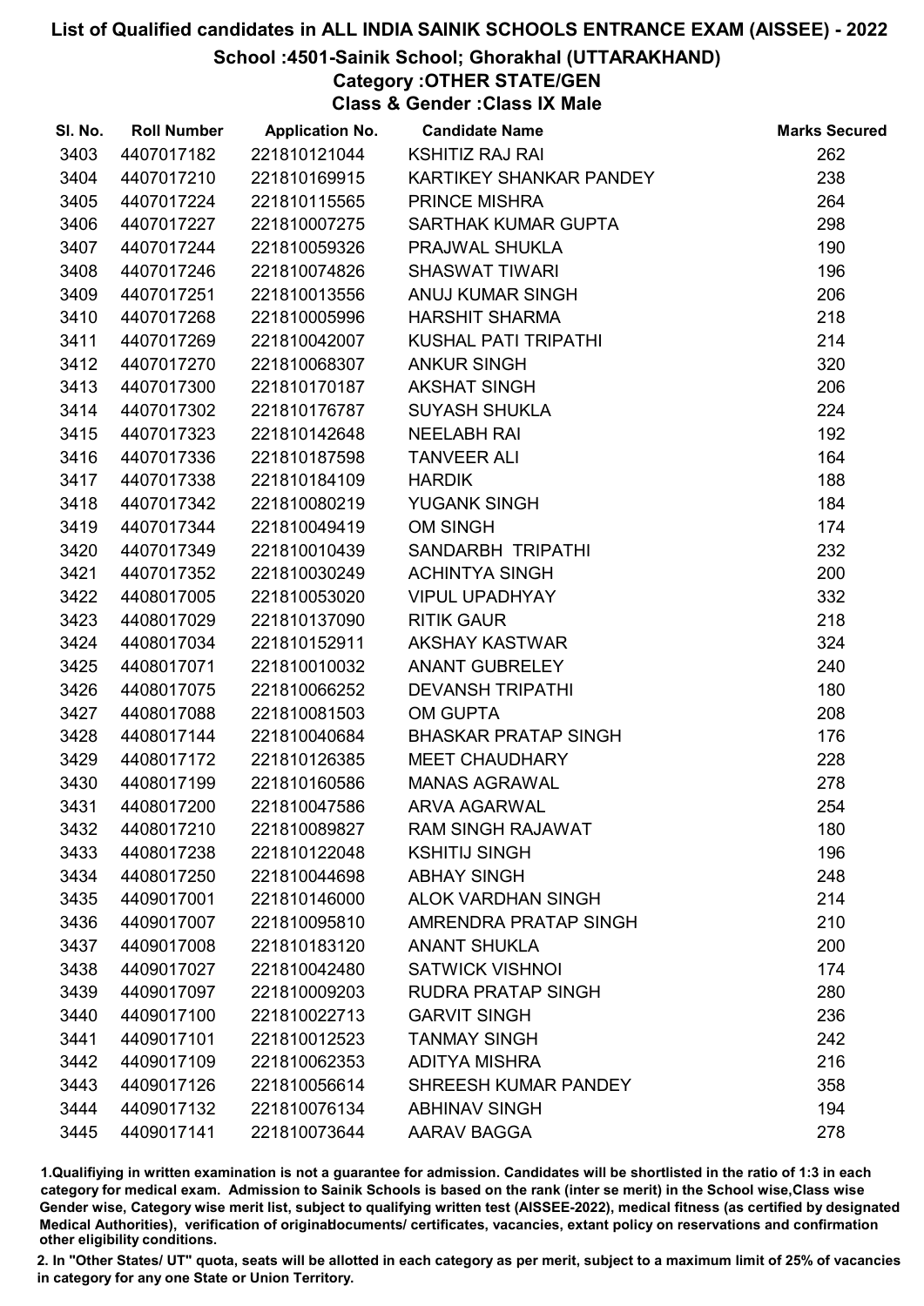# List of Qualified candidates in ALL INDIA SAINIK SCHOOLS ENTRANCE EXAM (AISSEE) - 2022

## School :4501-Sainik School; Ghorakhal (UTTARAKHAND)

### Category :OTHER STATE/GEN

### Class & Gender :Class IX Male

| Sl. No. | Roll Number | Application No. | Candidate Name | Marks Secured |
|---|---|---|---|---|
| 3403 | 4407017182 | 221810121044 | KSHITIZ RAJ RAI | 262 |
| 3404 | 4407017210 | 221810169915 | KARTIKEY SHANKAR PANDEY | 238 |
| 3405 | 4407017224 | 221810115565 | PRINCE MISHRA | 264 |
| 3406 | 4407017227 | 221810007275 | SARTHAK KUMAR GUPTA | 298 |
| 3407 | 4407017244 | 221810059326 | PRAJWAL SHUKLA | 190 |
| 3408 | 4407017246 | 221810074826 | SHASWAT TIWARI | 196 |
| 3409 | 4407017251 | 221810013556 | ANUJ KUMAR SINGH | 206 |
| 3410 | 4407017268 | 221810005996 | HARSHIT SHARMA | 218 |
| 3411 | 4407017269 | 221810042007 | KUSHAL PATI TRIPATHI | 214 |
| 3412 | 4407017270 | 221810068307 | ANKUR SINGH | 320 |
| 3413 | 4407017300 | 221810170187 | AKSHAT SINGH | 206 |
| 3414 | 4407017302 | 221810176787 | SUYASH SHUKLA | 224 |
| 3415 | 4407017323 | 221810142648 | NEELABH RAI | 192 |
| 3416 | 4407017336 | 221810187598 | TANVEER ALI | 164 |
| 3417 | 4407017338 | 221810184109 | HARDIK | 188 |
| 3418 | 4407017342 | 221810080219 | YUGANK SINGH | 184 |
| 3419 | 4407017344 | 221810049419 | OM SINGH | 174 |
| 3420 | 4407017349 | 221810010439 | SANDARBH TRIPATHI | 232 |
| 3421 | 4407017352 | 221810030249 | ACHINTYA SINGH | 200 |
| 3422 | 4408017005 | 221810053020 | VIPUL UPADHYAY | 332 |
| 3423 | 4408017029 | 221810137090 | RITIK GAUR | 218 |
| 3424 | 4408017034 | 221810152911 | AKSHAY KASTWAR | 324 |
| 3425 | 4408017071 | 221810010032 | ANANT GUBRELEY | 240 |
| 3426 | 4408017075 | 221810066252 | DEVANSH TRIPATHI | 180 |
| 3427 | 4408017088 | 221810081503 | OM GUPTA | 208 |
| 3428 | 4408017144 | 221810040684 | BHASKAR PRATAP SINGH | 176 |
| 3429 | 4408017172 | 221810126385 | MEET CHAUDHARY | 228 |
| 3430 | 4408017199 | 221810160586 | MANAS AGRAWAL | 278 |
| 3431 | 4408017200 | 221810047586 | ARVA AGARWAL | 254 |
| 3432 | 4408017210 | 221810089827 | RAM SINGH RAJAWAT | 180 |
| 3433 | 4408017238 | 221810122048 | KSHITIJ SINGH | 196 |
| 3434 | 4408017250 | 221810044698 | ABHAY SINGH | 248 |
| 3435 | 4409017001 | 221810146000 | ALOK VARDHAN SINGH | 214 |
| 3436 | 4409017007 | 221810095810 | AMRENDRA PRATAP SINGH | 210 |
| 3437 | 4409017008 | 221810183120 | ANANT SHUKLA | 200 |
| 3438 | 4409017027 | 221810042480 | SATWICK VISHNOI | 174 |
| 3439 | 4409017097 | 221810009203 | RUDRA PRATAP SINGH | 280 |
| 3440 | 4409017100 | 221810022713 | GARVIT SINGH | 236 |
| 3441 | 4409017101 | 221810012523 | TANMAY SINGH | 242 |
| 3442 | 4409017109 | 221810062353 | ADITYA MISHRA | 216 |
| 3443 | 4409017126 | 221810056614 | SHREESH KUMAR PANDEY | 358 |
| 3444 | 4409017132 | 221810076134 | ABHINAV SINGH | 194 |
| 3445 | 4409017141 | 221810073644 | AARAV BAGGA | 278 |

1.Qualifiying in written examination is not a guarantee for admission. Candidates will be shortlisted in the ratio of 1:3 in each category for medical exam. Admission to Sainik Schools is based on the rank (inter se merit) in the School wise,Class wise Gender wise, Category wise merit list, subject to qualifying written test (AISSEE-2022), medical fitness (as certified by designated Medical Authorities), verification of originaldocuments/ certificates, vacancies, extant policy on reservations and confirmation other eligibility conditions.

2. In "Other States/ UT" quota, seats will be allotted in each category as per merit, subject to a maximum limit of 25% of vacancies in category for any one State or Union Territory.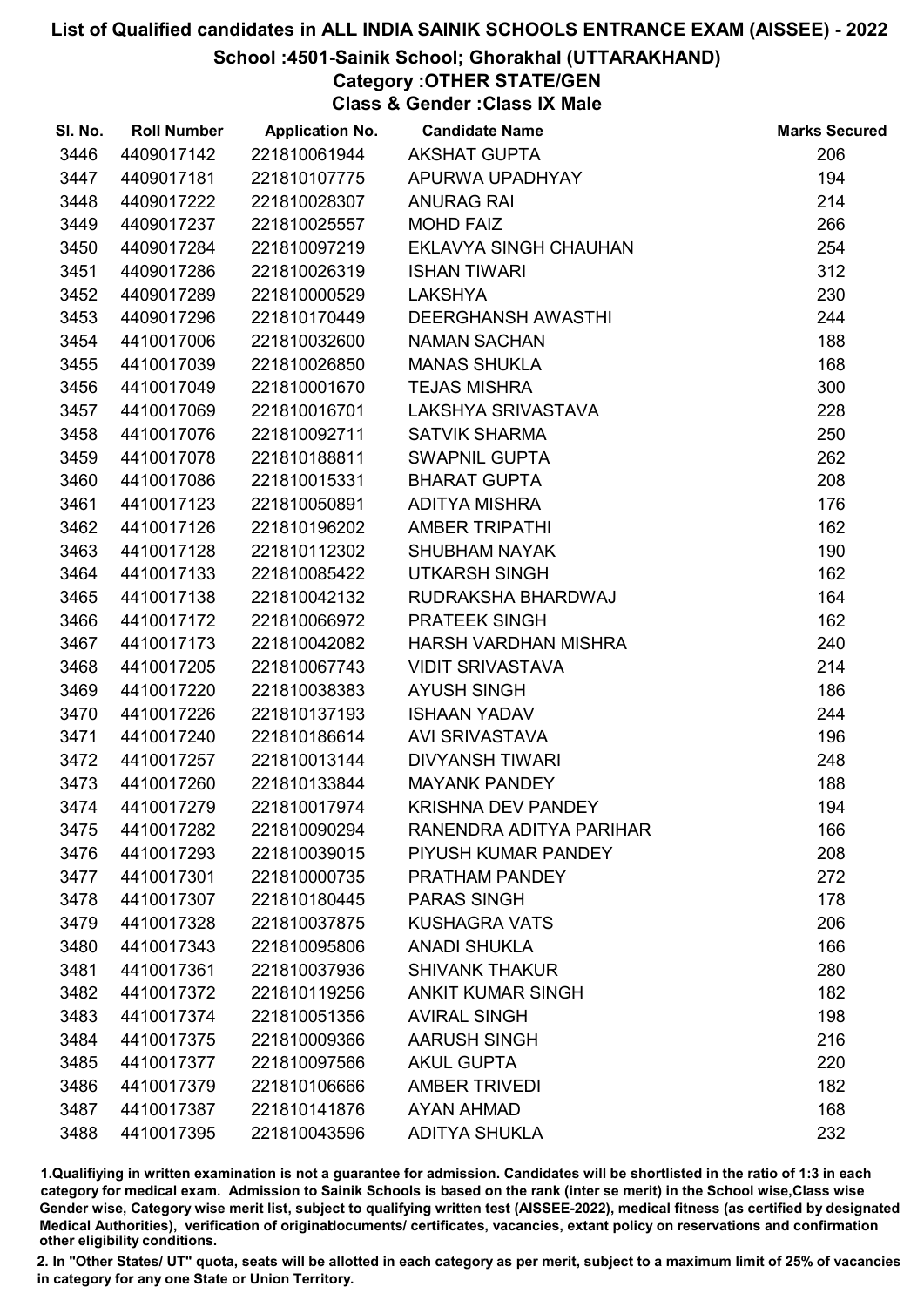# List of Qualified candidates in ALL INDIA SAINIK SCHOOLS ENTRANCE EXAM (AISSEE) - 2022

## School :4501-Sainik School; Ghorakhal (UTTARAKHAND)

### Category :OTHER STATE/GEN

### Class & Gender :Class IX Male

| Sl. No. | Roll Number | Application No. | Candidate Name | Marks Secured |
|---|---|---|---|---|
| 3446 | 4409017142 | 221810061944 | AKSHAT GUPTA | 206 |
| 3447 | 4409017181 | 221810107775 | APURWA UPADHYAY | 194 |
| 3448 | 4409017222 | 221810028307 | ANURAG RAI | 214 |
| 3449 | 4409017237 | 221810025557 | MOHD FAIZ | 266 |
| 3450 | 4409017284 | 221810097219 | EKLAVYA SINGH CHAUHAN | 254 |
| 3451 | 4409017286 | 221810026319 | ISHAN TIWARI | 312 |
| 3452 | 4409017289 | 221810000529 | LAKSHYA | 230 |
| 3453 | 4409017296 | 221810170449 | DEERGHANSH AWASTHI | 244 |
| 3454 | 4410017006 | 221810032600 | NAMAN SACHAN | 188 |
| 3455 | 4410017039 | 221810026850 | MANAS SHUKLA | 168 |
| 3456 | 4410017049 | 221810001670 | TEJAS MISHRA | 300 |
| 3457 | 4410017069 | 221810016701 | LAKSHYA SRIVASTAVA | 228 |
| 3458 | 4410017076 | 221810092711 | SATVIK SHARMA | 250 |
| 3459 | 4410017078 | 221810188811 | SWAPNIL GUPTA | 262 |
| 3460 | 4410017086 | 221810015331 | BHARAT GUPTA | 208 |
| 3461 | 4410017123 | 221810050891 | ADITYA MISHRA | 176 |
| 3462 | 4410017126 | 221810196202 | AMBER TRIPATHI | 162 |
| 3463 | 4410017128 | 221810112302 | SHUBHAM NAYAK | 190 |
| 3464 | 4410017133 | 221810085422 | UTKARSH SINGH | 162 |
| 3465 | 4410017138 | 221810042132 | RUDRAKSHA BHARDWAJ | 164 |
| 3466 | 4410017172 | 221810066972 | PRATEEK SINGH | 162 |
| 3467 | 4410017173 | 221810042082 | HARSH VARDHAN MISHRA | 240 |
| 3468 | 4410017205 | 221810067743 | VIDIT SRIVASTAVA | 214 |
| 3469 | 4410017220 | 221810038383 | AYUSH SINGH | 186 |
| 3470 | 4410017226 | 221810137193 | ISHAAN YADAV | 244 |
| 3471 | 4410017240 | 221810186614 | AVI SRIVASTAVA | 196 |
| 3472 | 4410017257 | 221810013144 | DIVYANSH TIWARI | 248 |
| 3473 | 4410017260 | 221810133844 | MAYANK PANDEY | 188 |
| 3474 | 4410017279 | 221810017974 | KRISHNA DEV PANDEY | 194 |
| 3475 | 4410017282 | 221810090294 | RANENDRA ADITYA PARIHAR | 166 |
| 3476 | 4410017293 | 221810039015 | PIYUSH KUMAR PANDEY | 208 |
| 3477 | 4410017301 | 221810000735 | PRATHAM PANDEY | 272 |
| 3478 | 4410017307 | 221810180445 | PARAS SINGH | 178 |
| 3479 | 4410017328 | 221810037875 | KUSHAGRA VATS | 206 |
| 3480 | 4410017343 | 221810095806 | ANADI SHUKLA | 166 |
| 3481 | 4410017361 | 221810037936 | SHIVANK THAKUR | 280 |
| 3482 | 4410017372 | 221810119256 | ANKIT KUMAR SINGH | 182 |
| 3483 | 4410017374 | 221810051356 | AVIRAL SINGH | 198 |
| 3484 | 4410017375 | 221810009366 | AARUSH SINGH | 216 |
| 3485 | 4410017377 | 221810097566 | AKUL GUPTA | 220 |
| 3486 | 4410017379 | 221810106666 | AMBER TRIVEDI | 182 |
| 3487 | 4410017387 | 221810141876 | AYAN AHMAD | 168 |
| 3488 | 4410017395 | 221810043596 | ADITYA SHUKLA | 232 |

1.Qualifiying in written examination is not a guarantee for admission. Candidates will be shortlisted in the ratio of 1:3 in each category for medical exam. Admission to Sainik Schools is based on the rank (inter se merit) in the School wise,Class wise Gender wise, Category wise merit list, subject to qualifying written test (AISSEE-2022), medical fitness (as certified by designated Medical Authorities), verification of originaldocuments/ certificates, vacancies, extant policy on reservations and confirmation other eligibility conditions.

2. In "Other States/ UT" quota, seats will be allotted in each category as per merit, subject to a maximum limit of 25% of vacancies in category for any one State or Union Territory.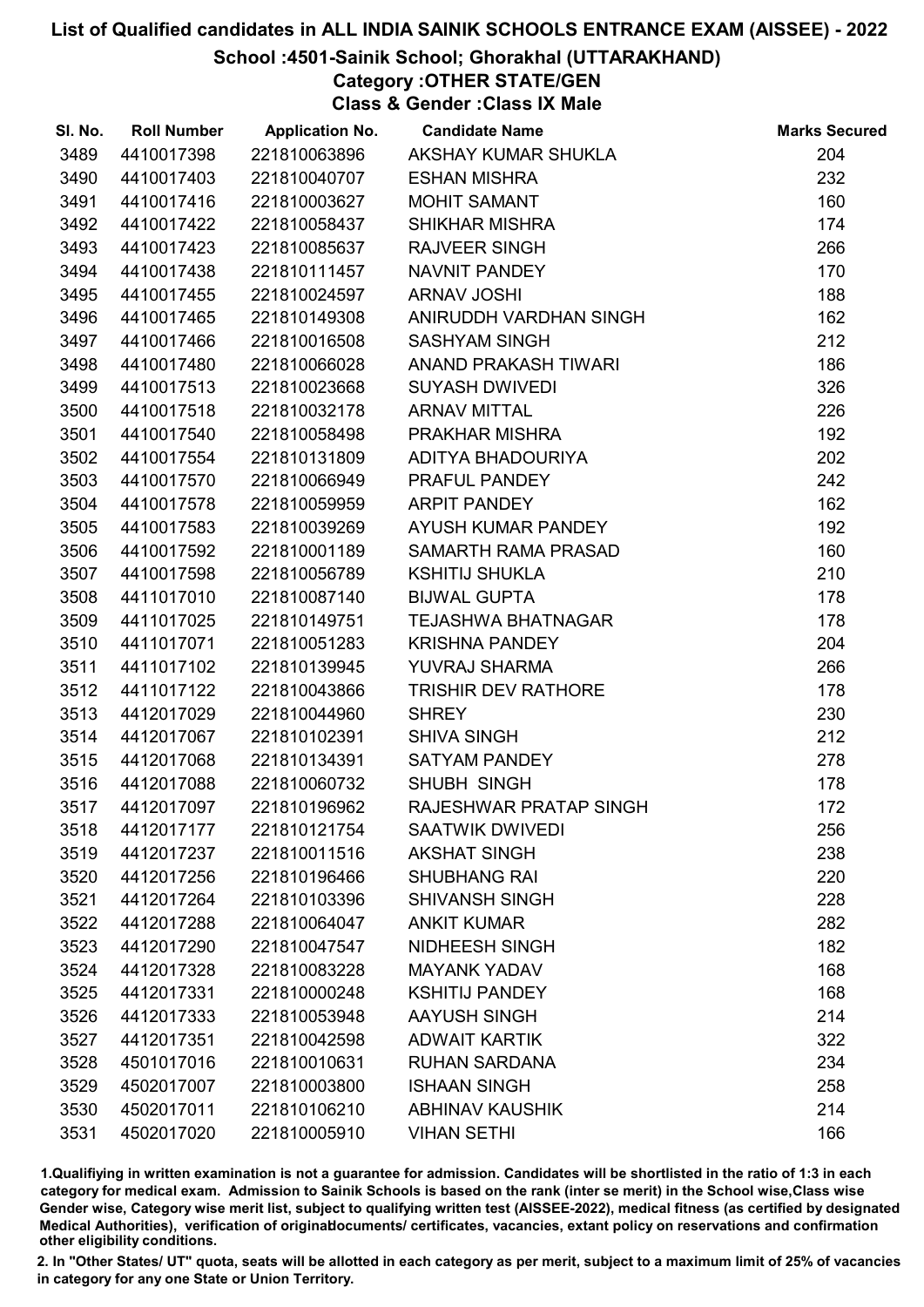# List of Qualified candidates in ALL INDIA SAINIK SCHOOLS ENTRANCE EXAM (AISSEE) - 2022

## School :4501-Sainik School; Ghorakhal (UTTARAKHAND)

### Category :OTHER STATE/GEN

### Class & Gender :Class IX Male

| Sl. No. | Roll Number | Application No. | Candidate Name | Marks Secured |
|---|---|---|---|---|
| 3489 | 4410017398 | 221810063896 | AKSHAY KUMAR SHUKLA | 204 |
| 3490 | 4410017403 | 221810040707 | ESHAN MISHRA | 232 |
| 3491 | 4410017416 | 221810003627 | MOHIT SAMANT | 160 |
| 3492 | 4410017422 | 221810058437 | SHIKHAR MISHRA | 174 |
| 3493 | 4410017423 | 221810085637 | RAJVEER SINGH | 266 |
| 3494 | 4410017438 | 221810111457 | NAVNIT PANDEY | 170 |
| 3495 | 4410017455 | 221810024597 | ARNAV JOSHI | 188 |
| 3496 | 4410017465 | 221810149308 | ANIRUDDH VARDHAN SINGH | 162 |
| 3497 | 4410017466 | 221810016508 | SASHYAM SINGH | 212 |
| 3498 | 4410017480 | 221810066028 | ANAND PRAKASH TIWARI | 186 |
| 3499 | 4410017513 | 221810023668 | SUYASH DWIVEDI | 326 |
| 3500 | 4410017518 | 221810032178 | ARNAV MITTAL | 226 |
| 3501 | 4410017540 | 221810058498 | PRAKHAR MISHRA | 192 |
| 3502 | 4410017554 | 221810131809 | ADITYA BHADOURIYA | 202 |
| 3503 | 4410017570 | 221810066949 | PRAFUL PANDEY | 242 |
| 3504 | 4410017578 | 221810059959 | ARPIT PANDEY | 162 |
| 3505 | 4410017583 | 221810039269 | AYUSH KUMAR PANDEY | 192 |
| 3506 | 4410017592 | 221810001189 | SAMARTH RAMA PRASAD | 160 |
| 3507 | 4410017598 | 221810056789 | KSHITIJ SHUKLA | 210 |
| 3508 | 4411017010 | 221810087140 | BIJWAL GUPTA | 178 |
| 3509 | 4411017025 | 221810149751 | TEJASHWA BHATNAGAR | 178 |
| 3510 | 4411017071 | 221810051283 | KRISHNA PANDEY | 204 |
| 3511 | 4411017102 | 221810139945 | YUVRAJ SHARMA | 266 |
| 3512 | 4411017122 | 221810043866 | TRISHIR DEV RATHORE | 178 |
| 3513 | 4412017029 | 221810044960 | SHREY | 230 |
| 3514 | 4412017067 | 221810102391 | SHIVA SINGH | 212 |
| 3515 | 4412017068 | 221810134391 | SATYAM PANDEY | 278 |
| 3516 | 4412017088 | 221810060732 | SHUBH SINGH | 178 |
| 3517 | 4412017097 | 221810196962 | RAJESHWAR PRATAP SINGH | 172 |
| 3518 | 4412017177 | 221810121754 | SAATWIK DWIVEDI | 256 |
| 3519 | 4412017237 | 221810011516 | AKSHAT SINGH | 238 |
| 3520 | 4412017256 | 221810196466 | SHUBHANG RAI | 220 |
| 3521 | 4412017264 | 221810103396 | SHIVANSH SINGH | 228 |
| 3522 | 4412017288 | 221810064047 | ANKIT KUMAR | 282 |
| 3523 | 4412017290 | 221810047547 | NIDHEESH SINGH | 182 |
| 3524 | 4412017328 | 221810083228 | MAYANK YADAV | 168 |
| 3525 | 4412017331 | 221810000248 | KSHITIJ PANDEY | 168 |
| 3526 | 4412017333 | 221810053948 | AAYUSH SINGH | 214 |
| 3527 | 4412017351 | 221810042598 | ADWAIT KARTIK | 322 |
| 3528 | 4501017016 | 221810010631 | RUHAN SARDANA | 234 |
| 3529 | 4502017007 | 221810003800 | ISHAAN SINGH | 258 |
| 3530 | 4502017011 | 221810106210 | ABHINAV KAUSHIK | 214 |
| 3531 | 4502017020 | 221810005910 | VIHAN SETHI | 166 |

1.Qualifiying in written examination is not a guarantee for admission. Candidates will be shortlisted in the ratio of 1:3 in each category for medical exam. Admission to Sainik Schools is based on the rank (inter se merit) in the School wise,Class wise Gender wise, Category wise merit list, subject to qualifying written test (AISSEE-2022), medical fitness (as certified by designated Medical Authorities), verification of originaldocuments/ certificates, vacancies, extant policy on reservations and confirmation other eligibility conditions.

2. In "Other States/ UT" quota, seats will be allotted in each category as per merit, subject to a maximum limit of 25% of vacancies in category for any one State or Union Territory.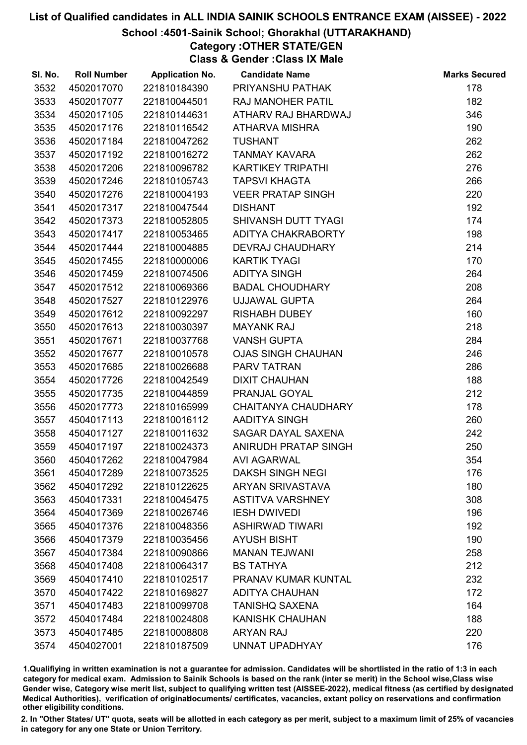# List of Qualified candidates in ALL INDIA SAINIK SCHOOLS ENTRANCE EXAM (AISSEE) - 2022

## School :4501-Sainik School; Ghorakhal (UTTARAKHAND)

### Category :OTHER STATE/GEN

### Class & Gender :Class IX Male

| Sl. No. | Roll Number | Application No. | Candidate Name | Marks Secured |
|---|---|---|---|---|
| 3532 | 4502017070 | 221810184390 | PRIYANSHU PATHAK | 178 |
| 3533 | 4502017077 | 221810044501 | RAJ MANOHER PATIL | 182 |
| 3534 | 4502017105 | 221810144631 | ATHARV RAJ BHARDWAJ | 346 |
| 3535 | 4502017176 | 221810116542 | ATHARVA MISHRA | 190 |
| 3536 | 4502017184 | 221810047262 | TUSHANT | 262 |
| 3537 | 4502017192 | 221810016272 | TANMAY KAVARA | 262 |
| 3538 | 4502017206 | 221810096782 | KARTIKEY TRIPATHI | 276 |
| 3539 | 4502017246 | 221810105743 | TAPSVI KHAGTA | 266 |
| 3540 | 4502017276 | 221810004193 | VEER PRATAP SINGH | 220 |
| 3541 | 4502017317 | 221810047544 | DISHANT | 192 |
| 3542 | 4502017373 | 221810052805 | SHIVANSH DUTT TYAGI | 174 |
| 3543 | 4502017417 | 221810053465 | ADITYA CHAKRABORTY | 198 |
| 3544 | 4502017444 | 221810004885 | DEVRAJ CHAUDHARY | 214 |
| 3545 | 4502017455 | 221810000006 | KARTIK TYAGI | 170 |
| 3546 | 4502017459 | 221810074506 | ADITYA SINGH | 264 |
| 3547 | 4502017512 | 221810069366 | BADAL CHOUDHARY | 208 |
| 3548 | 4502017527 | 221810122976 | UJJAWAL GUPTA | 264 |
| 3549 | 4502017612 | 221810092297 | RISHABH DUBEY | 160 |
| 3550 | 4502017613 | 221810030397 | MAYANK RAJ | 218 |
| 3551 | 4502017671 | 221810037768 | VANSH GUPTA | 284 |
| 3552 | 4502017677 | 221810010578 | OJAS SINGH CHAUHAN | 246 |
| 3553 | 4502017685 | 221810026688 | PARV TATRAN | 286 |
| 3554 | 4502017726 | 221810042549 | DIXIT CHAUHAN | 188 |
| 3555 | 4502017735 | 221810044859 | PRANJAL GOYAL | 212 |
| 3556 | 4502017773 | 221810165999 | CHAITANYA CHAUDHARY | 178 |
| 3557 | 4504017113 | 221810016112 | AADITYA SINGH | 260 |
| 3558 | 4504017127 | 221810011632 | SAGAR DAYAL SAXENA | 242 |
| 3559 | 4504017197 | 221810024373 | ANIRUDH PRATAP SINGH | 250 |
| 3560 | 4504017262 | 221810047984 | AVI AGARWAL | 354 |
| 3561 | 4504017289 | 221810073525 | DAKSH SINGH NEGI | 176 |
| 3562 | 4504017292 | 221810122625 | ARYAN SRIVASTAVA | 180 |
| 3563 | 4504017331 | 221810045475 | ASTITVA VARSHNEY | 308 |
| 3564 | 4504017369 | 221810026746 | IESH DWIVEDI | 196 |
| 3565 | 4504017376 | 221810048356 | ASHIRWAD TIWARI | 192 |
| 3566 | 4504017379 | 221810035456 | AYUSH BISHT | 190 |
| 3567 | 4504017384 | 221810090866 | MANAN TEJWANI | 258 |
| 3568 | 4504017408 | 221810064317 | BS TATHYA | 212 |
| 3569 | 4504017410 | 221810102517 | PRANAV KUMAR KUNTAL | 232 |
| 3570 | 4504017422 | 221810169827 | ADITYA CHAUHAN | 172 |
| 3571 | 4504017483 | 221810099708 | TANISHQ SAXENA | 164 |
| 3572 | 4504017484 | 221810024808 | KANISHK CHAUHAN | 188 |
| 3573 | 4504017485 | 221810008808 | ARYAN RAJ | 220 |
| 3574 | 4504027001 | 221810187509 | UNNAT UPADHYAY | 176 |

1.Qualifiying in written examination is not a guarantee for admission. Candidates will be shortlisted in the ratio of 1:3 in each category for medical exam. Admission to Sainik Schools is based on the rank (inter se merit) in the School wise,Class wise Gender wise, Category wise merit list, subject to qualifying written test (AISSEE-2022), medical fitness (as certified by designated Medical Authorities), verification of originaldocuments/ certificates, vacancies, extant policy on reservations and confirmation other eligibility conditions.

2. In "Other States/ UT" quota, seats will be allotted in each category as per merit, subject to a maximum limit of 25% of vacancies in category for any one State or Union Territory.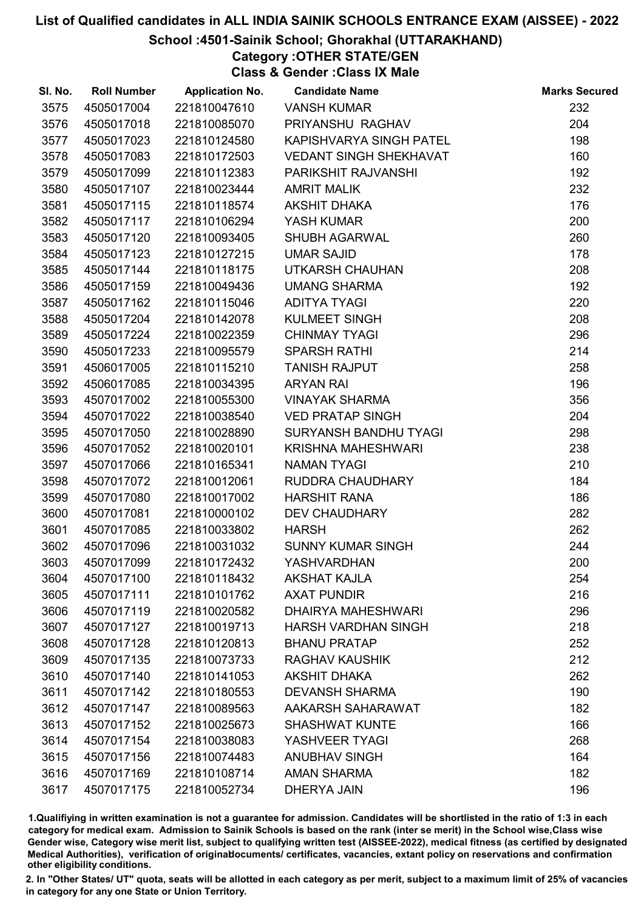# List of Qualified candidates in ALL INDIA SAINIK SCHOOLS ENTRANCE EXAM (AISSEE) - 2022

## School :4501-Sainik School; Ghorakhal (UTTARAKHAND)

### Category :OTHER STATE/GEN

### Class & Gender :Class IX Male

| Sl. No. | Roll Number | Application No. | Candidate Name | Marks Secured |
|---|---|---|---|---|
| 3575 | 4505017004 | 221810047610 | VANSH KUMAR | 232 |
| 3576 | 4505017018 | 221810085070 | PRIYANSHU RAGHAV | 204 |
| 3577 | 4505017023 | 221810124580 | KAPISHVARYA SINGH PATEL | 198 |
| 3578 | 4505017083 | 221810172503 | VEDANT SINGH SHEKHAVAT | 160 |
| 3579 | 4505017099 | 221810112383 | PARIKSHIT RAJVANSHI | 192 |
| 3580 | 4505017107 | 221810023444 | AMRIT MALIK | 232 |
| 3581 | 4505017115 | 221810118574 | AKSHIT DHAKA | 176 |
| 3582 | 4505017117 | 221810106294 | YASH KUMAR | 200 |
| 3583 | 4505017120 | 221810093405 | SHUBH AGARWAL | 260 |
| 3584 | 4505017123 | 221810127215 | UMAR SAJID | 178 |
| 3585 | 4505017144 | 221810118175 | UTKARSH CHAUHAN | 208 |
| 3586 | 4505017159 | 221810049436 | UMANG SHARMA | 192 |
| 3587 | 4505017162 | 221810115046 | ADITYA TYAGI | 220 |
| 3588 | 4505017204 | 221810142078 | KULMEET SINGH | 208 |
| 3589 | 4505017224 | 221810022359 | CHINMAY TYAGI | 296 |
| 3590 | 4505017233 | 221810095579 | SPARSH RATHI | 214 |
| 3591 | 4506017005 | 221810115210 | TANISH RAJPUT | 258 |
| 3592 | 4506017085 | 221810034395 | ARYAN RAI | 196 |
| 3593 | 4507017002 | 221810055300 | VINAYAK SHARMA | 356 |
| 3594 | 4507017022 | 221810038540 | VED PRATAP SINGH | 204 |
| 3595 | 4507017050 | 221810028890 | SURYANSH BANDHU TYAGI | 298 |
| 3596 | 4507017052 | 221810020101 | KRISHNA MAHESHWARI | 238 |
| 3597 | 4507017066 | 221810165341 | NAMAN TYAGI | 210 |
| 3598 | 4507017072 | 221810012061 | RUDDRA CHAUDHARY | 184 |
| 3599 | 4507017080 | 221810017002 | HARSHIT RANA | 186 |
| 3600 | 4507017081 | 221810000102 | DEV CHAUDHARY | 282 |
| 3601 | 4507017085 | 221810033802 | HARSH | 262 |
| 3602 | 4507017096 | 221810031032 | SUNNY KUMAR SINGH | 244 |
| 3603 | 4507017099 | 221810172432 | YASHVARDHAN | 200 |
| 3604 | 4507017100 | 221810118432 | AKSHAT KAJLA | 254 |
| 3605 | 4507017111 | 221810101762 | AXAT PUNDIR | 216 |
| 3606 | 4507017119 | 221810020582 | DHAIRYA MAHESHWARI | 296 |
| 3607 | 4507017127 | 221810019713 | HARSH VARDHAN SINGH | 218 |
| 3608 | 4507017128 | 221810120813 | BHANU PRATAP | 252 |
| 3609 | 4507017135 | 221810073733 | RAGHAV KAUSHIK | 212 |
| 3610 | 4507017140 | 221810141053 | AKSHIT DHAKA | 262 |
| 3611 | 4507017142 | 221810180553 | DEVANSH SHARMA | 190 |
| 3612 | 4507017147 | 221810089563 | AAKARSH SAHARAWAT | 182 |
| 3613 | 4507017152 | 221810025673 | SHASHWAT KUNTE | 166 |
| 3614 | 4507017154 | 221810038083 | YASHVEER TYAGI | 268 |
| 3615 | 4507017156 | 221810074483 | ANUBHAV SINGH | 164 |
| 3616 | 4507017169 | 221810108714 | AMAN SHARMA | 182 |
| 3617 | 4507017175 | 221810052734 | DHERYA JAIN | 196 |

1.Qualifiying in written examination is not a guarantee for admission. Candidates will be shortlisted in the ratio of 1:3 in each category for medical exam. Admission to Sainik Schools is based on the rank (inter se merit) in the School wise,Class wise Gender wise, Category wise merit list, subject to qualifying written test (AISSEE-2022), medical fitness (as certified by designated Medical Authorities), verification of originaldocuments/ certificates, vacancies, extant policy on reservations and confirmation other eligibility conditions.

2. In "Other States/ UT" quota, seats will be allotted in each category as per merit, subject to a maximum limit of 25% of vacancies in category for any one State or Union Territory.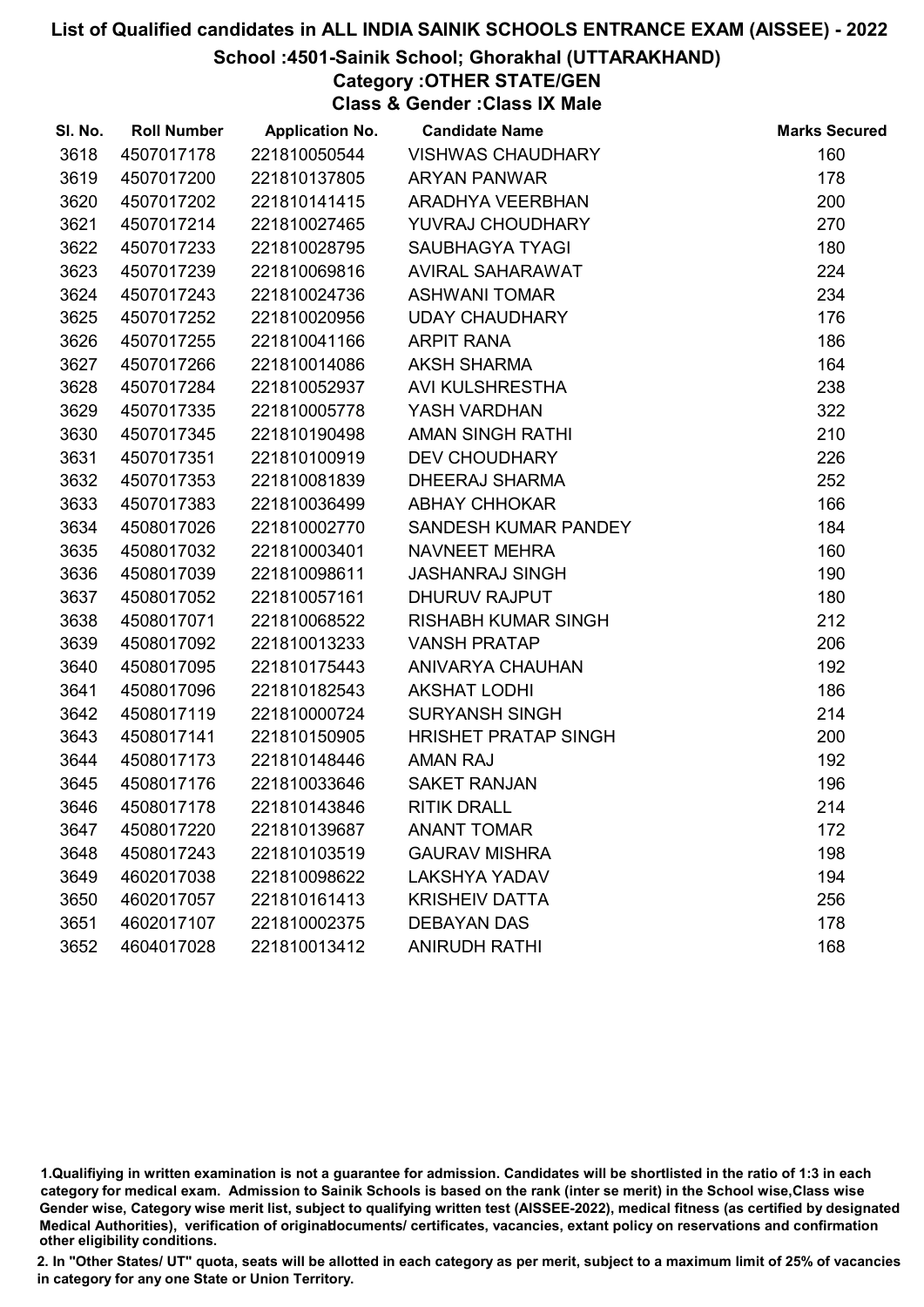# List of Qualified candidates in ALL INDIA SAINIK SCHOOLS ENTRANCE EXAM (AISSEE) - 2022

## School :4501-Sainik School; Ghorakhal (UTTARAKHAND)

### Category :OTHER STATE/GEN

### Class & Gender :Class IX Male

| Sl. No. | Roll Number | Application No. | Candidate Name | Marks Secured |
|---|---|---|---|---|
| 3618 | 4507017178 | 221810050544 | VISHWAS CHAUDHARY | 160 |
| 3619 | 4507017200 | 221810137805 | ARYAN PANWAR | 178 |
| 3620 | 4507017202 | 221810141415 | ARADHYA VEERBHAN | 200 |
| 3621 | 4507017214 | 221810027465 | YUVRAJ CHOUDHARY | 270 |
| 3622 | 4507017233 | 221810028795 | SAUBHAGYA TYAGI | 180 |
| 3623 | 4507017239 | 221810069816 | AVIRAL SAHARAWAT | 224 |
| 3624 | 4507017243 | 221810024736 | ASHWANI TOMAR | 234 |
| 3625 | 4507017252 | 221810020956 | UDAY CHAUDHARY | 176 |
| 3626 | 4507017255 | 221810041166 | ARPIT RANA | 186 |
| 3627 | 4507017266 | 221810014086 | AKSH SHARMA | 164 |
| 3628 | 4507017284 | 221810052937 | AVI KULSHRESTHA | 238 |
| 3629 | 4507017335 | 221810005778 | YASH VARDHAN | 322 |
| 3630 | 4507017345 | 221810190498 | AMAN SINGH RATHI | 210 |
| 3631 | 4507017351 | 221810100919 | DEV CHOUDHARY | 226 |
| 3632 | 4507017353 | 221810081839 | DHEERAJ SHARMA | 252 |
| 3633 | 4507017383 | 221810036499 | ABHAY CHHOKAR | 166 |
| 3634 | 4508017026 | 221810002770 | SANDESH KUMAR PANDEY | 184 |
| 3635 | 4508017032 | 221810003401 | NAVNEET MEHRA | 160 |
| 3636 | 4508017039 | 221810098611 | JASHANRAJ SINGH | 190 |
| 3637 | 4508017052 | 221810057161 | DHURUV RAJPUT | 180 |
| 3638 | 4508017071 | 221810068522 | RISHABH KUMAR SINGH | 212 |
| 3639 | 4508017092 | 221810013233 | VANSH PRATAP | 206 |
| 3640 | 4508017095 | 221810175443 | ANIVARYA CHAUHAN | 192 |
| 3641 | 4508017096 | 221810182543 | AKSHAT LODHI | 186 |
| 3642 | 4508017119 | 221810000724 | SURYANSH SINGH | 214 |
| 3643 | 4508017141 | 221810150905 | HRISHET PRATAP SINGH | 200 |
| 3644 | 4508017173 | 221810148446 | AMAN RAJ | 192 |
| 3645 | 4508017176 | 221810033646 | SAKET RANJAN | 196 |
| 3646 | 4508017178 | 221810143846 | RITIK DRALL | 214 |
| 3647 | 4508017220 | 221810139687 | ANANT TOMAR | 172 |
| 3648 | 4508017243 | 221810103519 | GAURAV MISHRA | 198 |
| 3649 | 4602017038 | 221810098622 | LAKSHYA YADAV | 194 |
| 3650 | 4602017057 | 221810161413 | KRISHEIV DATTA | 256 |
| 3651 | 4602017107 | 221810002375 | DEBAYAN DAS | 178 |
| 3652 | 4604017028 | 221810013412 | ANIRUDH RATHI | 168 |

1.Qualifiying in written examination is not a guarantee for admission. Candidates will be shortlisted in the ratio of 1:3 in each category for medical exam. Admission to Sainik Schools is based on the rank (inter se merit) in the School wise,Class wise Gender wise, Category wise merit list, subject to qualifying written test (AISSEE-2022), medical fitness (as certified by designated Medical Authorities), verification of originaldocuments/ certificates, vacancies, extant policy on reservations and confirmation other eligibility conditions.

2. In "Other States/ UT" quota, seats will be allotted in each category as per merit, subject to a maximum limit of 25% of vacancies in category for any one State or Union Territory.